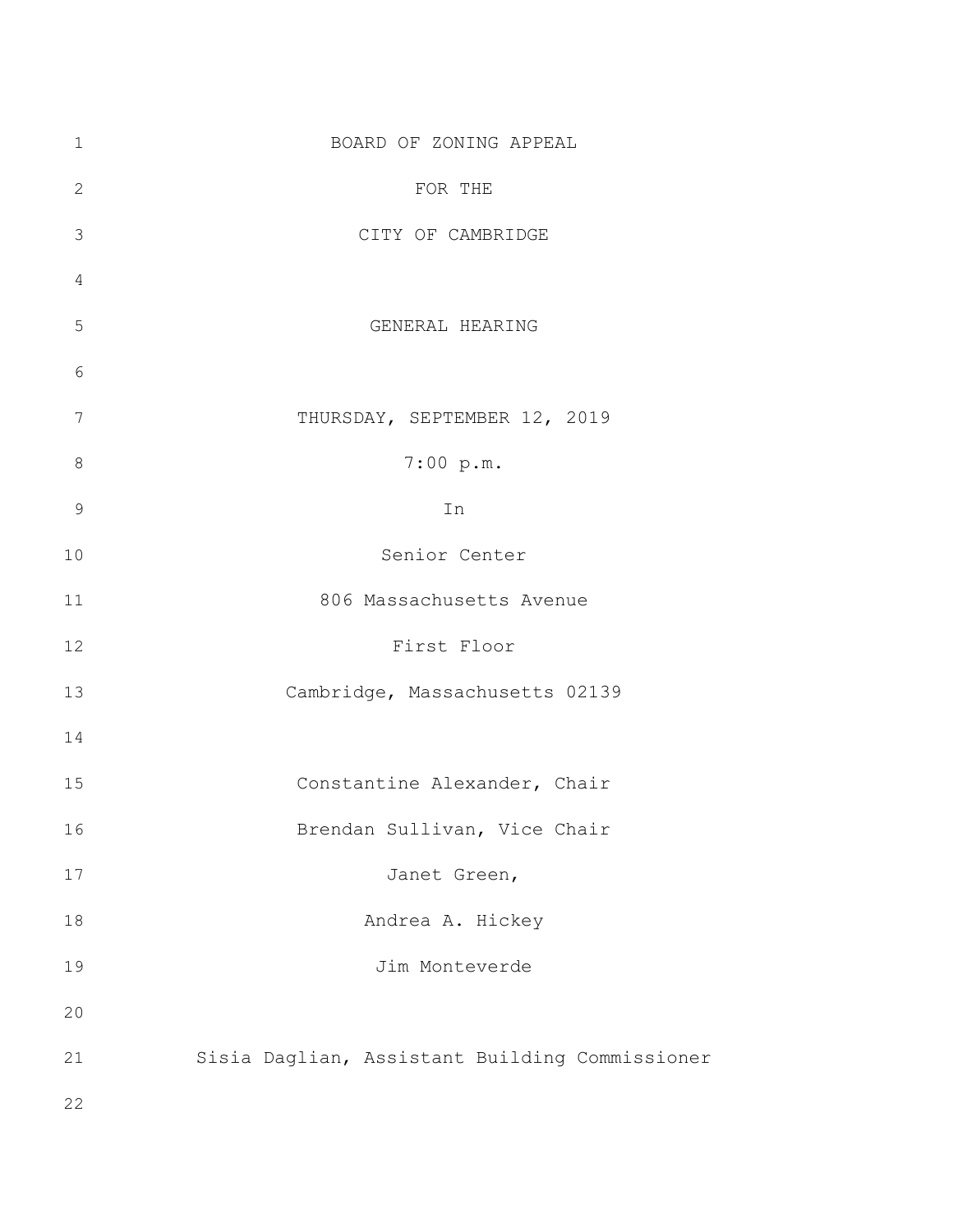BOARD OF ZONING APPEAL

FOR THE

CITY OF CAMBRIDGE

GENERAL HEARING

THURSDAY, SEPTEMBER 12, 2019

7:00 p.m.

In

Senior Center

806 Massachusetts Avenue

First Floor

Cambridge, Massachusetts 02139

Constantine Alexander, Chair

Brendan Sullivan, Vice Chair

Janet Green,

Andrea A. Hickey

Jim Monteverde

Sisia Daglian, Assistant Building Commissioner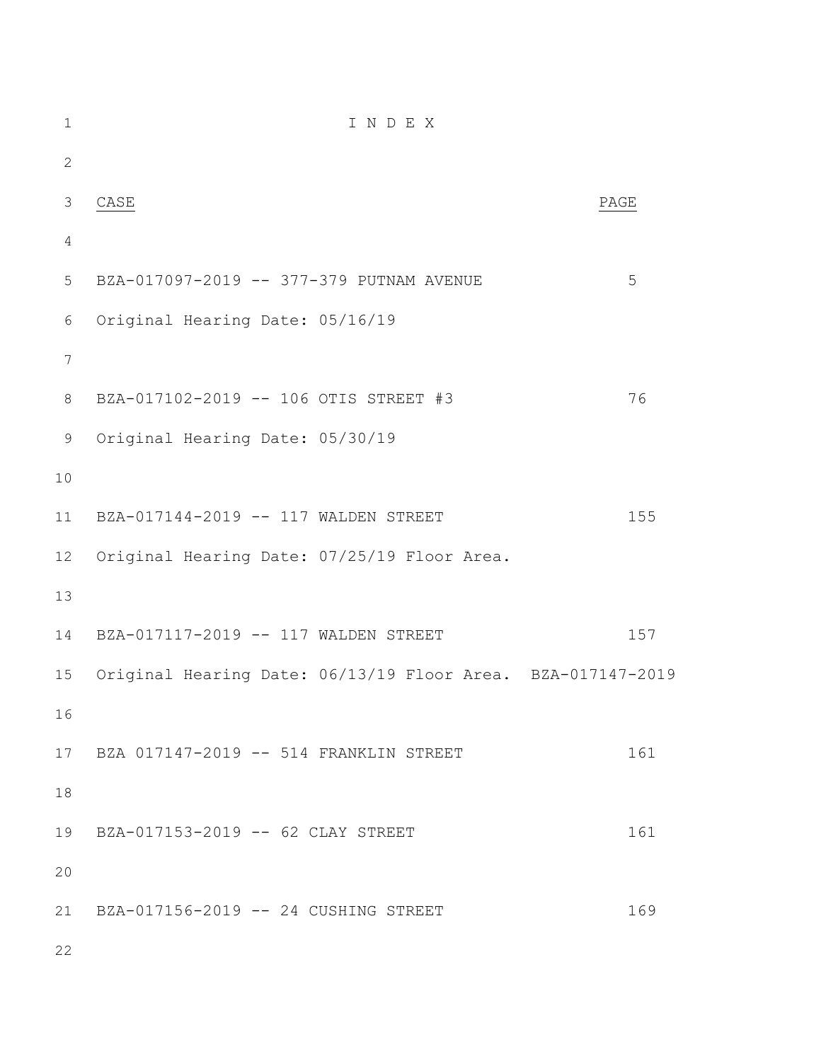# I N D E X

| CASE | PAGE |
|---|---|
| BZA-017097-2019 -- 377-379 PUTNAM AVENUE<br>Original Hearing Date: 05/16/19 | 5 |
| BZA-017102-2019 -- 106 OTIS STREET #3<br>Original Hearing Date: 05/30/19 | 76 |
| BZA-017144-2019 -- 117 WALDEN STREET<br>Original Hearing Date: 07/25/19 Floor Area. | 155 |
| BZA-017117-2019 -- 117 WALDEN STREET<br>Original Hearing Date: 06/13/19 Floor Area. BZA-017147-2019 | 157 |
| BZA 017147-2019 -- 514 FRANKLIN STREET | 161 |
| BZA-017153-2019 -- 62 CLAY STREET | 161 |
| BZA-017156-2019 -- 24 CUSHING STREET | 169 |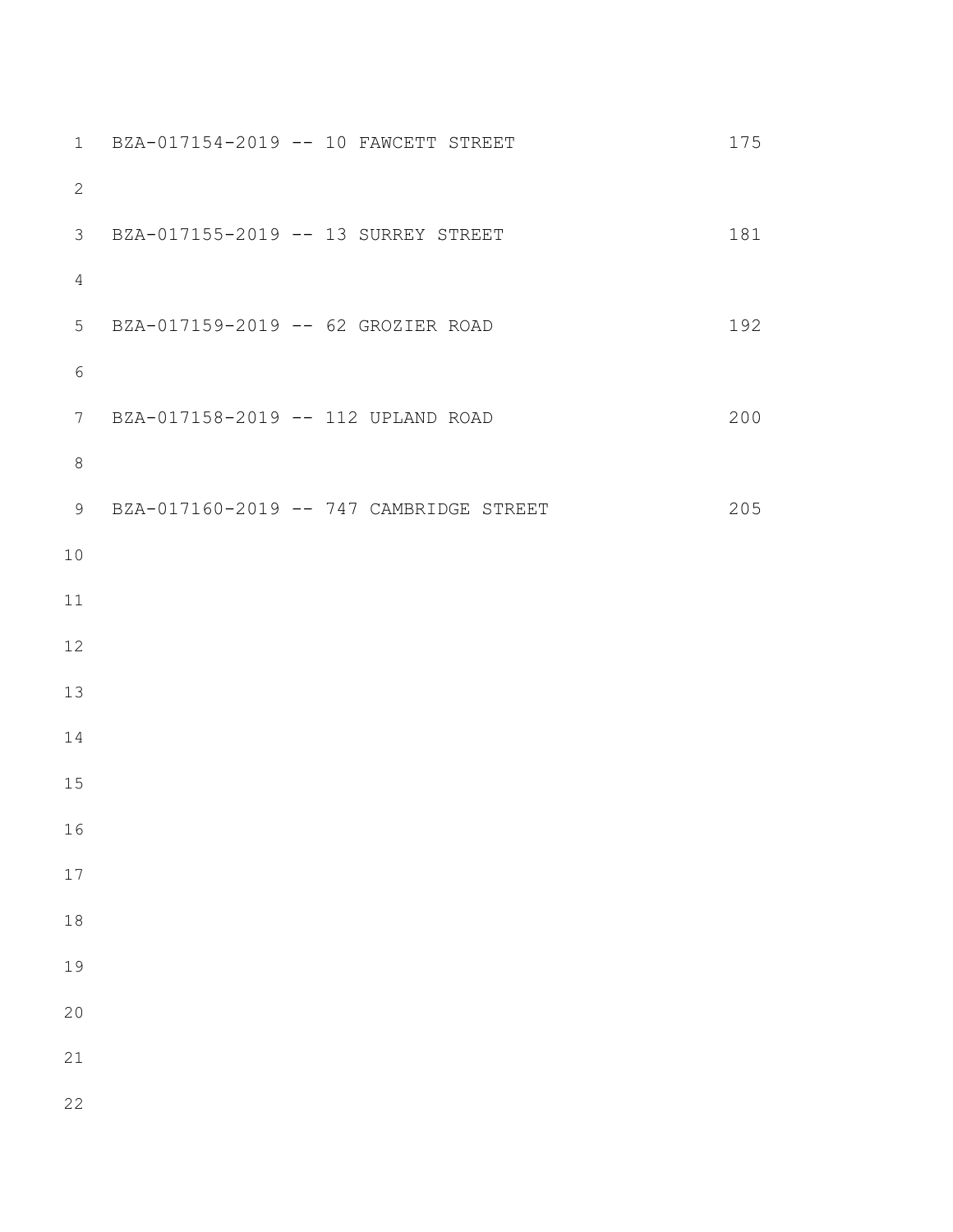| Case | Page |
| --- | --- |
| BZA-017154-2019 -- 10 FAWCETT STREET | 175 |
| BZA-017155-2019 -- 13 SURREY STREET | 181 |
| BZA-017159-2019 -- 62 GROZIER ROAD | 192 |
| BZA-017158-2019 -- 112 UPLAND ROAD | 200 |
| BZA-017160-2019 -- 747 CAMBRIDGE STREET | 205 |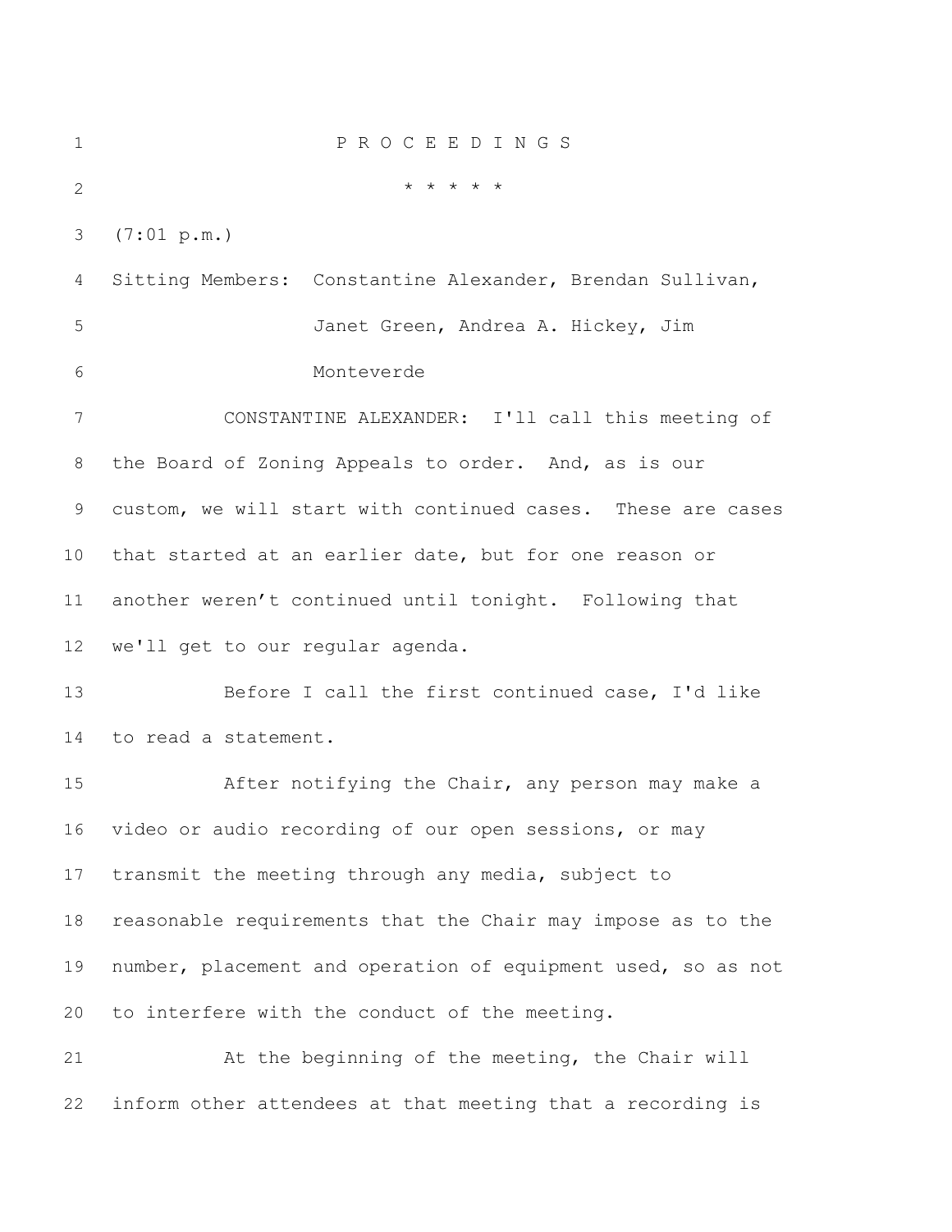P R O C E E D I N G S

\* \* \* \* \*

(7:01 p.m.)

Sitting Members: Constantine Alexander, Brendan Sullivan, Janet Green, Andrea A. Hickey, Jim Monteverde

CONSTANTINE ALEXANDER: I'll call this meeting of the Board of Zoning Appeals to order. And, as is our custom, we will start with continued cases. These are cases that started at an earlier date, but for one reason or another weren't continued until tonight. Following that we'll get to our regular agenda.

Before I call the first continued case, I'd like to read a statement.

After notifying the Chair, any person may make a video or audio recording of our open sessions, or may transmit the meeting through any media, subject to reasonable requirements that the Chair may impose as to the number, placement and operation of equipment used, so as not to interfere with the conduct of the meeting.

At the beginning of the meeting, the Chair will inform other attendees at that meeting that a recording is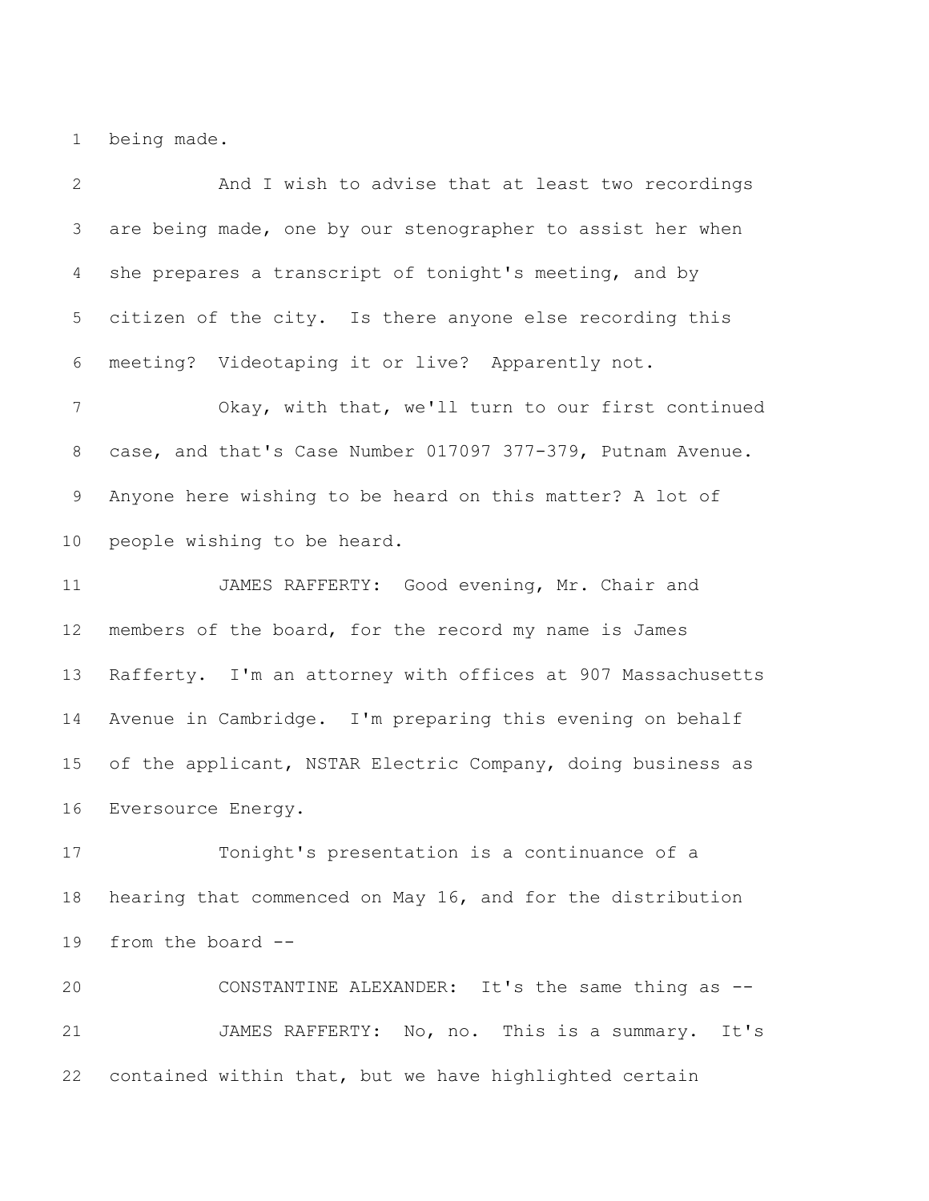1 being made.

2 And I wish to advise that at least two recordings

3 are being made, one by our stenographer to assist her when

4 she prepares a transcript of tonight's meeting, and by

5 citizen of the city. Is there anyone else recording this

6 meeting? Videotaping it or live? Apparently not.

7 Okay, with that, we'll turn to our first continued

8 case, and that's Case Number 017097 377-379, Putnam Avenue.

9 Anyone here wishing to be heard on this matter? A lot of

10 people wishing to be heard.

11 JAMES RAFFERTY: Good evening, Mr. Chair and

12 members of the board, for the record my name is James

13 Rafferty. I'm an attorney with offices at 907 Massachusetts

14 Avenue in Cambridge. I'm preparing this evening on behalf

15 of the applicant, NSTAR Electric Company, doing business as

16 Eversource Energy.

17 Tonight's presentation is a continuance of a

18 hearing that commenced on May 16, and for the distribution

19 from the board --

20 CONSTANTINE ALEXANDER: It's the same thing as --

21 JAMES RAFFERTY: No, no. This is a summary. It's

22 contained within that, but we have highlighted certain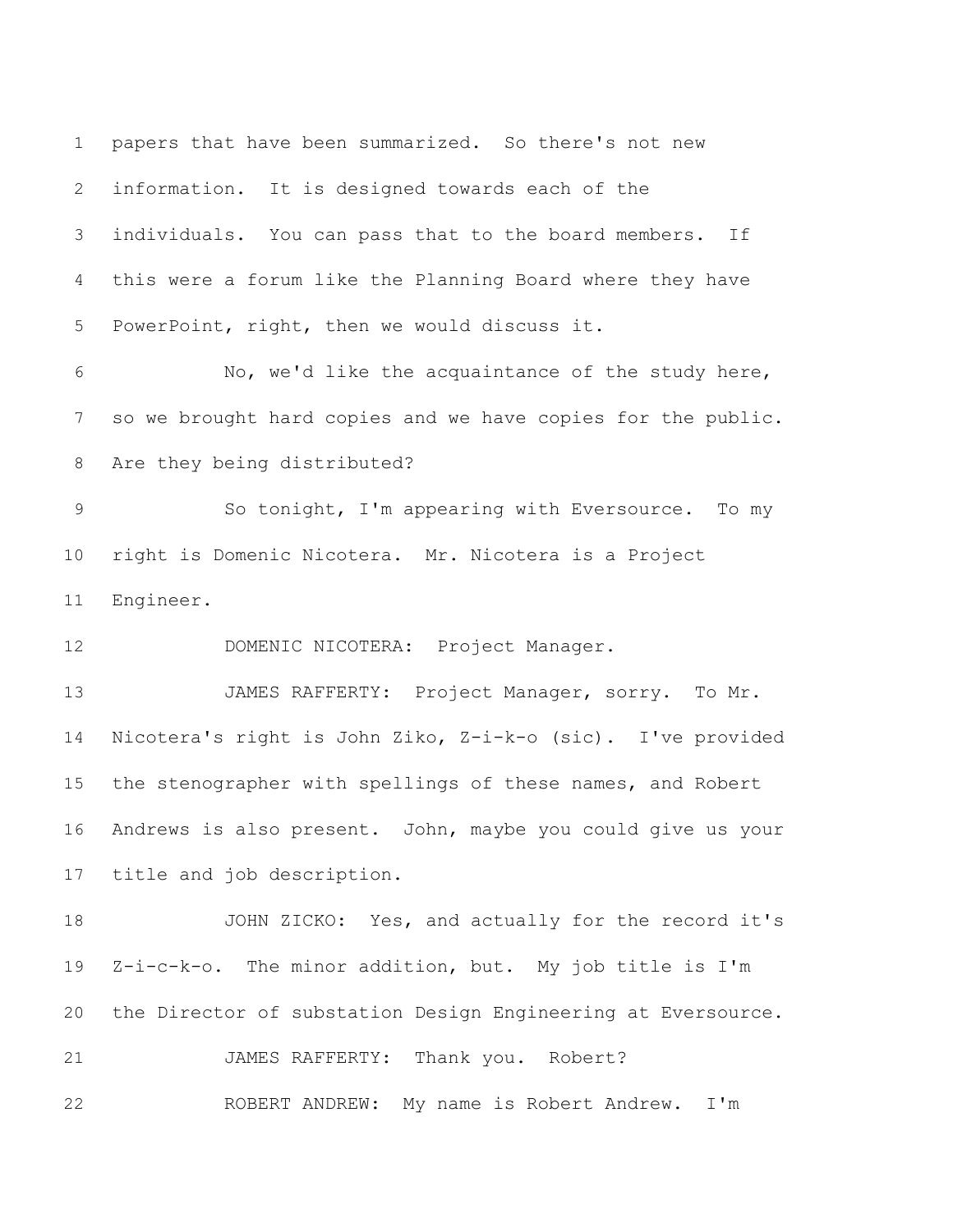papers that have been summarized. So there's not new information. It is designed towards each of the individuals. You can pass that to the board members. If this were a forum like the Planning Board where they have PowerPoint, right, then we would discuss it.

No, we'd like the acquaintance of the study here, so we brought hard copies and we have copies for the public. Are they being distributed?

So tonight, I'm appearing with Eversource. To my right is Domenic Nicotera. Mr. Nicotera is a Project Engineer.

DOMENIC NICOTERA: Project Manager.

JAMES RAFFERTY: Project Manager, sorry. To Mr. Nicotera's right is John Ziko, Z-i-k-o (sic). I've provided the stenographer with spellings of these names, and Robert Andrews is also present. John, maybe you could give us your title and job description.

JOHN ZICKO: Yes, and actually for the record it's Z-i-c-k-o. The minor addition, but. My job title is I'm the Director of substation Design Engineering at Eversource.

JAMES RAFFERTY: Thank you. Robert?

ROBERT ANDREW: My name is Robert Andrew. I'm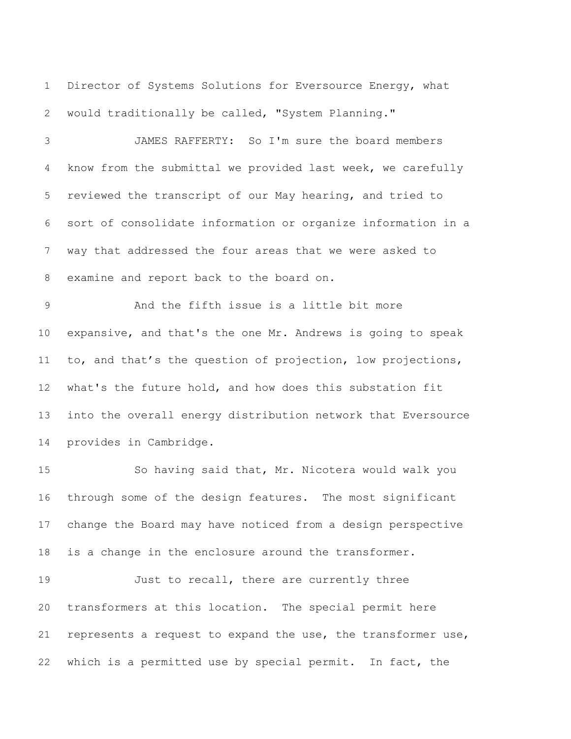1 Director of Systems Solutions for Eversource Energy, what
2 would traditionally be called, "System Planning."

3 JAMES RAFFERTY: So I'm sure the board members
4 know from the submittal we provided last week, we carefully
5 reviewed the transcript of our May hearing, and tried to
6 sort of consolidate information or organize information in a
7 way that addressed the four areas that we were asked to
8 examine and report back to the board on.

9 And the fifth issue is a little bit more
10 expansive, and that's the one Mr. Andrews is going to speak
11 to, and that's the question of projection, low projections,
12 what's the future hold, and how does this substation fit
13 into the overall energy distribution network that Eversource
14 provides in Cambridge.

15 So having said that, Mr. Nicotera would walk you
16 through some of the design features. The most significant
17 change the Board may have noticed from a design perspective
18 is a change in the enclosure around the transformer.

19 Just to recall, there are currently three
20 transformers at this location. The special permit here
21 represents a request to expand the use, the transformer use,
22 which is a permitted use by special permit. In fact, the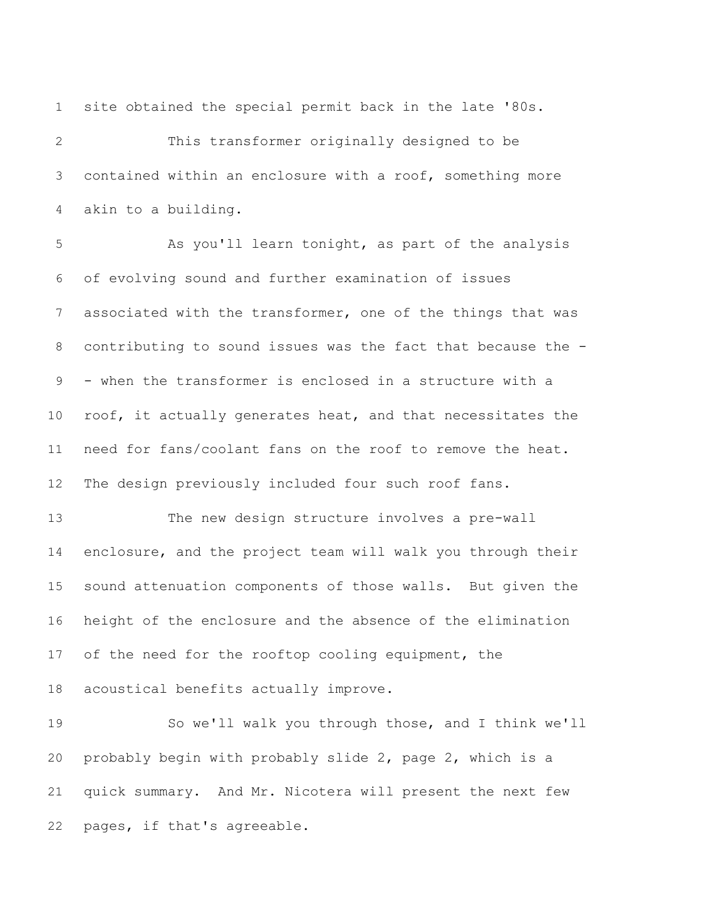site obtained the special permit back in the late '80s.

This transformer originally designed to be contained within an enclosure with a roof, something more akin to a building.

As you'll learn tonight, as part of the analysis of evolving sound and further examination of issues associated with the transformer, one of the things that was contributing to sound issues was the fact that because the -- when the transformer is enclosed in a structure with a roof, it actually generates heat, and that necessitates the need for fans/coolant fans on the roof to remove the heat. The design previously included four such roof fans.

The new design structure involves a pre-wall enclosure, and the project team will walk you through their sound attenuation components of those walls. But given the height of the enclosure and the absence of the elimination of the need for the rooftop cooling equipment, the acoustical benefits actually improve.

So we'll walk you through those, and I think we'll probably begin with probably slide 2, page 2, which is a quick summary. And Mr. Nicotera will present the next few pages, if that's agreeable.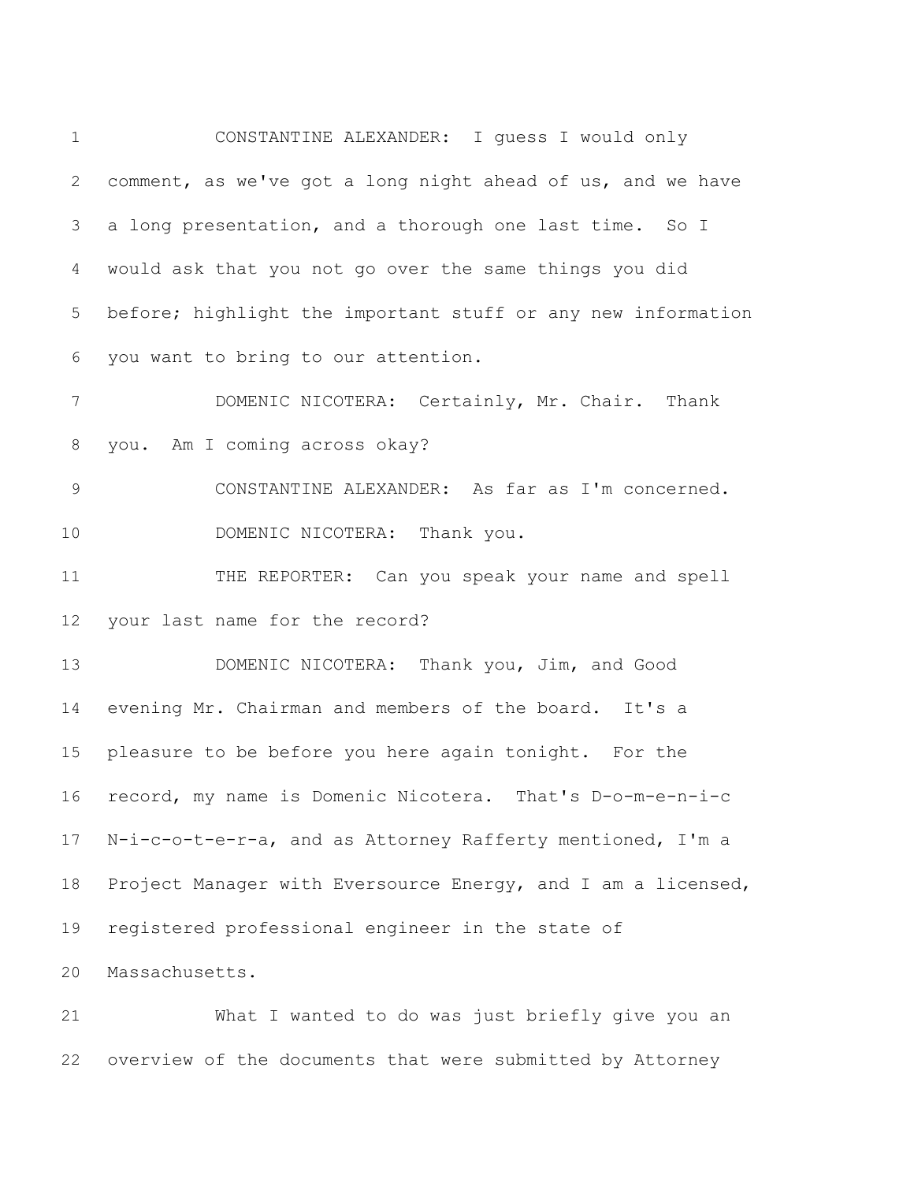CONSTANTINE ALEXANDER: I guess I would only comment, as we've got a long night ahead of us, and we have a long presentation, and a thorough one last time. So I would ask that you not go over the same things you did before; highlight the important stuff or any new information you want to bring to our attention.

DOMENIC NICOTERA: Certainly, Mr. Chair. Thank you. Am I coming across okay?

CONSTANTINE ALEXANDER: As far as I'm concerned.

DOMENIC NICOTERA: Thank you.

THE REPORTER: Can you speak your name and spell your last name for the record?

DOMENIC NICOTERA: Thank you, Jim, and Good evening Mr. Chairman and members of the board. It's a pleasure to be before you here again tonight. For the record, my name is Domenic Nicotera. That's D-o-m-e-n-i-c N-i-c-o-t-e-r-a, and as Attorney Rafferty mentioned, I'm a Project Manager with Eversource Energy, and I am a licensed, registered professional engineer in the state of Massachusetts.

What I wanted to do was just briefly give you an overview of the documents that were submitted by Attorney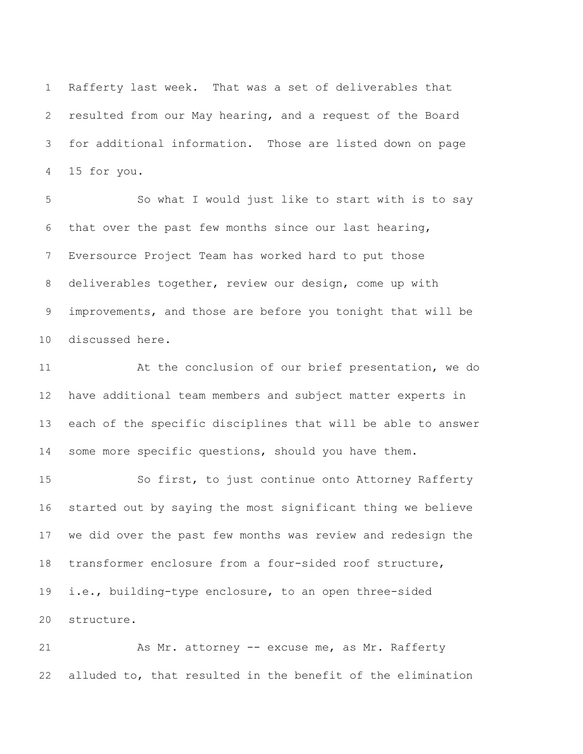Rafferty last week. That was a set of deliverables that resulted from our May hearing, and a request of the Board for additional information. Those are listed down on page 15 for you.

So what I would just like to start with is to say that over the past few months since our last hearing, Eversource Project Team has worked hard to put those deliverables together, review our design, come up with improvements, and those are before you tonight that will be discussed here.

At the conclusion of our brief presentation, we do have additional team members and subject matter experts in each of the specific disciplines that will be able to answer some more specific questions, should you have them.

So first, to just continue onto Attorney Rafferty started out by saying the most significant thing we believe we did over the past few months was review and redesign the transformer enclosure from a four-sided roof structure, i.e., building-type enclosure, to an open three-sided structure.

As Mr. attorney -- excuse me, as Mr. Rafferty alluded to, that resulted in the benefit of the elimination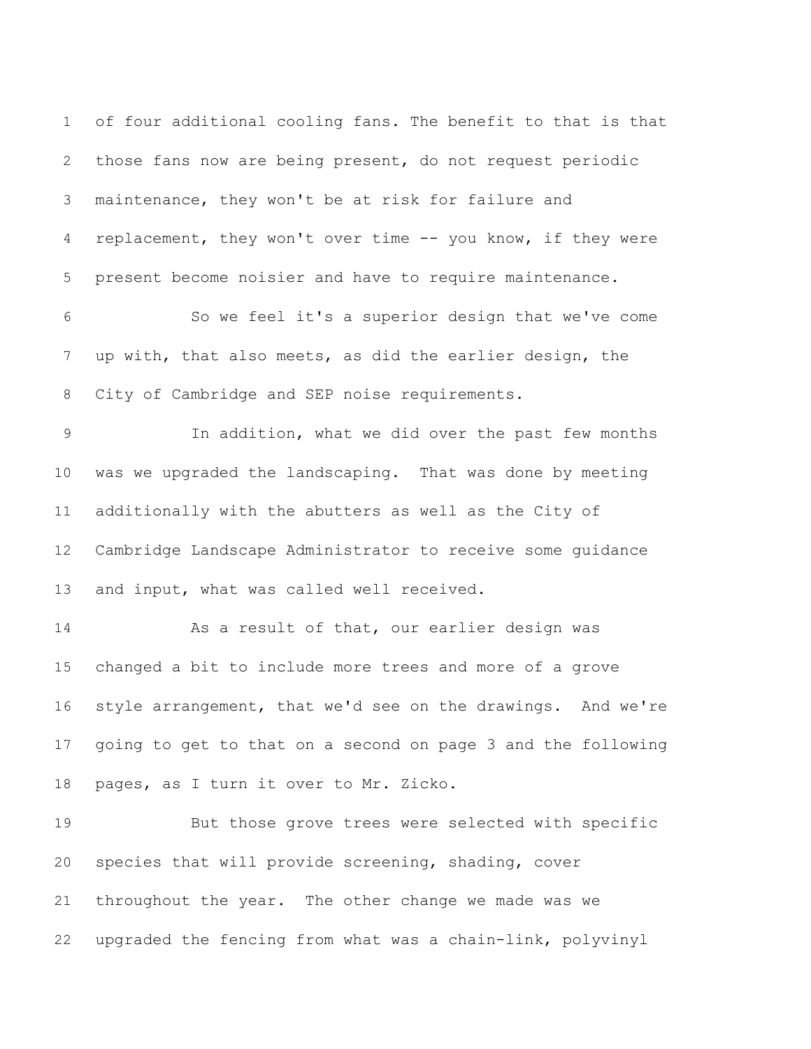of four additional cooling fans. The benefit to that is that those fans now are being present, do not request periodic maintenance, they won't be at risk for failure and replacement, they won't over time -- you know, if they were present become noisier and have to require maintenance.

So we feel it's a superior design that we've come up with, that also meets, as did the earlier design, the City of Cambridge and SEP noise requirements.

In addition, what we did over the past few months was we upgraded the landscaping. That was done by meeting additionally with the abutters as well as the City of Cambridge Landscape Administrator to receive some guidance and input, what was called well received.

As a result of that, our earlier design was changed a bit to include more trees and more of a grove style arrangement, that we'd see on the drawings. And we're going to get to that on a second on page 3 and the following pages, as I turn it over to Mr. Zicko.

But those grove trees were selected with specific species that will provide screening, shading, cover throughout the year. The other change we made was we upgraded the fencing from what was a chain-link, polyvinyl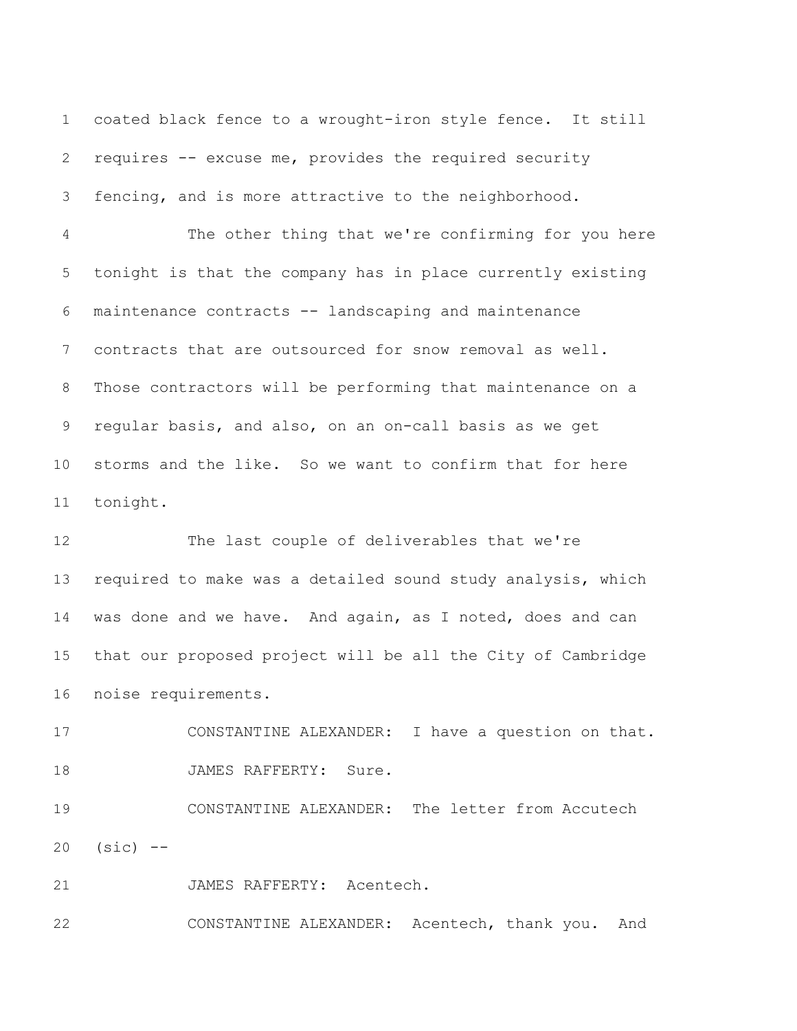coated black fence to a wrought-iron style fence. It still requires -- excuse me, provides the required security fencing, and is more attractive to the neighborhood.

The other thing that we're confirming for you here tonight is that the company has in place currently existing maintenance contracts -- landscaping and maintenance contracts that are outsourced for snow removal as well. Those contractors will be performing that maintenance on a regular basis, and also, on an on-call basis as we get storms and the like. So we want to confirm that for here tonight.

The last couple of deliverables that we're required to make was a detailed sound study analysis, which was done and we have. And again, as I noted, does and can that our proposed project will be all the City of Cambridge noise requirements.

CONSTANTINE ALEXANDER: I have a question on that.

JAMES RAFFERTY: Sure.

CONSTANTINE ALEXANDER: The letter from Accutech (sic) --

JAMES RAFFERTY: Acentech.

CONSTANTINE ALEXANDER: Acentech, thank you. And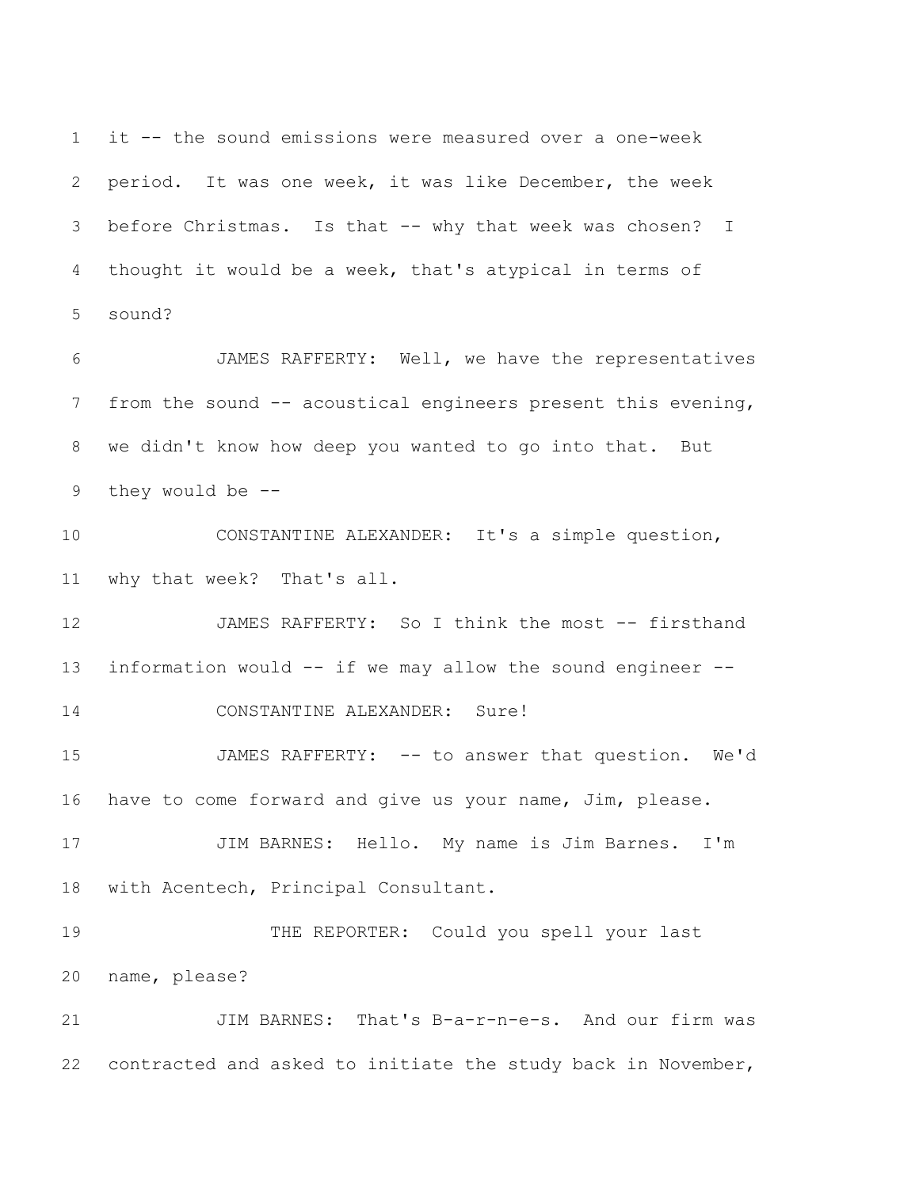it -- the sound emissions were measured over a one-week period. It was one week, it was like December, the week before Christmas. Is that -- why that week was chosen? I thought it would be a week, that's atypical in terms of sound?

JAMES RAFFERTY: Well, we have the representatives from the sound -- acoustical engineers present this evening, we didn't know how deep you wanted to go into that. But they would be --

CONSTANTINE ALEXANDER: It's a simple question, why that week? That's all.

JAMES RAFFERTY: So I think the most -- firsthand information would -- if we may allow the sound engineer --

CONSTANTINE ALEXANDER: Sure!

JAMES RAFFERTY: -- to answer that question. We'd have to come forward and give us your name, Jim, please.

JIM BARNES: Hello. My name is Jim Barnes. I'm with Acentech, Principal Consultant.

THE REPORTER: Could you spell your last name, please?

JIM BARNES: That's B-a-r-n-e-s. And our firm was contracted and asked to initiate the study back in November,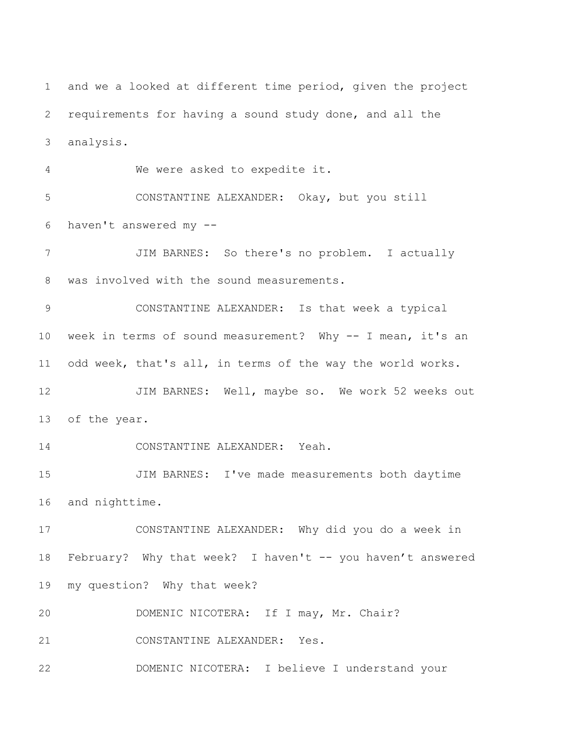and we a looked at different time period, given the project requirements for having a sound study done, and all the analysis.

We were asked to expedite it.

CONSTANTINE ALEXANDER: Okay, but you still haven't answered my --

JIM BARNES: So there's no problem. I actually was involved with the sound measurements.

CONSTANTINE ALEXANDER: Is that week a typical week in terms of sound measurement? Why -- I mean, it's an odd week, that's all, in terms of the way the world works.

JIM BARNES: Well, maybe so. We work 52 weeks out of the year.

CONSTANTINE ALEXANDER: Yeah.

JIM BARNES: I've made measurements both daytime and nighttime.

CONSTANTINE ALEXANDER: Why did you do a week in February? Why that week? I haven't -- you haven't answered my question? Why that week?

DOMENIC NICOTERA: If I may, Mr. Chair?

CONSTANTINE ALEXANDER: Yes.

DOMENIC NICOTERA: I believe I understand your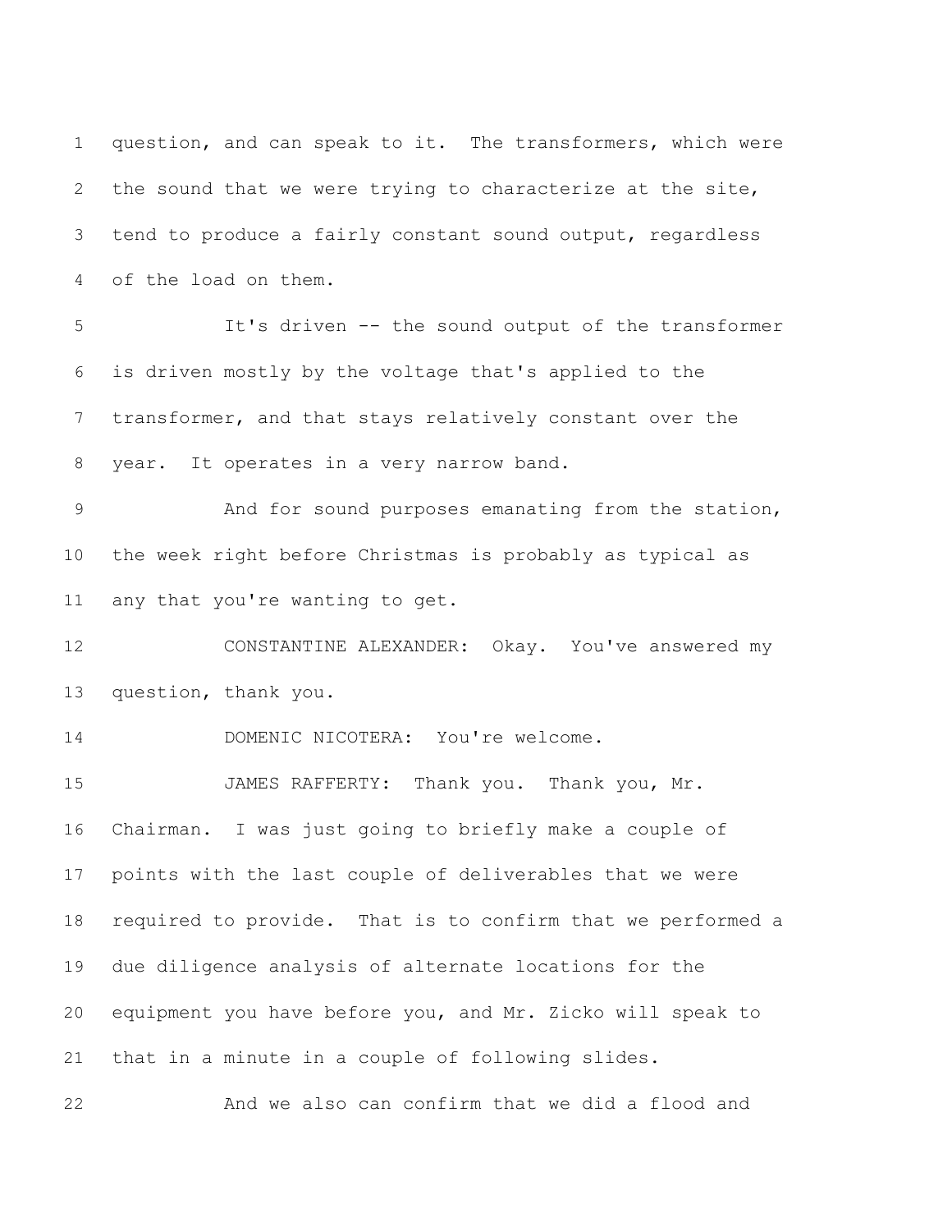question, and can speak to it. The transformers, which were the sound that we were trying to characterize at the site, tend to produce a fairly constant sound output, regardless of the load on them.

It's driven -- the sound output of the transformer is driven mostly by the voltage that's applied to the transformer, and that stays relatively constant over the year. It operates in a very narrow band.

And for sound purposes emanating from the station, the week right before Christmas is probably as typical as any that you're wanting to get.

CONSTANTINE ALEXANDER: Okay. You've answered my question, thank you.

DOMENIC NICOTERA: You're welcome.

JAMES RAFFERTY: Thank you. Thank you, Mr. Chairman. I was just going to briefly make a couple of points with the last couple of deliverables that we were required to provide. That is to confirm that we performed a due diligence analysis of alternate locations for the equipment you have before you, and Mr. Zicko will speak to that in a minute in a couple of following slides.

And we also can confirm that we did a flood and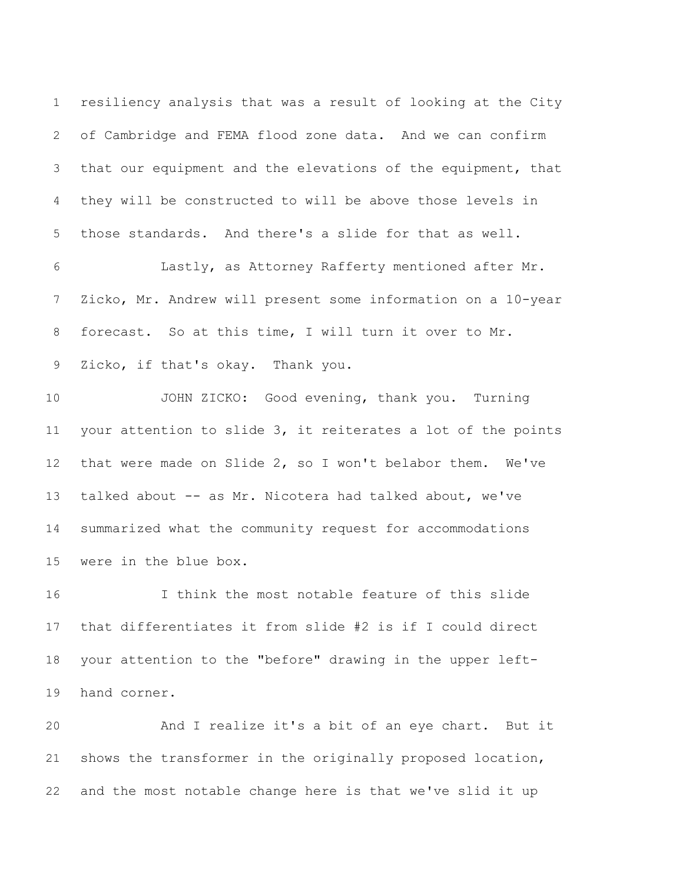resiliency analysis that was a result of looking at the City of Cambridge and FEMA flood zone data. And we can confirm that our equipment and the elevations of the equipment, that they will be constructed to will be above those levels in those standards. And there's a slide for that as well.

Lastly, as Attorney Rafferty mentioned after Mr. Zicko, Mr. Andrew will present some information on a 10-year forecast. So at this time, I will turn it over to Mr. Zicko, if that's okay. Thank you.

JOHN ZICKO: Good evening, thank you. Turning your attention to slide 3, it reiterates a lot of the points that were made on Slide 2, so I won't belabor them. We've talked about -- as Mr. Nicotera had talked about, we've summarized what the community request for accommodations were in the blue box.

I think the most notable feature of this slide that differentiates it from slide #2 is if I could direct your attention to the "before" drawing in the upper left-hand corner.

And I realize it's a bit of an eye chart. But it shows the transformer in the originally proposed location, and the most notable change here is that we've slid it up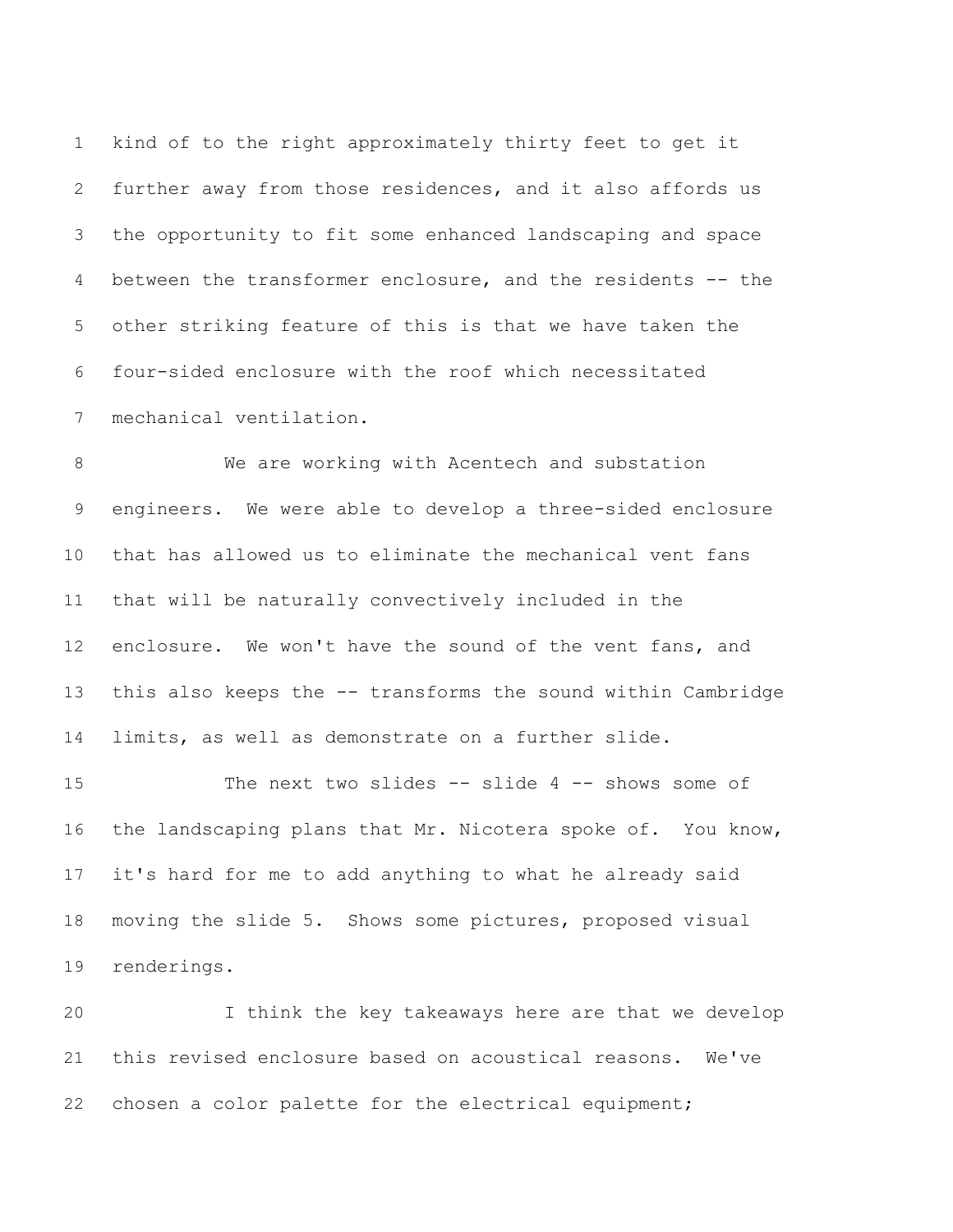kind of to the right approximately thirty feet to get it further away from those residences, and it also affords us the opportunity to fit some enhanced landscaping and space between the transformer enclosure, and the residents -- the other striking feature of this is that we have taken the four-sided enclosure with the roof which necessitated mechanical ventilation.

We are working with Acentech and substation engineers. We were able to develop a three-sided enclosure that has allowed us to eliminate the mechanical vent fans that will be naturally convectively included in the enclosure. We won't have the sound of the vent fans, and this also keeps the -- transforms the sound within Cambridge limits, as well as demonstrate on a further slide.

The next two slides -- slide 4 -- shows some of the landscaping plans that Mr. Nicotera spoke of. You know, it's hard for me to add anything to what he already said moving the slide 5. Shows some pictures, proposed visual renderings.

I think the key takeaways here are that we develop this revised enclosure based on acoustical reasons. We've chosen a color palette for the electrical equipment;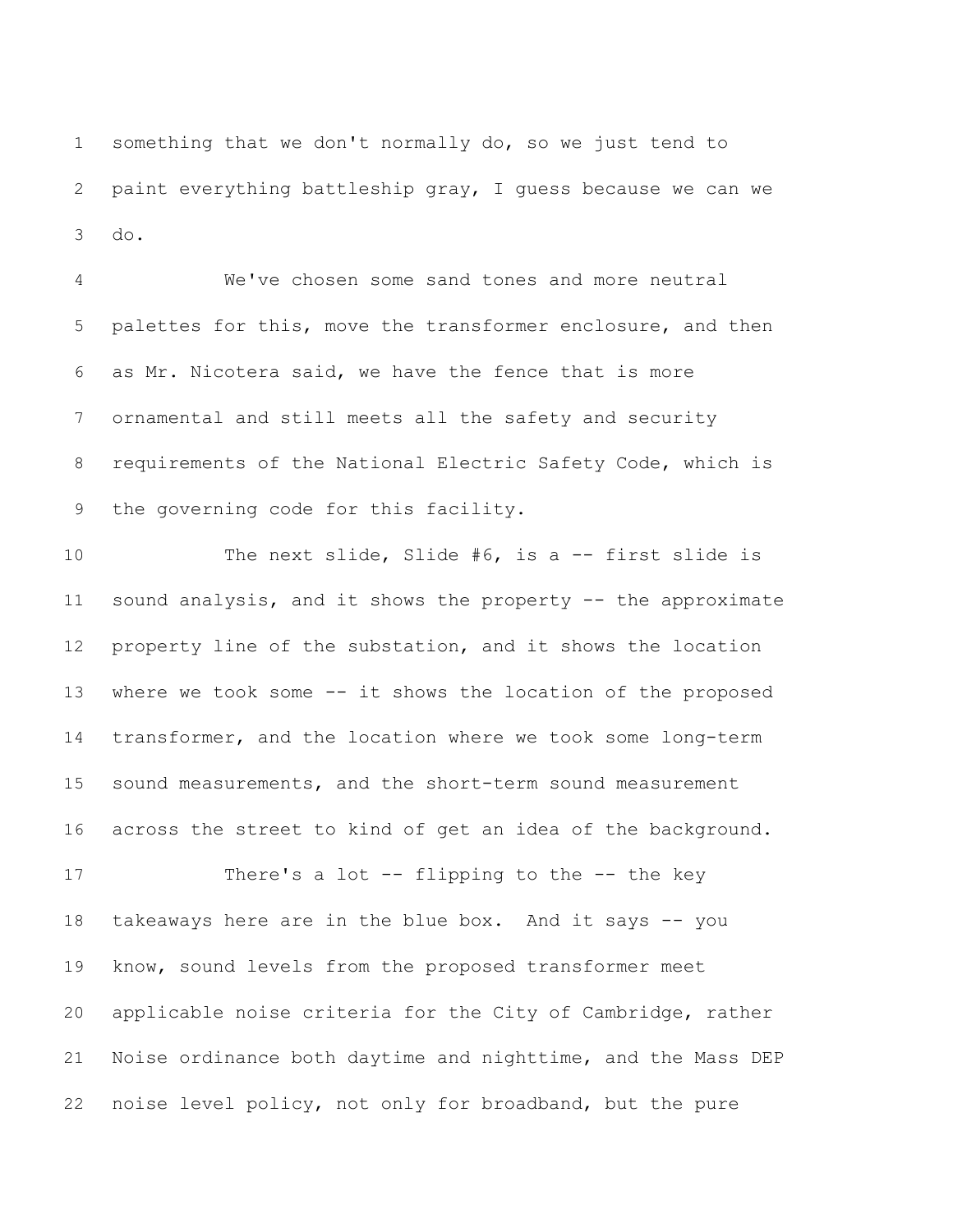something that we don't normally do, so we just tend to paint everything battleship gray, I guess because we can we do.

We've chosen some sand tones and more neutral palettes for this, move the transformer enclosure, and then as Mr. Nicotera said, we have the fence that is more ornamental and still meets all the safety and security requirements of the National Electric Safety Code, which is the governing code for this facility.

The next slide, Slide #6, is a -- first slide is sound analysis, and it shows the property -- the approximate property line of the substation, and it shows the location where we took some -- it shows the location of the proposed transformer, and the location where we took some long-term sound measurements, and the short-term sound measurement across the street to kind of get an idea of the background.

There's a lot -- flipping to the -- the key takeaways here are in the blue box. And it says -- you know, sound levels from the proposed transformer meet applicable noise criteria for the City of Cambridge, rather Noise ordinance both daytime and nighttime, and the Mass DEP noise level policy, not only for broadband, but the pure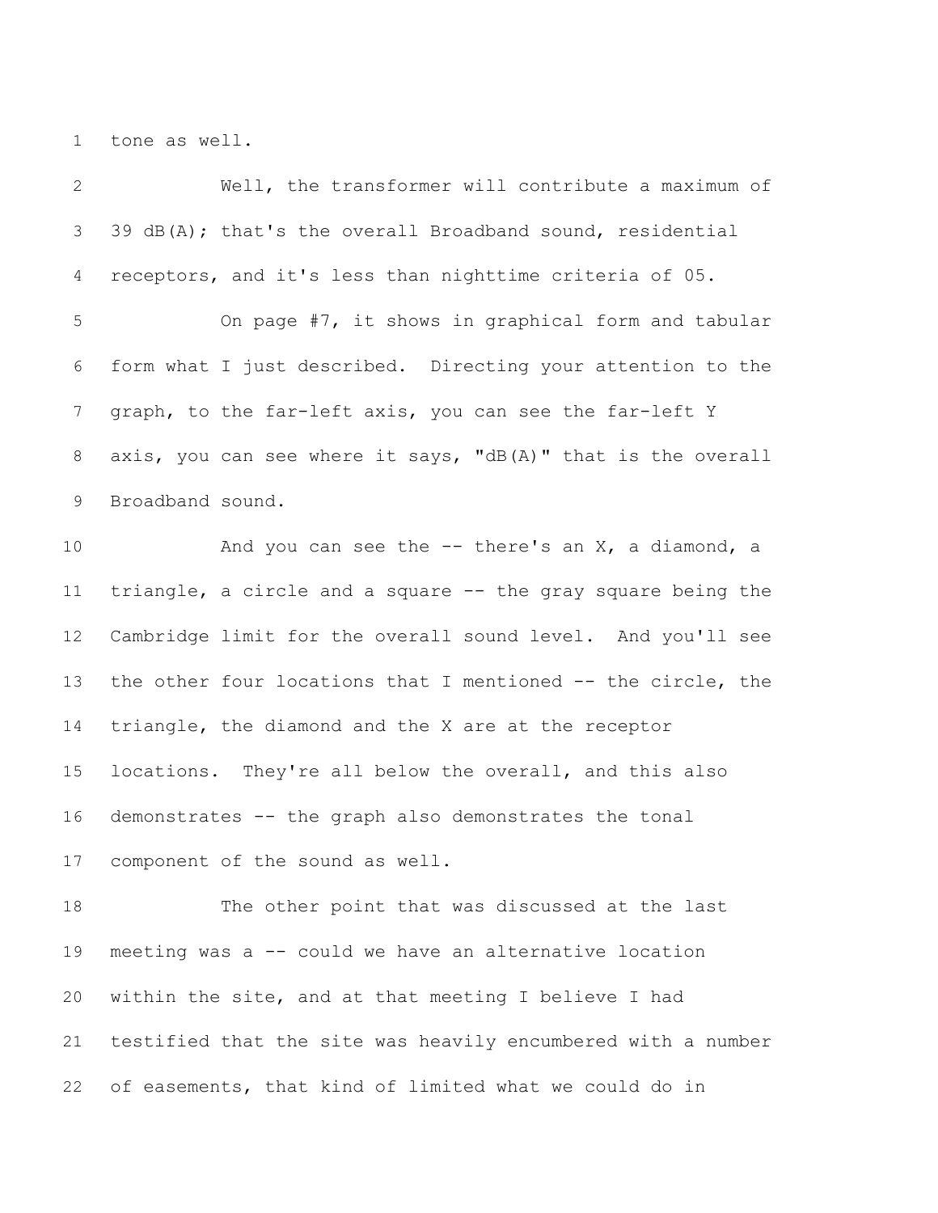tone as well.

Well, the transformer will contribute a maximum of 39 dB(A); that's the overall Broadband sound, residential receptors, and it's less than nighttime criteria of 05.

On page #7, it shows in graphical form and tabular form what I just described. Directing your attention to the graph, to the far-left axis, you can see the far-left Y axis, you can see where it says, "dB(A)" that is the overall Broadband sound.

And you can see the -- there's an X, a diamond, a triangle, a circle and a square -- the gray square being the Cambridge limit for the overall sound level. And you'll see the other four locations that I mentioned -- the circle, the triangle, the diamond and the X are at the receptor locations. They're all below the overall, and this also demonstrates -- the graph also demonstrates the tonal component of the sound as well.

The other point that was discussed at the last meeting was a -- could we have an alternative location within the site, and at that meeting I believe I had testified that the site was heavily encumbered with a number of easements, that kind of limited what we could do in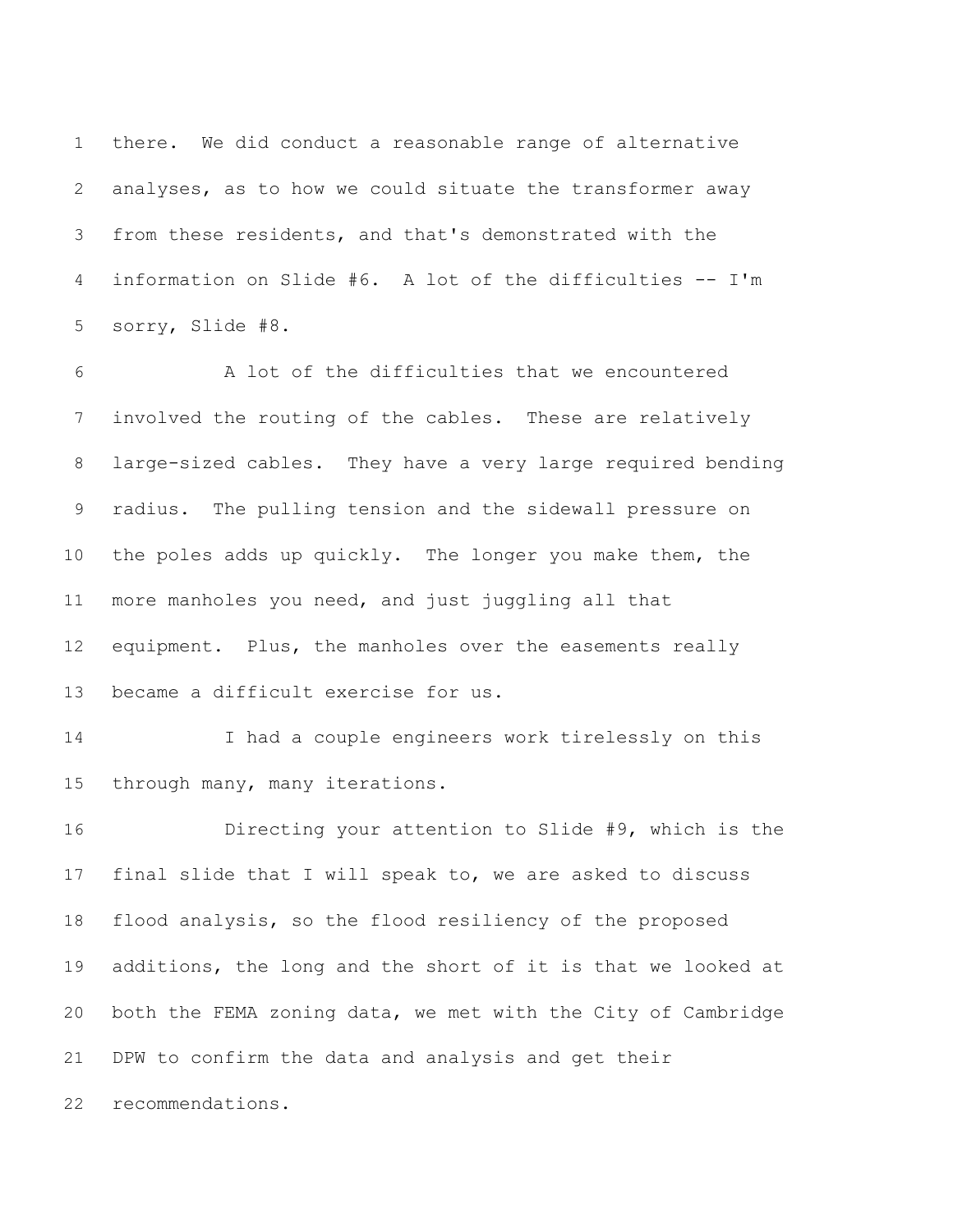1 there. We did conduct a reasonable range of alternative
2 analyses, as to how we could situate the transformer away
3 from these residents, and that's demonstrated with the
4 information on Slide #6. A lot of the difficulties -- I'm
5 sorry, Slide #8.

6 A lot of the difficulties that we encountered
7 involved the routing of the cables. These are relatively
8 large-sized cables. They have a very large required bending
9 radius. The pulling tension and the sidewall pressure on
10 the poles adds up quickly. The longer you make them, the
11 more manholes you need, and just juggling all that
12 equipment. Plus, the manholes over the easements really
13 became a difficult exercise for us.

14 I had a couple engineers work tirelessly on this
15 through many, many iterations.

16 Directing your attention to Slide #9, which is the
17 final slide that I will speak to, we are asked to discuss
18 flood analysis, so the flood resiliency of the proposed
19 additions, the long and the short of it is that we looked at
20 both the FEMA zoning data, we met with the City of Cambridge
21 DPW to confirm the data and analysis and get their
22 recommendations.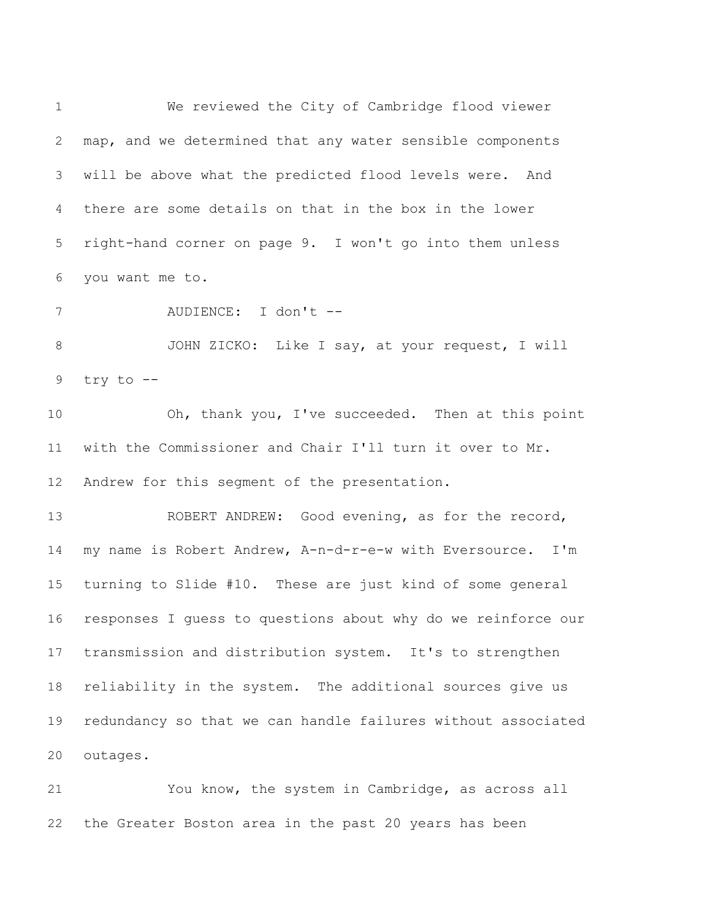We reviewed the City of Cambridge flood viewer map, and we determined that any water sensible components will be above what the predicted flood levels were. And there are some details on that in the box in the lower right-hand corner on page 9. I won't go into them unless you want me to.

AUDIENCE: I don't --

JOHN ZICKO: Like I say, at your request, I will try to --

Oh, thank you, I've succeeded. Then at this point with the Commissioner and Chair I'll turn it over to Mr. Andrew for this segment of the presentation.

ROBERT ANDREW: Good evening, as for the record, my name is Robert Andrew, A-n-d-r-e-w with Eversource. I'm turning to Slide #10. These are just kind of some general responses I guess to questions about why do we reinforce our transmission and distribution system. It's to strengthen reliability in the system. The additional sources give us redundancy so that we can handle failures without associated outages.

You know, the system in Cambridge, as across all the Greater Boston area in the past 20 years has been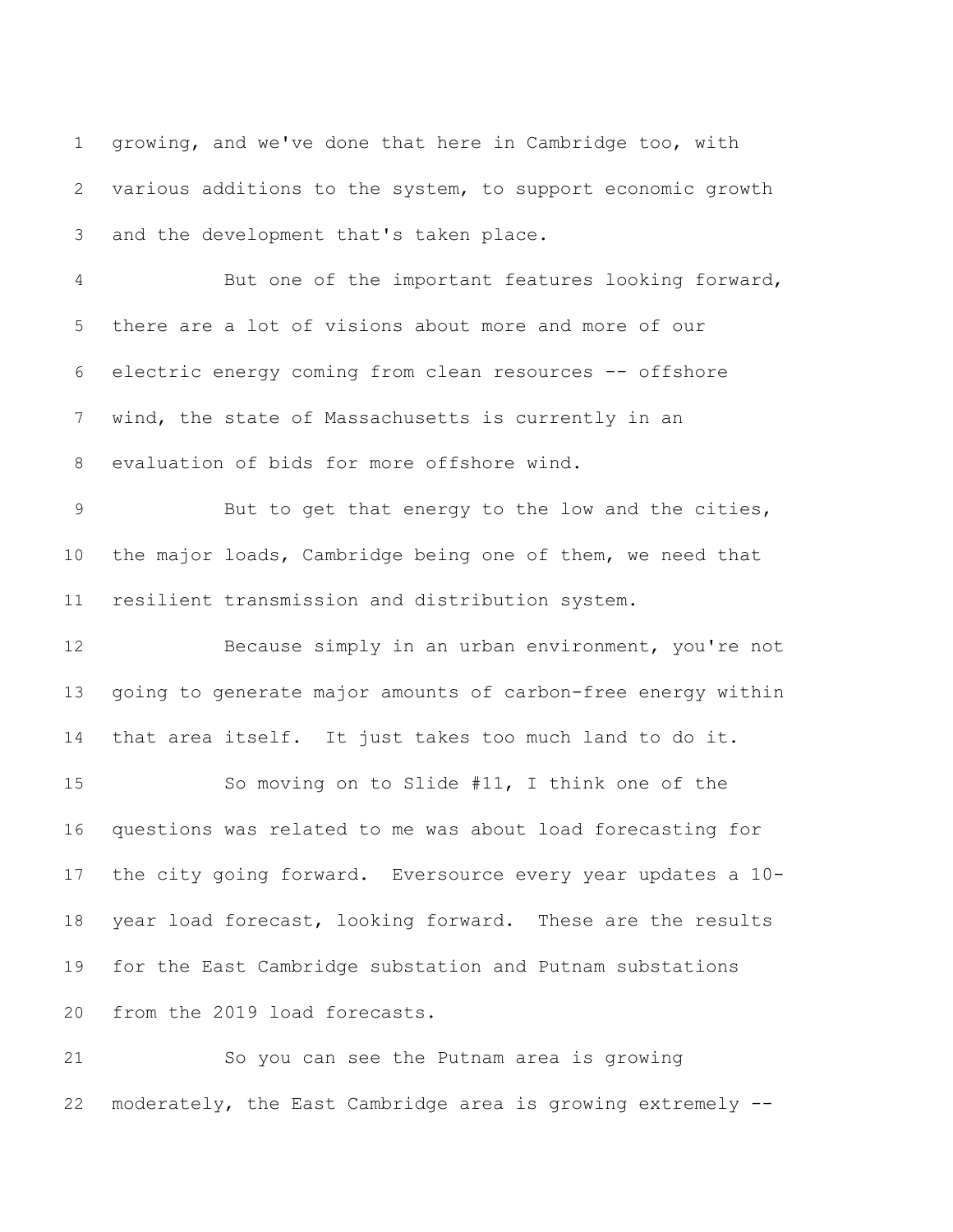growing, and we've done that here in Cambridge too, with various additions to the system, to support economic growth and the development that's taken place.

But one of the important features looking forward, there are a lot of visions about more and more of our electric energy coming from clean resources -- offshore wind, the state of Massachusetts is currently in an evaluation of bids for more offshore wind.

But to get that energy to the low and the cities, the major loads, Cambridge being one of them, we need that resilient transmission and distribution system.

Because simply in an urban environment, you're not going to generate major amounts of carbon-free energy within that area itself. It just takes too much land to do it.

So moving on to Slide #11, I think one of the questions was related to me was about load forecasting for the city going forward. Eversource every year updates a 10-year load forecast, looking forward. These are the results for the East Cambridge substation and Putnam substations from the 2019 load forecasts.

So you can see the Putnam area is growing moderately, the East Cambridge area is growing extremely --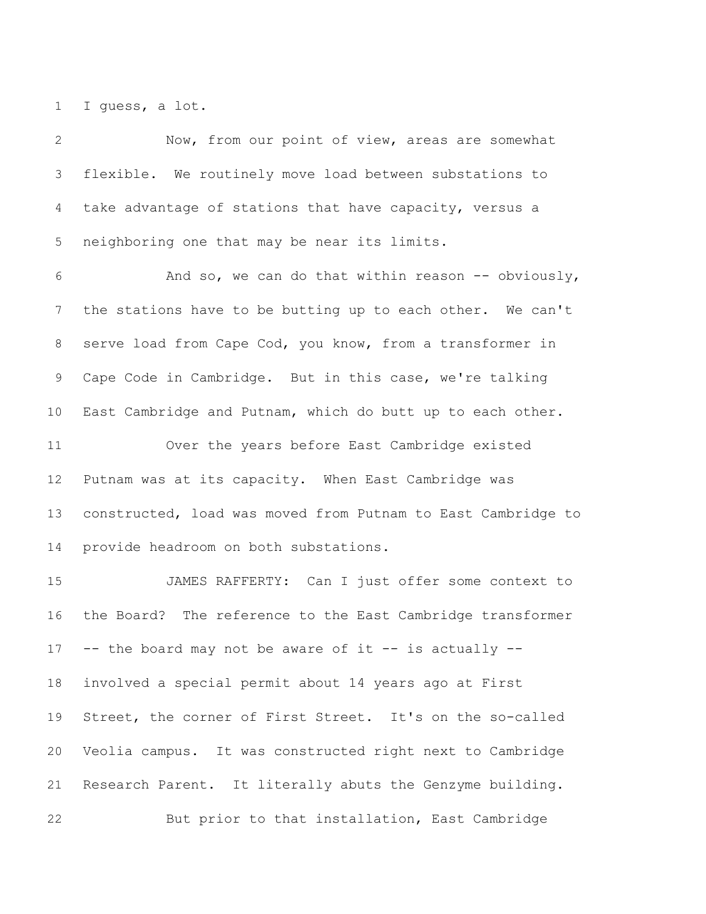I guess, a lot.

Now, from our point of view, areas are somewhat flexible. We routinely move load between substations to take advantage of stations that have capacity, versus a neighboring one that may be near its limits.

And so, we can do that within reason -- obviously, the stations have to be butting up to each other. We can't serve load from Cape Cod, you know, from a transformer in Cape Code in Cambridge. But in this case, we're talking East Cambridge and Putnam, which do butt up to each other.

Over the years before East Cambridge existed Putnam was at its capacity. When East Cambridge was constructed, load was moved from Putnam to East Cambridge to provide headroom on both substations.

JAMES RAFFERTY: Can I just offer some context to the Board? The reference to the East Cambridge transformer -- the board may not be aware of it -- is actually -- involved a special permit about 14 years ago at First Street, the corner of First Street. It's on the so-called Veolia campus. It was constructed right next to Cambridge Research Parent. It literally abuts the Genzyme building.

But prior to that installation, East Cambridge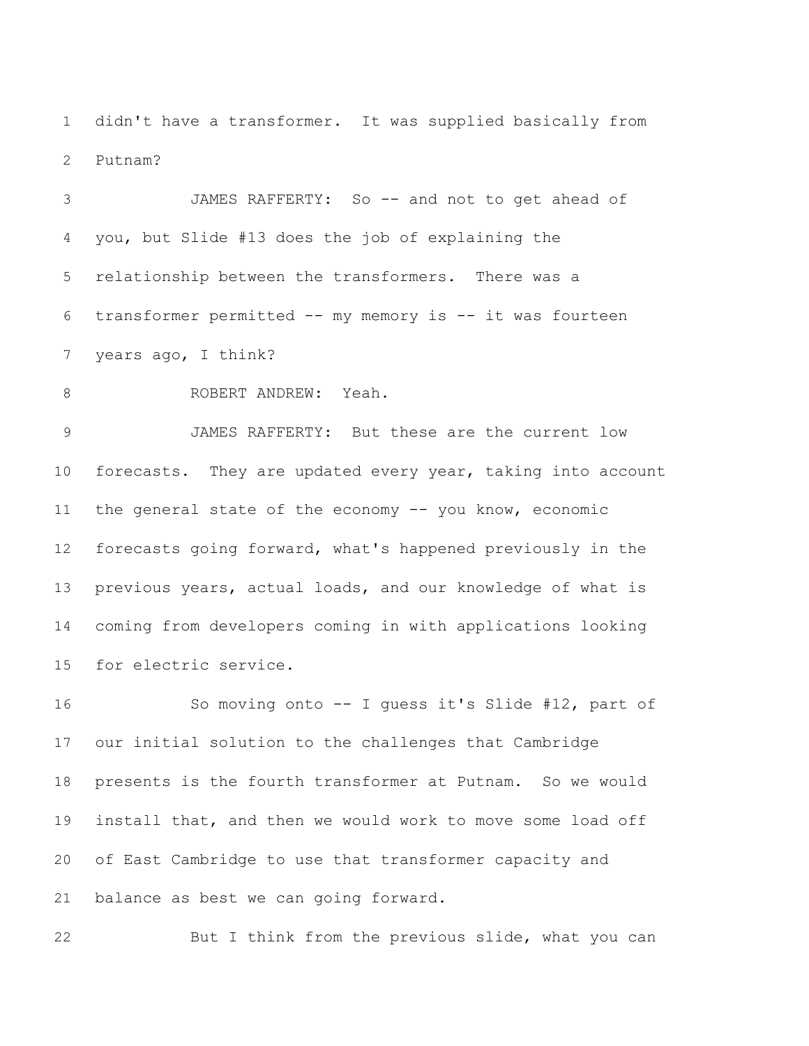didn't have a transformer. It was supplied basically from Putnam?

JAMES RAFFERTY: So -- and not to get ahead of you, but Slide #13 does the job of explaining the relationship between the transformers. There was a transformer permitted -- my memory is -- it was fourteen years ago, I think?

ROBERT ANDREW: Yeah.

JAMES RAFFERTY: But these are the current low forecasts. They are updated every year, taking into account the general state of the economy -- you know, economic forecasts going forward, what's happened previously in the previous years, actual loads, and our knowledge of what is coming from developers coming in with applications looking for electric service.

So moving onto -- I guess it's Slide #12, part of our initial solution to the challenges that Cambridge presents is the fourth transformer at Putnam. So we would install that, and then we would work to move some load off of East Cambridge to use that transformer capacity and balance as best we can going forward.

But I think from the previous slide, what you can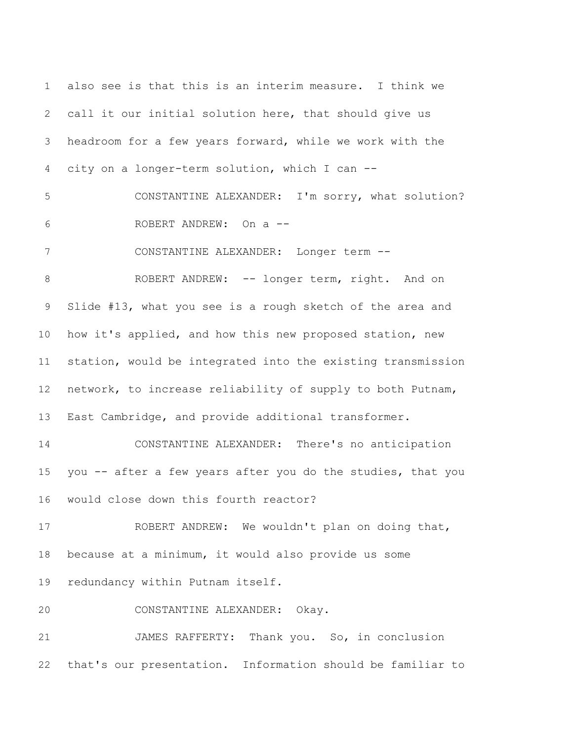1 also see is that this is an interim measure. I think we
2 call it our initial solution here, that should give us
3 headroom for a few years forward, while we work with the
4 city on a longer-term solution, which I can --
5 CONSTANTINE ALEXANDER: I'm sorry, what solution?
6 ROBERT ANDREW: On a --
7 CONSTANTINE ALEXANDER: Longer term --
8 ROBERT ANDREW: -- longer term, right. And on
9 Slide #13, what you see is a rough sketch of the area and
10 how it's applied, and how this new proposed station, new
11 station, would be integrated into the existing transmission
12 network, to increase reliability of supply to both Putnam,
13 East Cambridge, and provide additional transformer.
14 CONSTANTINE ALEXANDER: There's no anticipation
15 you -- after a few years after you do the studies, that you
16 would close down this fourth reactor?
17 ROBERT ANDREW: We wouldn't plan on doing that,
18 because at a minimum, it would also provide us some
19 redundancy within Putnam itself.
20 CONSTANTINE ALEXANDER: Okay.
21 JAMES RAFFERTY: Thank you. So, in conclusion
22 that's our presentation. Information should be familiar to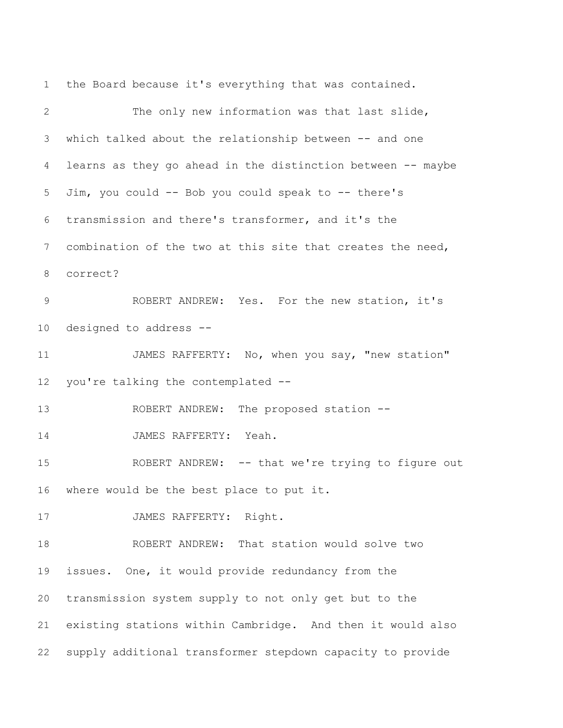the Board because it's everything that was contained.

The only new information was that last slide, which talked about the relationship between -- and one learns as they go ahead in the distinction between -- maybe Jim, you could -- Bob you could speak to -- there's transmission and there's transformer, and it's the combination of the two at this site that creates the need, correct?

ROBERT ANDREW: Yes. For the new station, it's designed to address --

JAMES RAFFERTY: No, when you say, "new station" you're talking the contemplated --

ROBERT ANDREW: The proposed station --

JAMES RAFFERTY: Yeah.

ROBERT ANDREW: -- that we're trying to figure out where would be the best place to put it.

JAMES RAFFERTY: Right.

ROBERT ANDREW: That station would solve two issues. One, it would provide redundancy from the transmission system supply to not only get but to the existing stations within Cambridge. And then it would also supply additional transformer stepdown capacity to provide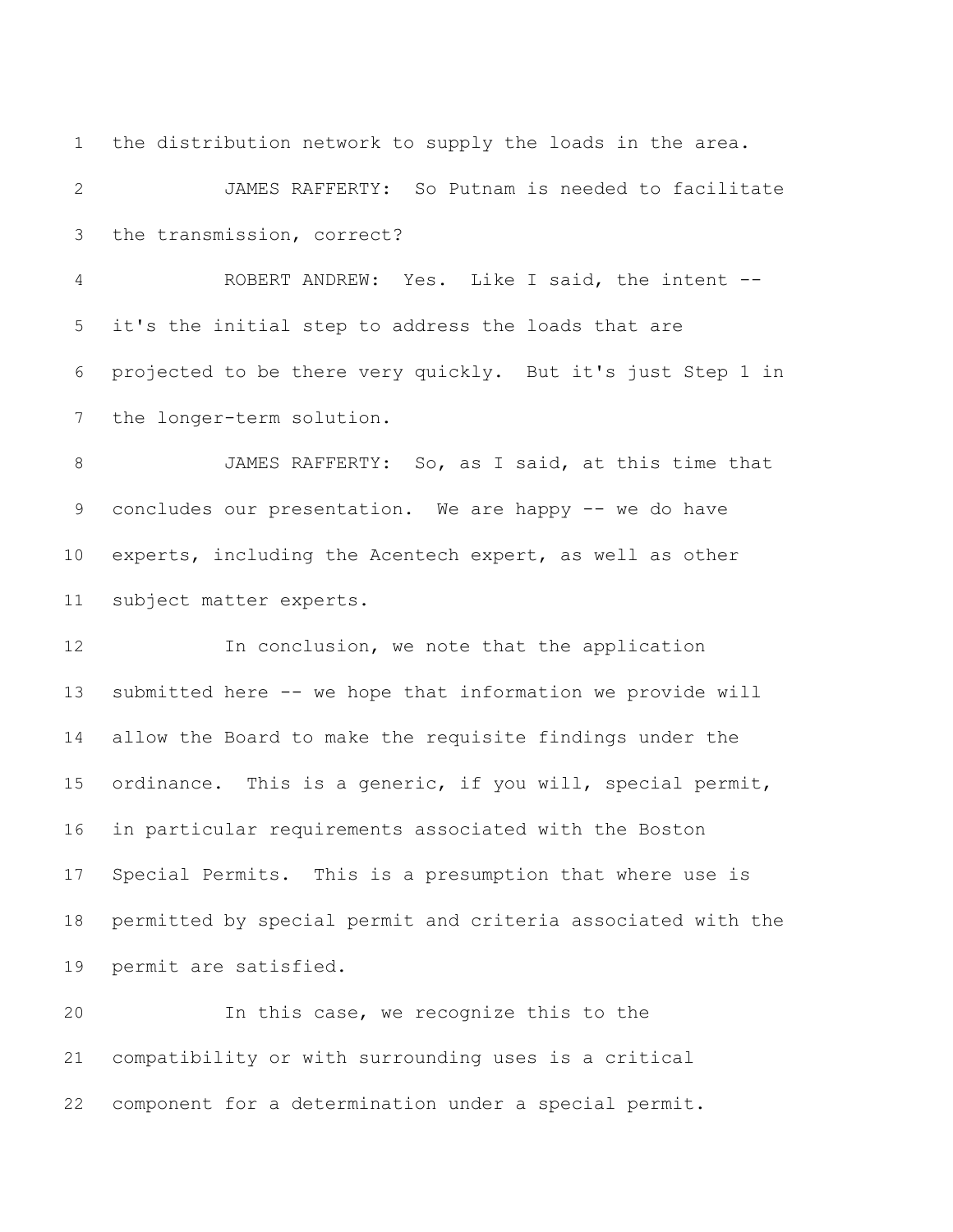the distribution network to supply the loads in the area.

JAMES RAFFERTY: So Putnam is needed to facilitate the transmission, correct?

ROBERT ANDREW: Yes. Like I said, the intent -- it's the initial step to address the loads that are projected to be there very quickly. But it's just Step 1 in the longer-term solution.

JAMES RAFFERTY: So, as I said, at this time that concludes our presentation. We are happy -- we do have experts, including the Acentech expert, as well as other subject matter experts.

In conclusion, we note that the application submitted here -- we hope that information we provide will allow the Board to make the requisite findings under the ordinance. This is a generic, if you will, special permit, in particular requirements associated with the Boston Special Permits. This is a presumption that where use is permitted by special permit and criteria associated with the permit are satisfied.

In this case, we recognize this to the compatibility or with surrounding uses is a critical component for a determination under a special permit.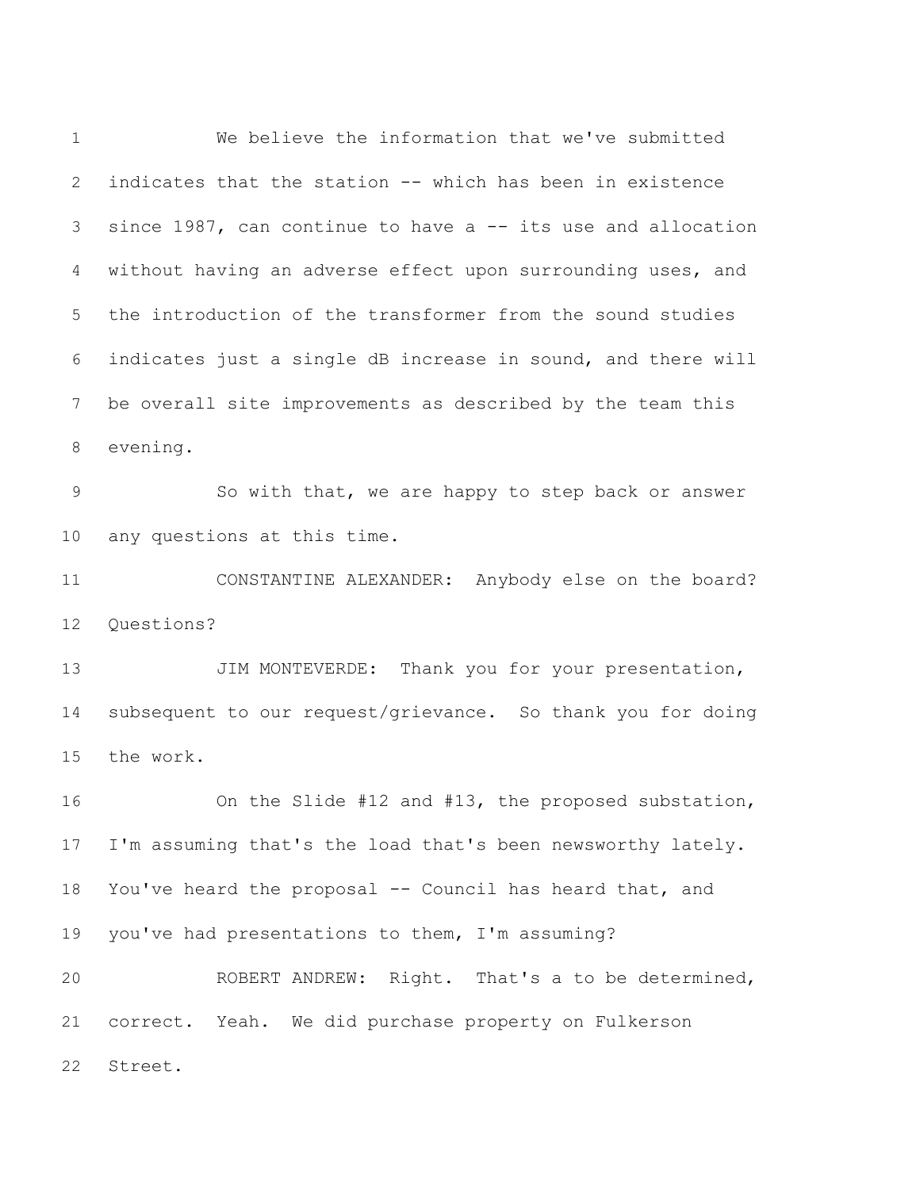We believe the information that we've submitted indicates that the station -- which has been in existence since 1987, can continue to have a -- its use and allocation without having an adverse effect upon surrounding uses, and the introduction of the transformer from the sound studies indicates just a single dB increase in sound, and there will be overall site improvements as described by the team this evening.

So with that, we are happy to step back or answer any questions at this time.

CONSTANTINE ALEXANDER: Anybody else on the board? Questions?

JIM MONTEVERDE: Thank you for your presentation, subsequent to our request/grievance. So thank you for doing the work.

On the Slide #12 and #13, the proposed substation, I'm assuming that's the load that's been newsworthy lately. You've heard the proposal -- Council has heard that, and you've had presentations to them, I'm assuming?

ROBERT ANDREW: Right. That's a to be determined, correct. Yeah. We did purchase property on Fulkerson Street.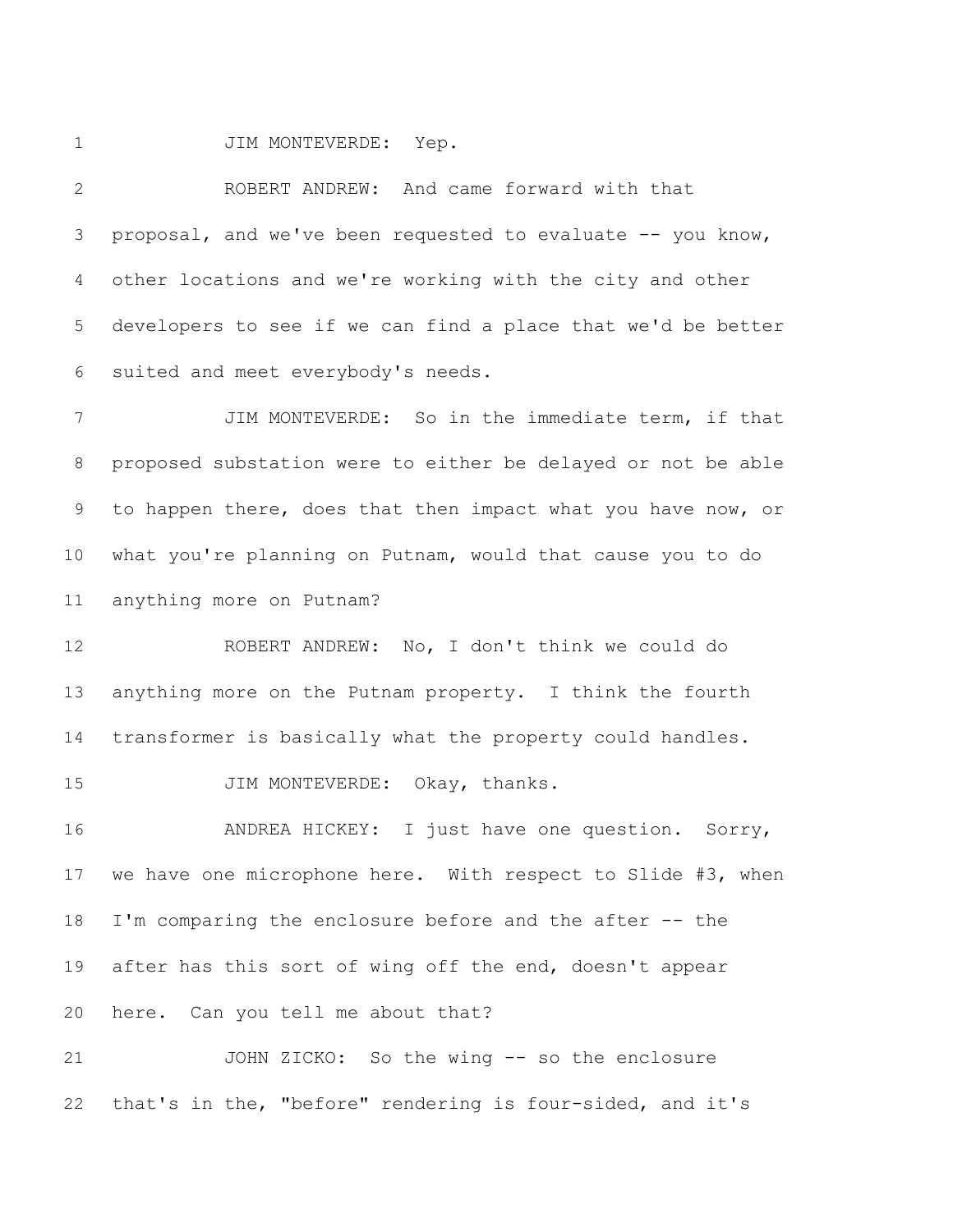1 JIM MONTEVERDE: Yep.

2 ROBERT ANDREW: And came forward with that
3 proposal, and we've been requested to evaluate -- you know,
4 other locations and we're working with the city and other
5 developers to see if we can find a place that we'd be better
6 suited and meet everybody's needs.

7 JIM MONTEVERDE: So in the immediate term, if that
8 proposed substation were to either be delayed or not be able
9 to happen there, does that then impact what you have now, or
10 what you're planning on Putnam, would that cause you to do
11 anything more on Putnam?

12 ROBERT ANDREW: No, I don't think we could do
13 anything more on the Putnam property. I think the fourth
14 transformer is basically what the property could handles.

15 JIM MONTEVERDE: Okay, thanks.

16 ANDREA HICKEY: I just have one question. Sorry,
17 we have one microphone here. With respect to Slide #3, when
18 I'm comparing the enclosure before and the after -- the
19 after has this sort of wing off the end, doesn't appear
20 here. Can you tell me about that?

21 JOHN ZICKO: So the wing -- so the enclosure
22 that's in the, "before" rendering is four-sided, and it's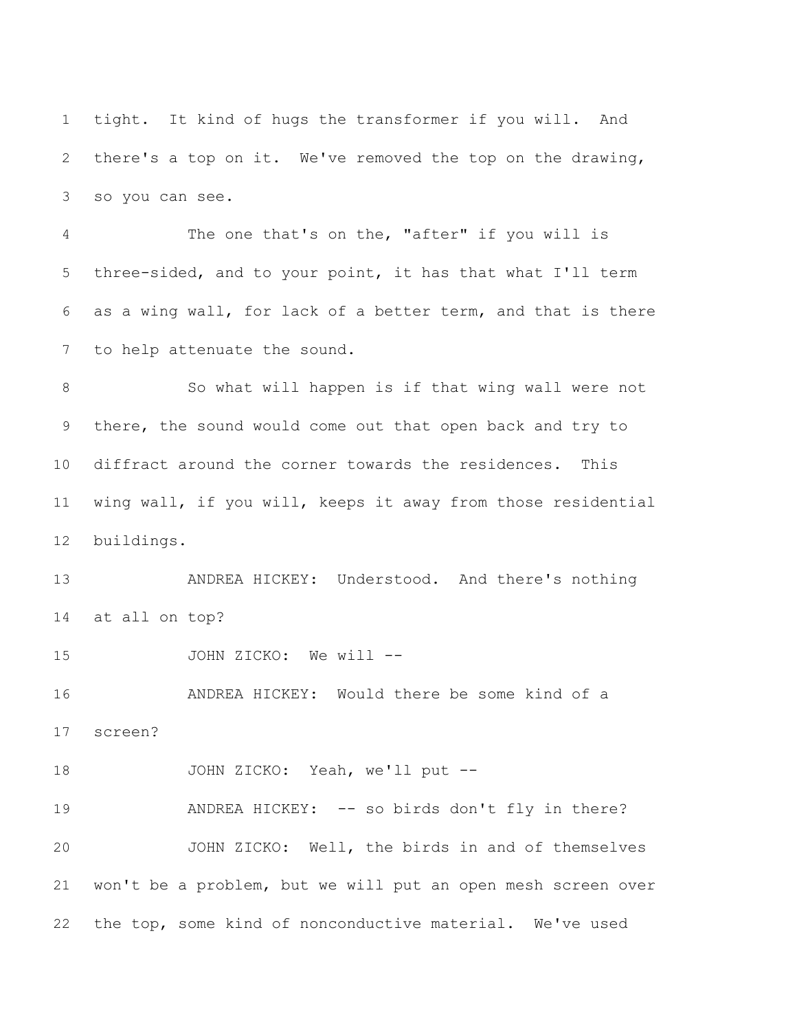tight. It kind of hugs the transformer if you will. And there's a top on it. We've removed the top on the drawing, so you can see.

The one that's on the, "after" if you will is three-sided, and to your point, it has that what I'll term as a wing wall, for lack of a better term, and that is there to help attenuate the sound.

So what will happen is if that wing wall were not there, the sound would come out that open back and try to diffract around the corner towards the residences. This wing wall, if you will, keeps it away from those residential buildings.

ANDREA HICKEY: Understood. And there's nothing at all on top?

JOHN ZICKO: We will --

ANDREA HICKEY: Would there be some kind of a screen?

JOHN ZICKO: Yeah, we'll put --

ANDREA HICKEY: -- so birds don't fly in there?

JOHN ZICKO: Well, the birds in and of themselves won't be a problem, but we will put an open mesh screen over the top, some kind of nonconductive material. We've used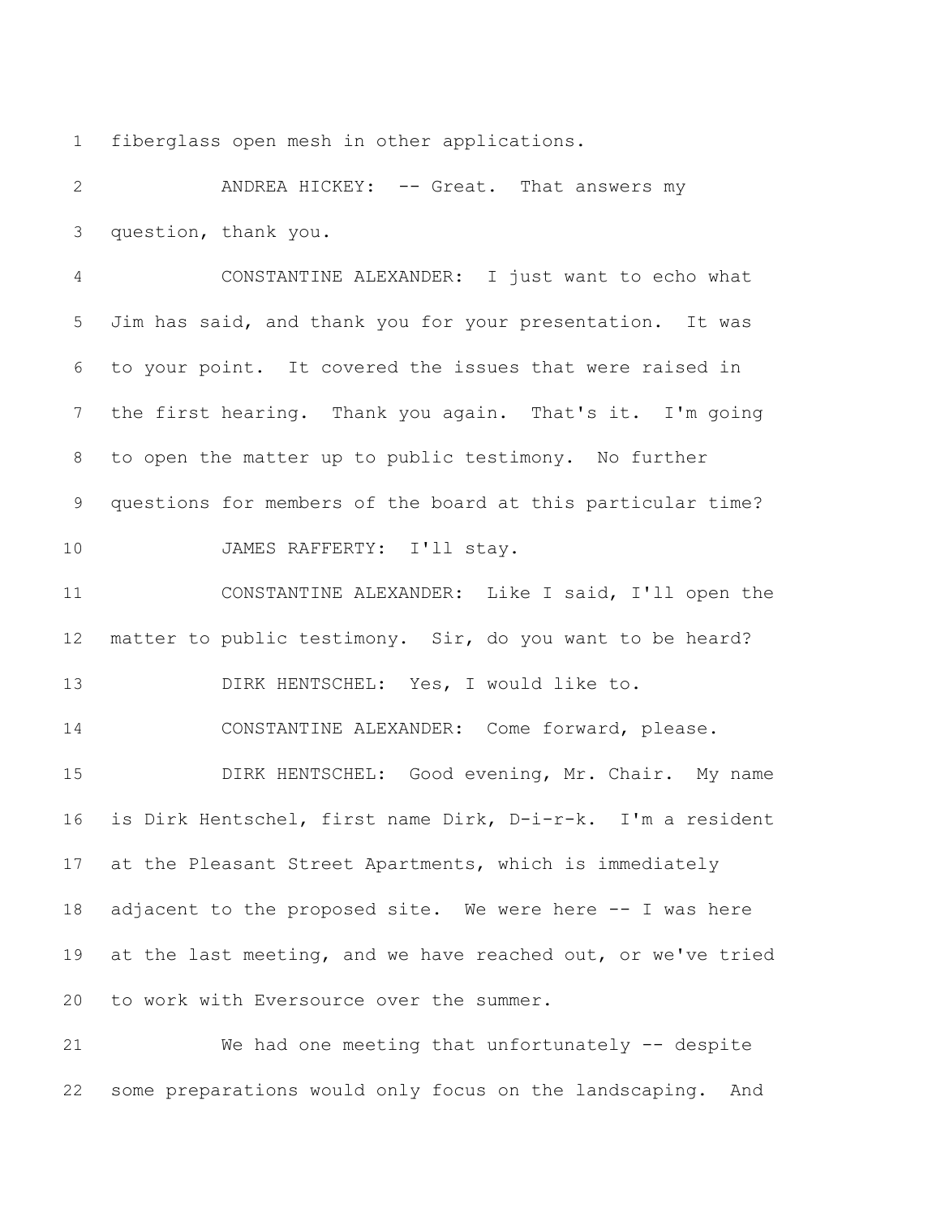fiberglass open mesh in other applications.

ANDREA HICKEY: -- Great. That answers my question, thank you.

CONSTANTINE ALEXANDER: I just want to echo what Jim has said, and thank you for your presentation. It was to your point. It covered the issues that were raised in the first hearing. Thank you again. That's it. I'm going to open the matter up to public testimony. No further questions for members of the board at this particular time?

JAMES RAFFERTY: I'll stay.

CONSTANTINE ALEXANDER: Like I said, I'll open the matter to public testimony. Sir, do you want to be heard?

DIRK HENTSCHEL: Yes, I would like to.

CONSTANTINE ALEXANDER: Come forward, please.

DIRK HENTSCHEL: Good evening, Mr. Chair. My name is Dirk Hentschel, first name Dirk, D-i-r-k. I'm a resident at the Pleasant Street Apartments, which is immediately adjacent to the proposed site. We were here -- I was here at the last meeting, and we have reached out, or we've tried to work with Eversource over the summer.

We had one meeting that unfortunately -- despite some preparations would only focus on the landscaping. And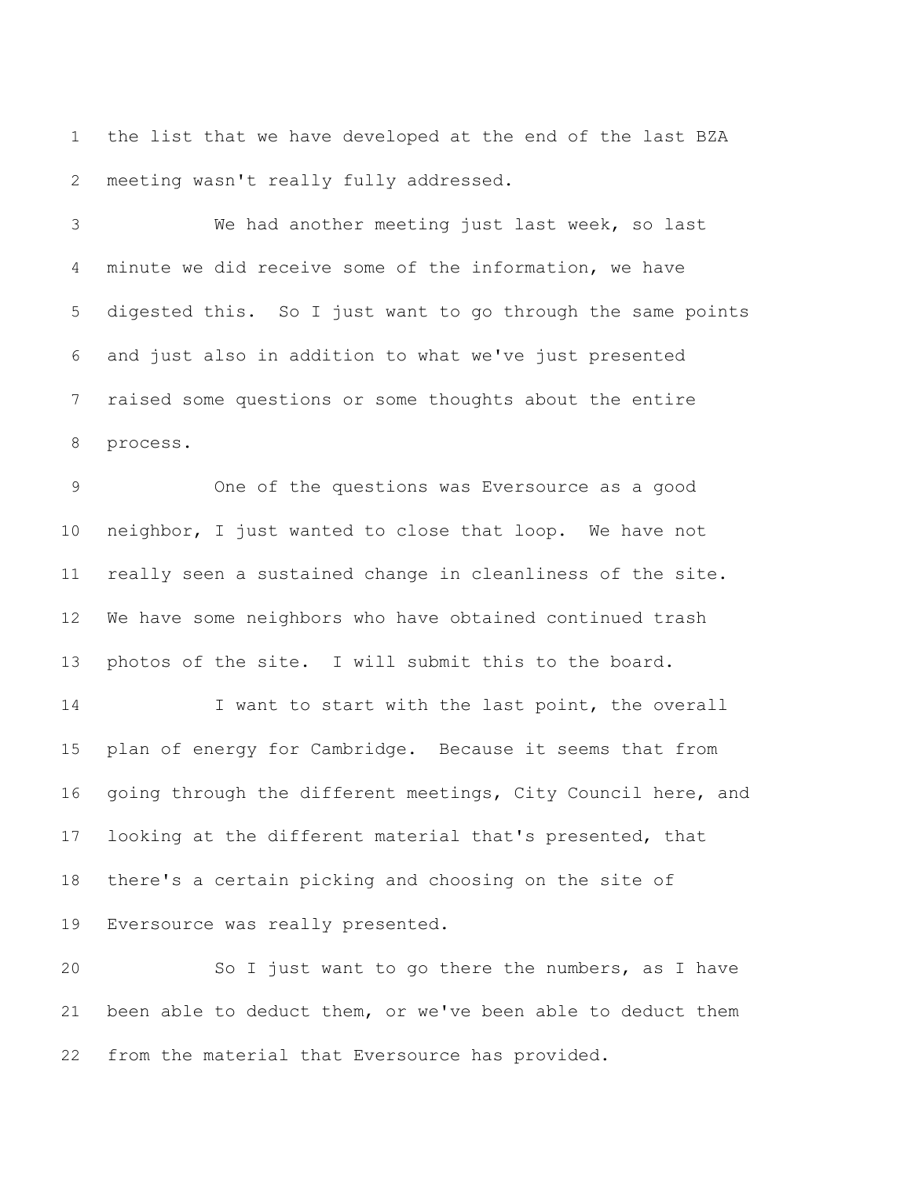the list that we have developed at the end of the last BZA meeting wasn't really fully addressed.

We had another meeting just last week, so last minute we did receive some of the information, we have digested this. So I just want to go through the same points and just also in addition to what we've just presented raised some questions or some thoughts about the entire process.

One of the questions was Eversource as a good neighbor, I just wanted to close that loop. We have not really seen a sustained change in cleanliness of the site. We have some neighbors who have obtained continued trash photos of the site. I will submit this to the board.

I want to start with the last point, the overall plan of energy for Cambridge. Because it seems that from going through the different meetings, City Council here, and looking at the different material that's presented, that there's a certain picking and choosing on the site of Eversource was really presented.

So I just want to go there the numbers, as I have been able to deduct them, or we've been able to deduct them from the material that Eversource has provided.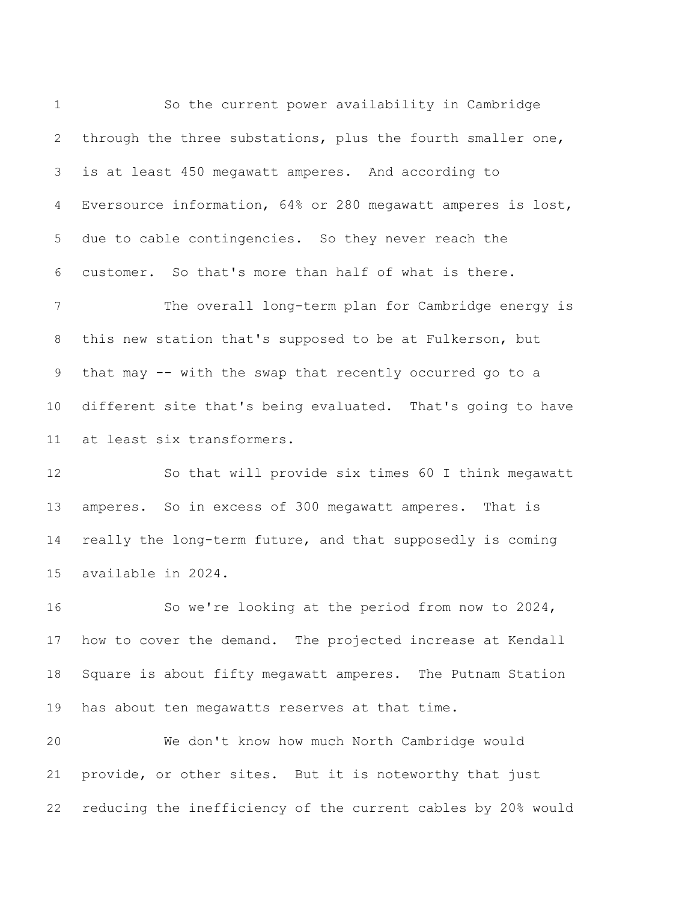So the current power availability in Cambridge through the three substations, plus the fourth smaller one, is at least 450 megawatt amperes. And according to Eversource information, 64% or 280 megawatt amperes is lost, due to cable contingencies. So they never reach the customer. So that's more than half of what is there.

The overall long-term plan for Cambridge energy is this new station that's supposed to be at Fulkerson, but that may -- with the swap that recently occurred go to a different site that's being evaluated. That's going to have at least six transformers.

So that will provide six times 60 I think megawatt amperes. So in excess of 300 megawatt amperes. That is really the long-term future, and that supposedly is coming available in 2024.

So we're looking at the period from now to 2024, how to cover the demand. The projected increase at Kendall Square is about fifty megawatt amperes. The Putnam Station has about ten megawatts reserves at that time.

We don't know how much North Cambridge would provide, or other sites. But it is noteworthy that just reducing the inefficiency of the current cables by 20% would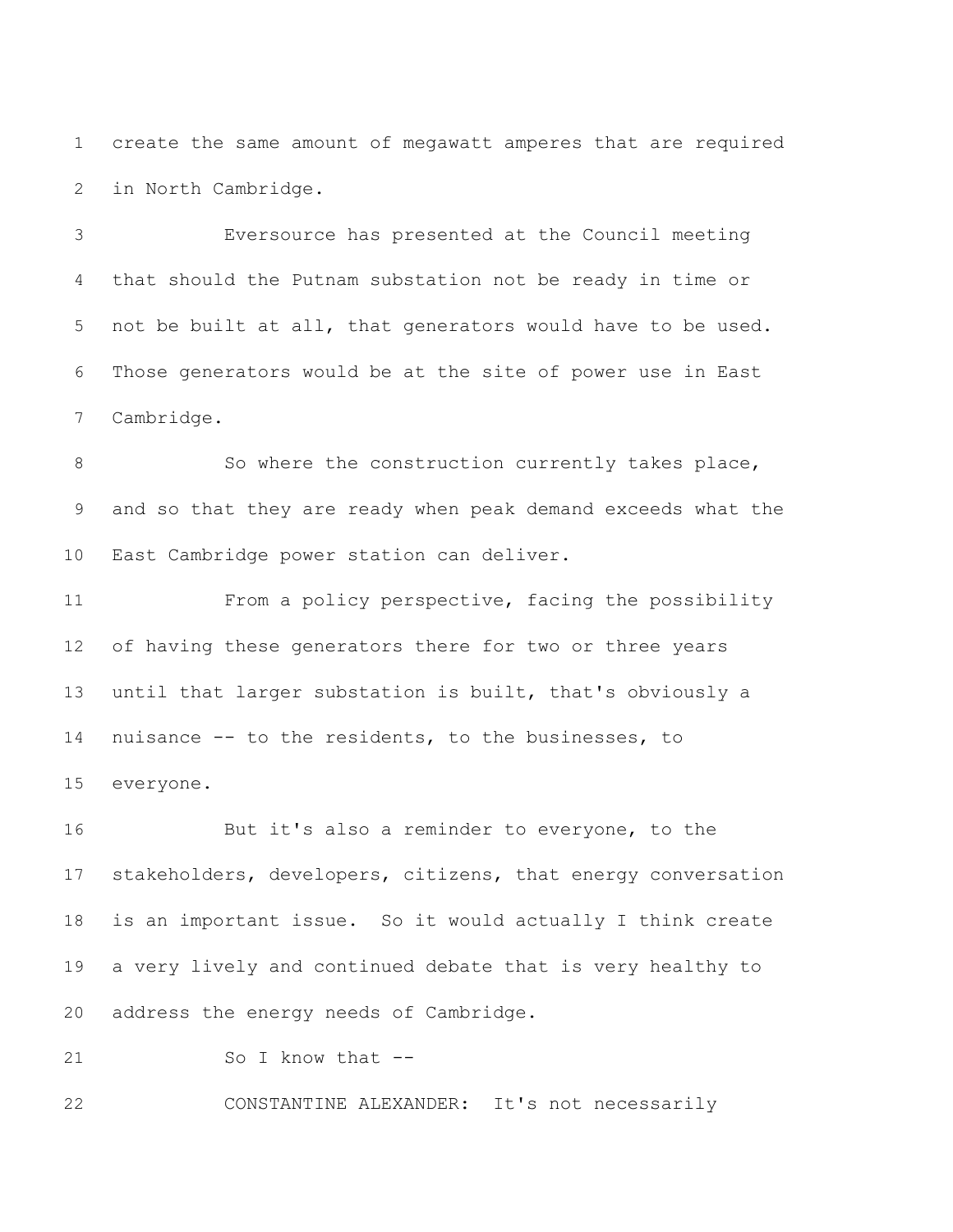create the same amount of megawatt amperes that are required in North Cambridge.

Eversource has presented at the Council meeting that should the Putnam substation not be ready in time or not be built at all, that generators would have to be used. Those generators would be at the site of power use in East Cambridge.

So where the construction currently takes place, and so that they are ready when peak demand exceeds what the East Cambridge power station can deliver.

From a policy perspective, facing the possibility of having these generators there for two or three years until that larger substation is built, that's obviously a nuisance -- to the residents, to the businesses, to everyone.

But it's also a reminder to everyone, to the stakeholders, developers, citizens, that energy conversation is an important issue. So it would actually I think create a very lively and continued debate that is very healthy to address the energy needs of Cambridge.

So I know that --

CONSTANTINE ALEXANDER: It's not necessarily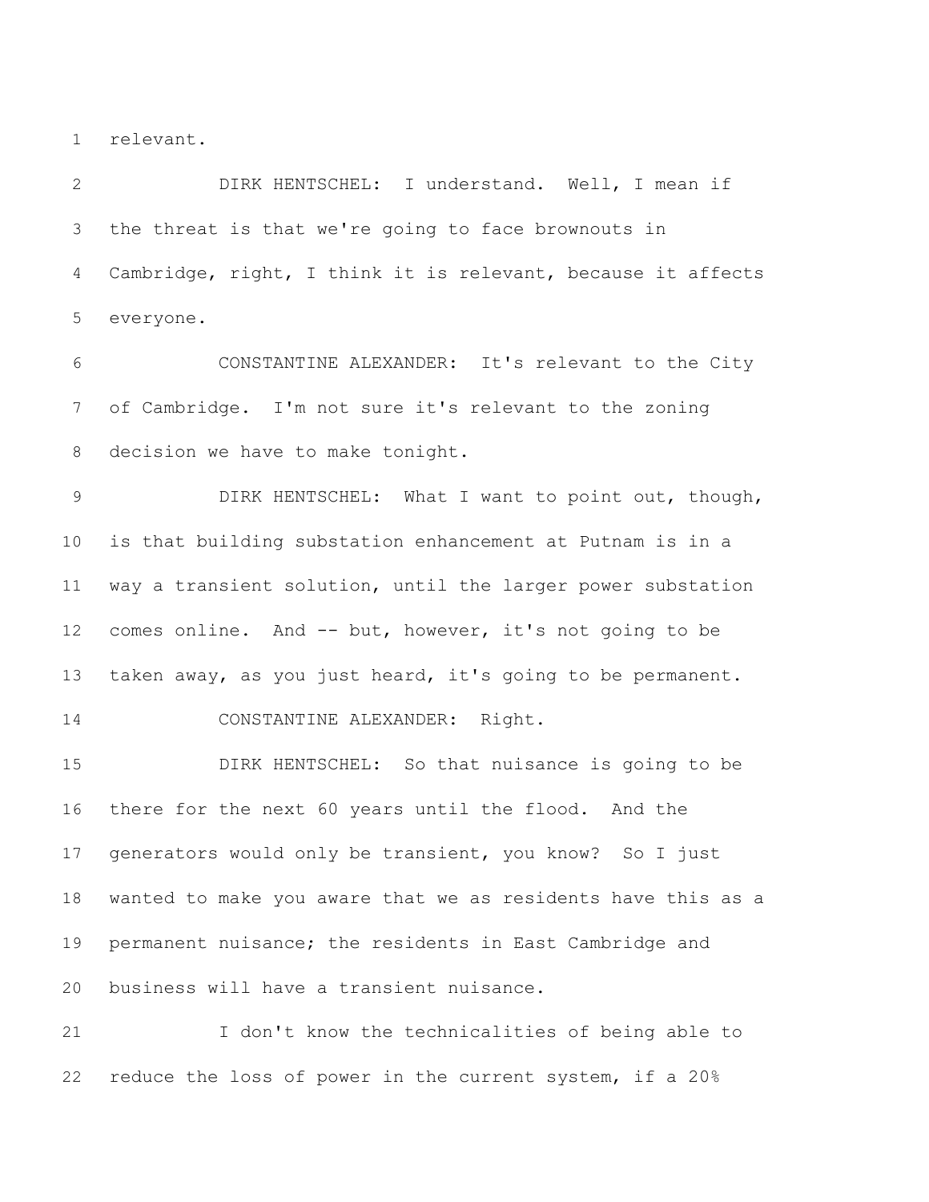relevant.

DIRK HENTSCHEL: I understand. Well, I mean if the threat is that we're going to face brownouts in Cambridge, right, I think it is relevant, because it affects everyone.

CONSTANTINE ALEXANDER: It's relevant to the City of Cambridge. I'm not sure it's relevant to the zoning decision we have to make tonight.

DIRK HENTSCHEL: What I want to point out, though, is that building substation enhancement at Putnam is in a way a transient solution, until the larger power substation comes online. And -- but, however, it's not going to be taken away, as you just heard, it's going to be permanent.

CONSTANTINE ALEXANDER: Right.

DIRK HENTSCHEL: So that nuisance is going to be there for the next 60 years until the flood. And the generators would only be transient, you know? So I just wanted to make you aware that we as residents have this as a permanent nuisance; the residents in East Cambridge and business will have a transient nuisance.

I don't know the technicalities of being able to reduce the loss of power in the current system, if a 20%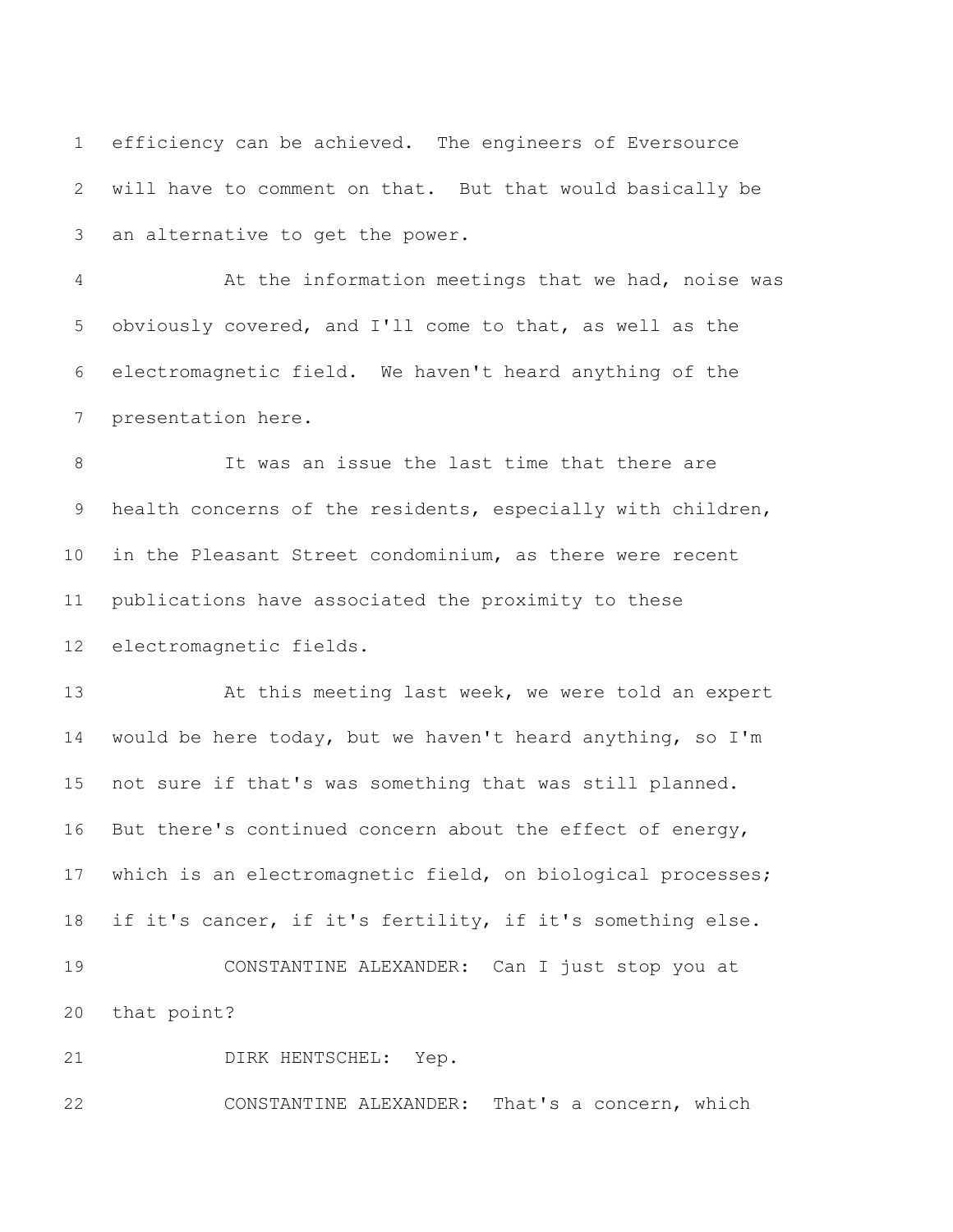efficiency can be achieved. The engineers of Eversource will have to comment on that. But that would basically be an alternative to get the power.

At the information meetings that we had, noise was obviously covered, and I'll come to that, as well as the electromagnetic field. We haven't heard anything of the presentation here.

It was an issue the last time that there are health concerns of the residents, especially with children, in the Pleasant Street condominium, as there were recent publications have associated the proximity to these electromagnetic fields.

At this meeting last week, we were told an expert would be here today, but we haven't heard anything, so I'm not sure if that's was something that was still planned. But there's continued concern about the effect of energy, which is an electromagnetic field, on biological processes; if it's cancer, if it's fertility, if it's something else.

CONSTANTINE ALEXANDER: Can I just stop you at that point?

DIRK HENTSCHEL: Yep.

CONSTANTINE ALEXANDER: That's a concern, which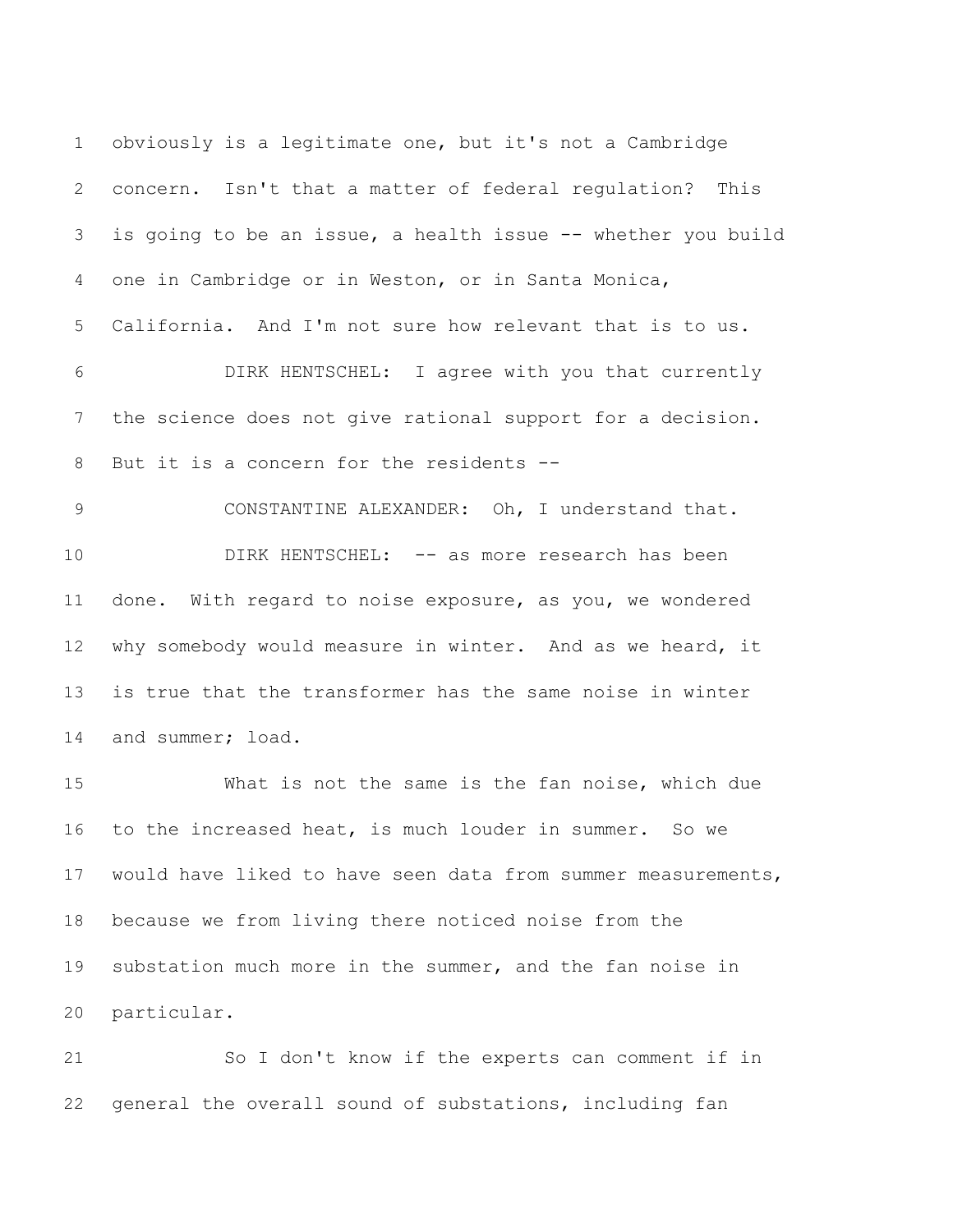obviously is a legitimate one, but it's not a Cambridge concern. Isn't that a matter of federal regulation? This is going to be an issue, a health issue -- whether you build one in Cambridge or in Weston, or in Santa Monica, California. And I'm not sure how relevant that is to us.

DIRK HENTSCHEL: I agree with you that currently the science does not give rational support for a decision. But it is a concern for the residents --

CONSTANTINE ALEXANDER: Oh, I understand that.

DIRK HENTSCHEL: -- as more research has been done. With regard to noise exposure, as you, we wondered why somebody would measure in winter. And as we heard, it is true that the transformer has the same noise in winter and summer; load.

What is not the same is the fan noise, which due to the increased heat, is much louder in summer. So we would have liked to have seen data from summer measurements, because we from living there noticed noise from the substation much more in the summer, and the fan noise in particular.

So I don't know if the experts can comment if in general the overall sound of substations, including fan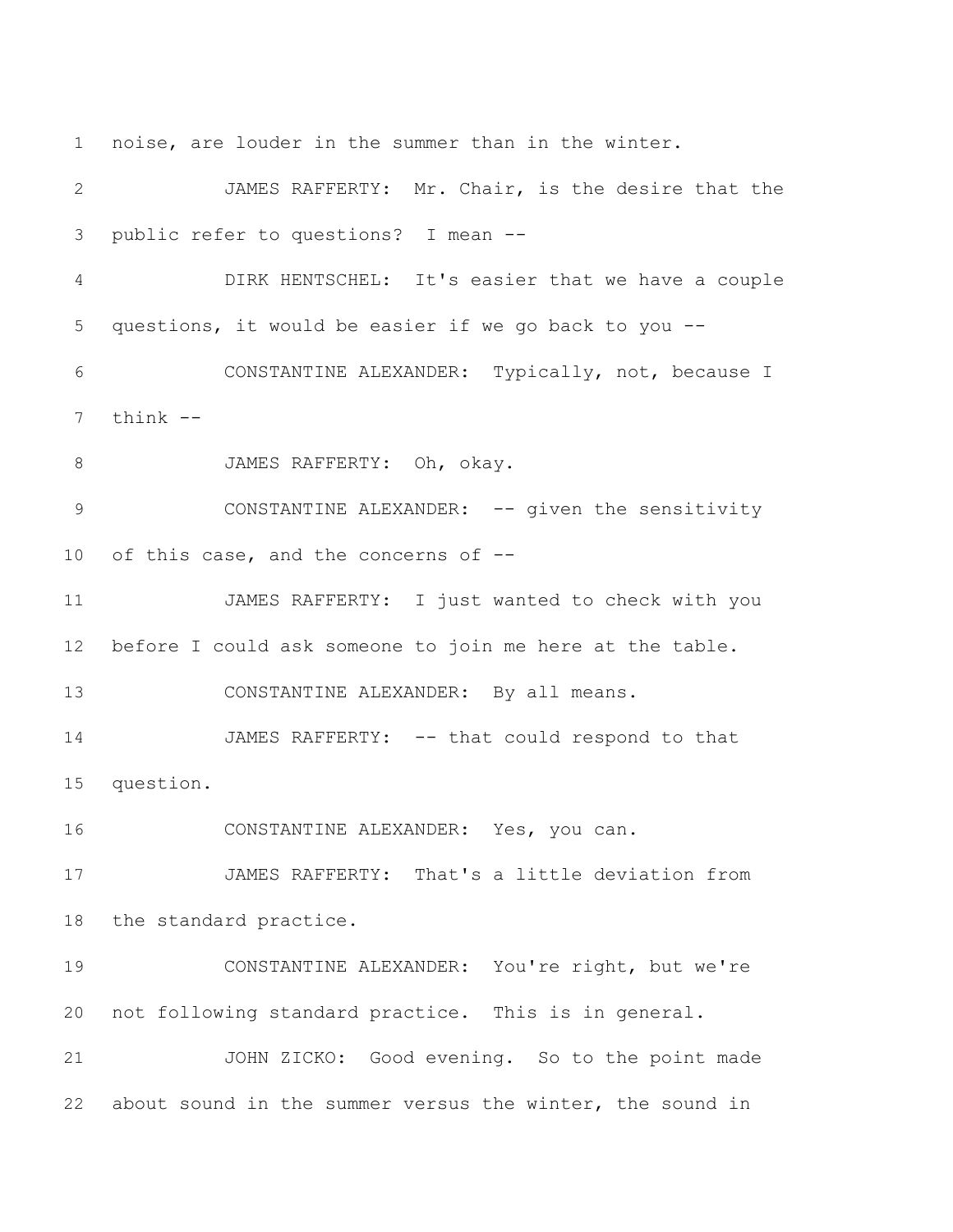noise, are louder in the summer than in the winter.

JAMES RAFFERTY: Mr. Chair, is the desire that the public refer to questions? I mean --

DIRK HENTSCHEL: It's easier that we have a couple questions, it would be easier if we go back to you --

CONSTANTINE ALEXANDER: Typically, not, because I think --

JAMES RAFFERTY: Oh, okay.

CONSTANTINE ALEXANDER: -- given the sensitivity of this case, and the concerns of --

JAMES RAFFERTY: I just wanted to check with you before I could ask someone to join me here at the table.

CONSTANTINE ALEXANDER: By all means.

JAMES RAFFERTY: -- that could respond to that question.

CONSTANTINE ALEXANDER: Yes, you can.

JAMES RAFFERTY: That's a little deviation from the standard practice.

CONSTANTINE ALEXANDER: You're right, but we're not following standard practice. This is in general.

JOHN ZICKO: Good evening. So to the point made about sound in the summer versus the winter, the sound in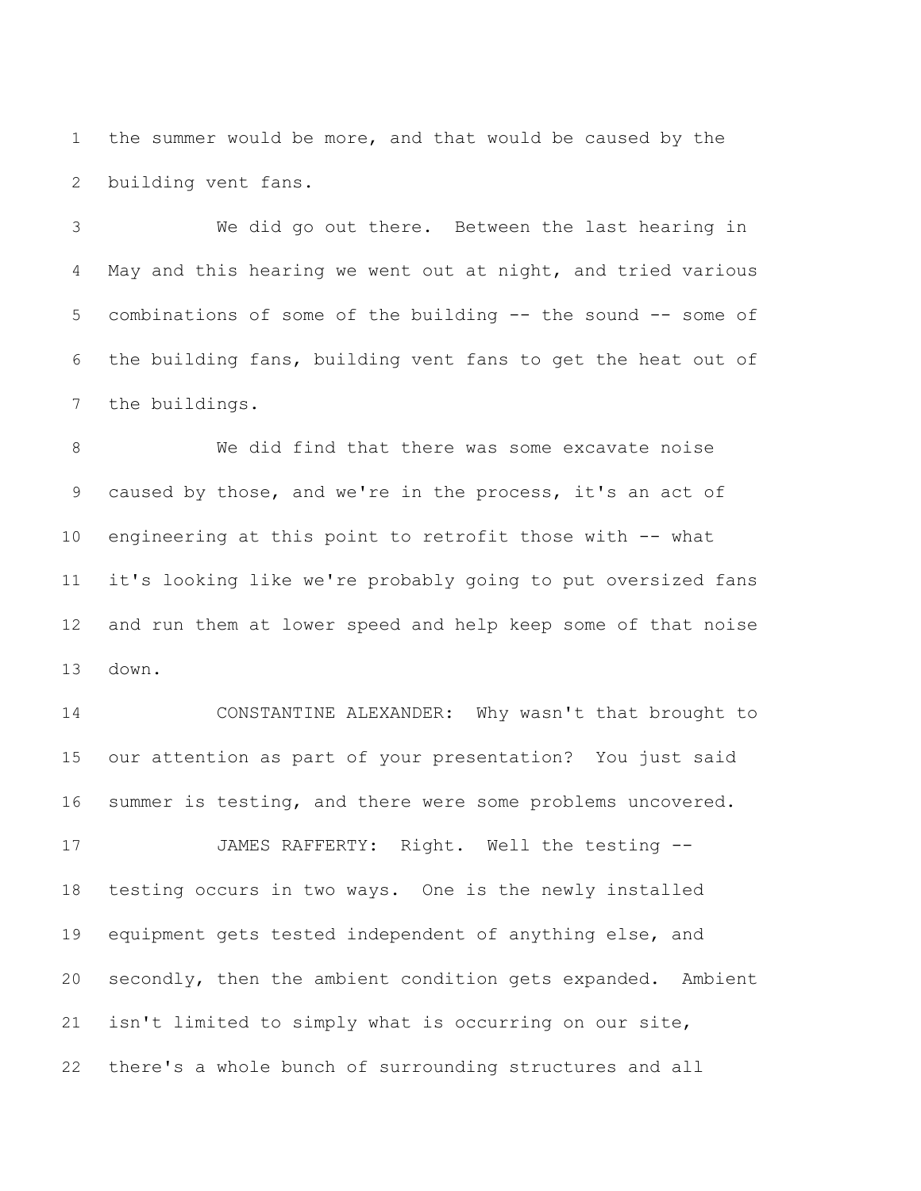the summer would be more, and that would be caused by the building vent fans.

We did go out there. Between the last hearing in May and this hearing we went out at night, and tried various combinations of some of the building -- the sound -- some of the building fans, building vent fans to get the heat out of the buildings.

We did find that there was some excavate noise caused by those, and we're in the process, it's an act of engineering at this point to retrofit those with -- what it's looking like we're probably going to put oversized fans and run them at lower speed and help keep some of that noise down.

CONSTANTINE ALEXANDER: Why wasn't that brought to our attention as part of your presentation? You just said summer is testing, and there were some problems uncovered.

JAMES RAFFERTY: Right. Well the testing -- testing occurs in two ways. One is the newly installed equipment gets tested independent of anything else, and secondly, then the ambient condition gets expanded. Ambient isn't limited to simply what is occurring on our site, there's a whole bunch of surrounding structures and all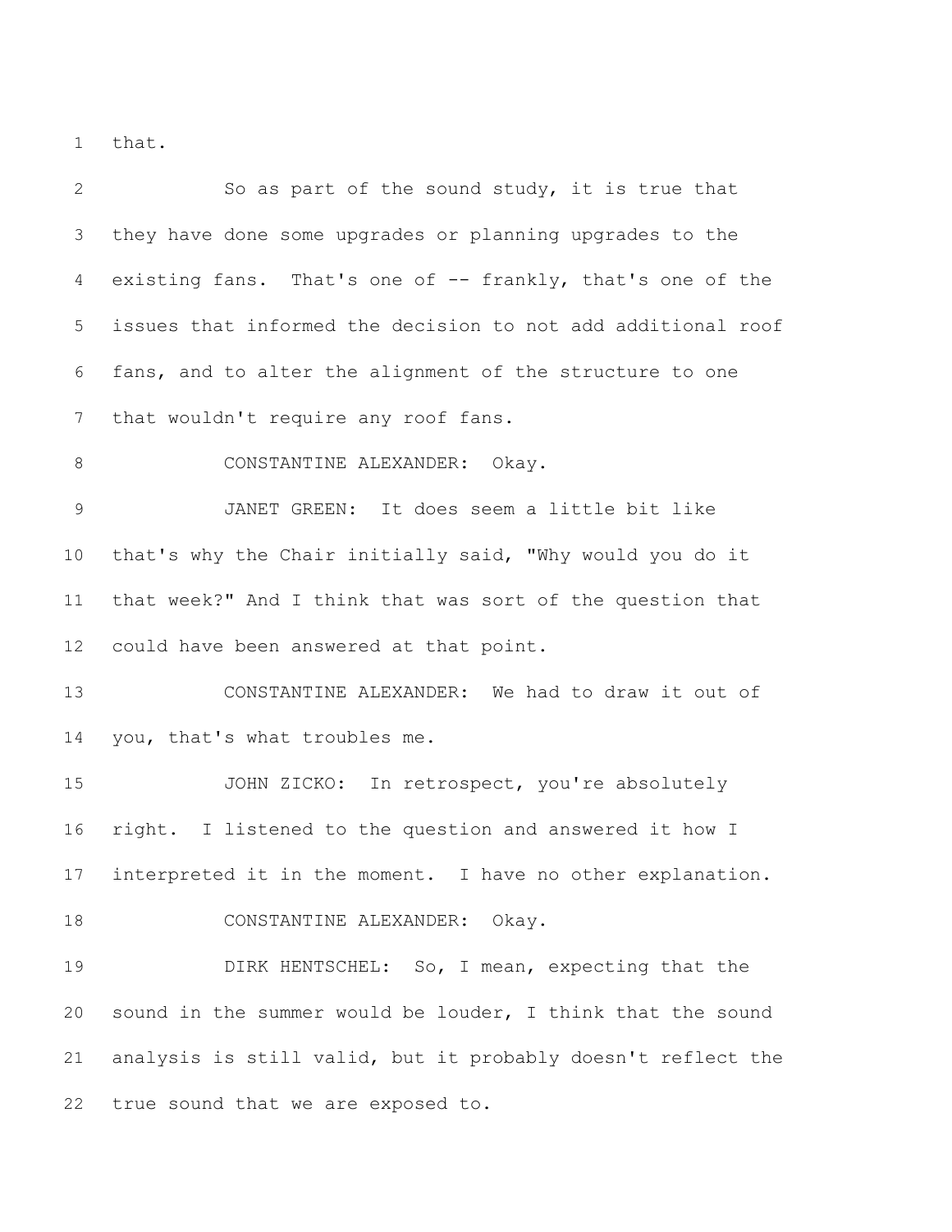that.

So as part of the sound study, it is true that they have done some upgrades or planning upgrades to the existing fans. That's one of -- frankly, that's one of the issues that informed the decision to not add additional roof fans, and to alter the alignment of the structure to one that wouldn't require any roof fans.

CONSTANTINE ALEXANDER: Okay.

JANET GREEN: It does seem a little bit like that's why the Chair initially said, "Why would you do it that week?" And I think that was sort of the question that could have been answered at that point.

CONSTANTINE ALEXANDER: We had to draw it out of you, that's what troubles me.

JOHN ZICKO: In retrospect, you're absolutely right. I listened to the question and answered it how I interpreted it in the moment. I have no other explanation.

CONSTANTINE ALEXANDER: Okay.

DIRK HENTSCHEL: So, I mean, expecting that the sound in the summer would be louder, I think that the sound analysis is still valid, but it probably doesn't reflect the true sound that we are exposed to.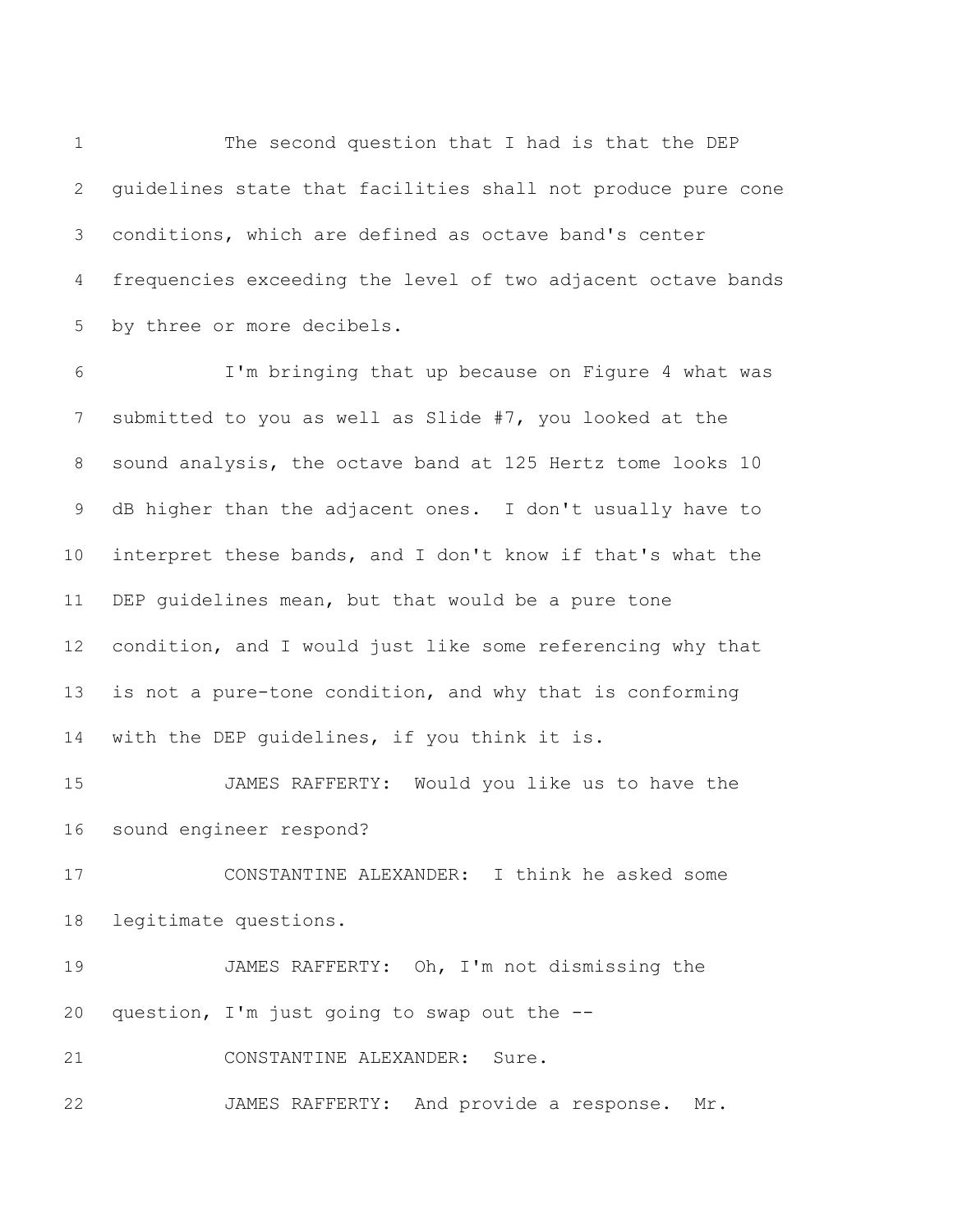The second question that I had is that the DEP guidelines state that facilities shall not produce pure cone conditions, which are defined as octave band's center frequencies exceeding the level of two adjacent octave bands by three or more decibels.

I'm bringing that up because on Figure 4 what was submitted to you as well as Slide #7, you looked at the sound analysis, the octave band at 125 Hertz tome looks 10 dB higher than the adjacent ones. I don't usually have to interpret these bands, and I don't know if that's what the DEP guidelines mean, but that would be a pure tone condition, and I would just like some referencing why that is not a pure-tone condition, and why that is conforming with the DEP guidelines, if you think it is.

JAMES RAFFERTY: Would you like us to have the sound engineer respond?

CONSTANTINE ALEXANDER: I think he asked some legitimate questions.

JAMES RAFFERTY: Oh, I'm not dismissing the question, I'm just going to swap out the --

CONSTANTINE ALEXANDER: Sure.

JAMES RAFFERTY: And provide a response. Mr.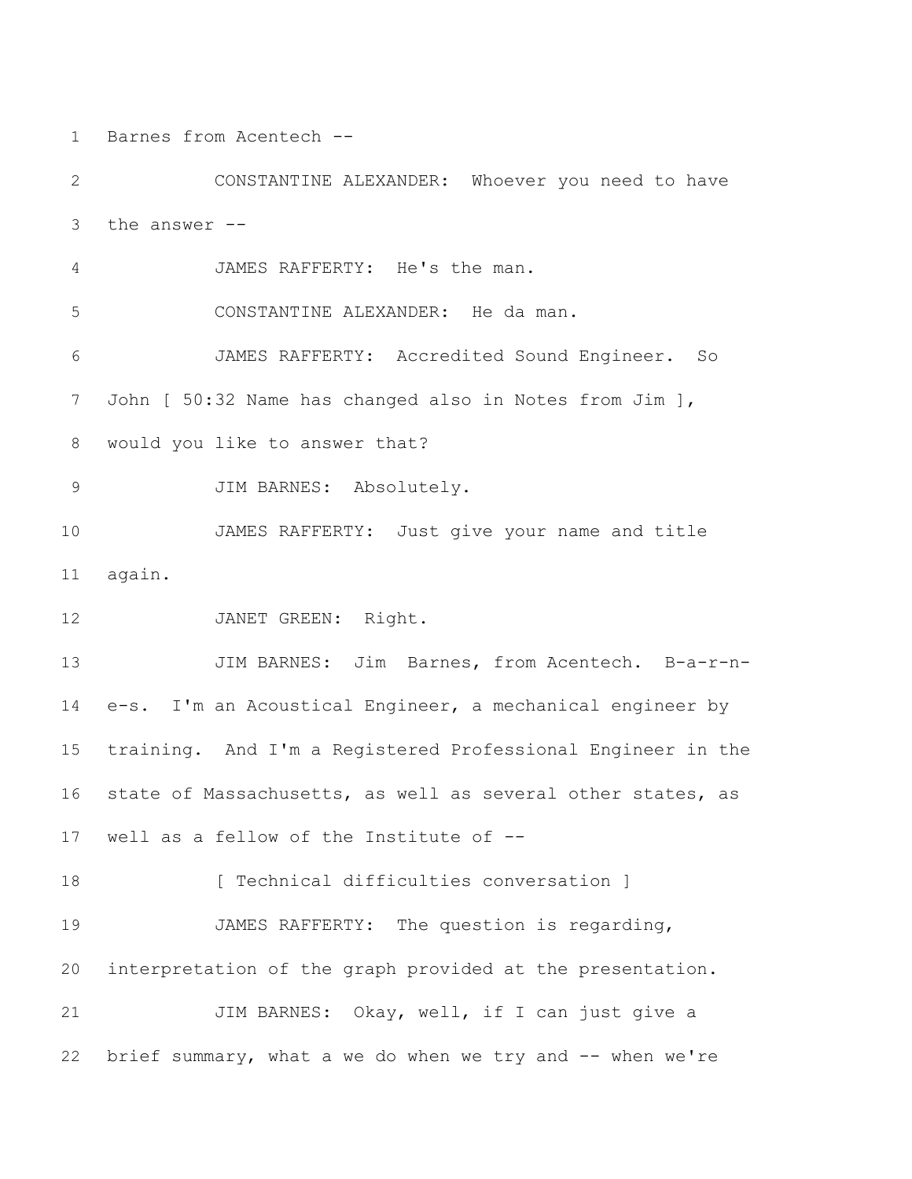Barnes from Acentech --

CONSTANTINE ALEXANDER: Whoever you need to have the answer --

JAMES RAFFERTY: He's the man.

CONSTANTINE ALEXANDER: He da man.

JAMES RAFFERTY: Accredited Sound Engineer. So John [ 50:32 Name has changed also in Notes from Jim ], would you like to answer that?

JIM BARNES: Absolutely.

JAMES RAFFERTY: Just give your name and title again.

JANET GREEN: Right.

JIM BARNES: Jim Barnes, from Acentech. B-a-r-n-e-s. I'm an Acoustical Engineer, a mechanical engineer by training. And I'm a Registered Professional Engineer in the state of Massachusetts, as well as several other states, as well as a fellow of the Institute of --

[ Technical difficulties conversation ]

JAMES RAFFERTY: The question is regarding, interpretation of the graph provided at the presentation.

JIM BARNES: Okay, well, if I can just give a brief summary, what a we do when we try and -- when we're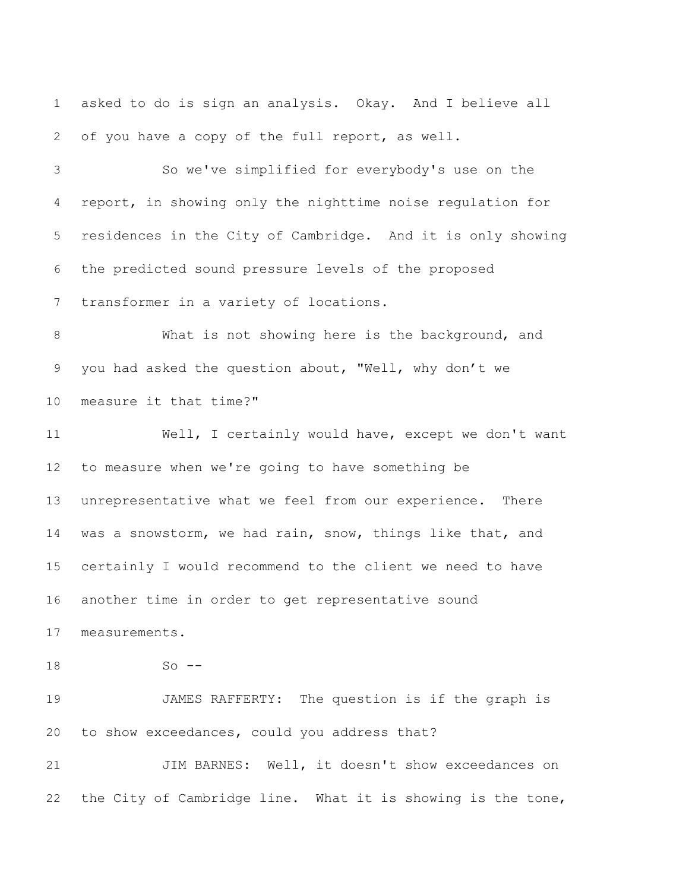asked to do is sign an analysis. Okay. And I believe all of you have a copy of the full report, as well.

So we've simplified for everybody's use on the report, in showing only the nighttime noise regulation for residences in the City of Cambridge. And it is only showing the predicted sound pressure levels of the proposed transformer in a variety of locations.

What is not showing here is the background, and you had asked the question about, "Well, why don't we measure it that time?"

Well, I certainly would have, except we don't want to measure when we're going to have something be unrepresentative what we feel from our experience. There was a snowstorm, we had rain, snow, things like that, and certainly I would recommend to the client we need to have another time in order to get representative sound measurements.

So --

JAMES RAFFERTY: The question is if the graph is to show exceedances, could you address that?

JIM BARNES: Well, it doesn't show exceedances on the City of Cambridge line. What it is showing is the tone,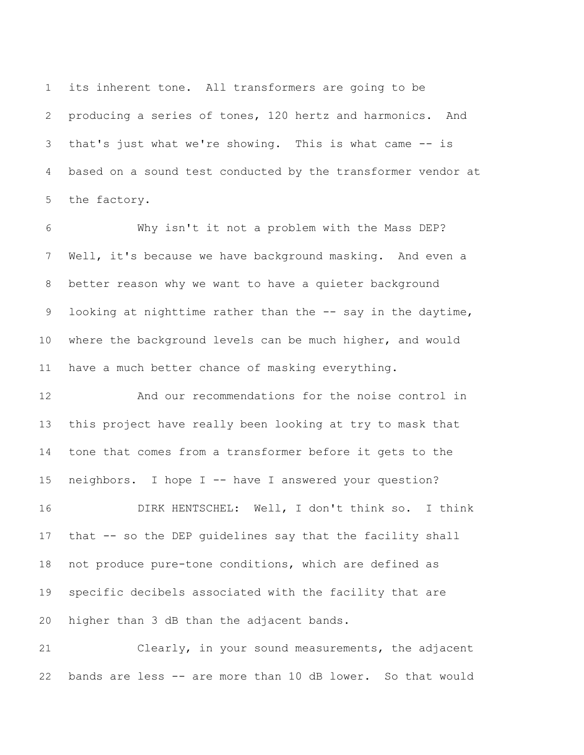its inherent tone. All transformers are going to be producing a series of tones, 120 hertz and harmonics. And that's just what we're showing. This is what came -- is based on a sound test conducted by the transformer vendor at the factory.

Why isn't it not a problem with the Mass DEP? Well, it's because we have background masking. And even a better reason why we want to have a quieter background looking at nighttime rather than the -- say in the daytime, where the background levels can be much higher, and would have a much better chance of masking everything.

And our recommendations for the noise control in this project have really been looking at try to mask that tone that comes from a transformer before it gets to the neighbors. I hope I -- have I answered your question?

DIRK HENTSCHEL: Well, I don't think so. I think that -- so the DEP guidelines say that the facility shall not produce pure-tone conditions, which are defined as specific decibels associated with the facility that are higher than 3 dB than the adjacent bands.

Clearly, in your sound measurements, the adjacent bands are less -- are more than 10 dB lower. So that would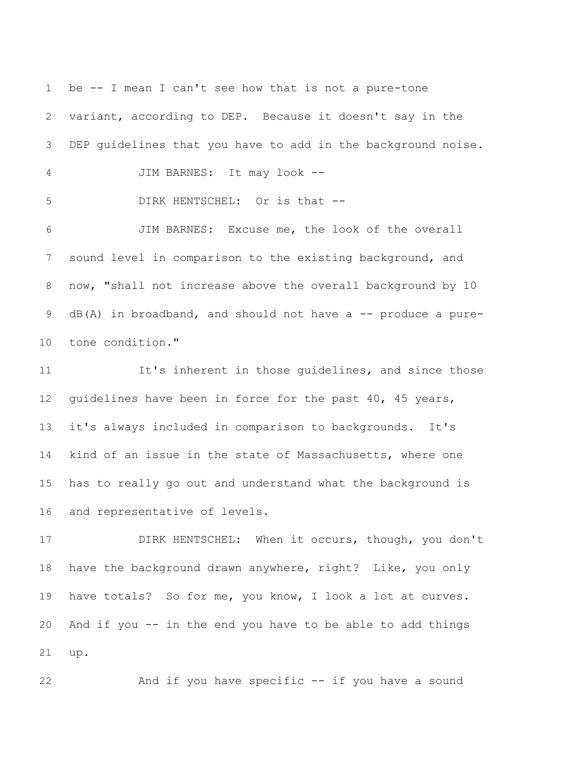be -- I mean I can't see how that is not a pure-tone variant, according to DEP. Because it doesn't say in the DEP guidelines that you have to add in the background noise.

JIM BARNES: It may look --

DIRK HENTSCHEL: Or is that --

JIM BARNES: Excuse me, the look of the overall sound level in comparison to the existing background, and now, "shall not increase above the overall background by 10 dB(A) in broadband, and should not have a -- produce a pure-tone condition."

It's inherent in those guidelines, and since those guidelines have been in force for the past 40, 45 years, it's always included in comparison to backgrounds. It's kind of an issue in the state of Massachusetts, where one has to really go out and understand what the background is and representative of levels.

DIRK HENTSCHEL: When it occurs, though, you don't have the background drawn anywhere, right? Like, you only have totals? So for me, you know, I look a lot at curves. And if you -- in the end you have to be able to add things up.

And if you have specific -- if you have a sound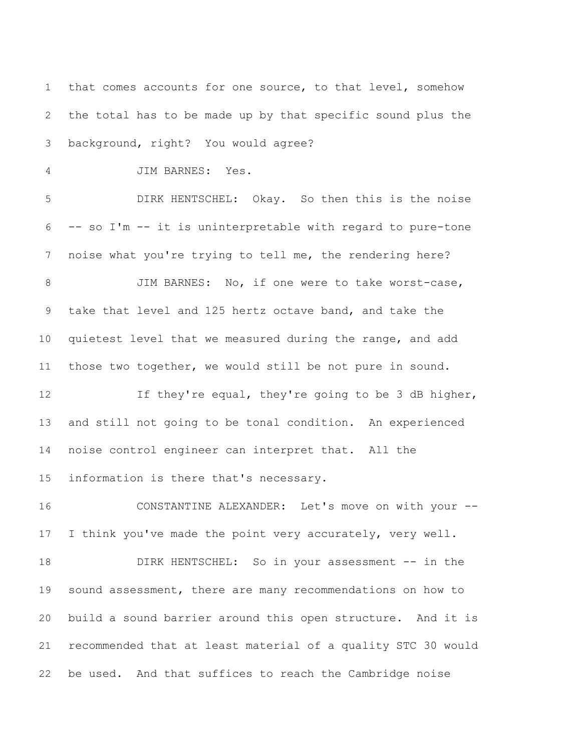that comes accounts for one source, to that level, somehow the total has to be made up by that specific sound plus the background, right? You would agree?

JIM BARNES: Yes.

DIRK HENTSCHEL: Okay. So then this is the noise -- so I'm -- it is uninterpretable with regard to pure-tone noise what you're trying to tell me, the rendering here?

JIM BARNES: No, if one were to take worst-case, take that level and 125 hertz octave band, and take the quietest level that we measured during the range, and add those two together, we would still be not pure in sound.

If they're equal, they're going to be 3 dB higher, and still not going to be tonal condition. An experienced noise control engineer can interpret that. All the information is there that's necessary.

CONSTANTINE ALEXANDER: Let's move on with your -- I think you've made the point very accurately, very well.

DIRK HENTSCHEL: So in your assessment -- in the sound assessment, there are many recommendations on how to build a sound barrier around this open structure. And it is recommended that at least material of a quality STC 30 would be used. And that suffices to reach the Cambridge noise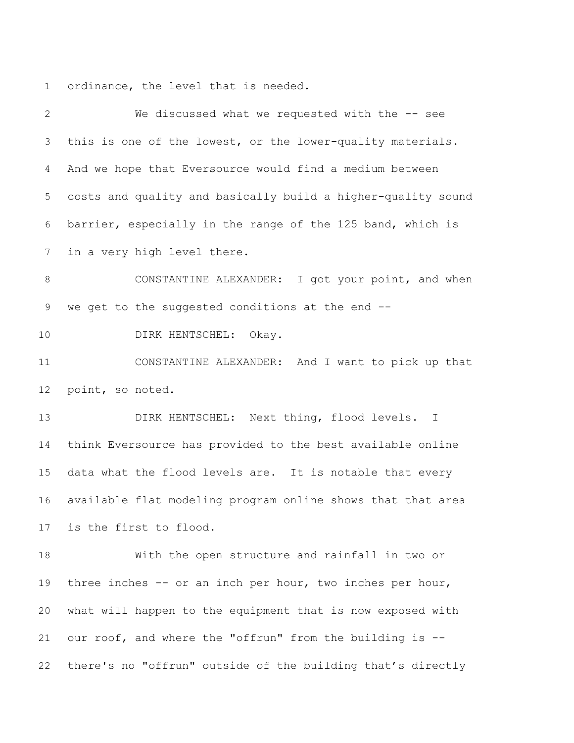ordinance, the level that is needed.

We discussed what we requested with the -- see this is one of the lowest, or the lower-quality materials. And we hope that Eversource would find a medium between costs and quality and basically build a higher-quality sound barrier, especially in the range of the 125 band, which is in a very high level there.

CONSTANTINE ALEXANDER: I got your point, and when we get to the suggested conditions at the end --

DIRK HENTSCHEL: Okay.

CONSTANTINE ALEXANDER: And I want to pick up that point, so noted.

DIRK HENTSCHEL: Next thing, flood levels. I think Eversource has provided to the best available online data what the flood levels are. It is notable that every available flat modeling program online shows that that area is the first to flood.

With the open structure and rainfall in two or three inches -- or an inch per hour, two inches per hour, what will happen to the equipment that is now exposed with our roof, and where the "offrun" from the building is -- there's no "offrun" outside of the building that's directly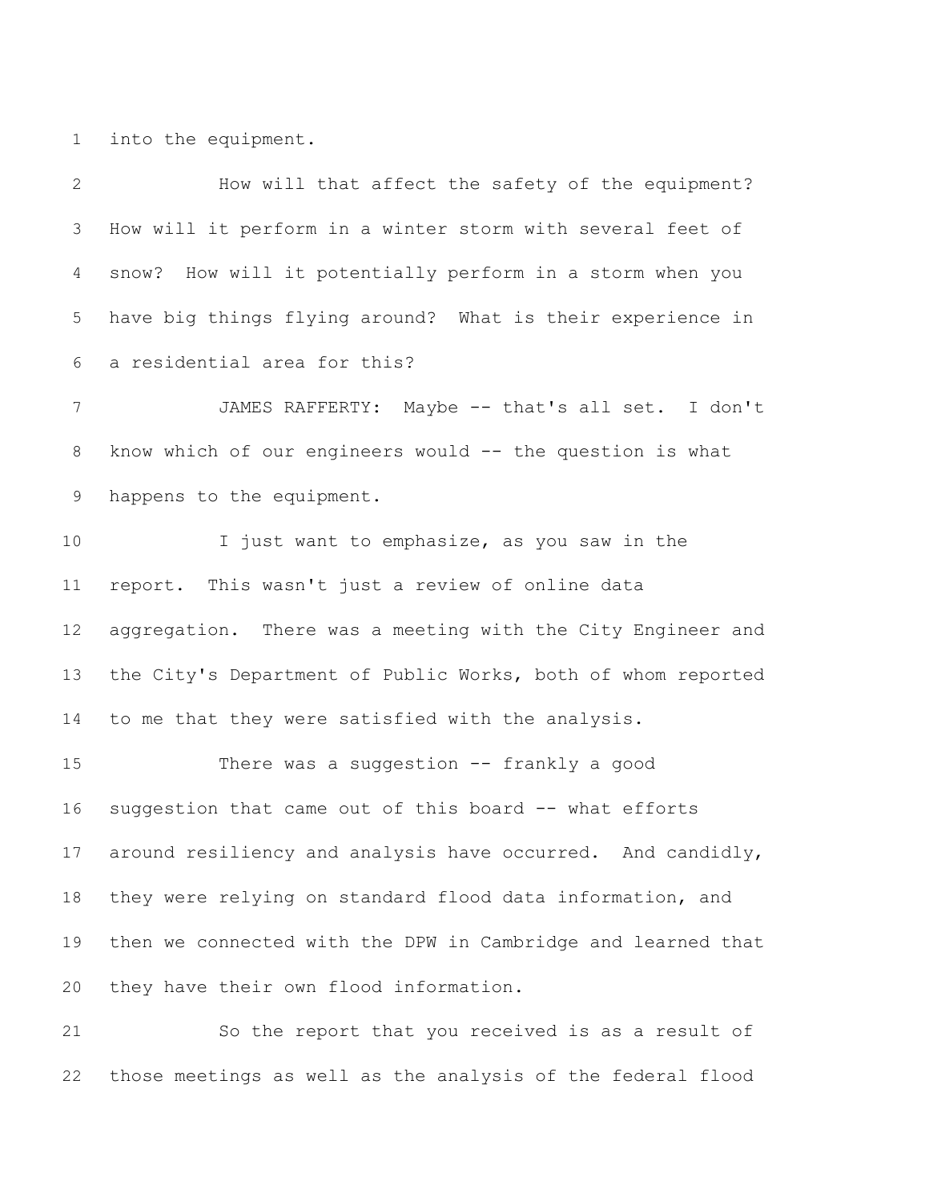into the equipment.

How will that affect the safety of the equipment? How will it perform in a winter storm with several feet of snow? How will it potentially perform in a storm when you have big things flying around? What is their experience in a residential area for this?

JAMES RAFFERTY: Maybe -- that's all set. I don't know which of our engineers would -- the question is what happens to the equipment.

I just want to emphasize, as you saw in the report. This wasn't just a review of online data aggregation. There was a meeting with the City Engineer and the City's Department of Public Works, both of whom reported to me that they were satisfied with the analysis.

There was a suggestion -- frankly a good suggestion that came out of this board -- what efforts around resiliency and analysis have occurred. And candidly, they were relying on standard flood data information, and then we connected with the DPW in Cambridge and learned that they have their own flood information.

So the report that you received is as a result of those meetings as well as the analysis of the federal flood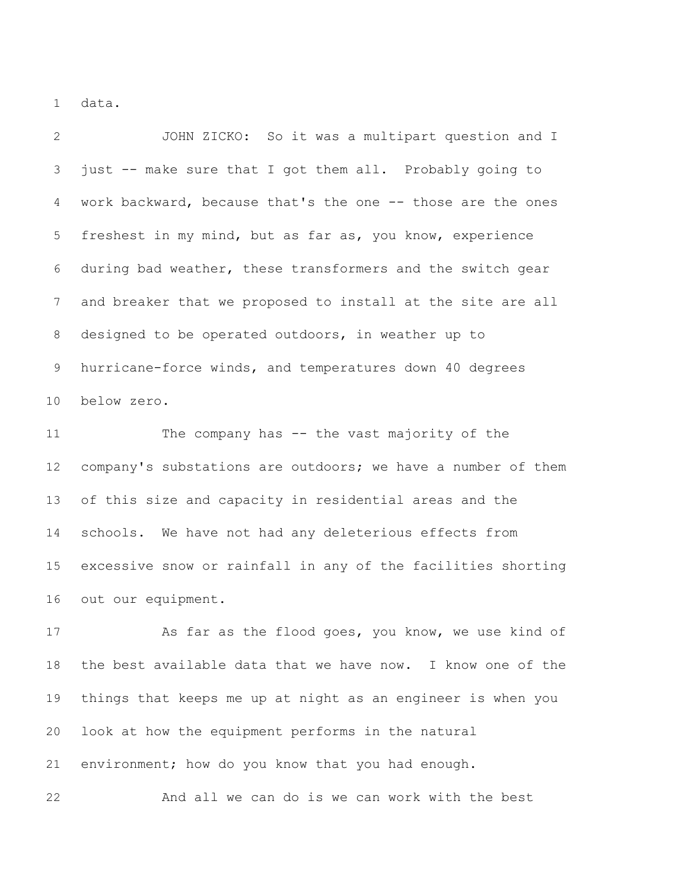data.

JOHN ZICKO: So it was a multipart question and I just -- make sure that I got them all. Probably going to work backward, because that's the one -- those are the ones freshest in my mind, but as far as, you know, experience during bad weather, these transformers and the switch gear and breaker that we proposed to install at the site are all designed to be operated outdoors, in weather up to hurricane-force winds, and temperatures down 40 degrees below zero.

The company has -- the vast majority of the company's substations are outdoors; we have a number of them of this size and capacity in residential areas and the schools. We have not had any deleterious effects from excessive snow or rainfall in any of the facilities shorting out our equipment.

As far as the flood goes, you know, we use kind of the best available data that we have now. I know one of the things that keeps me up at night as an engineer is when you look at how the equipment performs in the natural environment; how do you know that you had enough.

And all we can do is we can work with the best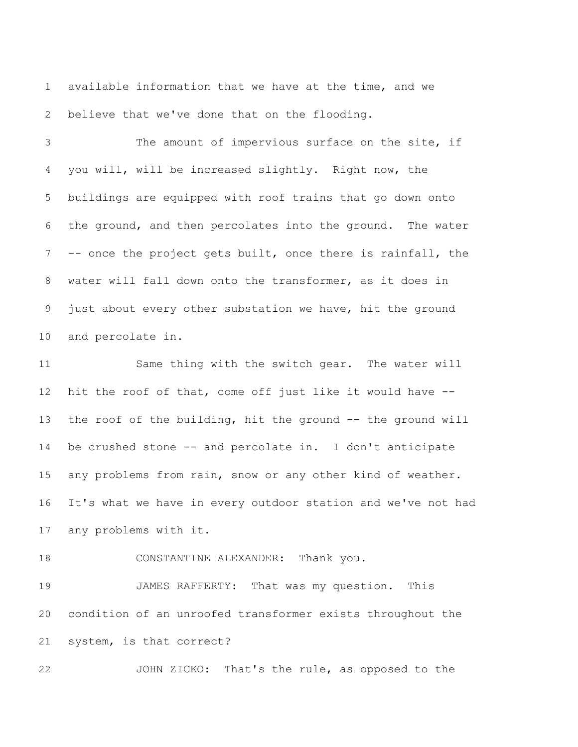available information that we have at the time, and we believe that we've done that on the flooding.

The amount of impervious surface on the site, if you will, will be increased slightly. Right now, the buildings are equipped with roof trains that go down onto the ground, and then percolates into the ground. The water -- once the project gets built, once there is rainfall, the water will fall down onto the transformer, as it does in just about every other substation we have, hit the ground and percolate in.

Same thing with the switch gear. The water will hit the roof of that, come off just like it would have -- the roof of the building, hit the ground -- the ground will be crushed stone -- and percolate in. I don't anticipate any problems from rain, snow or any other kind of weather. It's what we have in every outdoor station and we've not had any problems with it.

CONSTANTINE ALEXANDER: Thank you.

JAMES RAFFERTY: That was my question. This condition of an unroofed transformer exists throughout the system, is that correct?

JOHN ZICKO: That's the rule, as opposed to the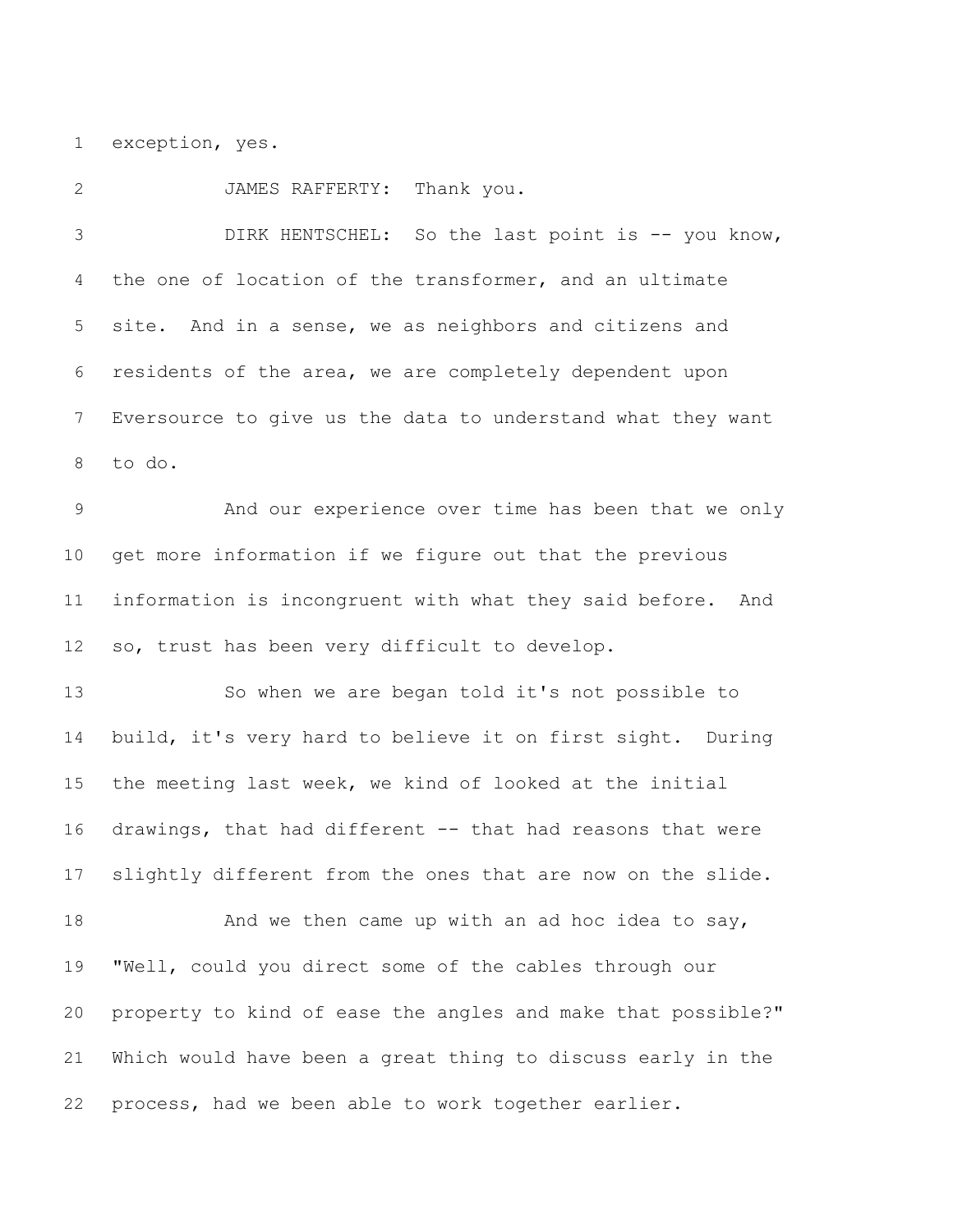exception, yes.

JAMES RAFFERTY: Thank you.

DIRK HENTSCHEL: So the last point is -- you know, the one of location of the transformer, and an ultimate site. And in a sense, we as neighbors and citizens and residents of the area, we are completely dependent upon Eversource to give us the data to understand what they want to do.

And our experience over time has been that we only get more information if we figure out that the previous information is incongruent with what they said before. And so, trust has been very difficult to develop.

So when we are began told it's not possible to build, it's very hard to believe it on first sight. During the meeting last week, we kind of looked at the initial drawings, that had different -- that had reasons that were slightly different from the ones that are now on the slide.

And we then came up with an ad hoc idea to say, "Well, could you direct some of the cables through our property to kind of ease the angles and make that possible?" Which would have been a great thing to discuss early in the process, had we been able to work together earlier.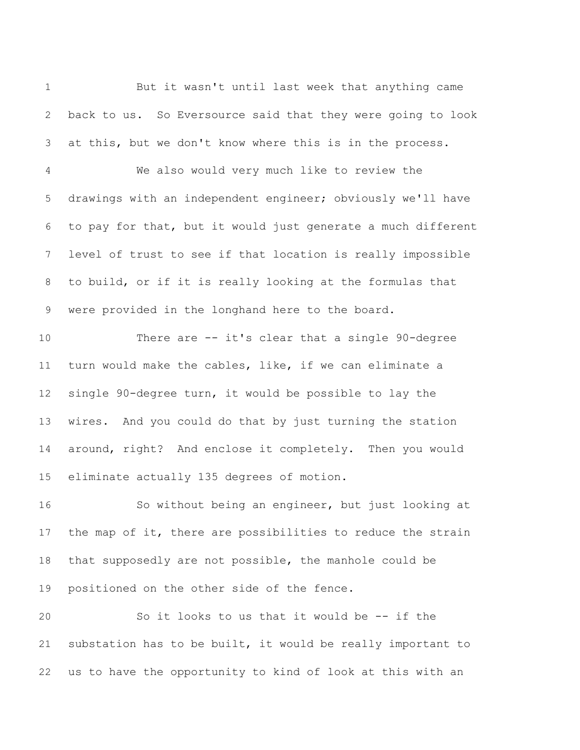But it wasn't until last week that anything came back to us. So Eversource said that they were going to look at this, but we don't know where this is in the process.

We also would very much like to review the drawings with an independent engineer; obviously we'll have to pay for that, but it would just generate a much different level of trust to see if that location is really impossible to build, or if it is really looking at the formulas that were provided in the longhand here to the board.

There are -- it's clear that a single 90-degree turn would make the cables, like, if we can eliminate a single 90-degree turn, it would be possible to lay the wires. And you could do that by just turning the station around, right? And enclose it completely. Then you would eliminate actually 135 degrees of motion.

So without being an engineer, but just looking at the map of it, there are possibilities to reduce the strain that supposedly are not possible, the manhole could be positioned on the other side of the fence.

So it looks to us that it would be -- if the substation has to be built, it would be really important to us to have the opportunity to kind of look at this with an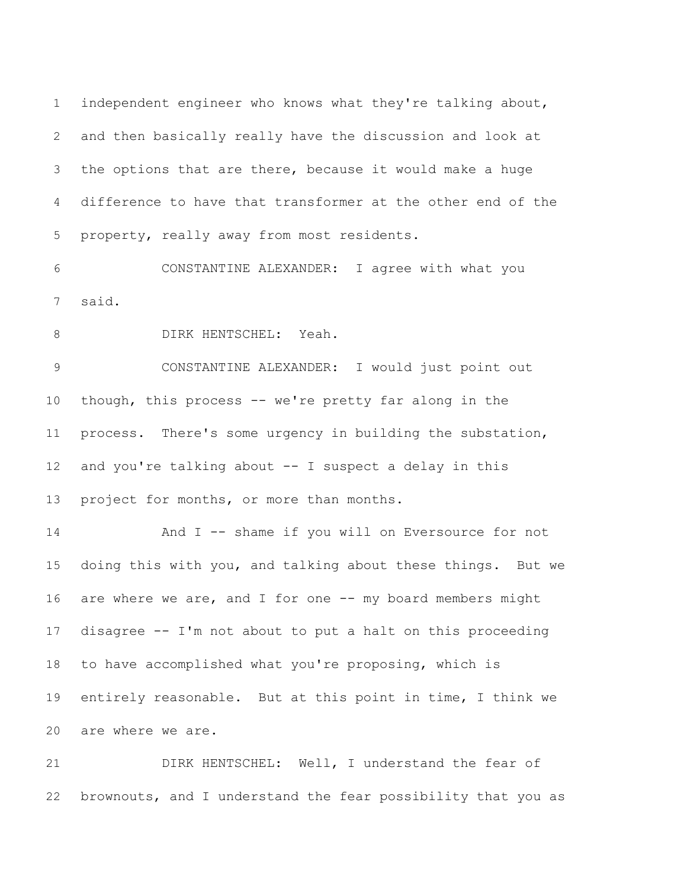independent engineer who knows what they're talking about, and then basically really have the discussion and look at the options that are there, because it would make a huge difference to have that transformer at the other end of the property, really away from most residents.

CONSTANTINE ALEXANDER: I agree with what you said.

DIRK HENTSCHEL: Yeah.

CONSTANTINE ALEXANDER: I would just point out though, this process -- we're pretty far along in the process. There's some urgency in building the substation, and you're talking about -- I suspect a delay in this project for months, or more than months.

And I -- shame if you will on Eversource for not doing this with you, and talking about these things. But we are where we are, and I for one -- my board members might disagree -- I'm not about to put a halt on this proceeding to have accomplished what you're proposing, which is entirely reasonable. But at this point in time, I think we are where we are.

DIRK HENTSCHEL: Well, I understand the fear of brownouts, and I understand the fear possibility that you as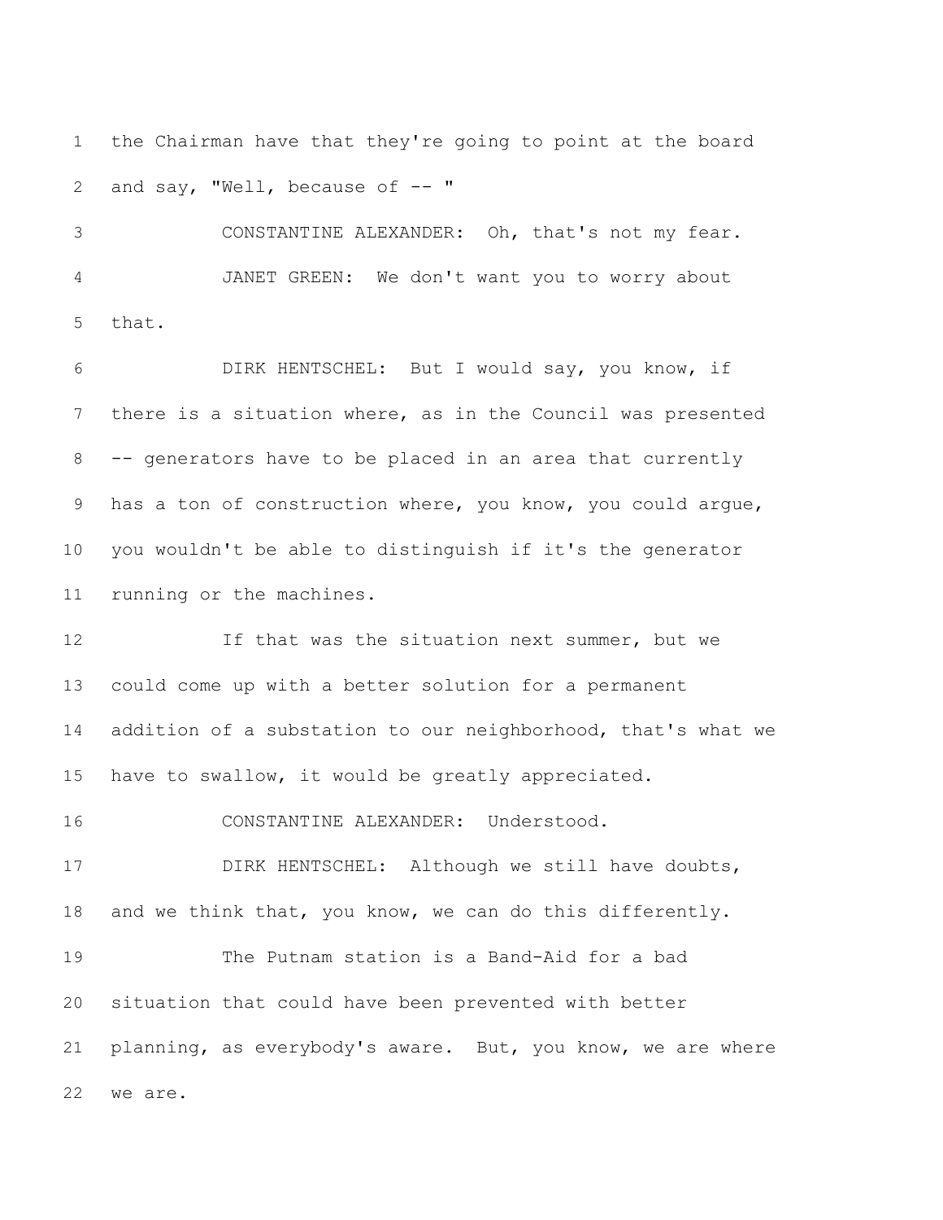the Chairman have that they're going to point at the board and say, "Well, because of -- "

CONSTANTINE ALEXANDER: Oh, that's not my fear.

JANET GREEN: We don't want you to worry about that.

DIRK HENTSCHEL: But I would say, you know, if there is a situation where, as in the Council was presented -- generators have to be placed in an area that currently has a ton of construction where, you know, you could argue, you wouldn't be able to distinguish if it's the generator running or the machines.

If that was the situation next summer, but we could come up with a better solution for a permanent addition of a substation to our neighborhood, that's what we have to swallow, it would be greatly appreciated.

CONSTANTINE ALEXANDER: Understood.

DIRK HENTSCHEL: Although we still have doubts, and we think that, you know, we can do this differently.

The Putnam station is a Band-Aid for a bad situation that could have been prevented with better planning, as everybody's aware. But, you know, we are where we are.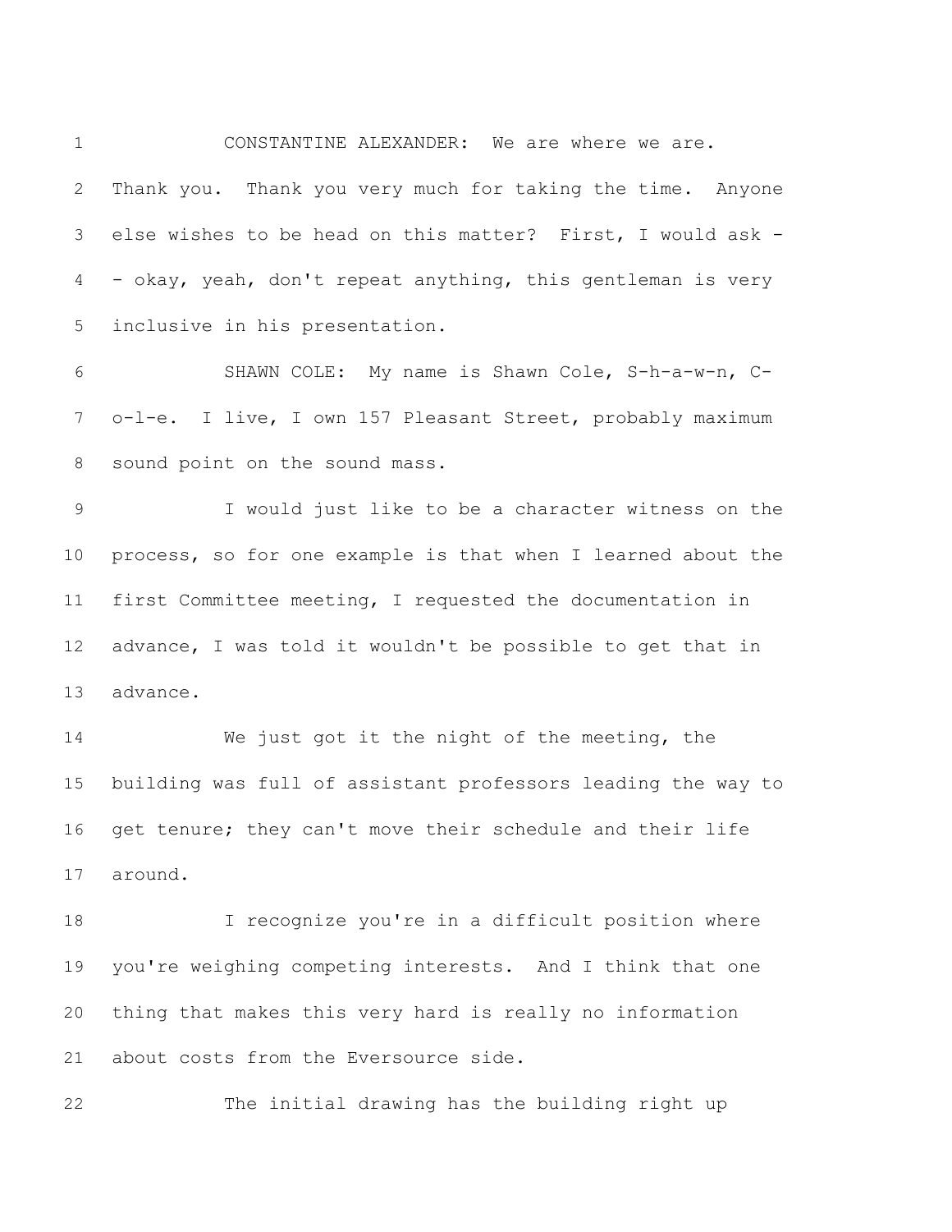CONSTANTINE ALEXANDER: We are where we are. Thank you. Thank you very much for taking the time. Anyone else wishes to be head on this matter? First, I would ask -- okay, yeah, don't repeat anything, this gentleman is very inclusive in his presentation.

SHAWN COLE: My name is Shawn Cole, S-h-a-w-n, C-o-l-e. I live, I own 157 Pleasant Street, probably maximum sound point on the sound mass.

I would just like to be a character witness on the process, so for one example is that when I learned about the first Committee meeting, I requested the documentation in advance, I was told it wouldn't be possible to get that in advance.

We just got it the night of the meeting, the building was full of assistant professors leading the way to get tenure; they can't move their schedule and their life around.

I recognize you're in a difficult position where you're weighing competing interests. And I think that one thing that makes this very hard is really no information about costs from the Eversource side.

The initial drawing has the building right up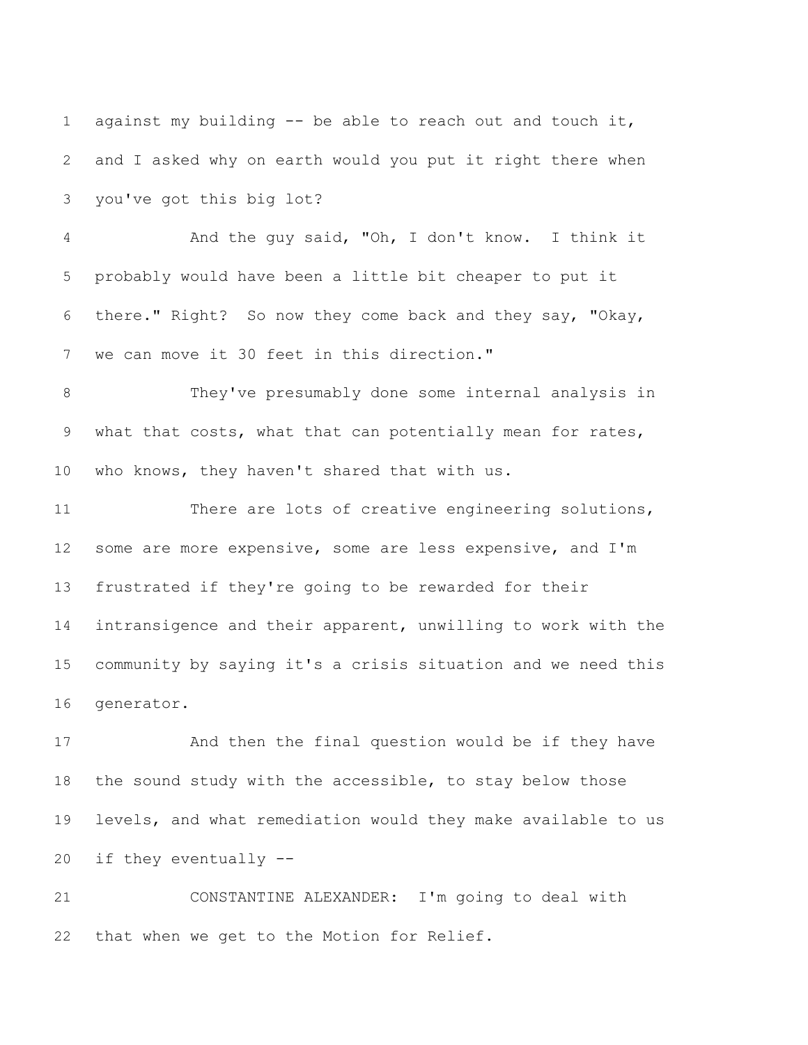against my building -- be able to reach out and touch it, and I asked why on earth would you put it right there when you've got this big lot?

And the guy said, "Oh, I don't know. I think it probably would have been a little bit cheaper to put it there." Right? So now they come back and they say, "Okay, we can move it 30 feet in this direction."

They've presumably done some internal analysis in what that costs, what that can potentially mean for rates, who knows, they haven't shared that with us.

There are lots of creative engineering solutions, some are more expensive, some are less expensive, and I'm frustrated if they're going to be rewarded for their intransigence and their apparent, unwilling to work with the community by saying it's a crisis situation and we need this generator.

And then the final question would be if they have the sound study with the accessible, to stay below those levels, and what remediation would they make available to us if they eventually --

CONSTANTINE ALEXANDER: I'm going to deal with that when we get to the Motion for Relief.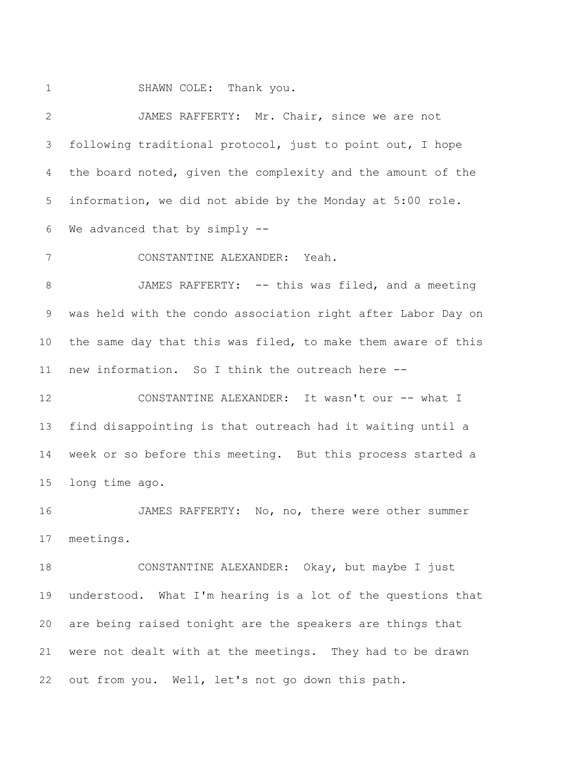SHAWN COLE: Thank you.

JAMES RAFFERTY: Mr. Chair, since we are not following traditional protocol, just to point out, I hope the board noted, given the complexity and the amount of the information, we did not abide by the Monday at 5:00 role. We advanced that by simply --

CONSTANTINE ALEXANDER: Yeah.

JAMES RAFFERTY: -- this was filed, and a meeting was held with the condo association right after Labor Day on the same day that this was filed, to make them aware of this new information. So I think the outreach here --

CONSTANTINE ALEXANDER: It wasn't our -- what I find disappointing is that outreach had it waiting until a week or so before this meeting. But this process started a long time ago.

JAMES RAFFERTY: No, no, there were other summer meetings.

CONSTANTINE ALEXANDER: Okay, but maybe I just understood. What I'm hearing is a lot of the questions that are being raised tonight are the speakers are things that were not dealt with at the meetings. They had to be drawn out from you. Well, let's not go down this path.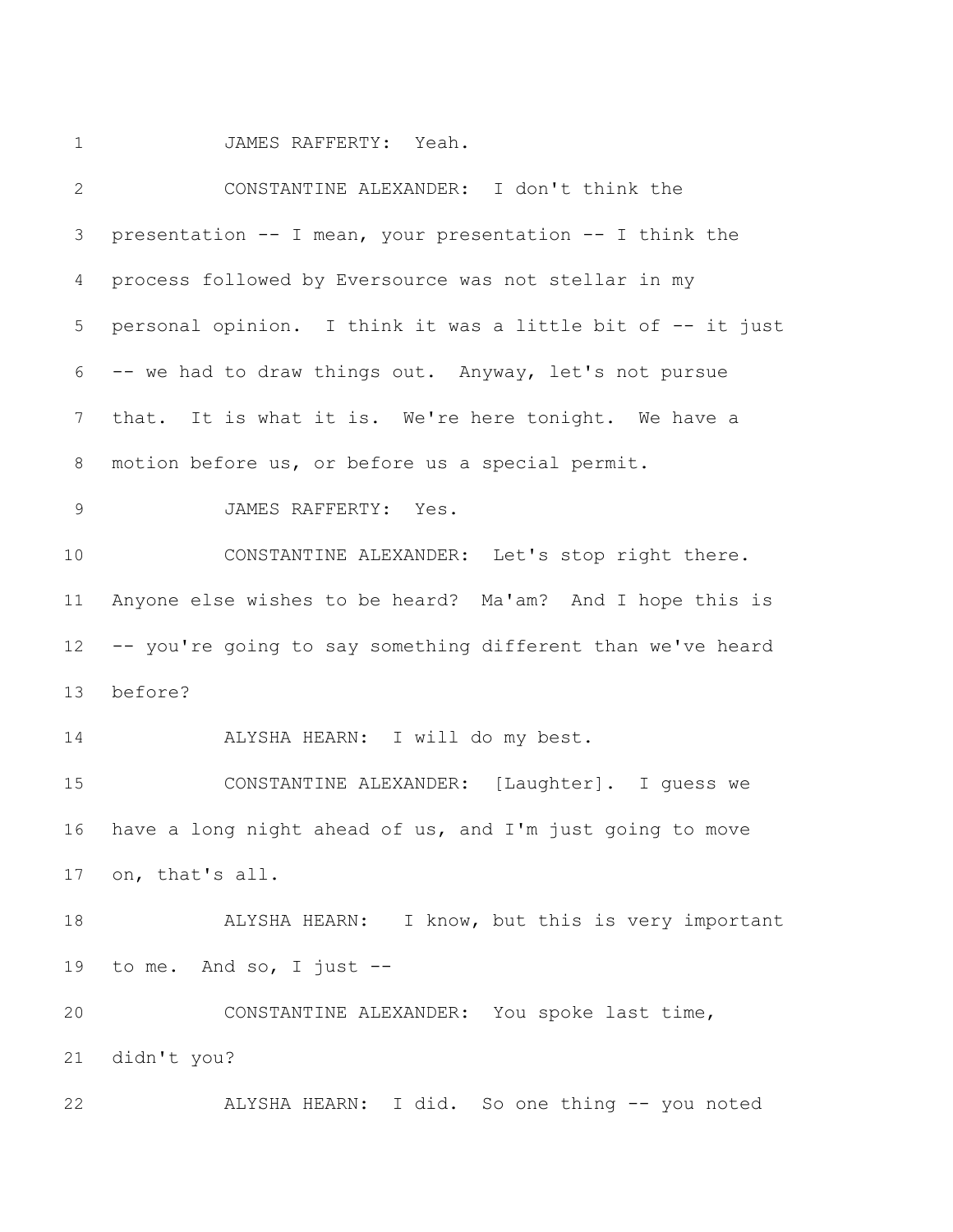JAMES RAFFERTY: Yeah.

CONSTANTINE ALEXANDER: I don't think the presentation -- I mean, your presentation -- I think the process followed by Eversource was not stellar in my personal opinion. I think it was a little bit of -- it just -- we had to draw things out. Anyway, let's not pursue that. It is what it is. We're here tonight. We have a motion before us, or before us a special permit.

JAMES RAFFERTY: Yes.

CONSTANTINE ALEXANDER: Let's stop right there. Anyone else wishes to be heard? Ma'am? And I hope this is -- you're going to say something different than we've heard before?

ALYSHA HEARN: I will do my best.

CONSTANTINE ALEXANDER: [Laughter]. I guess we have a long night ahead of us, and I'm just going to move on, that's all.

ALYSHA HEARN: I know, but this is very important to me. And so, I just --

CONSTANTINE ALEXANDER: You spoke last time, didn't you?

ALYSHA HEARN: I did. So one thing -- you noted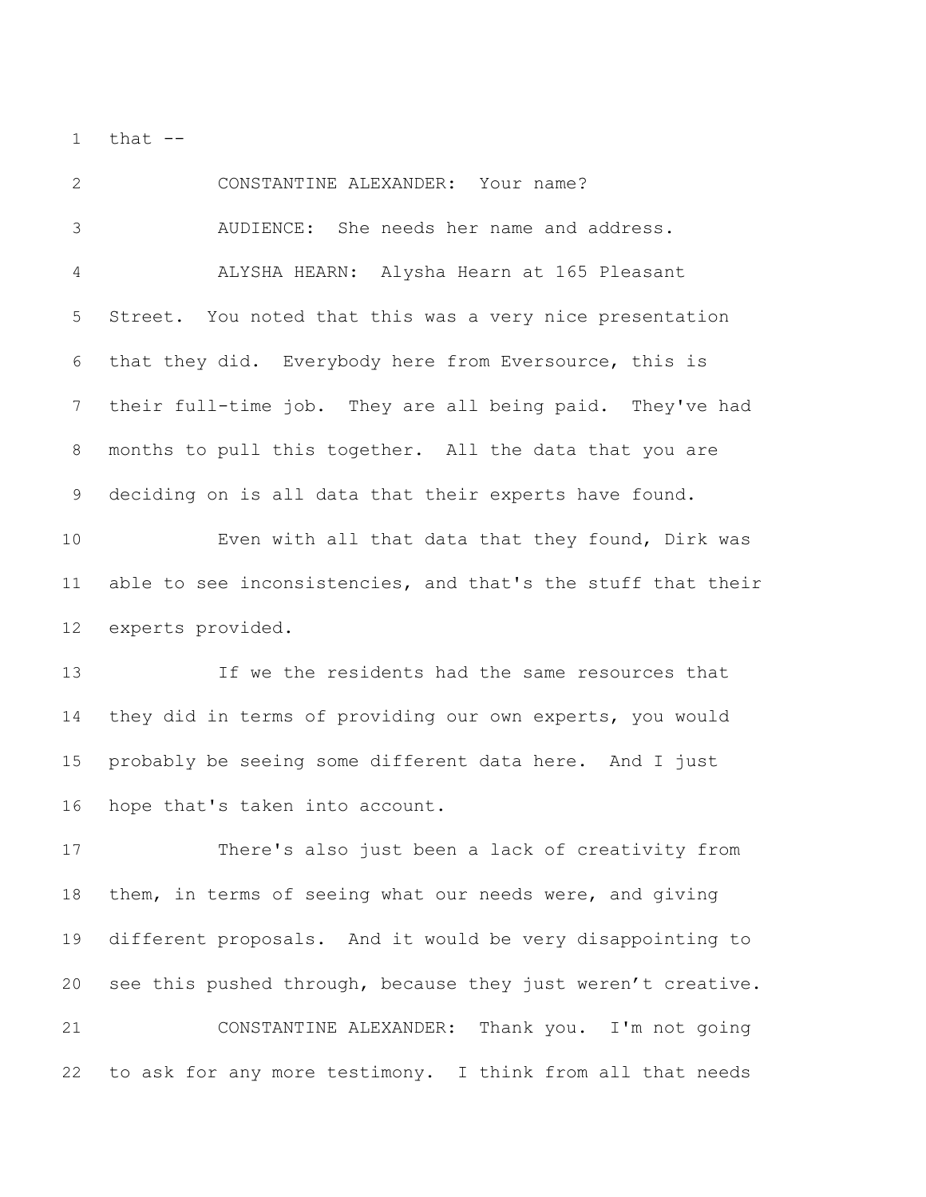that --

CONSTANTINE ALEXANDER: Your name?

AUDIENCE: She needs her name and address.

ALYSHA HEARN: Alysha Hearn at 165 Pleasant Street. You noted that this was a very nice presentation that they did. Everybody here from Eversource, this is their full-time job. They are all being paid. They've had months to pull this together. All the data that you are deciding on is all data that their experts have found.

Even with all that data that they found, Dirk was able to see inconsistencies, and that's the stuff that their experts provided.

If we the residents had the same resources that they did in terms of providing our own experts, you would probably be seeing some different data here. And I just hope that's taken into account.

There's also just been a lack of creativity from them, in terms of seeing what our needs were, and giving different proposals. And it would be very disappointing to see this pushed through, because they just weren't creative.

CONSTANTINE ALEXANDER: Thank you. I'm not going to ask for any more testimony. I think from all that needs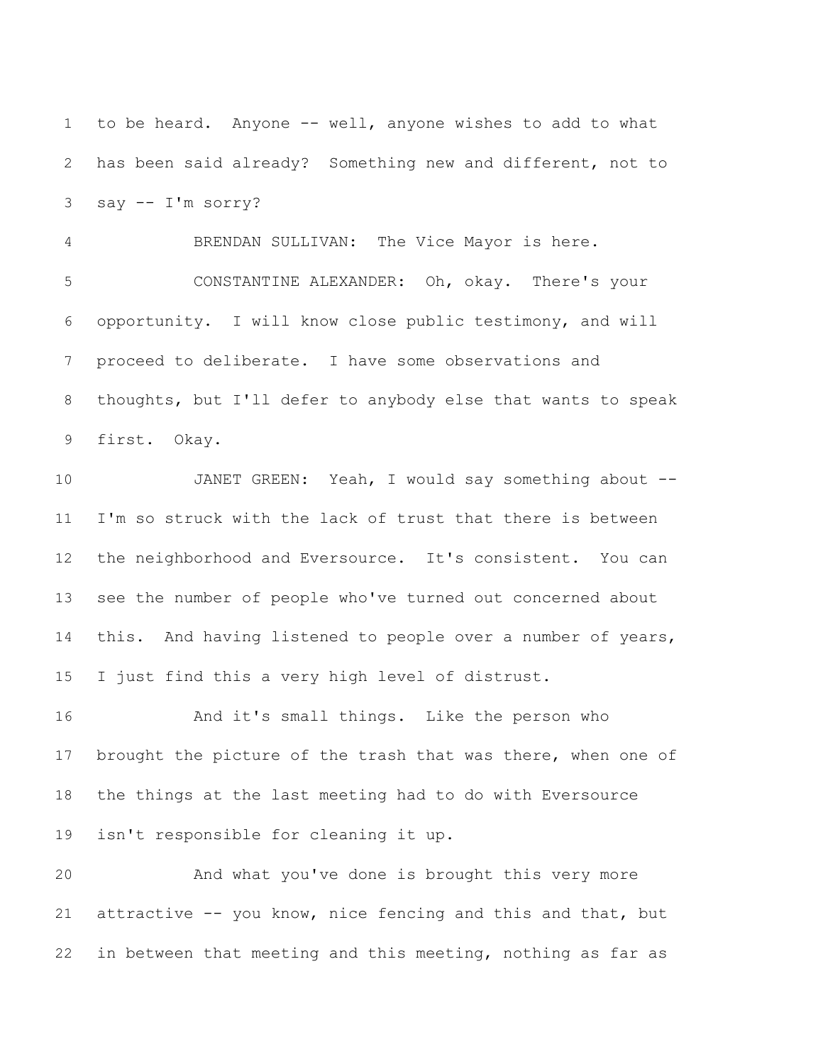to be heard. Anyone -- well, anyone wishes to add to what has been said already? Something new and different, not to say -- I'm sorry?

BRENDAN SULLIVAN: The Vice Mayor is here.

CONSTANTINE ALEXANDER: Oh, okay. There's your opportunity. I will know close public testimony, and will proceed to deliberate. I have some observations and thoughts, but I'll defer to anybody else that wants to speak first. Okay.

JANET GREEN: Yeah, I would say something about -- I'm so struck with the lack of trust that there is between the neighborhood and Eversource. It's consistent. You can see the number of people who've turned out concerned about this. And having listened to people over a number of years, I just find this a very high level of distrust.

And it's small things. Like the person who brought the picture of the trash that was there, when one of the things at the last meeting had to do with Eversource isn't responsible for cleaning it up.

And what you've done is brought this very more attractive -- you know, nice fencing and this and that, but in between that meeting and this meeting, nothing as far as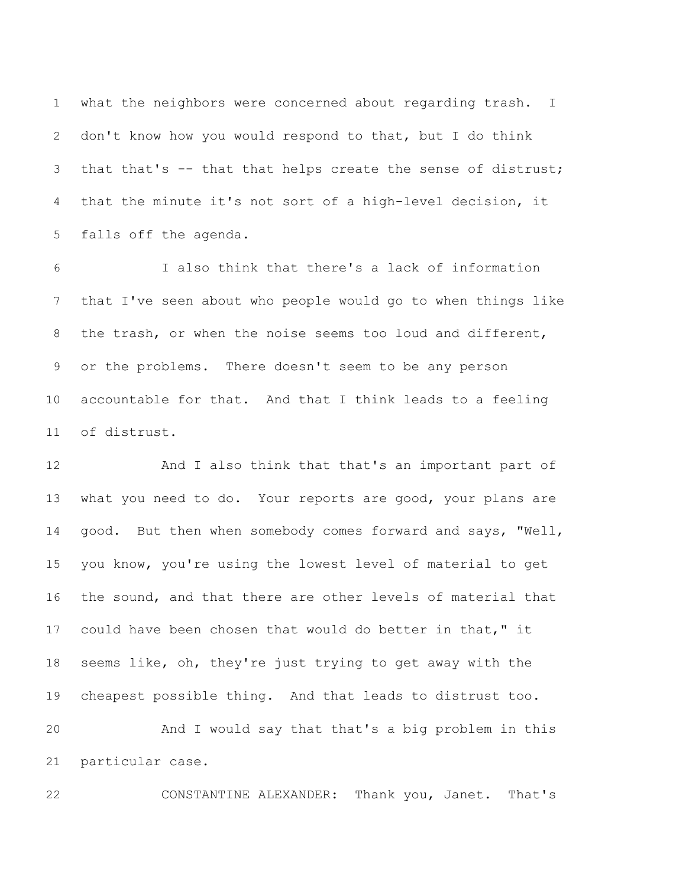what the neighbors were concerned about regarding trash. I don't know how you would respond to that, but I do think that that's -- that that helps create the sense of distrust; that the minute it's not sort of a high-level decision, it falls off the agenda.

I also think that there's a lack of information that I've seen about who people would go to when things like the trash, or when the noise seems too loud and different, or the problems. There doesn't seem to be any person accountable for that. And that I think leads to a feeling of distrust.

And I also think that that's an important part of what you need to do. Your reports are good, your plans are good. But then when somebody comes forward and says, "Well, you know, you're using the lowest level of material to get the sound, and that there are other levels of material that could have been chosen that would do better in that," it seems like, oh, they're just trying to get away with the cheapest possible thing. And that leads to distrust too.

And I would say that that's a big problem in this particular case.

CONSTANTINE ALEXANDER: Thank you, Janet. That's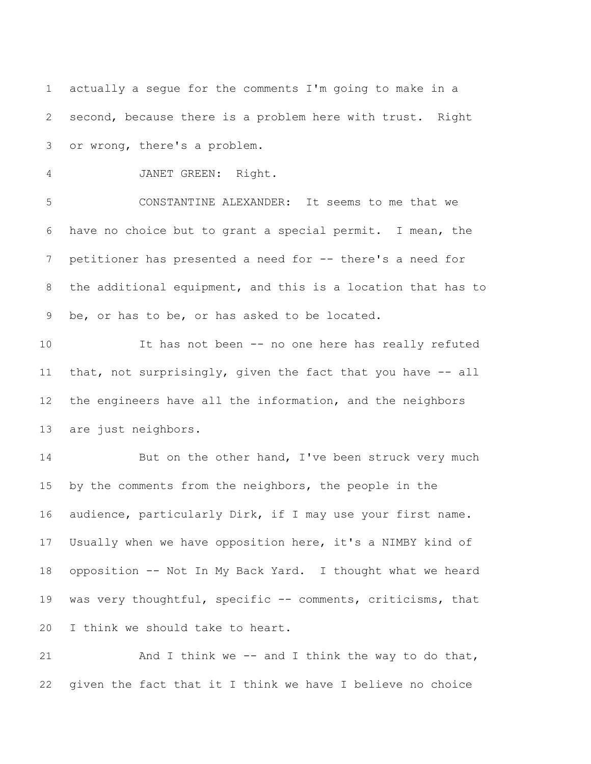actually a segue for the comments I'm going to make in a second, because there is a problem here with trust. Right or wrong, there's a problem.

JANET GREEN: Right.

CONSTANTINE ALEXANDER: It seems to me that we have no choice but to grant a special permit. I mean, the petitioner has presented a need for -- there's a need for the additional equipment, and this is a location that has to be, or has to be, or has asked to be located.

It has not been -- no one here has really refuted that, not surprisingly, given the fact that you have -- all the engineers have all the information, and the neighbors are just neighbors.

But on the other hand, I've been struck very much by the comments from the neighbors, the people in the audience, particularly Dirk, if I may use your first name. Usually when we have opposition here, it's a NIMBY kind of opposition -- Not In My Back Yard. I thought what we heard was very thoughtful, specific -- comments, criticisms, that I think we should take to heart.

And I think we -- and I think the way to do that, given the fact that it I think we have I believe no choice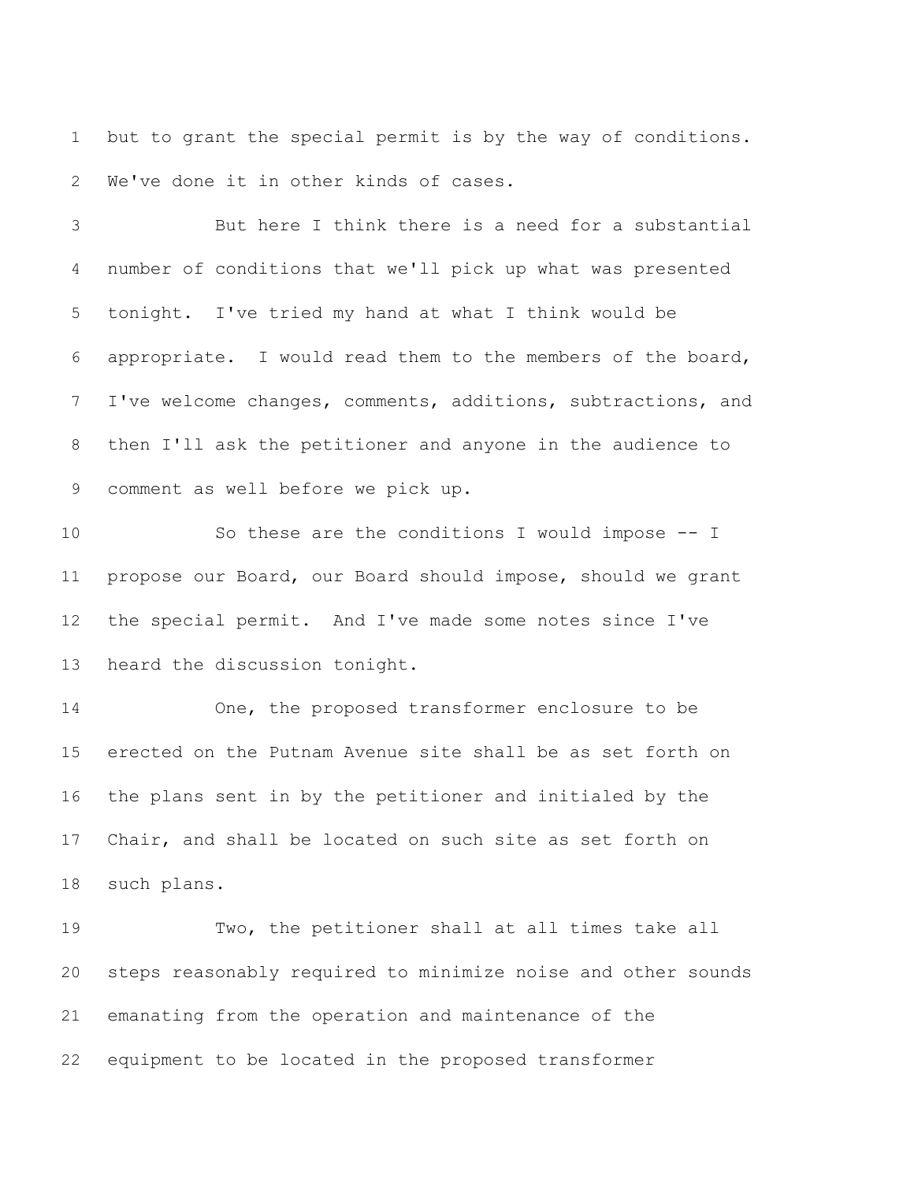but to grant the special permit is by the way of conditions. We've done it in other kinds of cases.

But here I think there is a need for a substantial number of conditions that we'll pick up what was presented tonight. I've tried my hand at what I think would be appropriate. I would read them to the members of the board, I've welcome changes, comments, additions, subtractions, and then I'll ask the petitioner and anyone in the audience to comment as well before we pick up.

So these are the conditions I would impose -- I propose our Board, our Board should impose, should we grant the special permit. And I've made some notes since I've heard the discussion tonight.

One, the proposed transformer enclosure to be erected on the Putnam Avenue site shall be as set forth on the plans sent in by the petitioner and initialed by the Chair, and shall be located on such site as set forth on such plans.

Two, the petitioner shall at all times take all steps reasonably required to minimize noise and other sounds emanating from the operation and maintenance of the equipment to be located in the proposed transformer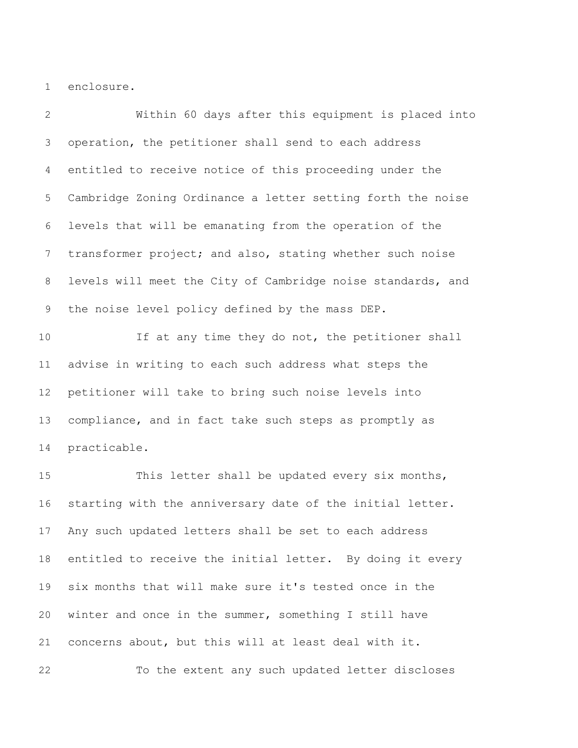enclosure.

Within 60 days after this equipment is placed into operation, the petitioner shall send to each address entitled to receive notice of this proceeding under the Cambridge Zoning Ordinance a letter setting forth the noise levels that will be emanating from the operation of the transformer project; and also, stating whether such noise levels will meet the City of Cambridge noise standards, and the noise level policy defined by the mass DEP.

If at any time they do not, the petitioner shall advise in writing to each such address what steps the petitioner will take to bring such noise levels into compliance, and in fact take such steps as promptly as practicable.

This letter shall be updated every six months, starting with the anniversary date of the initial letter. Any such updated letters shall be set to each address entitled to receive the initial letter. By doing it every six months that will make sure it's tested once in the winter and once in the summer, something I still have concerns about, but this will at least deal with it.

To the extent any such updated letter discloses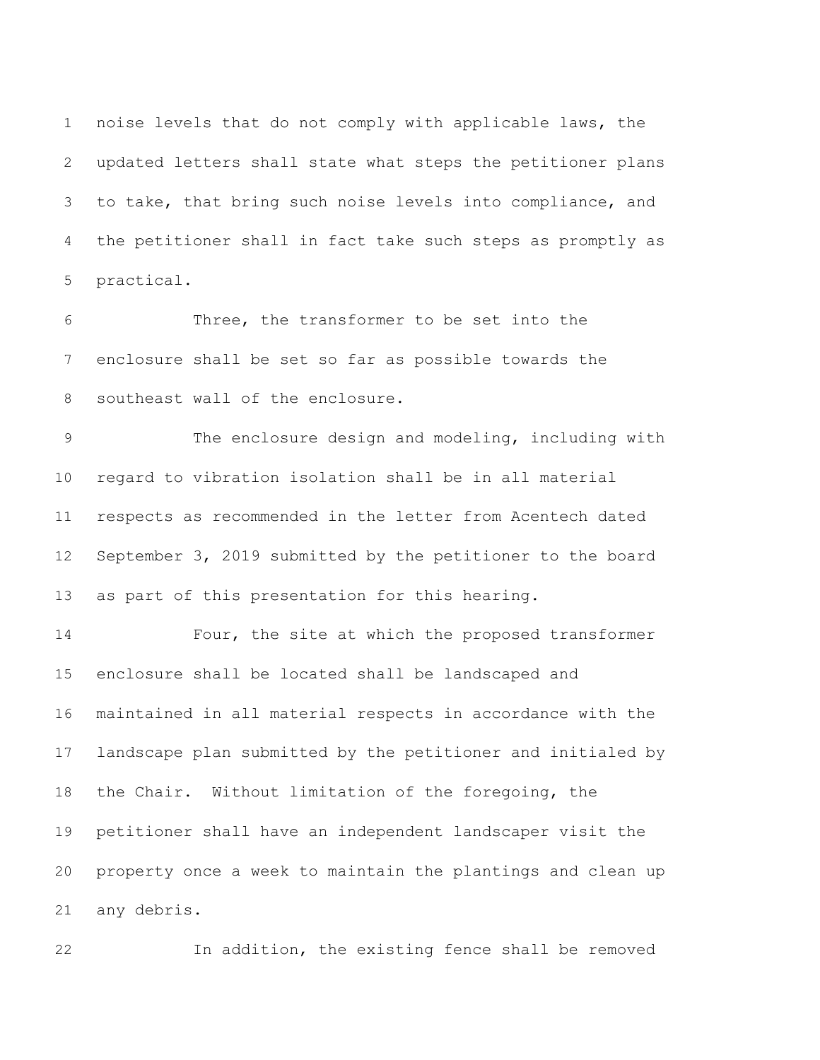noise levels that do not comply with applicable laws, the updated letters shall state what steps the petitioner plans to take, that bring such noise levels into compliance, and the petitioner shall in fact take such steps as promptly as practical.

Three, the transformer to be set into the enclosure shall be set so far as possible towards the southeast wall of the enclosure.

The enclosure design and modeling, including with regard to vibration isolation shall be in all material respects as recommended in the letter from Acentech dated September 3, 2019 submitted by the petitioner to the board as part of this presentation for this hearing.

Four, the site at which the proposed transformer enclosure shall be located shall be landscaped and maintained in all material respects in accordance with the landscape plan submitted by the petitioner and initialed by the Chair. Without limitation of the foregoing, the petitioner shall have an independent landscaper visit the property once a week to maintain the plantings and clean up any debris.

In addition, the existing fence shall be removed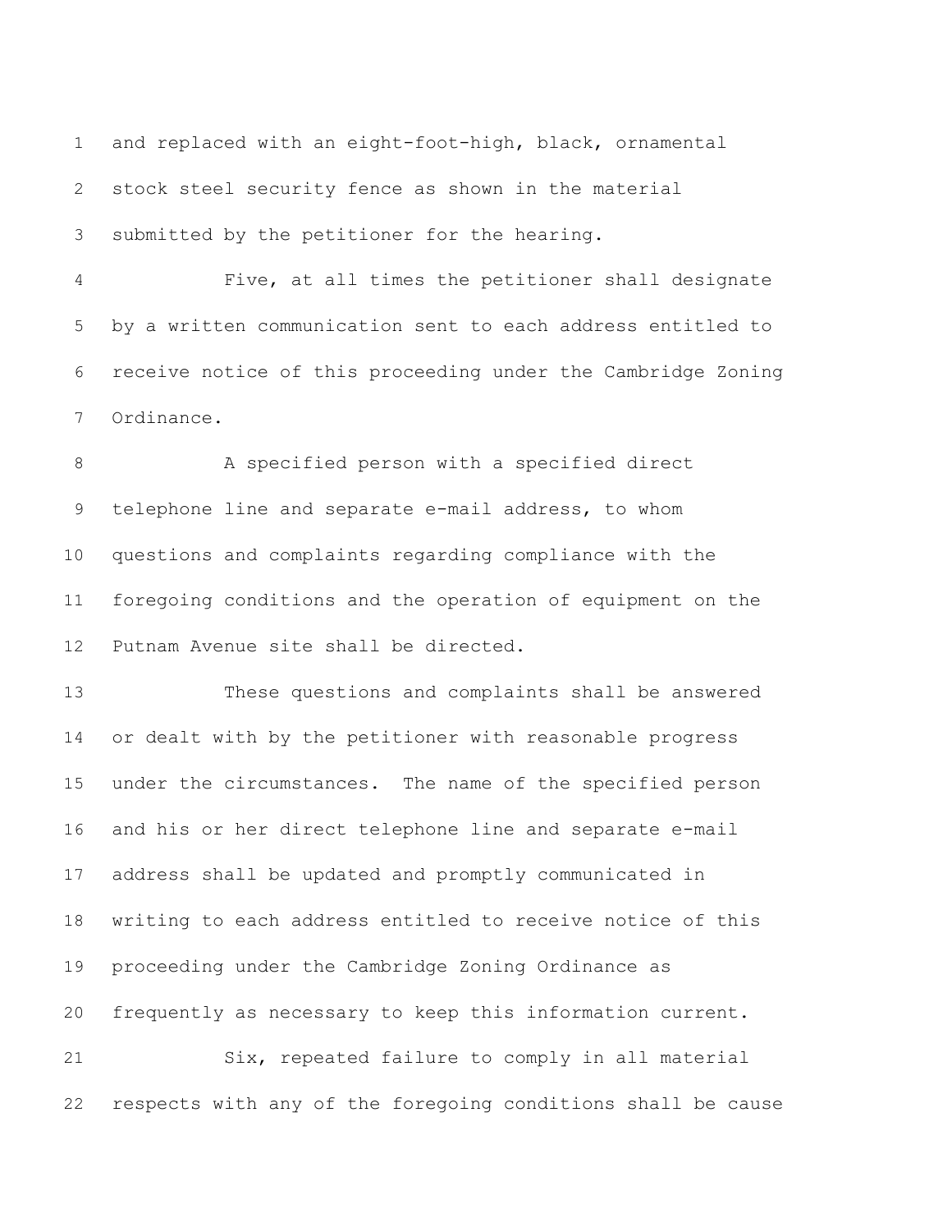and replaced with an eight-foot-high, black, ornamental stock steel security fence as shown in the material submitted by the petitioner for the hearing.

Five, at all times the petitioner shall designate by a written communication sent to each address entitled to receive notice of this proceeding under the Cambridge Zoning Ordinance.

A specified person with a specified direct telephone line and separate e-mail address, to whom questions and complaints regarding compliance with the foregoing conditions and the operation of equipment on the Putnam Avenue site shall be directed.

These questions and complaints shall be answered or dealt with by the petitioner with reasonable progress under the circumstances. The name of the specified person and his or her direct telephone line and separate e-mail address shall be updated and promptly communicated in writing to each address entitled to receive notice of this proceeding under the Cambridge Zoning Ordinance as frequently as necessary to keep this information current.

Six, repeated failure to comply in all material respects with any of the foregoing conditions shall be cause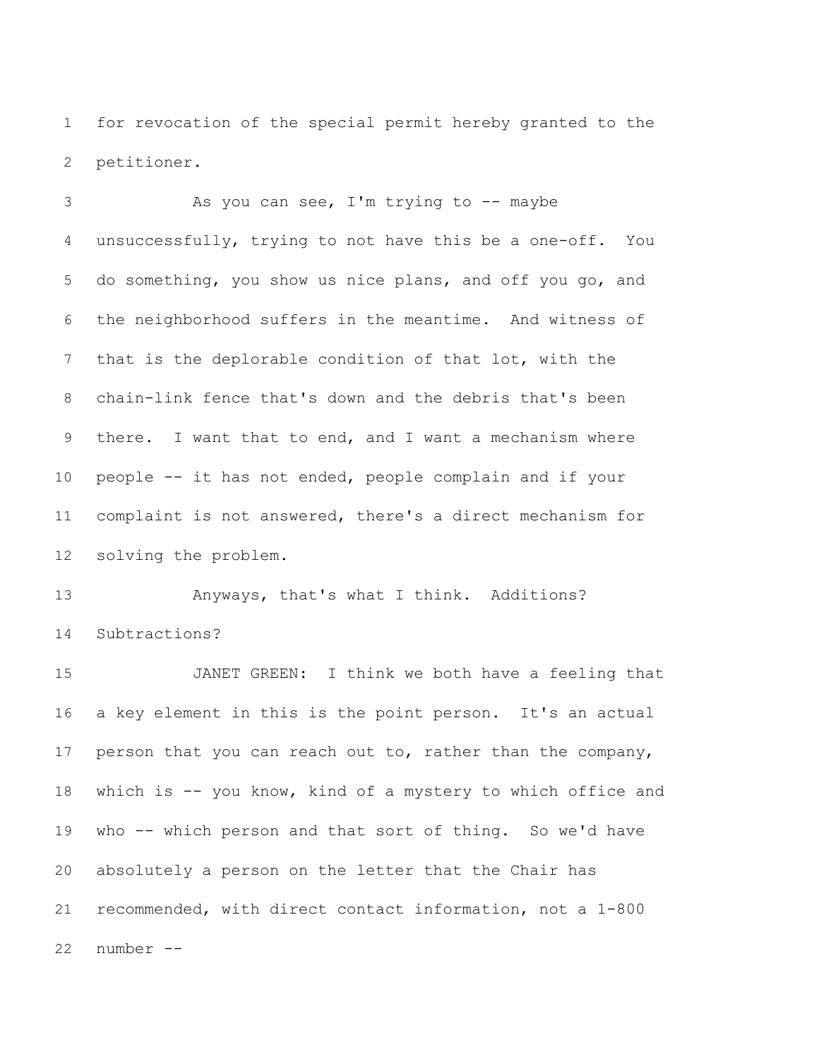for revocation of the special permit hereby granted to the petitioner.

As you can see, I'm trying to -- maybe unsuccessfully, trying to not have this be a one-off. You do something, you show us nice plans, and off you go, and the neighborhood suffers in the meantime. And witness of that is the deplorable condition of that lot, with the chain-link fence that's down and the debris that's been there. I want that to end, and I want a mechanism where people -- it has not ended, people complain and if your complaint is not answered, there's a direct mechanism for solving the problem.

Anyways, that's what I think. Additions? Subtractions?

JANET GREEN: I think we both have a feeling that a key element in this is the point person. It's an actual person that you can reach out to, rather than the company, which is -- you know, kind of a mystery to which office and who -- which person and that sort of thing. So we'd have absolutely a person on the letter that the Chair has recommended, with direct contact information, not a 1-800 number --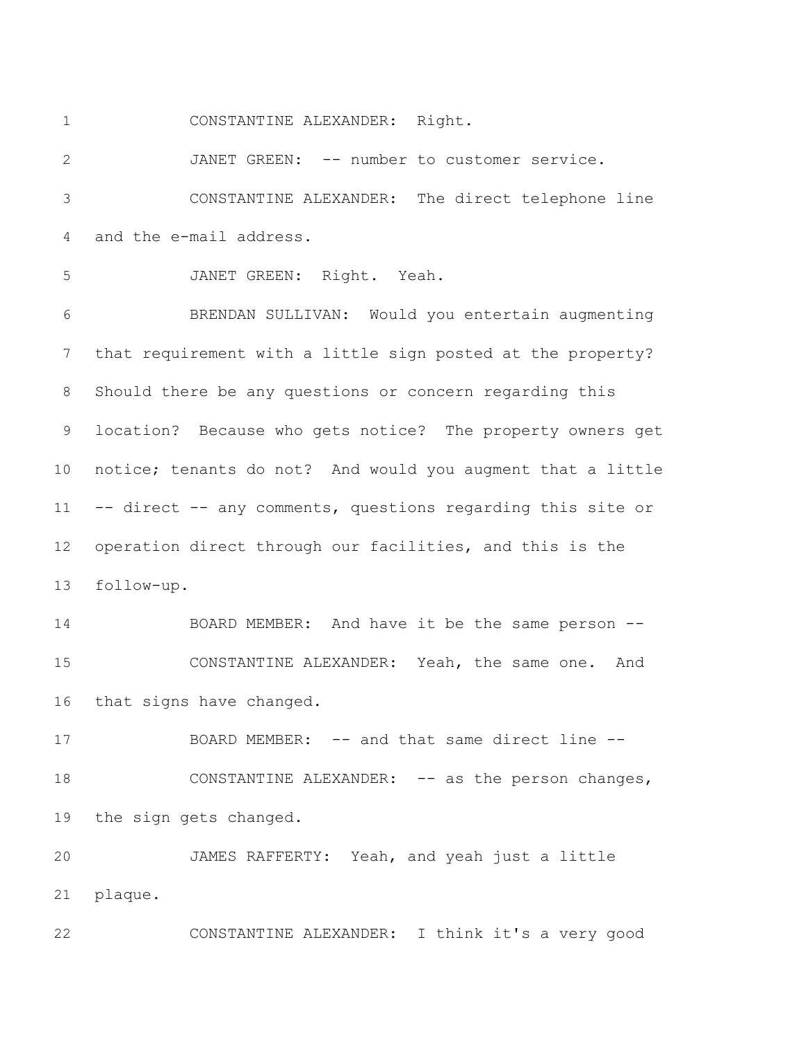CONSTANTINE ALEXANDER: Right.

JANET GREEN: -- number to customer service.

CONSTANTINE ALEXANDER: The direct telephone line and the e-mail address.

JANET GREEN: Right. Yeah.

BRENDAN SULLIVAN: Would you entertain augmenting that requirement with a little sign posted at the property? Should there be any questions or concern regarding this location? Because who gets notice? The property owners get notice; tenants do not? And would you augment that a little -- direct -- any comments, questions regarding this site or operation direct through our facilities, and this is the follow-up.

BOARD MEMBER: And have it be the same person --

CONSTANTINE ALEXANDER: Yeah, the same one. And that signs have changed.

BOARD MEMBER: -- and that same direct line --

CONSTANTINE ALEXANDER: -- as the person changes, the sign gets changed.

JAMES RAFFERTY: Yeah, and yeah just a little plaque.

CONSTANTINE ALEXANDER: I think it's a very good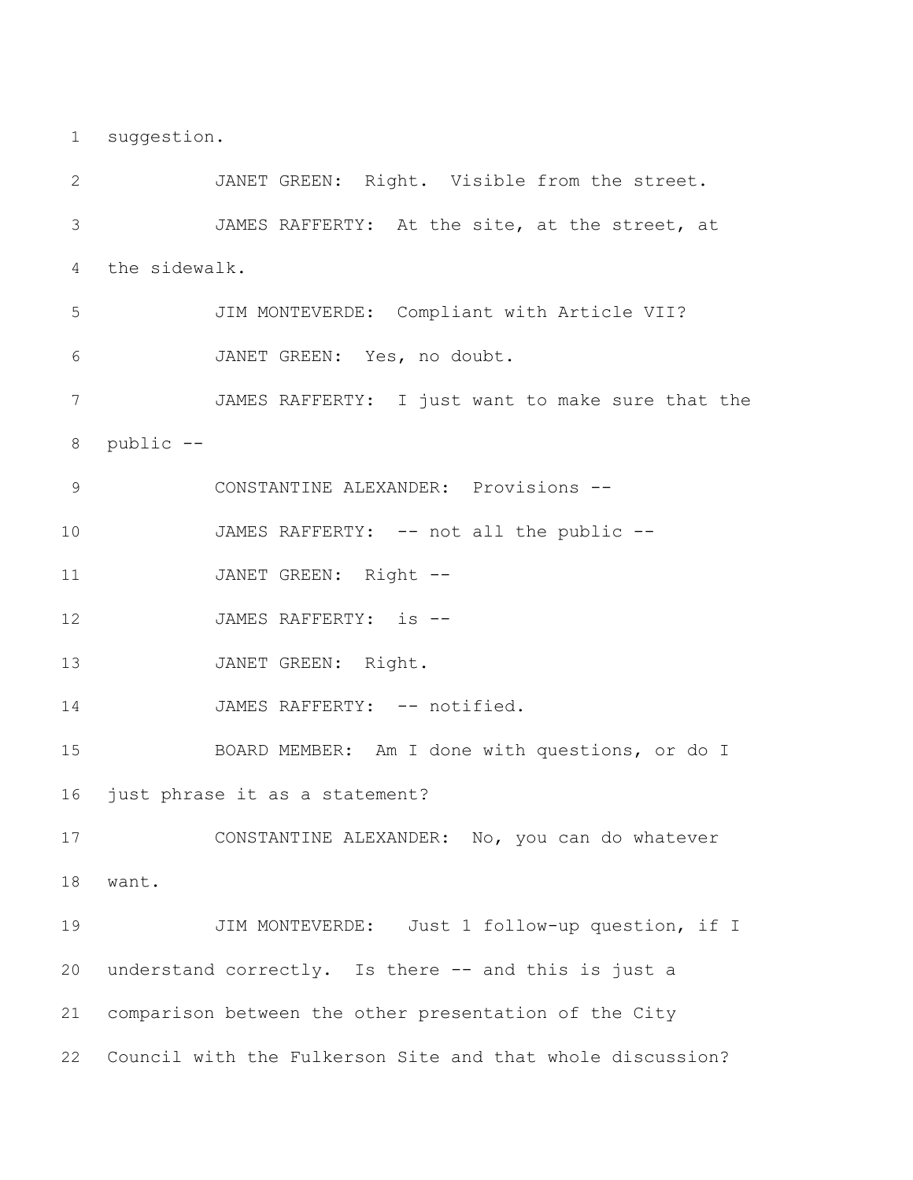suggestion.

JANET GREEN: Right. Visible from the street.

JAMES RAFFERTY: At the site, at the street, at the sidewalk.

JIM MONTEVERDE: Compliant with Article VII?

JANET GREEN: Yes, no doubt.

JAMES RAFFERTY: I just want to make sure that the public --

CONSTANTINE ALEXANDER: Provisions --

JAMES RAFFERTY: -- not all the public --

JANET GREEN: Right --

JAMES RAFFERTY: is --

JANET GREEN: Right.

JAMES RAFFERTY: -- notified.

BOARD MEMBER: Am I done with questions, or do I just phrase it as a statement?

CONSTANTINE ALEXANDER: No, you can do whatever want.

JIM MONTEVERDE: Just 1 follow-up question, if I understand correctly. Is there -- and this is just a comparison between the other presentation of the City Council with the Fulkerson Site and that whole discussion?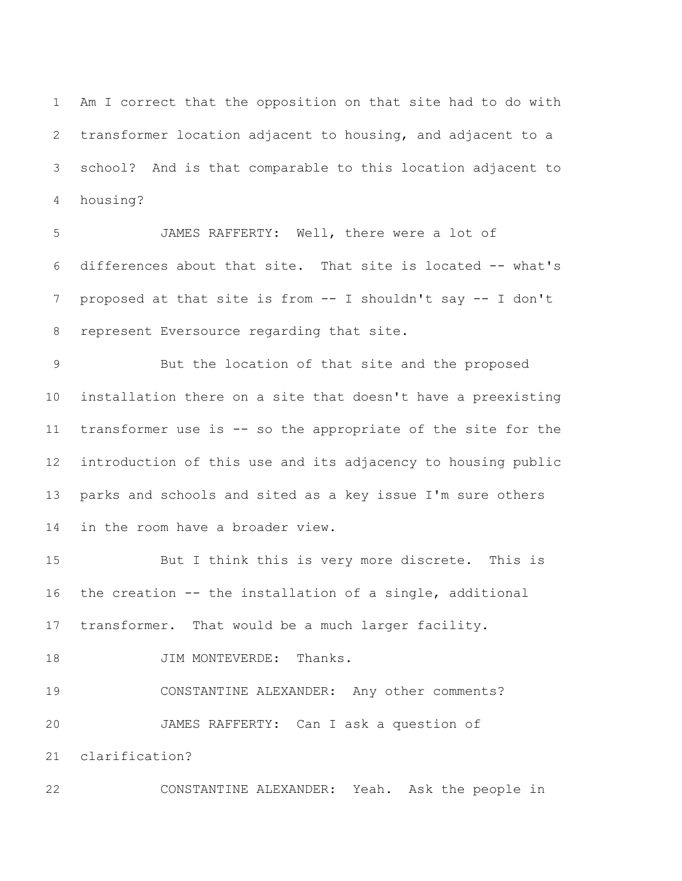Am I correct that the opposition on that site had to do with transformer location adjacent to housing, and adjacent to a school? And is that comparable to this location adjacent to housing?

JAMES RAFFERTY: Well, there were a lot of differences about that site. That site is located -- what's proposed at that site is from -- I shouldn't say -- I don't represent Eversource regarding that site.

But the location of that site and the proposed installation there on a site that doesn't have a preexisting transformer use is -- so the appropriate of the site for the introduction of this use and its adjacency to housing public parks and schools and sited as a key issue I'm sure others in the room have a broader view.

But I think this is very more discrete. This is the creation -- the installation of a single, additional transformer. That would be a much larger facility.

JIM MONTEVERDE: Thanks.

CONSTANTINE ALEXANDER: Any other comments?

JAMES RAFFERTY: Can I ask a question of clarification?

CONSTANTINE ALEXANDER: Yeah. Ask the people in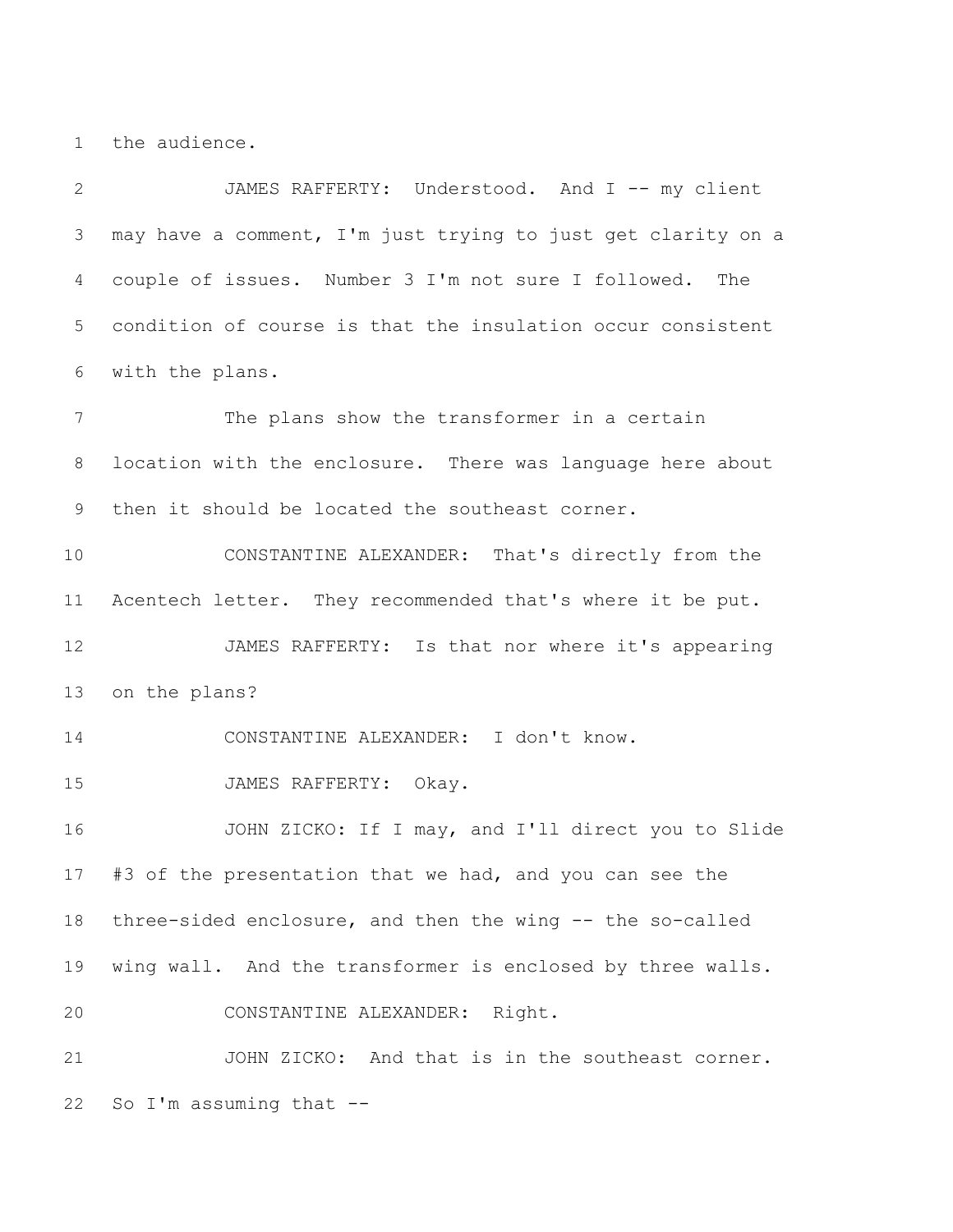the audience.

JAMES RAFFERTY: Understood. And I -- my client may have a comment, I'm just trying to just get clarity on a couple of issues. Number 3 I'm not sure I followed. The condition of course is that the insulation occur consistent with the plans.

The plans show the transformer in a certain location with the enclosure. There was language here about then it should be located the southeast corner.

CONSTANTINE ALEXANDER: That's directly from the Acentech letter. They recommended that's where it be put.

JAMES RAFFERTY: Is that nor where it's appearing on the plans?

CONSTANTINE ALEXANDER: I don't know.

JAMES RAFFERTY: Okay.

JOHN ZICKO: If I may, and I'll direct you to Slide #3 of the presentation that we had, and you can see the three-sided enclosure, and then the wing -- the so-called wing wall. And the transformer is enclosed by three walls.

CONSTANTINE ALEXANDER: Right.

JOHN ZICKO: And that is in the southeast corner. So I'm assuming that --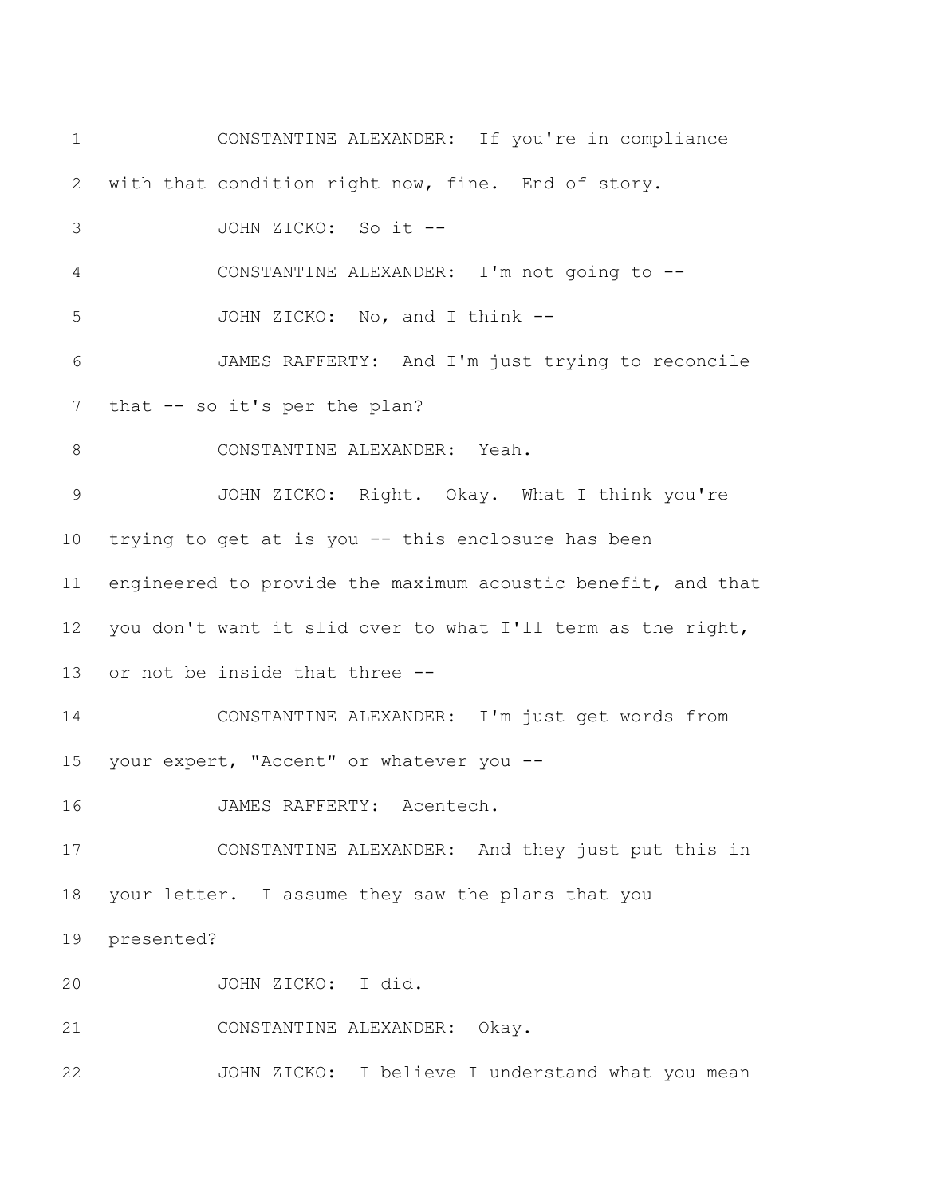CONSTANTINE ALEXANDER: If you're in compliance with that condition right now, fine. End of story.

JOHN ZICKO: So it --

CONSTANTINE ALEXANDER: I'm not going to --

JOHN ZICKO: No, and I think --

JAMES RAFFERTY: And I'm just trying to reconcile that -- so it's per the plan?

CONSTANTINE ALEXANDER: Yeah.

JOHN ZICKO: Right. Okay. What I think you're trying to get at is you -- this enclosure has been engineered to provide the maximum acoustic benefit, and that you don't want it slid over to what I'll term as the right, or not be inside that three --

CONSTANTINE ALEXANDER: I'm just get words from your expert, "Accent" or whatever you --

JAMES RAFFERTY: Acentech.

CONSTANTINE ALEXANDER: And they just put this in your letter. I assume they saw the plans that you presented?

JOHN ZICKO: I did.

CONSTANTINE ALEXANDER: Okay.

JOHN ZICKO: I believe I understand what you mean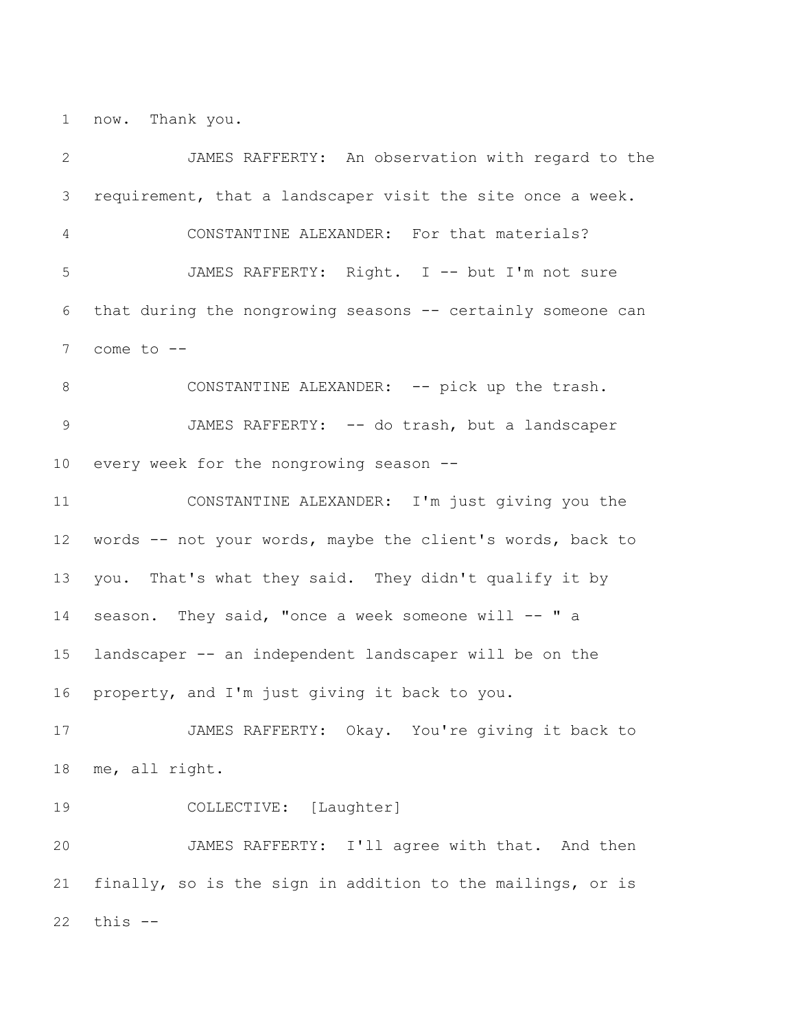1 now. Thank you.

2 JAMES RAFFERTY: An observation with regard to the
3 requirement, that a landscaper visit the site once a week.

4 CONSTANTINE ALEXANDER: For that materials?

5 JAMES RAFFERTY: Right. I -- but I'm not sure
6 that during the nongrowing seasons -- certainly someone can
7 come to --

8 CONSTANTINE ALEXANDER: -- pick up the trash.

9 JAMES RAFFERTY: -- do trash, but a landscaper
10 every week for the nongrowing season --

11 CONSTANTINE ALEXANDER: I'm just giving you the
12 words -- not your words, maybe the client's words, back to
13 you. That's what they said. They didn't qualify it by
14 season. They said, "once a week someone will -- " a
15 landscaper -- an independent landscaper will be on the
16 property, and I'm just giving it back to you.

17 JAMES RAFFERTY: Okay. You're giving it back to
18 me, all right.

19 COLLECTIVE: [Laughter]

20 JAMES RAFFERTY: I'll agree with that. And then
21 finally, so is the sign in addition to the mailings, or is
22 this --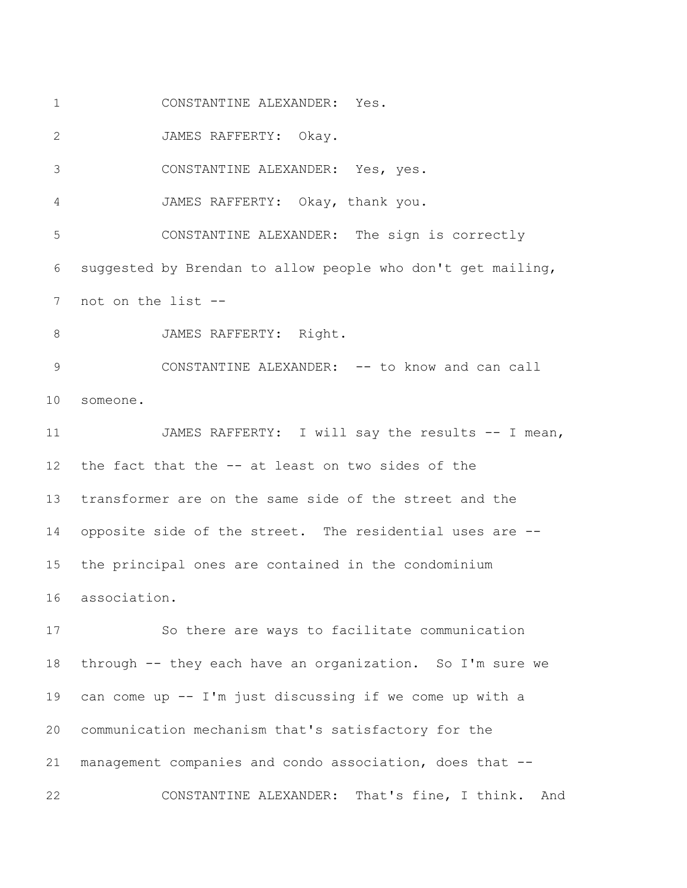CONSTANTINE ALEXANDER: Yes.

JAMES RAFFERTY: Okay.

CONSTANTINE ALEXANDER: Yes, yes.

JAMES RAFFERTY: Okay, thank you.

CONSTANTINE ALEXANDER: The sign is correctly suggested by Brendan to allow people who don't get mailing, not on the list --

JAMES RAFFERTY: Right.

CONSTANTINE ALEXANDER: -- to know and can call someone.

JAMES RAFFERTY: I will say the results -- I mean, the fact that the -- at least on two sides of the transformer are on the same side of the street and the opposite side of the street. The residential uses are -- the principal ones are contained in the condominium association.

So there are ways to facilitate communication through -- they each have an organization. So I'm sure we can come up -- I'm just discussing if we come up with a communication mechanism that's satisfactory for the management companies and condo association, does that --

CONSTANTINE ALEXANDER: That's fine, I think. And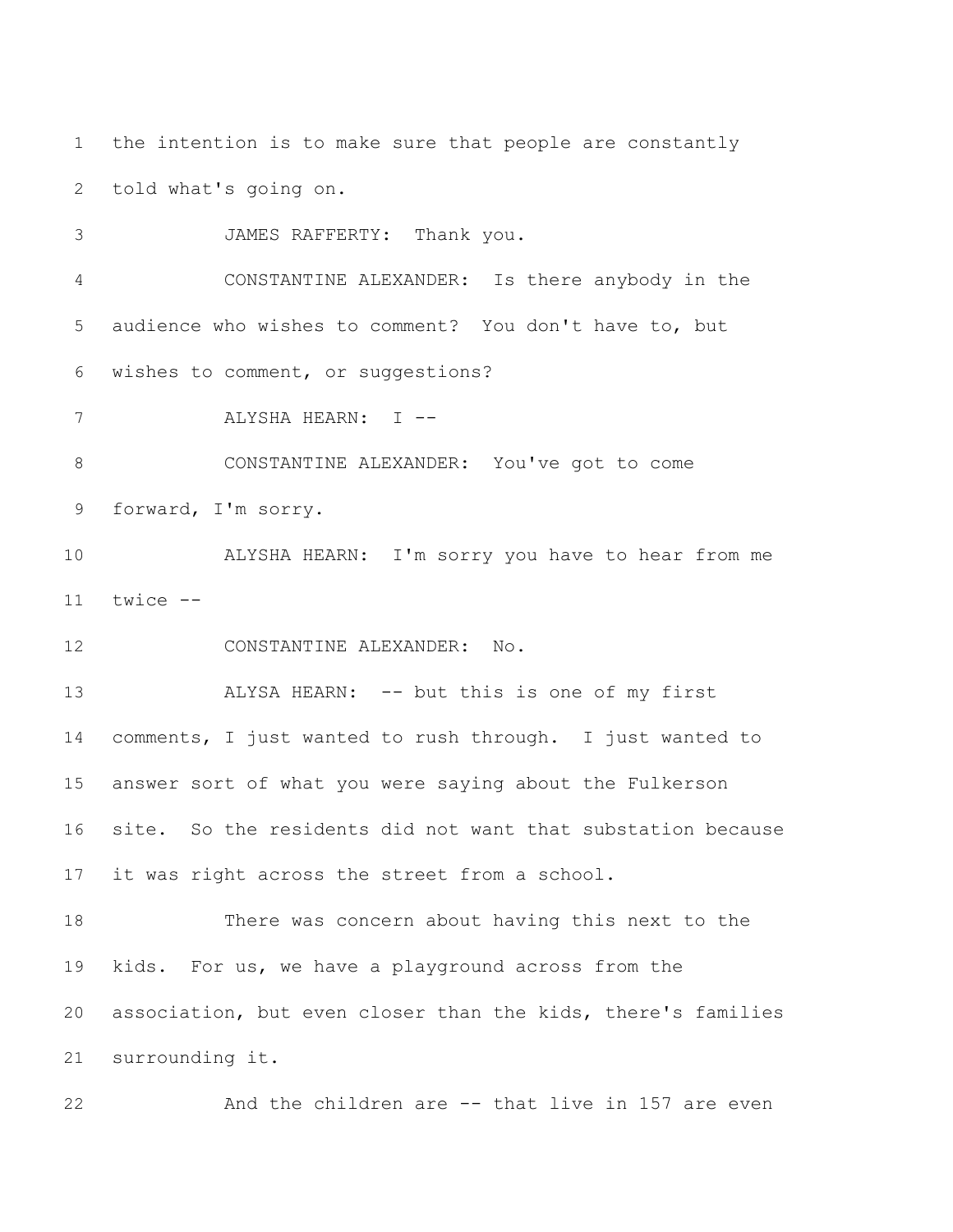the intention is to make sure that people are constantly told what's going on.

JAMES RAFFERTY: Thank you.

CONSTANTINE ALEXANDER: Is there anybody in the audience who wishes to comment? You don't have to, but wishes to comment, or suggestions?

ALYSHA HEARN: I --

CONSTANTINE ALEXANDER: You've got to come forward, I'm sorry.

ALYSHA HEARN: I'm sorry you have to hear from me twice --

CONSTANTINE ALEXANDER: No.

ALYSA HEARN: -- but this is one of my first comments, I just wanted to rush through. I just wanted to answer sort of what you were saying about the Fulkerson site. So the residents did not want that substation because it was right across the street from a school.

There was concern about having this next to the kids. For us, we have a playground across from the association, but even closer than the kids, there's families surrounding it.

And the children are -- that live in 157 are even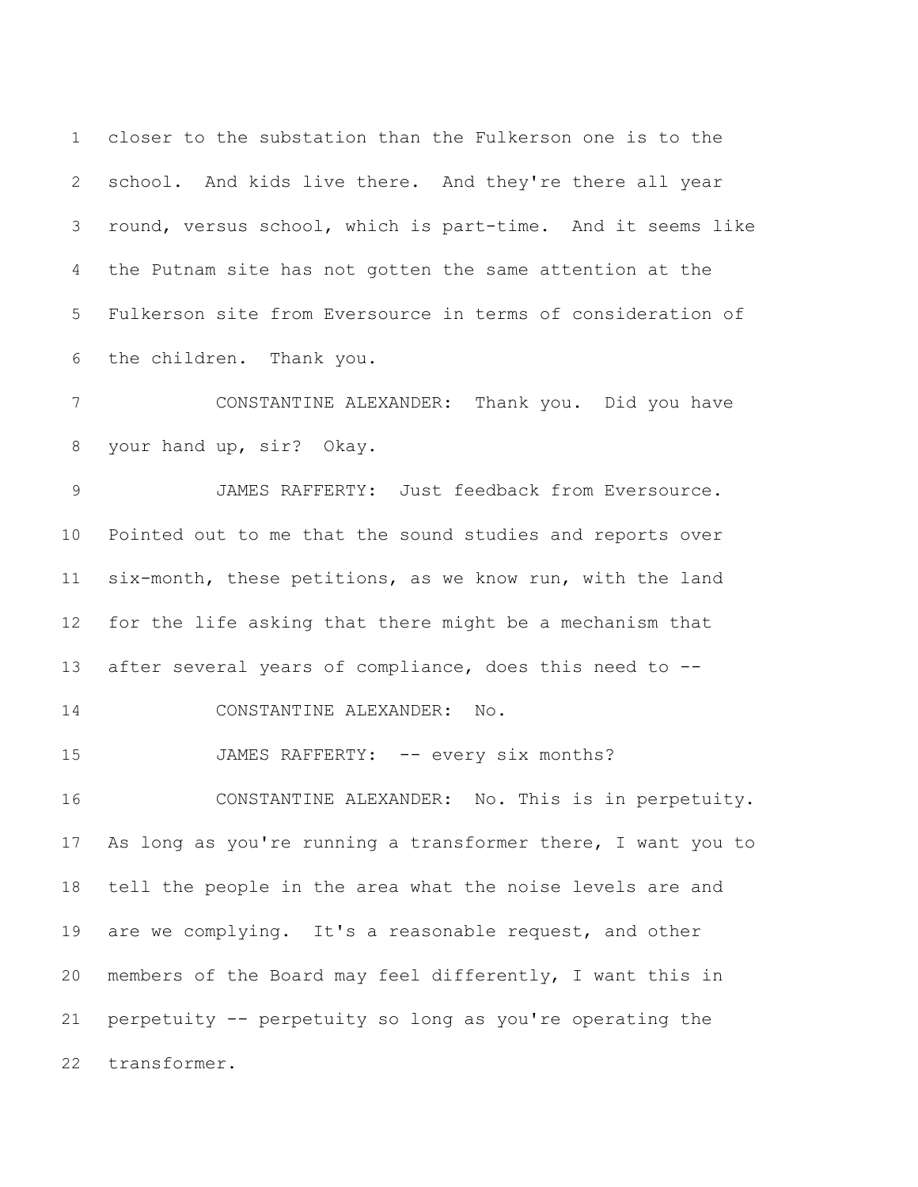closer to the substation than the Fulkerson one is to the school. And kids live there. And they're there all year round, versus school, which is part-time. And it seems like the Putnam site has not gotten the same attention at the Fulkerson site from Eversource in terms of consideration of the children. Thank you.

CONSTANTINE ALEXANDER: Thank you. Did you have your hand up, sir? Okay.

JAMES RAFFERTY: Just feedback from Eversource. Pointed out to me that the sound studies and reports over six-month, these petitions, as we know run, with the land for the life asking that there might be a mechanism that after several years of compliance, does this need to --

CONSTANTINE ALEXANDER: No.

JAMES RAFFERTY: -- every six months?

CONSTANTINE ALEXANDER: No. This is in perpetuity. As long as you're running a transformer there, I want you to tell the people in the area what the noise levels are and are we complying. It's a reasonable request, and other members of the Board may feel differently, I want this in perpetuity -- perpetuity so long as you're operating the transformer.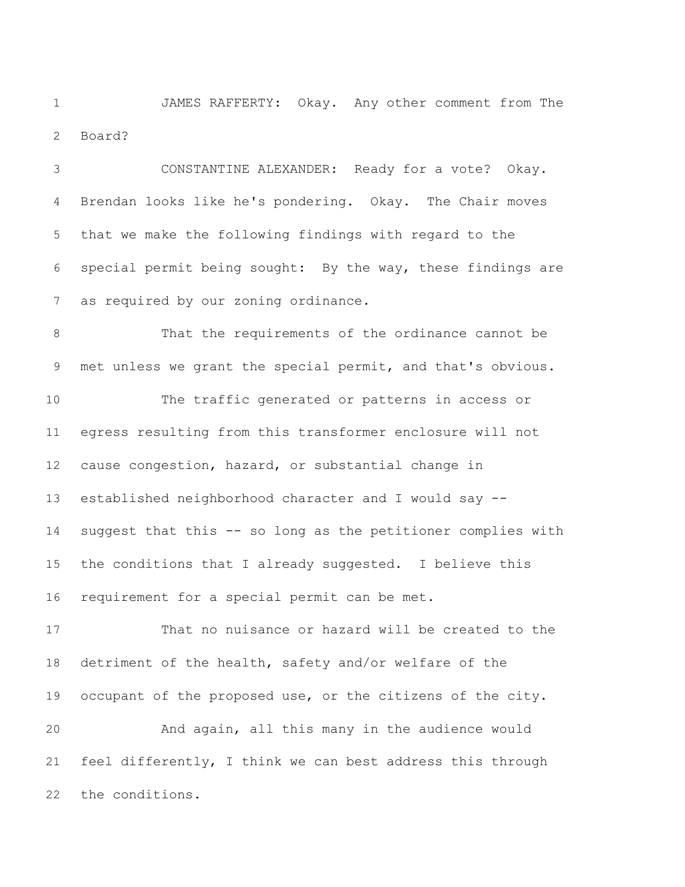JAMES RAFFERTY: Okay. Any other comment from The Board?

CONSTANTINE ALEXANDER: Ready for a vote? Okay. Brendan looks like he's pondering. Okay. The Chair moves that we make the following findings with regard to the special permit being sought: By the way, these findings are as required by our zoning ordinance.

That the requirements of the ordinance cannot be met unless we grant the special permit, and that's obvious.

The traffic generated or patterns in access or egress resulting from this transformer enclosure will not cause congestion, hazard, or substantial change in established neighborhood character and I would say -- suggest that this -- so long as the petitioner complies with the conditions that I already suggested. I believe this requirement for a special permit can be met.

That no nuisance or hazard will be created to the detriment of the health, safety and/or welfare of the occupant of the proposed use, or the citizens of the city.

And again, all this many in the audience would feel differently, I think we can best address this through the conditions.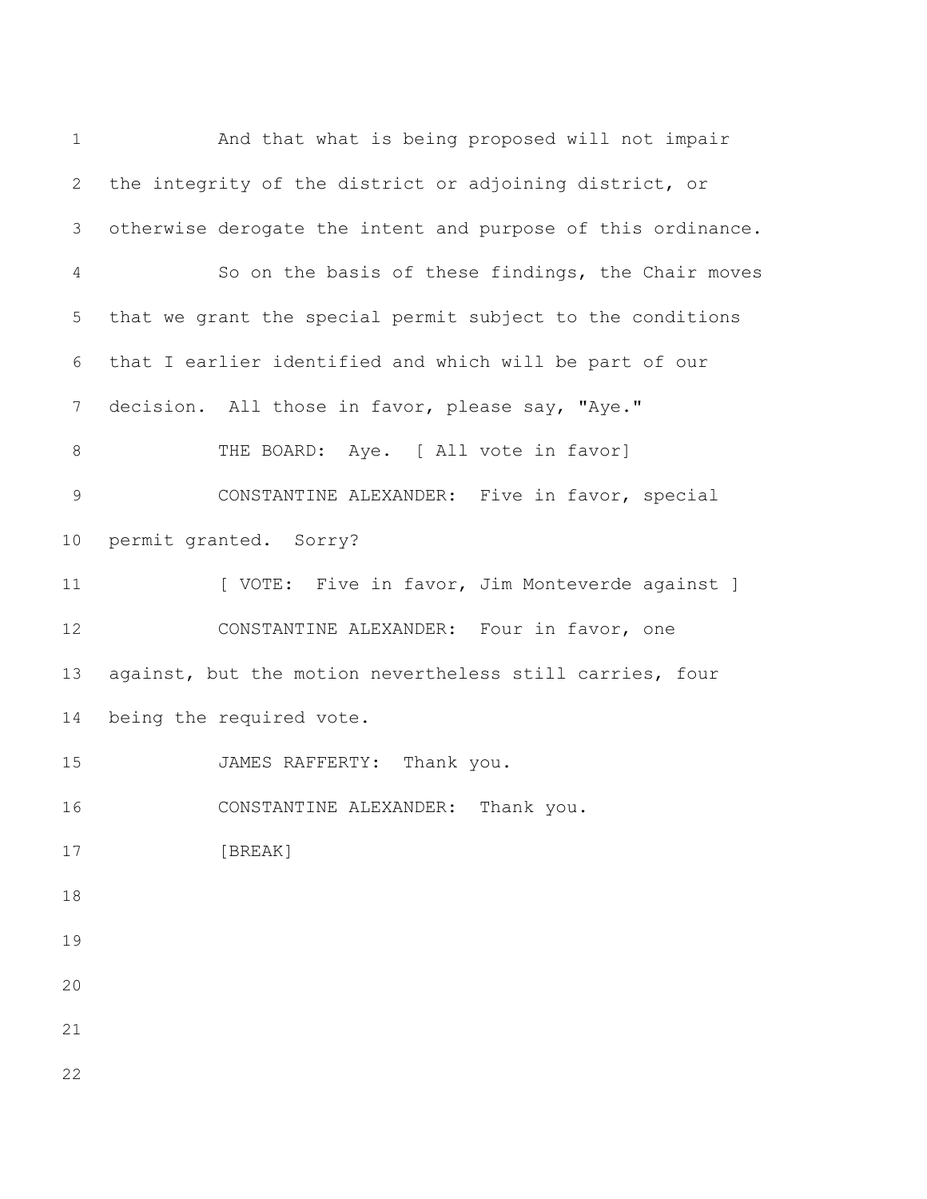And that what is being proposed will not impair the integrity of the district or adjoining district, or otherwise derogate the intent and purpose of this ordinance.

So on the basis of these findings, the Chair moves that we grant the special permit subject to the conditions that I earlier identified and which will be part of our decision. All those in favor, please say, "Aye."

THE BOARD: Aye. [ All vote in favor]

CONSTANTINE ALEXANDER: Five in favor, special permit granted. Sorry?

[ VOTE: Five in favor, Jim Monteverde against ]

CONSTANTINE ALEXANDER: Four in favor, one against, but the motion nevertheless still carries, four being the required vote.

JAMES RAFFERTY: Thank you.

CONSTANTINE ALEXANDER: Thank you.

[BREAK]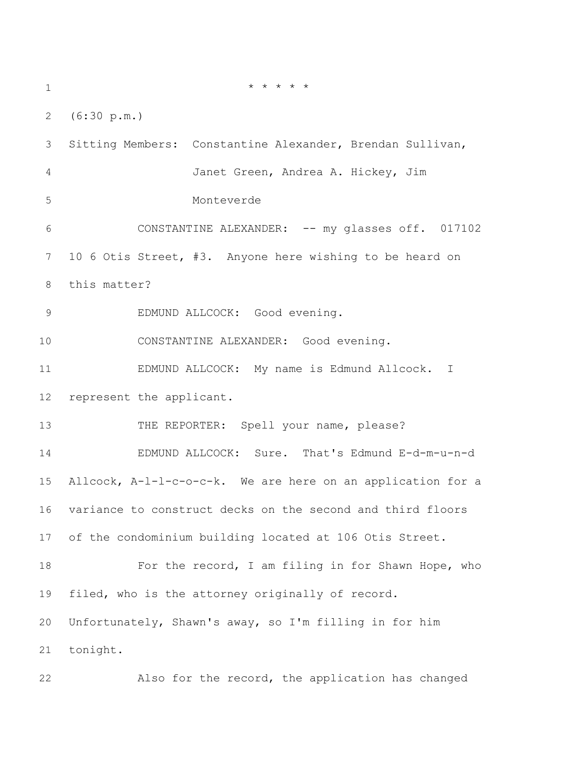\* \* \* \* \*

(6:30 p.m.)

Sitting Members: Constantine Alexander, Brendan Sullivan, Janet Green, Andrea A. Hickey, Jim Monteverde

CONSTANTINE ALEXANDER: -- my glasses off. 017102 10 6 Otis Street, #3. Anyone here wishing to be heard on this matter?

EDMUND ALLCOCK: Good evening.

CONSTANTINE ALEXANDER: Good evening.

EDMUND ALLCOCK: My name is Edmund Allcock. I represent the applicant.

THE REPORTER: Spell your name, please?

EDMUND ALLCOCK: Sure. That's Edmund E-d-m-u-n-d Allcock, A-l-l-c-o-c-k. We are here on an application for a variance to construct decks on the second and third floors of the condominium building located at 106 Otis Street.

For the record, I am filing in for Shawn Hope, who filed, who is the attorney originally of record. Unfortunately, Shawn's away, so I'm filling in for him tonight.

Also for the record, the application has changed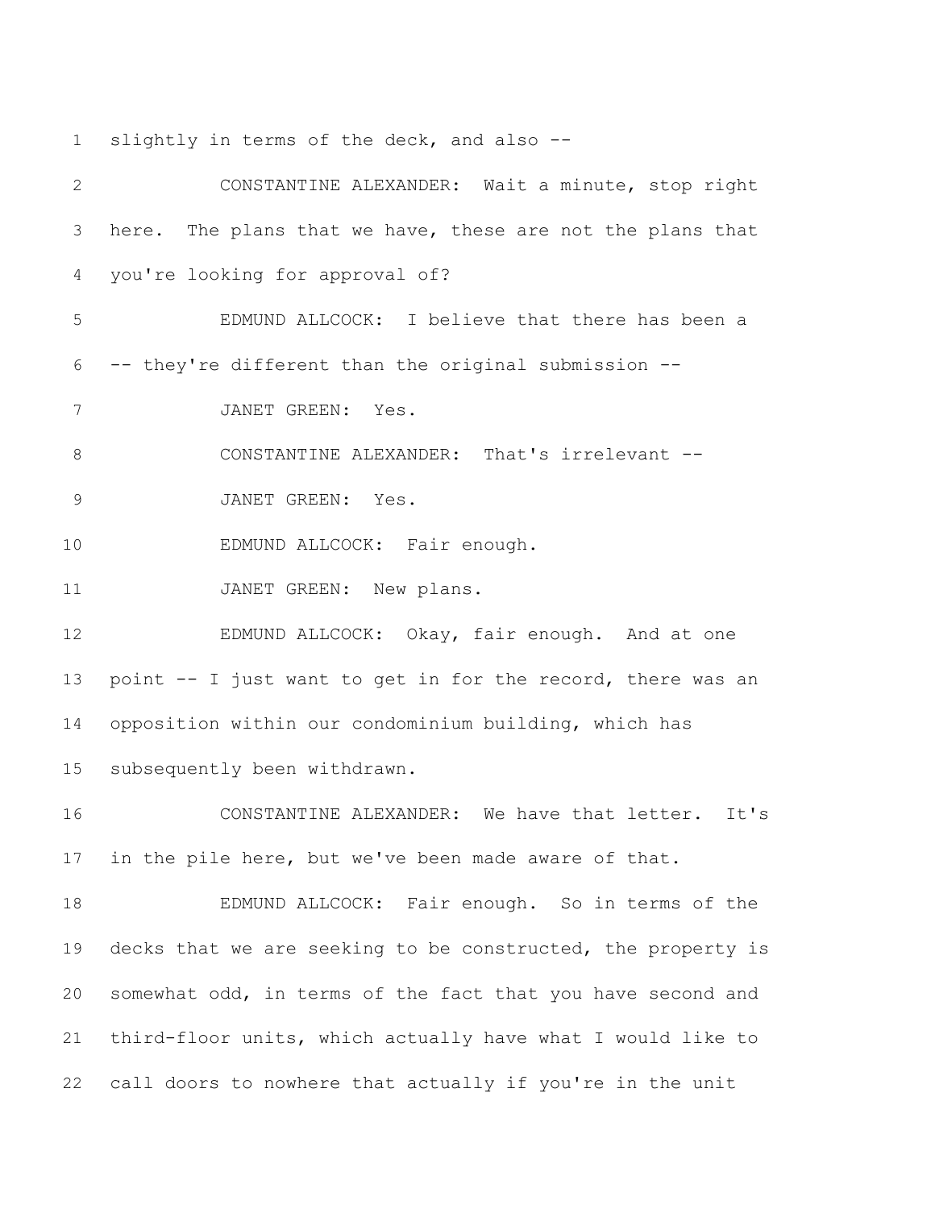slightly in terms of the deck, and also --

CONSTANTINE ALEXANDER: Wait a minute, stop right here. The plans that we have, these are not the plans that you're looking for approval of?

EDMUND ALLCOCK: I believe that there has been a -- they're different than the original submission --

JANET GREEN: Yes.

CONSTANTINE ALEXANDER: That's irrelevant --

JANET GREEN: Yes.

EDMUND ALLCOCK: Fair enough.

JANET GREEN: New plans.

EDMUND ALLCOCK: Okay, fair enough. And at one point -- I just want to get in for the record, there was an opposition within our condominium building, which has subsequently been withdrawn.

CONSTANTINE ALEXANDER: We have that letter. It's in the pile here, but we've been made aware of that.

EDMUND ALLCOCK: Fair enough. So in terms of the decks that we are seeking to be constructed, the property is somewhat odd, in terms of the fact that you have second and third-floor units, which actually have what I would like to call doors to nowhere that actually if you're in the unit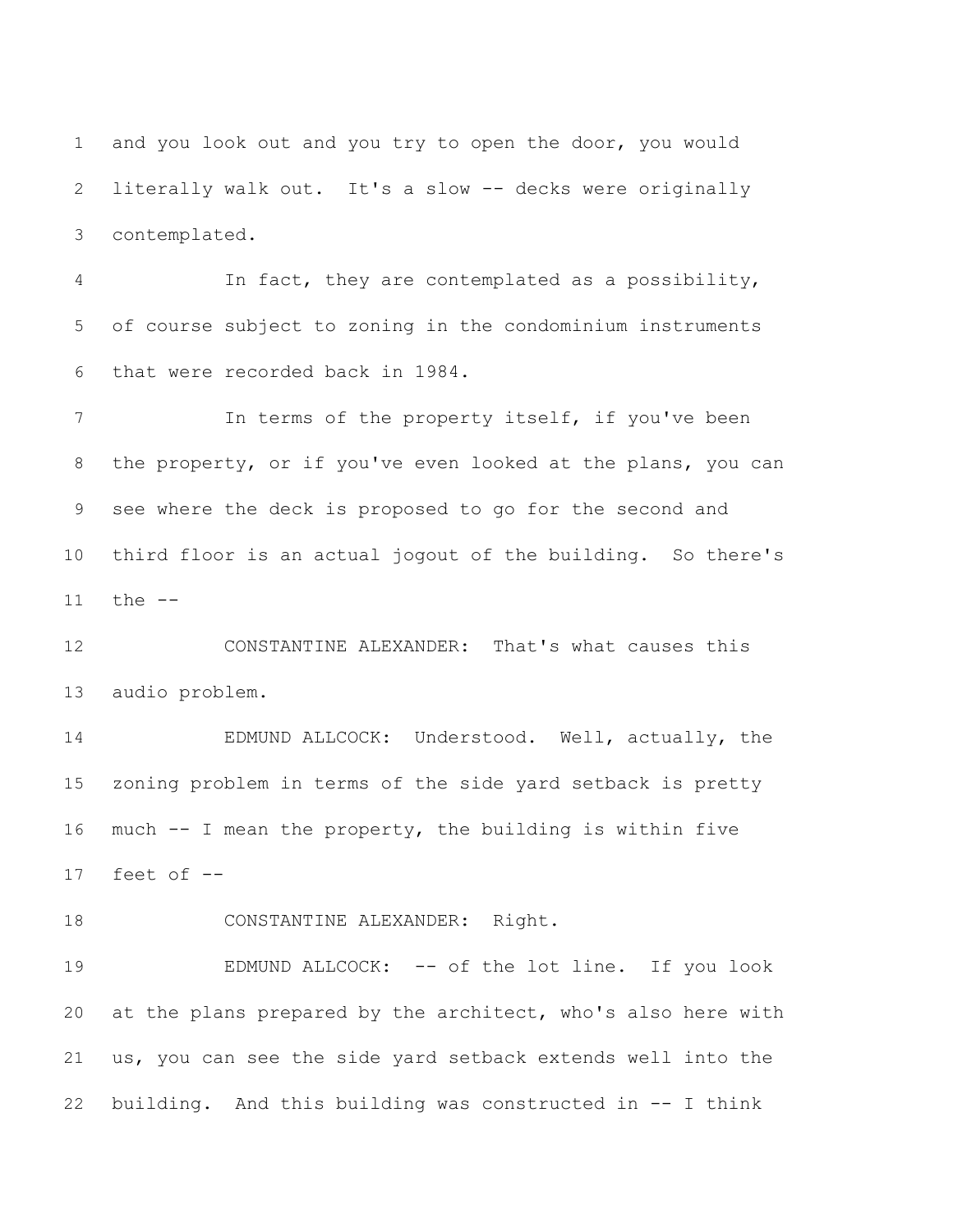and you look out and you try to open the door, you would literally walk out. It's a slow -- decks were originally contemplated.

In fact, they are contemplated as a possibility, of course subject to zoning in the condominium instruments that were recorded back in 1984.

In terms of the property itself, if you've been the property, or if you've even looked at the plans, you can see where the deck is proposed to go for the second and third floor is an actual jogout of the building. So there's the --

CONSTANTINE ALEXANDER: That's what causes this audio problem.

EDMUND ALLCOCK: Understood. Well, actually, the zoning problem in terms of the side yard setback is pretty much -- I mean the property, the building is within five feet of --

CONSTANTINE ALEXANDER: Right.

EDMUND ALLCOCK: -- of the lot line. If you look at the plans prepared by the architect, who's also here with us, you can see the side yard setback extends well into the building. And this building was constructed in -- I think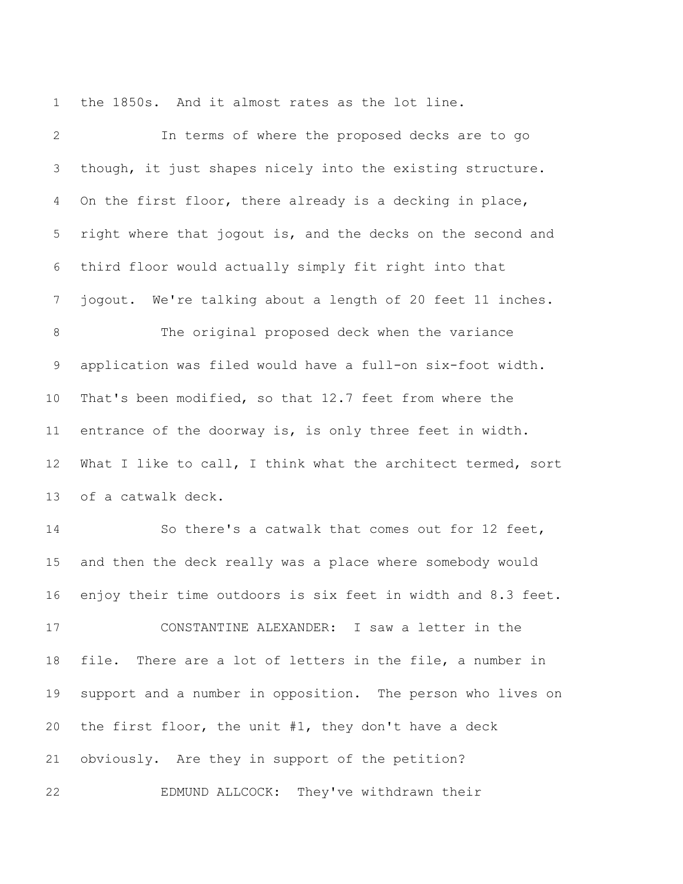the 1850s. And it almost rates as the lot line.

In terms of where the proposed decks are to go though, it just shapes nicely into the existing structure. On the first floor, there already is a decking in place, right where that jogout is, and the decks on the second and third floor would actually simply fit right into that jogout. We're talking about a length of 20 feet 11 inches.

The original proposed deck when the variance application was filed would have a full-on six-foot width. That's been modified, so that 12.7 feet from where the entrance of the doorway is, is only three feet in width. What I like to call, I think what the architect termed, sort of a catwalk deck.

So there's a catwalk that comes out for 12 feet, and then the deck really was a place where somebody would enjoy their time outdoors is six feet in width and 8.3 feet.

CONSTANTINE ALEXANDER: I saw a letter in the file. There are a lot of letters in the file, a number in support and a number in opposition. The person who lives on the first floor, the unit #1, they don't have a deck obviously. Are they in support of the petition?

EDMUND ALLCOCK: They've withdrawn their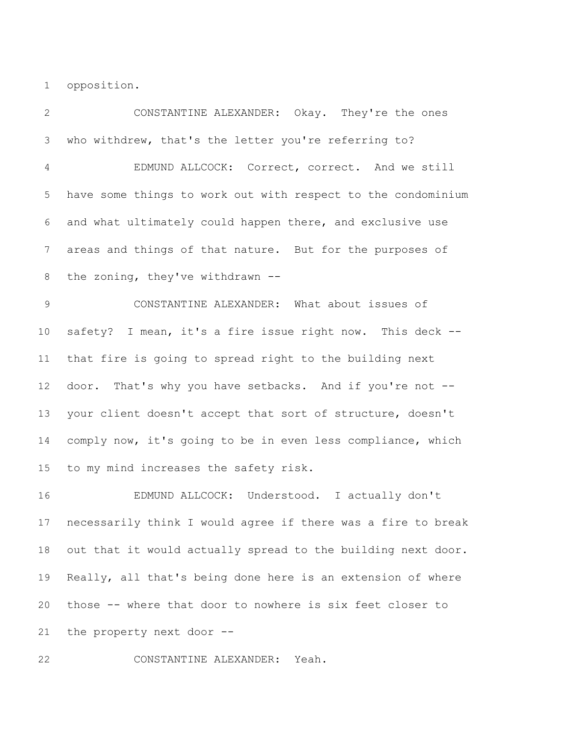opposition.

CONSTANTINE ALEXANDER: Okay. They're the ones who withdrew, that's the letter you're referring to?

EDMUND ALLCOCK: Correct, correct. And we still have some things to work out with respect to the condominium and what ultimately could happen there, and exclusive use areas and things of that nature. But for the purposes of the zoning, they've withdrawn --

CONSTANTINE ALEXANDER: What about issues of safety? I mean, it's a fire issue right now. This deck -- that fire is going to spread right to the building next door. That's why you have setbacks. And if you're not -- your client doesn't accept that sort of structure, doesn't comply now, it's going to be in even less compliance, which to my mind increases the safety risk.

EDMUND ALLCOCK: Understood. I actually don't necessarily think I would agree if there was a fire to break out that it would actually spread to the building next door. Really, all that's being done here is an extension of where those -- where that door to nowhere is six feet closer to the property next door --

CONSTANTINE ALEXANDER: Yeah.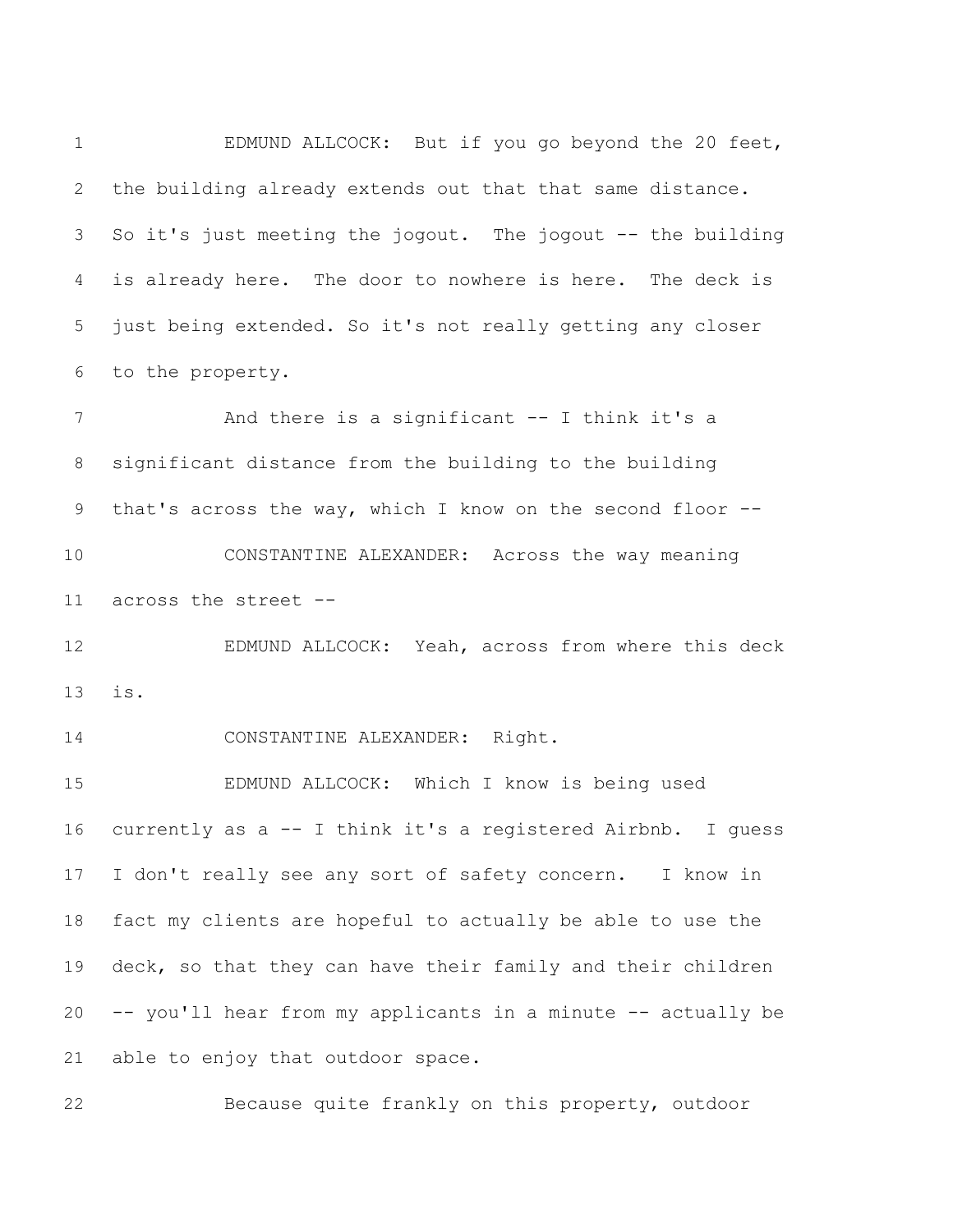EDMUND ALLCOCK: But if you go beyond the 20 feet, the building already extends out that that same distance. So it's just meeting the jogout. The jogout -- the building is already here. The door to nowhere is here. The deck is just being extended. So it's not really getting any closer to the property.

And there is a significant -- I think it's a significant distance from the building to the building that's across the way, which I know on the second floor --

CONSTANTINE ALEXANDER: Across the way meaning across the street --

EDMUND ALLCOCK: Yeah, across from where this deck is.

CONSTANTINE ALEXANDER: Right.

EDMUND ALLCOCK: Which I know is being used currently as a -- I think it's a registered Airbnb. I guess I don't really see any sort of safety concern. I know in fact my clients are hopeful to actually be able to use the deck, so that they can have their family and their children -- you'll hear from my applicants in a minute -- actually be able to enjoy that outdoor space.

Because quite frankly on this property, outdoor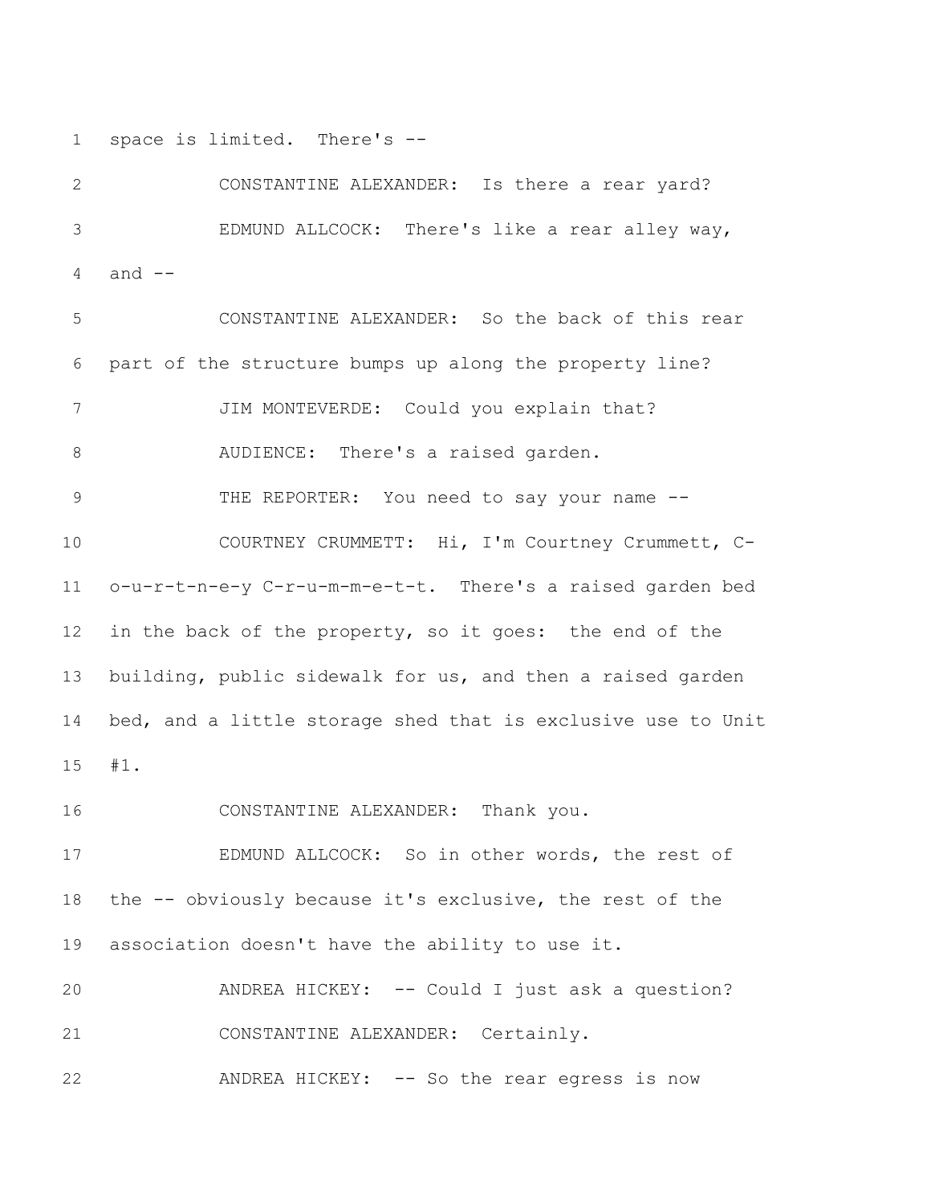space is limited. There's --

CONSTANTINE ALEXANDER: Is there a rear yard?

EDMUND ALLCOCK: There's like a rear alley way, and --

CONSTANTINE ALEXANDER: So the back of this rear part of the structure bumps up along the property line?

JIM MONTEVERDE: Could you explain that?

AUDIENCE: There's a raised garden.

THE REPORTER: You need to say your name --

COURTNEY CRUMMETT: Hi, I'm Courtney Crummett, C-o-u-r-t-n-e-y C-r-u-m-m-e-t-t. There's a raised garden bed in the back of the property, so it goes: the end of the building, public sidewalk for us, and then a raised garden bed, and a little storage shed that is exclusive use to Unit #1.

CONSTANTINE ALEXANDER: Thank you.

EDMUND ALLCOCK: So in other words, the rest of the -- obviously because it's exclusive, the rest of the association doesn't have the ability to use it.

ANDREA HICKEY: -- Could I just ask a question?

CONSTANTINE ALEXANDER: Certainly.

ANDREA HICKEY: -- So the rear egress is now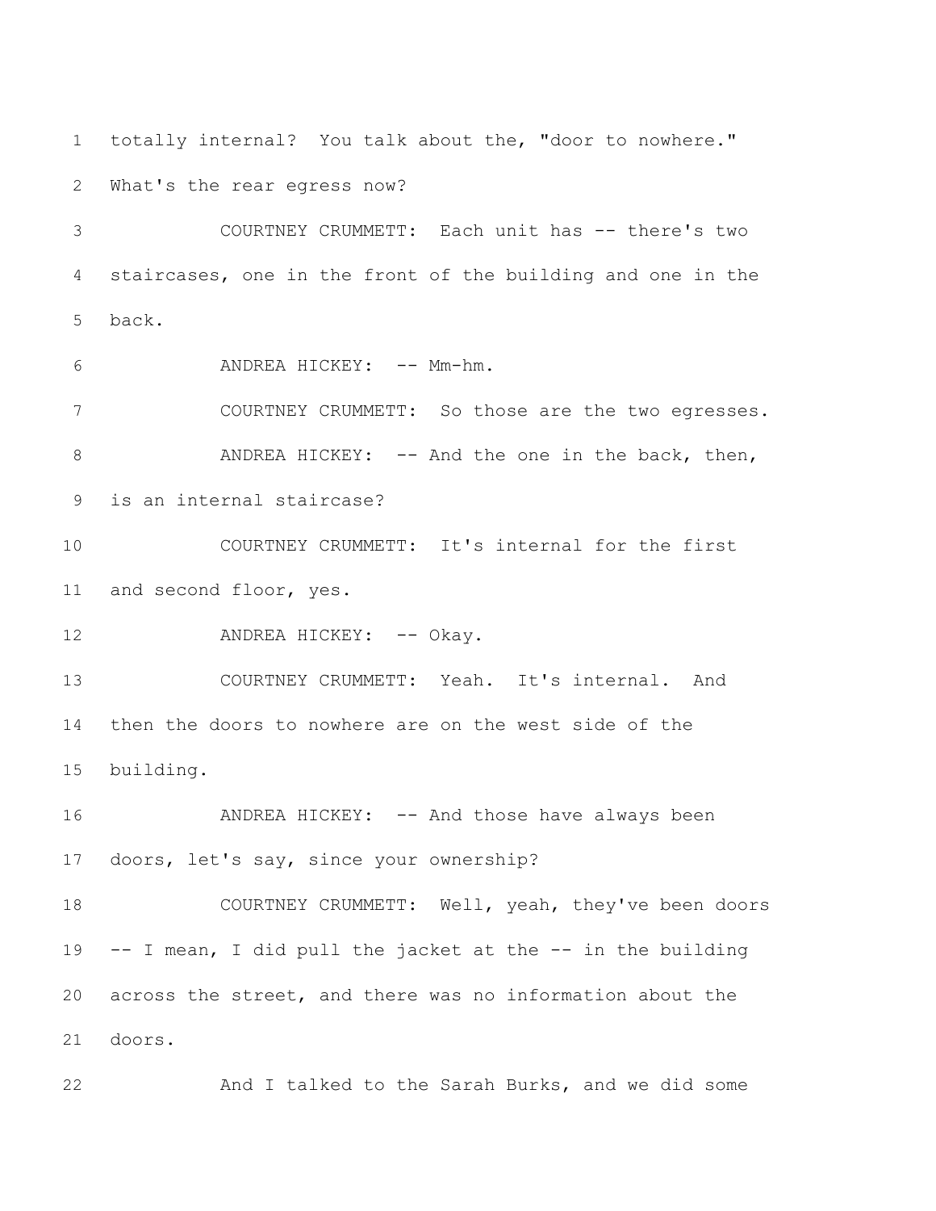totally internal? You talk about the, "door to nowhere." What's the rear egress now?

COURTNEY CRUMMETT: Each unit has -- there's two staircases, one in the front of the building and one in the back.

ANDREA HICKEY: -- Mm-hm.

COURTNEY CRUMMETT: So those are the two egresses.

ANDREA HICKEY: -- And the one in the back, then, is an internal staircase?

COURTNEY CRUMMETT: It's internal for the first and second floor, yes.

ANDREA HICKEY: -- Okay.

COURTNEY CRUMMETT: Yeah. It's internal. And then the doors to nowhere are on the west side of the building.

ANDREA HICKEY: -- And those have always been doors, let's say, since your ownership?

COURTNEY CRUMMETT: Well, yeah, they've been doors -- I mean, I did pull the jacket at the -- in the building across the street, and there was no information about the doors.

And I talked to the Sarah Burks, and we did some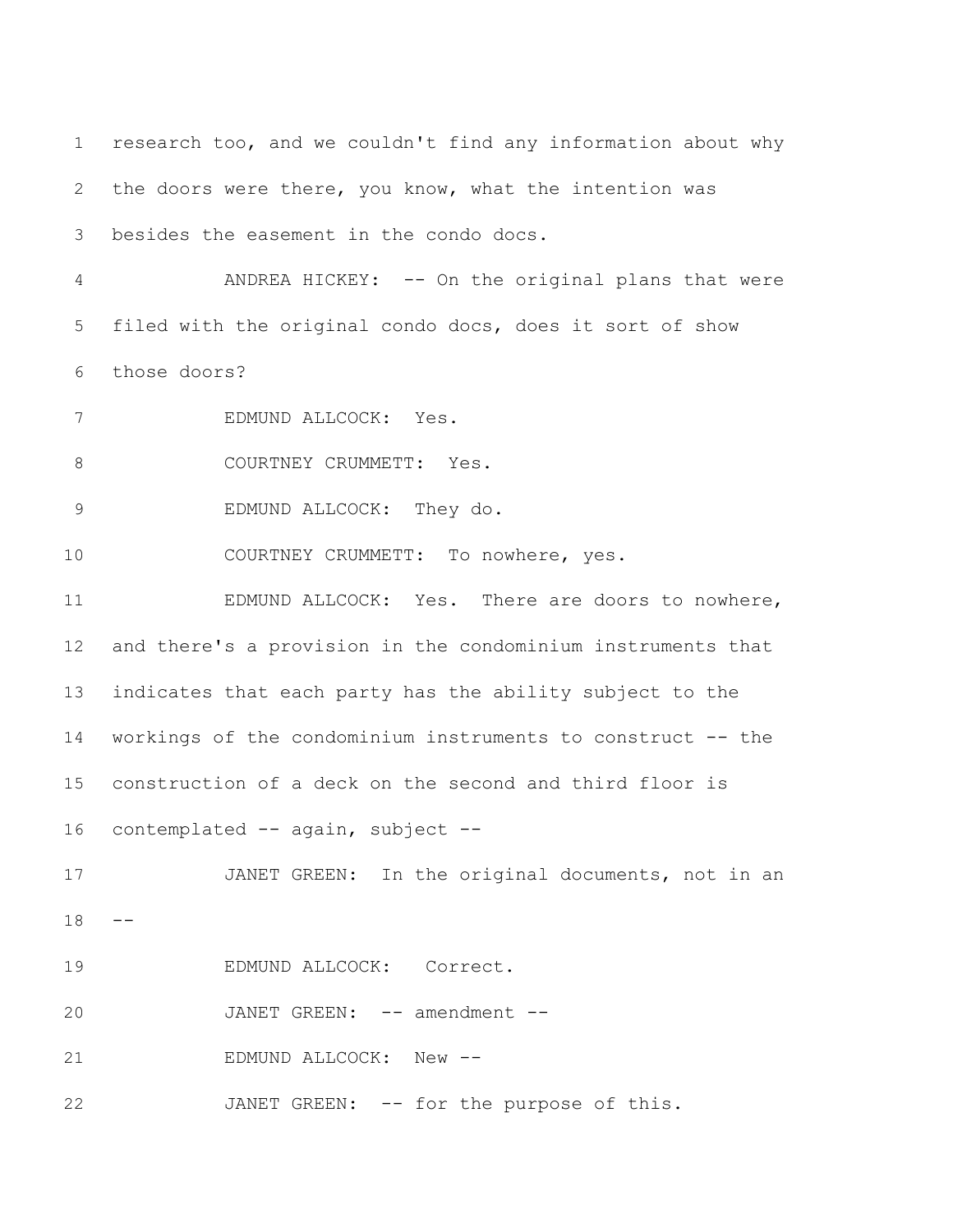research too, and we couldn't find any information about why the doors were there, you know, what the intention was besides the easement in the condo docs.

ANDREA HICKEY: -- On the original plans that were filed with the original condo docs, does it sort of show those doors?

EDMUND ALLCOCK: Yes.

COURTNEY CRUMMETT: Yes.

EDMUND ALLCOCK: They do.

COURTNEY CRUMMETT: To nowhere, yes.

EDMUND ALLCOCK: Yes. There are doors to nowhere, and there's a provision in the condominium instruments that indicates that each party has the ability subject to the workings of the condominium instruments to construct -- the construction of a deck on the second and third floor is contemplated -- again, subject --

JANET GREEN: In the original documents, not in an --

EDMUND ALLCOCK: Correct.

JANET GREEN: -- amendment --

EDMUND ALLCOCK: New --

JANET GREEN: -- for the purpose of this.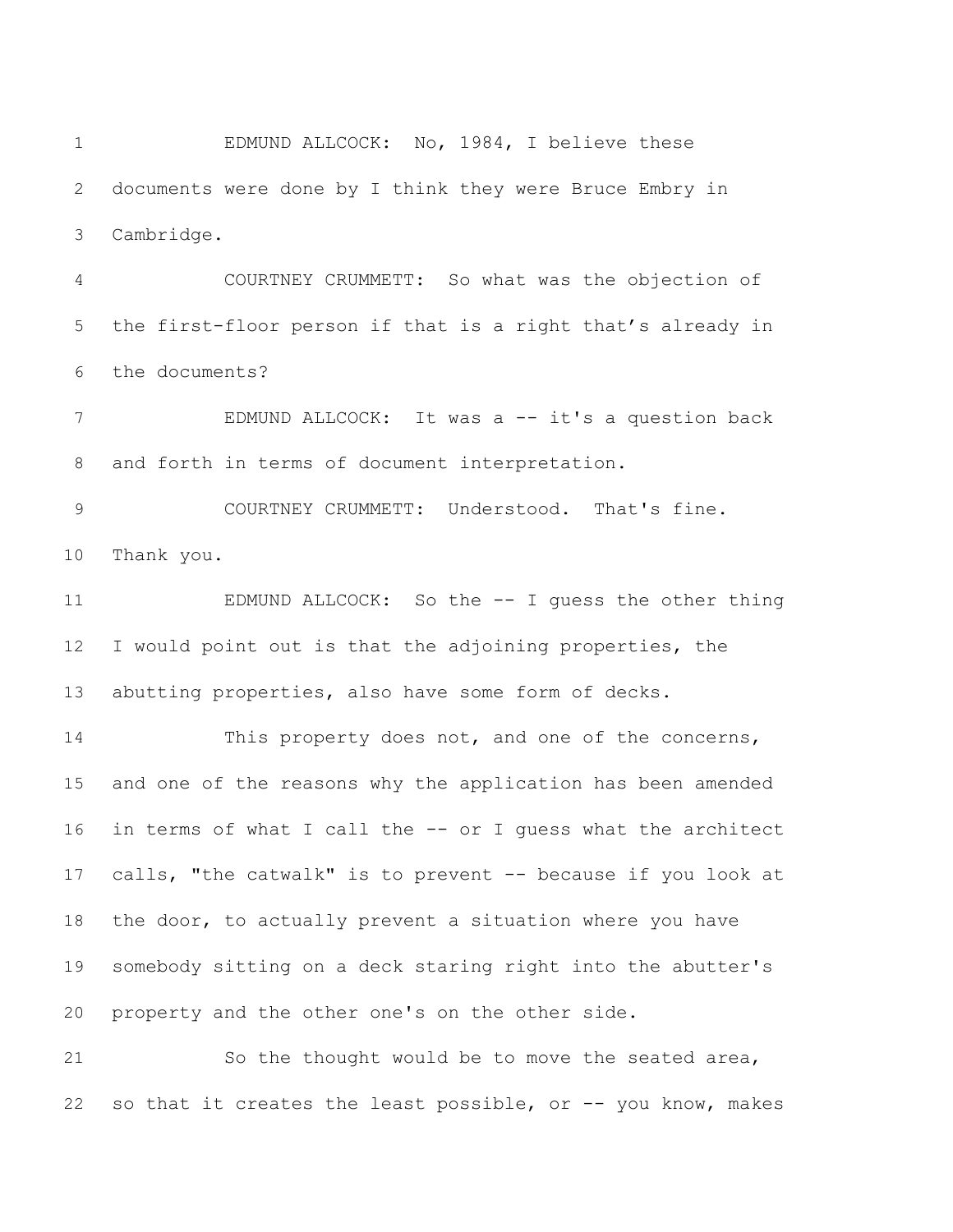EDMUND ALLCOCK: No, 1984, I believe these documents were done by I think they were Bruce Embry in Cambridge.

COURTNEY CRUMMETT: So what was the objection of the first-floor person if that is a right that's already in the documents?

EDMUND ALLCOCK: It was a -- it's a question back and forth in terms of document interpretation.

COURTNEY CRUMMETT: Understood. That's fine. Thank you.

EDMUND ALLCOCK: So the -- I guess the other thing I would point out is that the adjoining properties, the abutting properties, also have some form of decks.

This property does not, and one of the concerns, and one of the reasons why the application has been amended in terms of what I call the -- or I guess what the architect calls, "the catwalk" is to prevent -- because if you look at the door, to actually prevent a situation where you have somebody sitting on a deck staring right into the abutter's property and the other one's on the other side.

So the thought would be to move the seated area, so that it creates the least possible, or -- you know, makes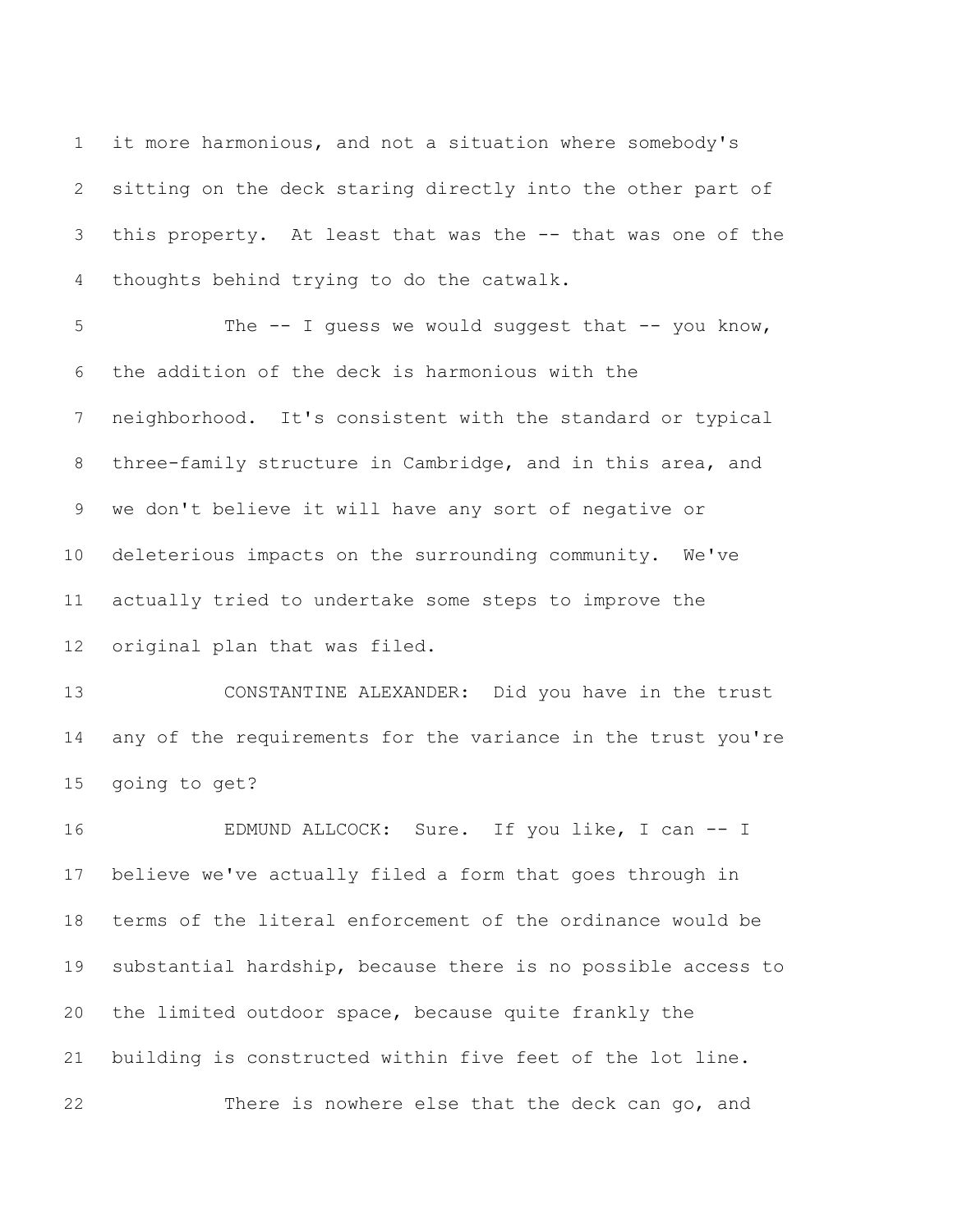it more harmonious, and not a situation where somebody's sitting on the deck staring directly into the other part of this property. At least that was the -- that was one of the thoughts behind trying to do the catwalk.

The -- I guess we would suggest that -- you know, the addition of the deck is harmonious with the neighborhood. It's consistent with the standard or typical three-family structure in Cambridge, and in this area, and we don't believe it will have any sort of negative or deleterious impacts on the surrounding community. We've actually tried to undertake some steps to improve the original plan that was filed.

CONSTANTINE ALEXANDER: Did you have in the trust any of the requirements for the variance in the trust you're going to get?

EDMUND ALLCOCK: Sure. If you like, I can -- I believe we've actually filed a form that goes through in terms of the literal enforcement of the ordinance would be substantial hardship, because there is no possible access to the limited outdoor space, because quite frankly the building is constructed within five feet of the lot line.

There is nowhere else that the deck can go, and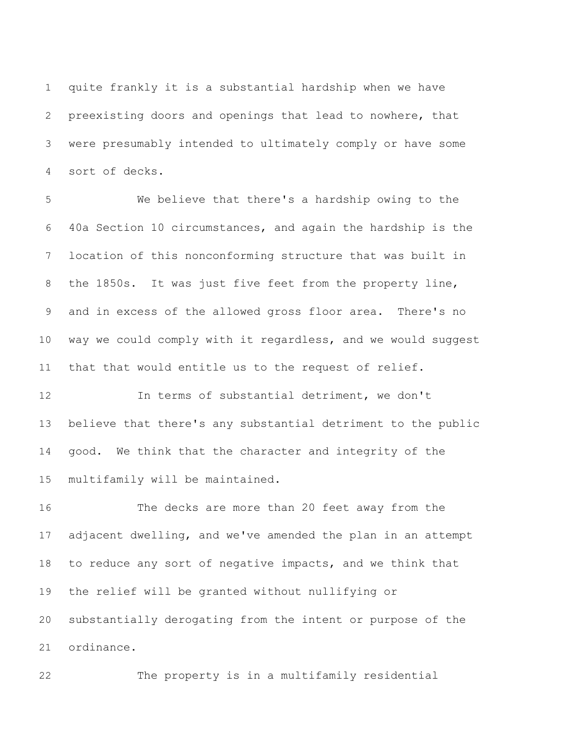quite frankly it is a substantial hardship when we have preexisting doors and openings that lead to nowhere, that were presumably intended to ultimately comply or have some sort of decks.

We believe that there's a hardship owing to the 40a Section 10 circumstances, and again the hardship is the location of this nonconforming structure that was built in the 1850s. It was just five feet from the property line, and in excess of the allowed gross floor area. There's no way we could comply with it regardless, and we would suggest that that would entitle us to the request of relief.

In terms of substantial detriment, we don't believe that there's any substantial detriment to the public good. We think that the character and integrity of the multifamily will be maintained.

The decks are more than 20 feet away from the adjacent dwelling, and we've amended the plan in an attempt to reduce any sort of negative impacts, and we think that the relief will be granted without nullifying or substantially derogating from the intent or purpose of the ordinance.

The property is in a multifamily residential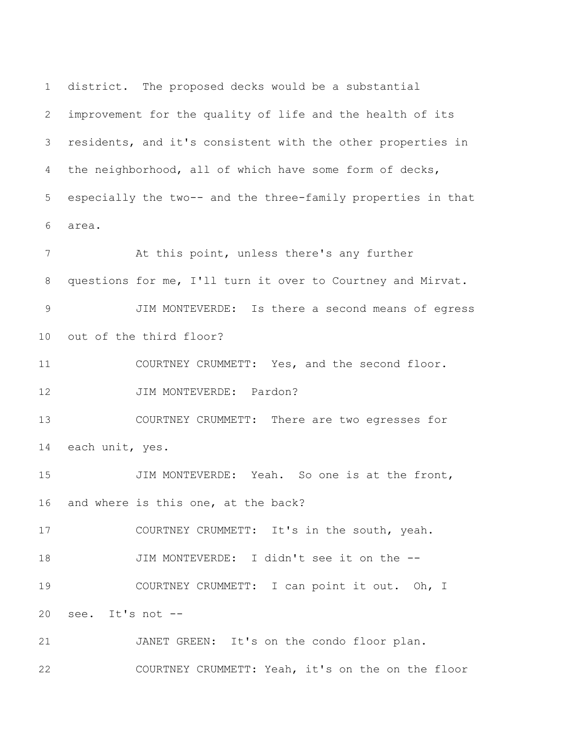district. The proposed decks would be a substantial improvement for the quality of life and the health of its residents, and it's consistent with the other properties in the neighborhood, all of which have some form of decks, especially the two-- and the three-family properties in that area.

At this point, unless there's any further questions for me, I'll turn it over to Courtney and Mirvat.

JIM MONTEVERDE: Is there a second means of egress out of the third floor?

COURTNEY CRUMMETT: Yes, and the second floor.

JIM MONTEVERDE: Pardon?

COURTNEY CRUMMETT: There are two egresses for each unit, yes.

JIM MONTEVERDE: Yeah. So one is at the front, and where is this one, at the back?

COURTNEY CRUMMETT: It's in the south, yeah.

JIM MONTEVERDE: I didn't see it on the --

COURTNEY CRUMMETT: I can point it out. Oh, I see. It's not --

JANET GREEN: It's on the condo floor plan.

COURTNEY CRUMMETT: Yeah, it's on the on the floor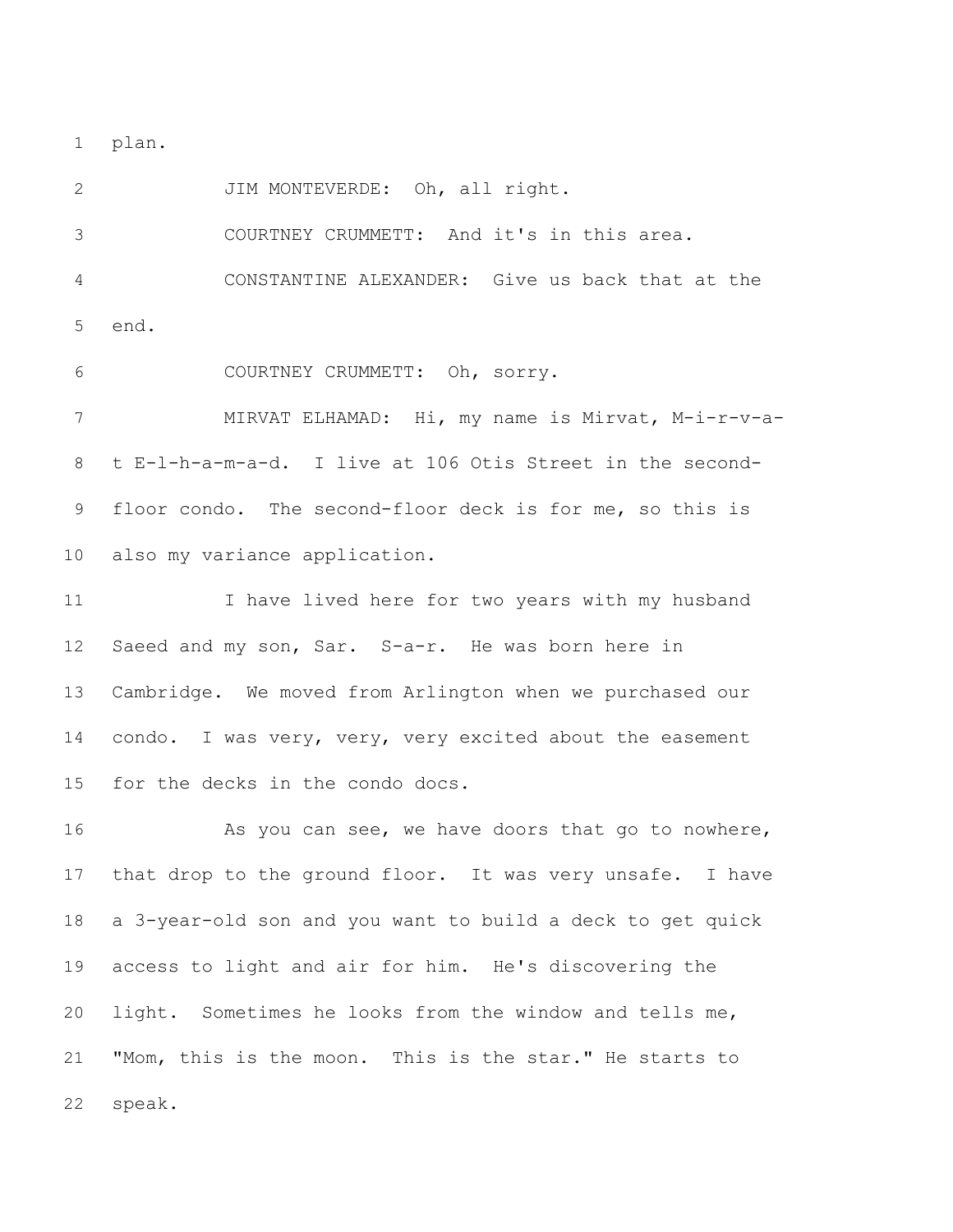plan.

JIM MONTEVERDE: Oh, all right.

COURTNEY CRUMMETT: And it's in this area.

CONSTANTINE ALEXANDER: Give us back that at the end.

COURTNEY CRUMMETT: Oh, sorry.

MIRVAT ELHAMAD: Hi, my name is Mirvat, M-i-r-v-a-t E-l-h-a-m-a-d. I live at 106 Otis Street in the second-floor condo. The second-floor deck is for me, so this is also my variance application.

I have lived here for two years with my husband Saeed and my son, Sar. S-a-r. He was born here in Cambridge. We moved from Arlington when we purchased our condo. I was very, very, very excited about the easement for the decks in the condo docs.

As you can see, we have doors that go to nowhere, that drop to the ground floor. It was very unsafe. I have a 3-year-old son and you want to build a deck to get quick access to light and air for him. He's discovering the light. Sometimes he looks from the window and tells me, "Mom, this is the moon. This is the star." He starts to speak.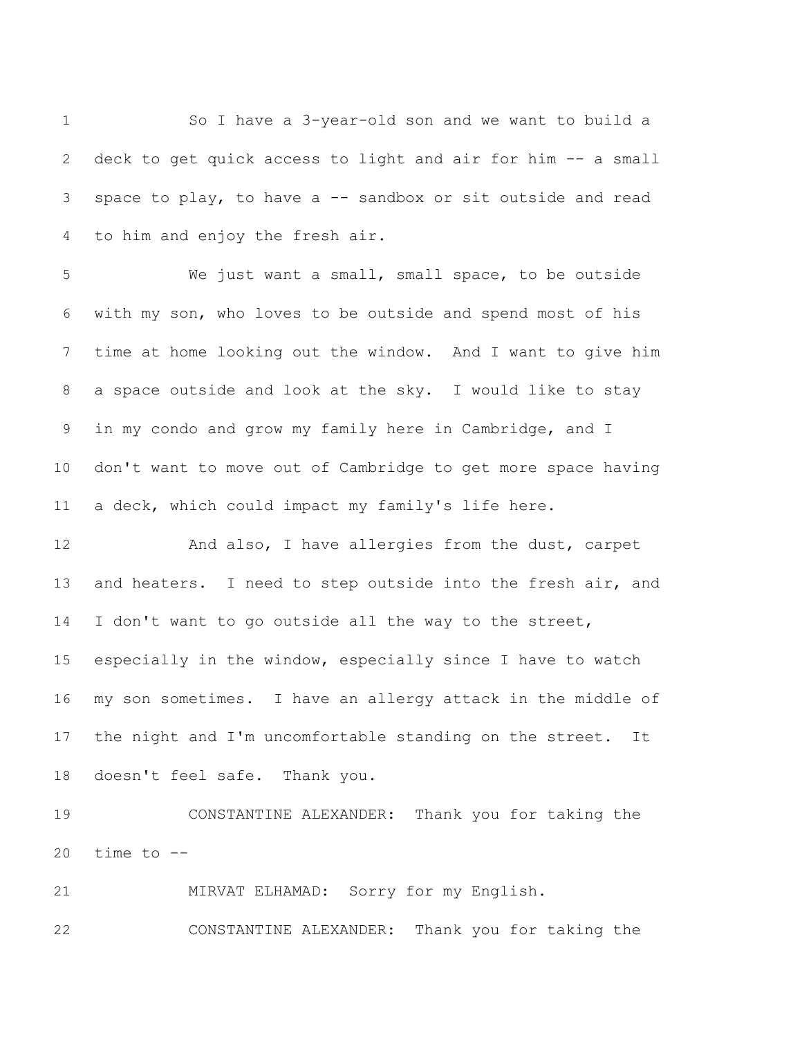So I have a 3-year-old son and we want to build a deck to get quick access to light and air for him -- a small space to play, to have a -- sandbox or sit outside and read to him and enjoy the fresh air.

We just want a small, small space, to be outside with my son, who loves to be outside and spend most of his time at home looking out the window. And I want to give him a space outside and look at the sky. I would like to stay in my condo and grow my family here in Cambridge, and I don't want to move out of Cambridge to get more space having a deck, which could impact my family's life here.

And also, I have allergies from the dust, carpet and heaters. I need to step outside into the fresh air, and I don't want to go outside all the way to the street, especially in the window, especially since I have to watch my son sometimes. I have an allergy attack in the middle of the night and I'm uncomfortable standing on the street. It doesn't feel safe. Thank you.

CONSTANTINE ALEXANDER: Thank you for taking the time to --

MIRVAT ELHAMAD: Sorry for my English.

CONSTANTINE ALEXANDER: Thank you for taking the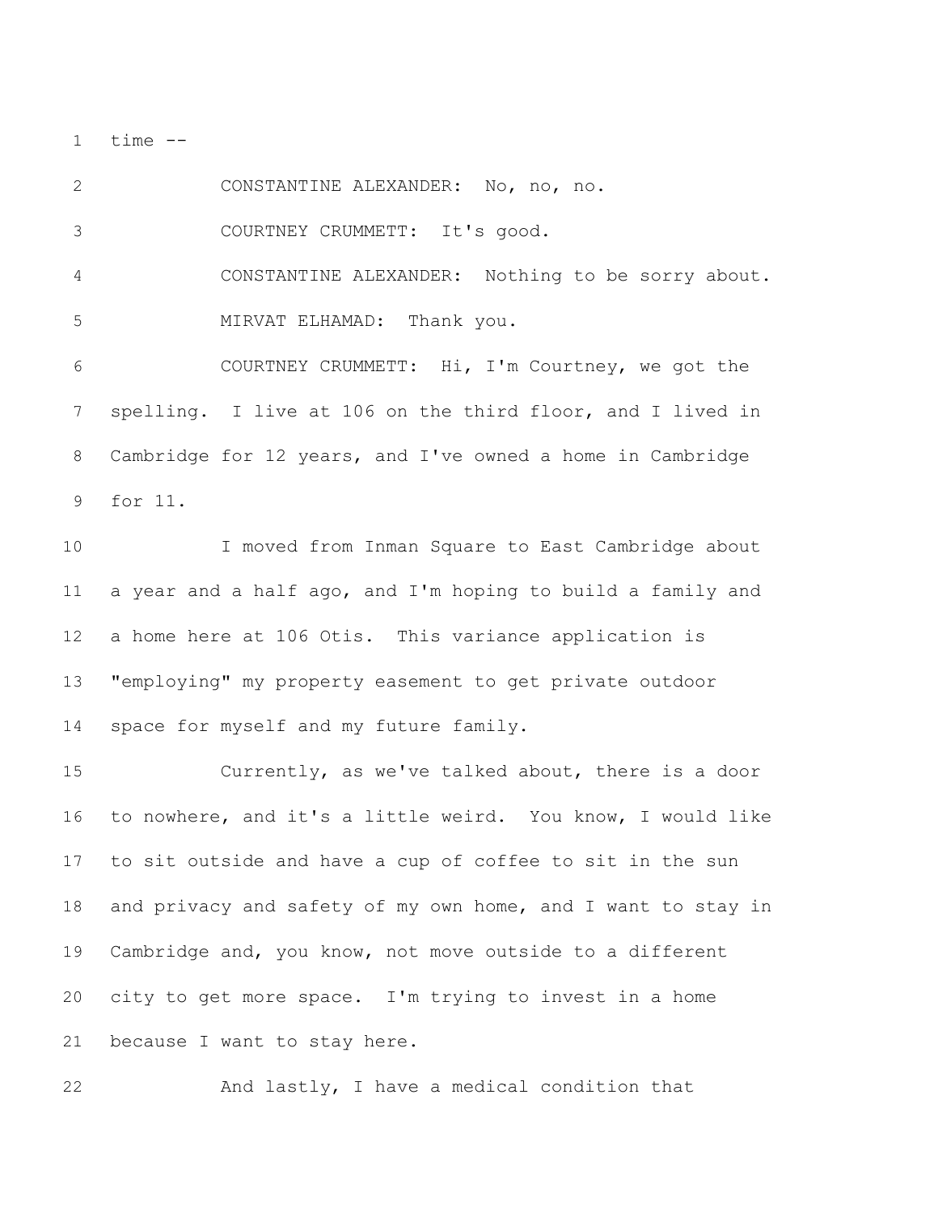time --

CONSTANTINE ALEXANDER: No, no, no.

COURTNEY CRUMMETT: It's good.

CONSTANTINE ALEXANDER: Nothing to be sorry about.

MIRVAT ELHAMAD: Thank you.

COURTNEY CRUMMETT: Hi, I'm Courtney, we got the spelling. I live at 106 on the third floor, and I lived in Cambridge for 12 years, and I've owned a home in Cambridge for 11.

I moved from Inman Square to East Cambridge about a year and a half ago, and I'm hoping to build a family and a home here at 106 Otis. This variance application is "employing" my property easement to get private outdoor space for myself and my future family.

Currently, as we've talked about, there is a door to nowhere, and it's a little weird. You know, I would like to sit outside and have a cup of coffee to sit in the sun and privacy and safety of my own home, and I want to stay in Cambridge and, you know, not move outside to a different city to get more space. I'm trying to invest in a home because I want to stay here.

And lastly, I have a medical condition that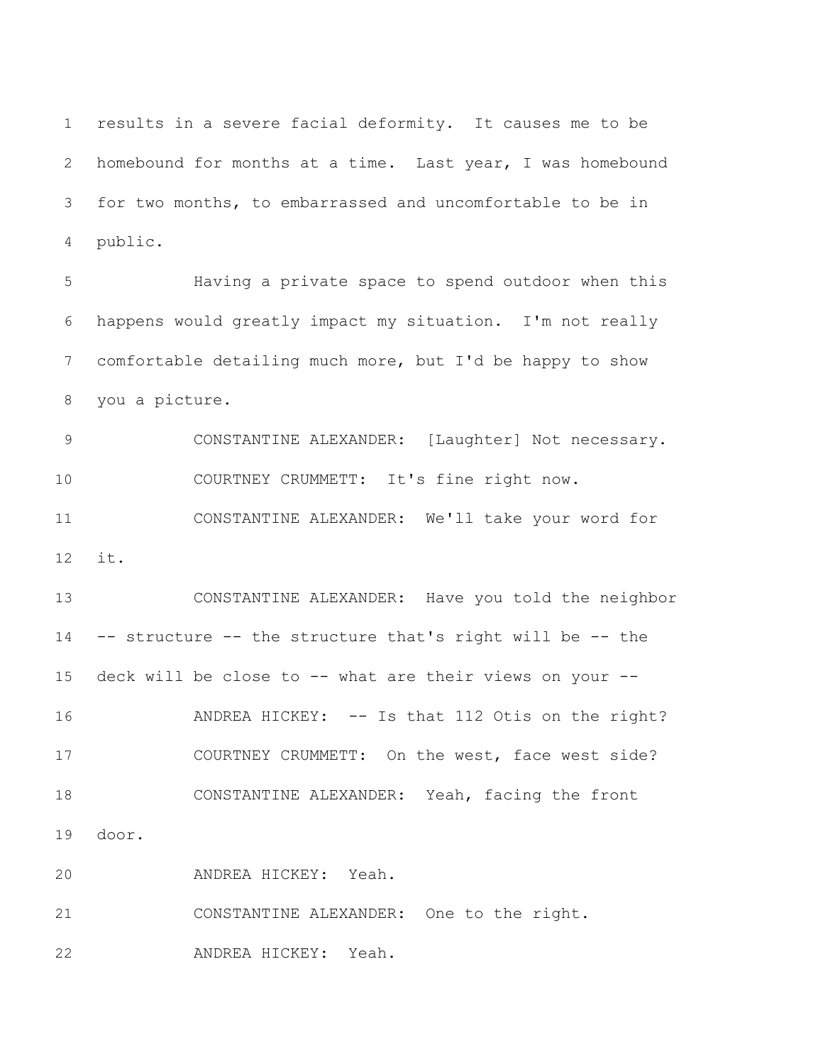1 results in a severe facial deformity. It causes me to be
2 homebound for months at a time. Last year, I was homebound
3 for two months, to embarrassed and uncomfortable to be in
4 public.

5 Having a private space to spend outdoor when this
6 happens would greatly impact my situation. I'm not really
7 comfortable detailing much more, but I'd be happy to show
8 you a picture.

9 CONSTANTINE ALEXANDER: [Laughter] Not necessary.

10 COURTNEY CRUMMETT: It's fine right now.

11 CONSTANTINE ALEXANDER: We'll take your word for
12 it.

13 CONSTANTINE ALEXANDER: Have you told the neighbor
14 -- structure -- the structure that's right will be -- the
15 deck will be close to -- what are their views on your --

16 ANDREA HICKEY: -- Is that 112 Otis on the right?

17 COURTNEY CRUMMETT: On the west, face west side?

18 CONSTANTINE ALEXANDER: Yeah, facing the front
19 door.

20 ANDREA HICKEY: Yeah.

21 CONSTANTINE ALEXANDER: One to the right.

22 ANDREA HICKEY: Yeah.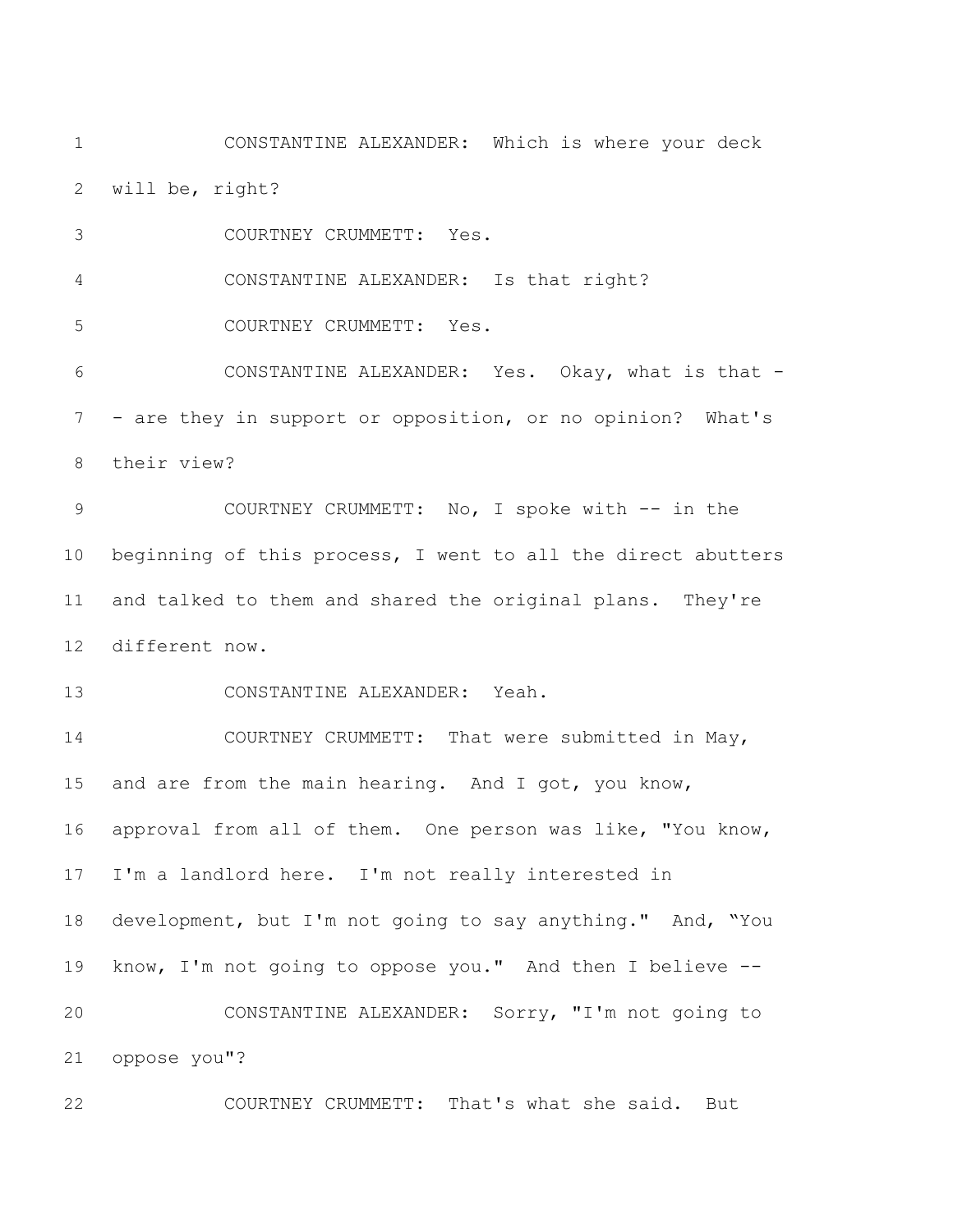CONSTANTINE ALEXANDER: Which is where your deck will be, right?

COURTNEY CRUMMETT: Yes.

CONSTANTINE ALEXANDER: Is that right?

COURTNEY CRUMMETT: Yes.

CONSTANTINE ALEXANDER: Yes. Okay, what is that -- are they in support or opposition, or no opinion? What's their view?

COURTNEY CRUMMETT: No, I spoke with -- in the beginning of this process, I went to all the direct abutters and talked to them and shared the original plans. They're different now.

CONSTANTINE ALEXANDER: Yeah.

COURTNEY CRUMMETT: That were submitted in May, and are from the main hearing. And I got, you know, approval from all of them. One person was like, "You know, I'm a landlord here. I'm not really interested in development, but I'm not going to say anything." And, "You know, I'm not going to oppose you." And then I believe --

CONSTANTINE ALEXANDER: Sorry, "I'm not going to oppose you"?

COURTNEY CRUMMETT: That's what she said. But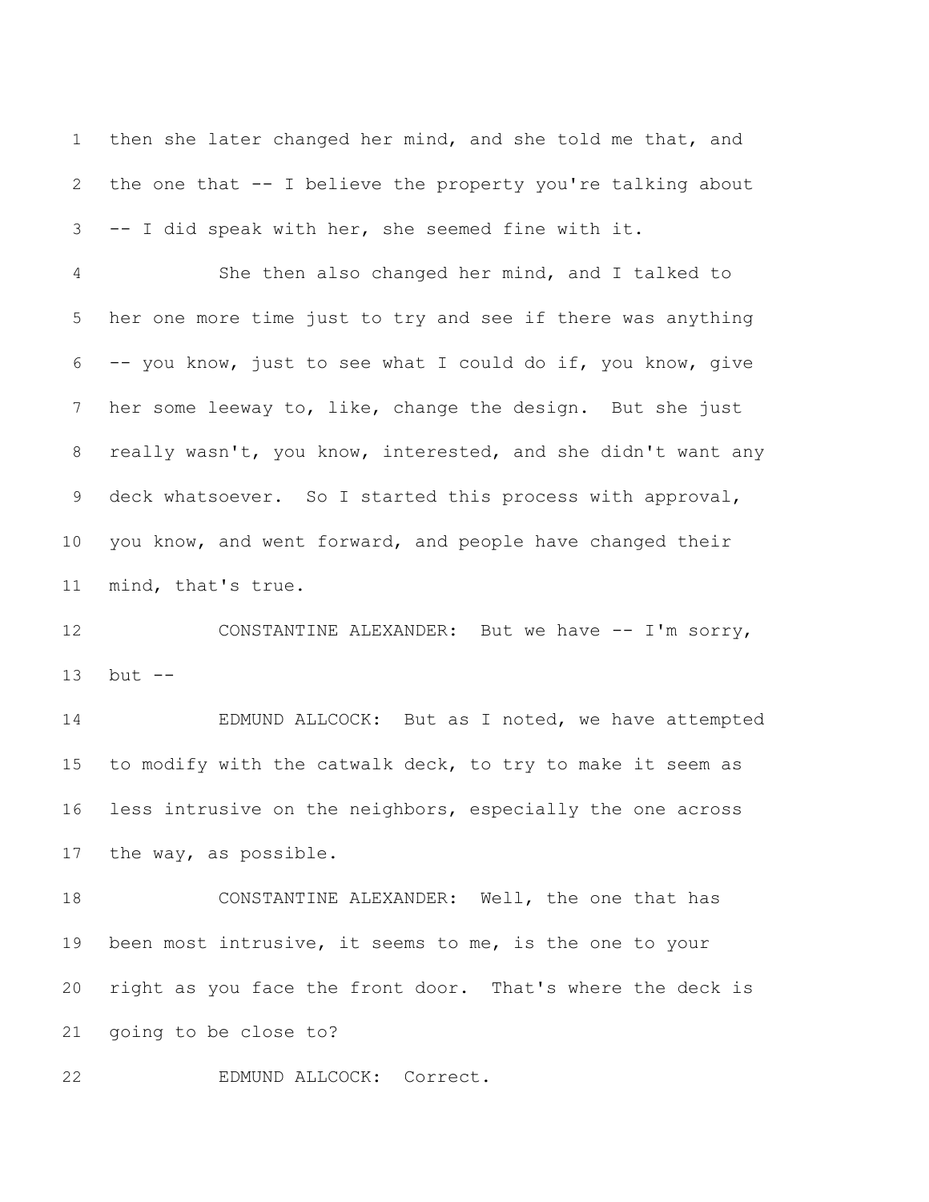then she later changed her mind, and she told me that, and the one that -- I believe the property you're talking about -- I did speak with her, she seemed fine with it.

She then also changed her mind, and I talked to her one more time just to try and see if there was anything -- you know, just to see what I could do if, you know, give her some leeway to, like, change the design. But she just really wasn't, you know, interested, and she didn't want any deck whatsoever. So I started this process with approval, you know, and went forward, and people have changed their mind, that's true.

CONSTANTINE ALEXANDER: But we have -- I'm sorry, but --

EDMUND ALLCOCK: But as I noted, we have attempted to modify with the catwalk deck, to try to make it seem as less intrusive on the neighbors, especially the one across the way, as possible.

CONSTANTINE ALEXANDER: Well, the one that has been most intrusive, it seems to me, is the one to your right as you face the front door. That's where the deck is going to be close to?

EDMUND ALLCOCK: Correct.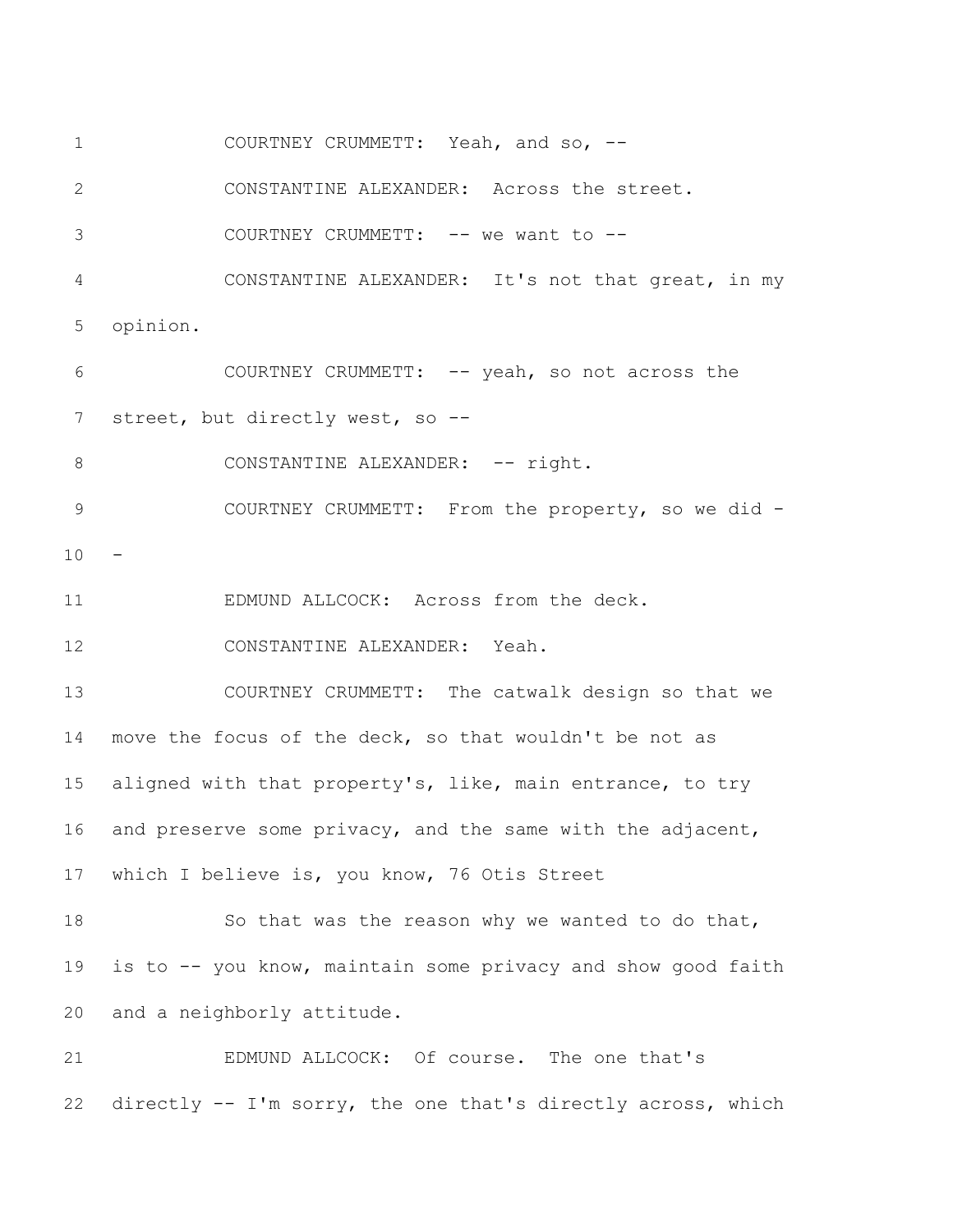COURTNEY CRUMMETT: Yeah, and so, --

CONSTANTINE ALEXANDER: Across the street.

COURTNEY CRUMMETT: -- we want to --

CONSTANTINE ALEXANDER: It's not that great, in my opinion.

COURTNEY CRUMMETT: -- yeah, so not across the street, but directly west, so --

CONSTANTINE ALEXANDER: -- right.

COURTNEY CRUMMETT: From the property, so we did --

EDMUND ALLCOCK: Across from the deck.

CONSTANTINE ALEXANDER: Yeah.

COURTNEY CRUMMETT: The catwalk design so that we move the focus of the deck, so that wouldn't be not as aligned with that property's, like, main entrance, to try and preserve some privacy, and the same with the adjacent, which I believe is, you know, 76 Otis Street

So that was the reason why we wanted to do that, is to -- you know, maintain some privacy and show good faith and a neighborly attitude.

EDMUND ALLCOCK: Of course. The one that's directly -- I'm sorry, the one that's directly across, which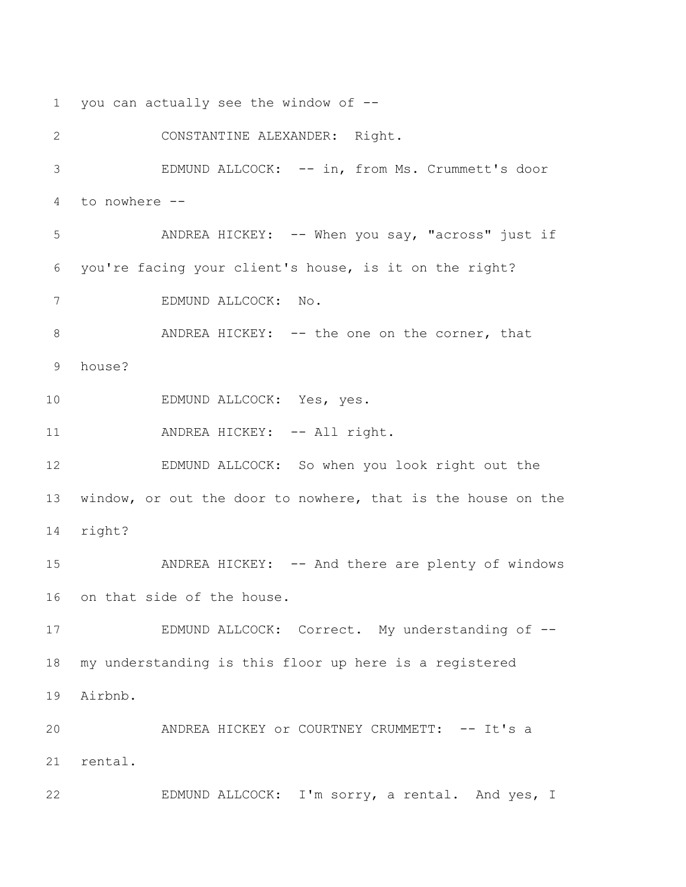1 you can actually see the window of --

2 CONSTANTINE ALEXANDER: Right.

3 EDMUND ALLCOCK: -- in, from Ms. Crummett's door

4 to nowhere --

5 ANDREA HICKEY: -- When you say, "across" just if

6 you're facing your client's house, is it on the right?

7 EDMUND ALLCOCK: No.

8 ANDREA HICKEY: -- the one on the corner, that

9 house?

10 EDMUND ALLCOCK: Yes, yes.

11 ANDREA HICKEY: -- All right.

12 EDMUND ALLCOCK: So when you look right out the

13 window, or out the door to nowhere, that is the house on the

14 right?

15 ANDREA HICKEY: -- And there are plenty of windows

16 on that side of the house.

17 EDMUND ALLCOCK: Correct. My understanding of --

18 my understanding is this floor up here is a registered

19 Airbnb.

20 ANDREA HICKEY or COURTNEY CRUMMETT: -- It's a

21 rental.

22 EDMUND ALLCOCK: I'm sorry, a rental. And yes, I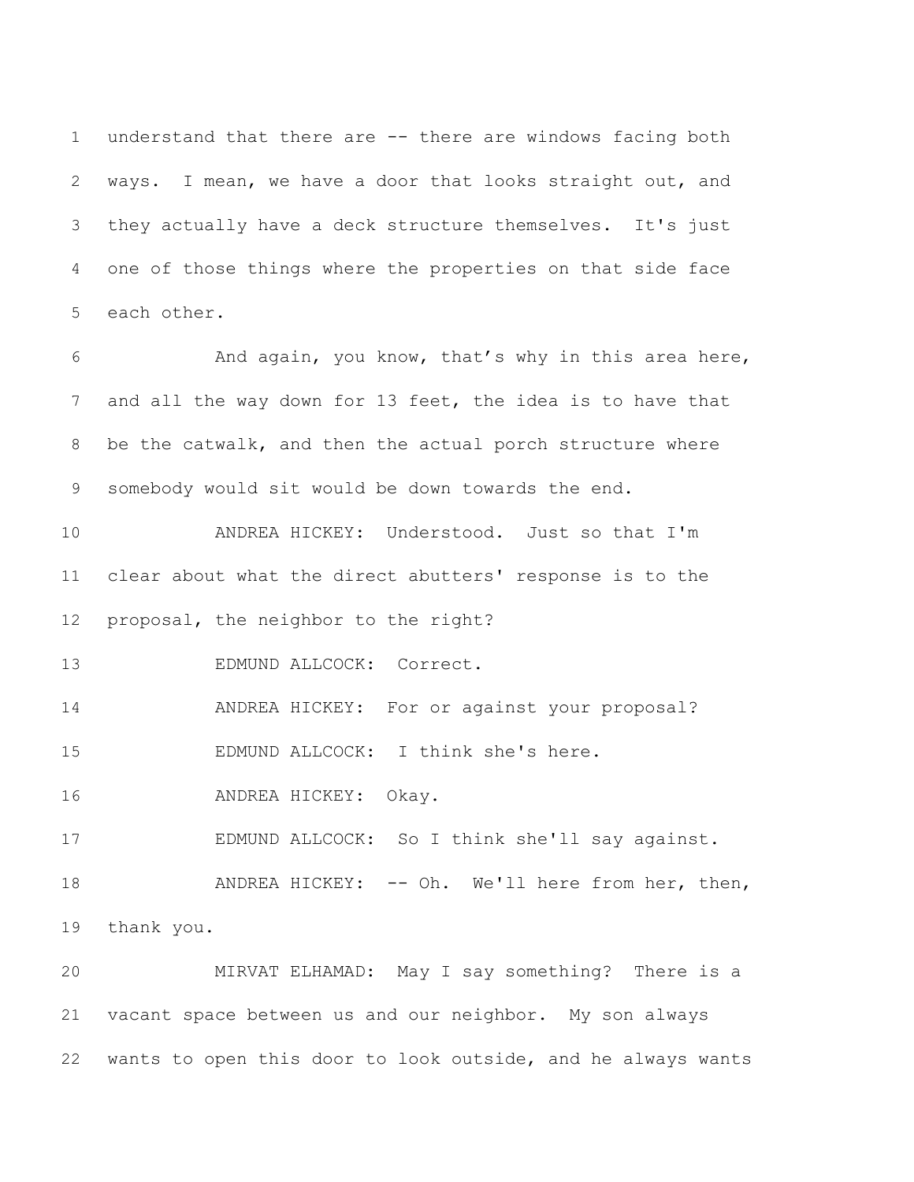understand that there are -- there are windows facing both ways. I mean, we have a door that looks straight out, and they actually have a deck structure themselves. It's just one of those things where the properties on that side face each other.

And again, you know, that's why in this area here, and all the way down for 13 feet, the idea is to have that be the catwalk, and then the actual porch structure where somebody would sit would be down towards the end.

ANDREA HICKEY: Understood. Just so that I'm clear about what the direct abutters' response is to the proposal, the neighbor to the right?

EDMUND ALLCOCK: Correct.

ANDREA HICKEY: For or against your proposal?

EDMUND ALLCOCK: I think she's here.

ANDREA HICKEY: Okay.

EDMUND ALLCOCK: So I think she'll say against.

ANDREA HICKEY: -- Oh. We'll here from her, then, thank you.

MIRVAT ELHAMAD: May I say something? There is a vacant space between us and our neighbor. My son always wants to open this door to look outside, and he always wants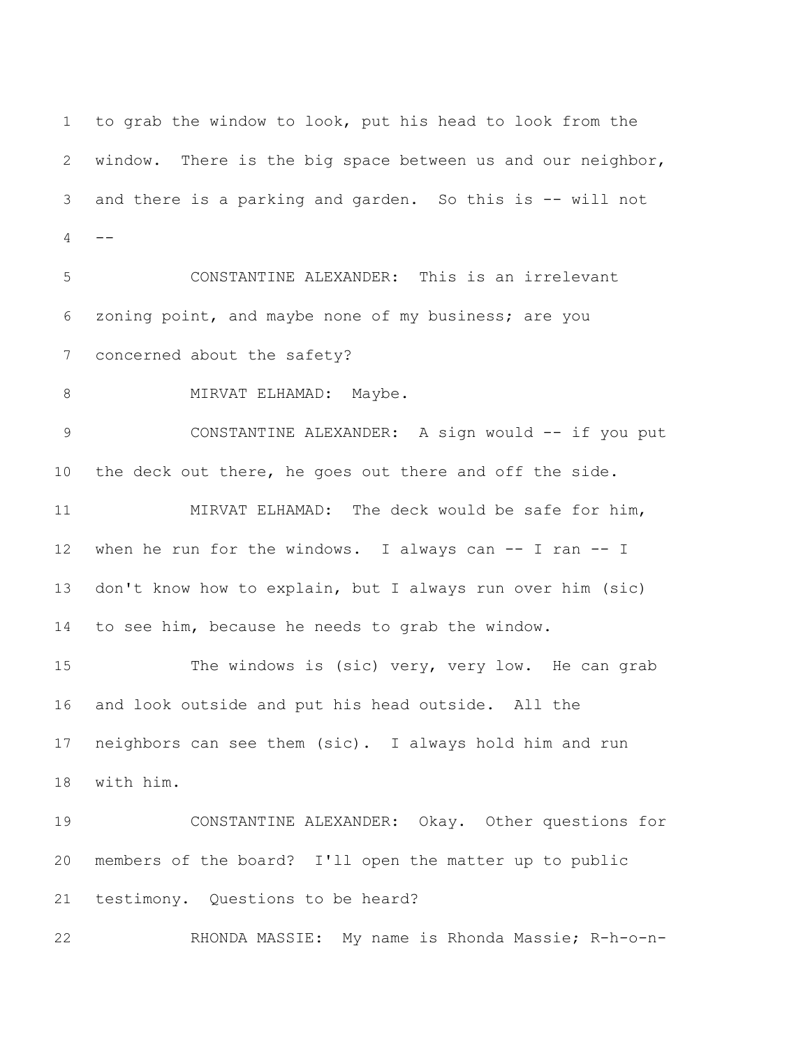to grab the window to look, put his head to look from the window. There is the big space between us and our neighbor, and there is a parking and garden. So this is -- will not --

CONSTANTINE ALEXANDER: This is an irrelevant zoning point, and maybe none of my business; are you concerned about the safety?

MIRVAT ELHAMAD: Maybe.

CONSTANTINE ALEXANDER: A sign would -- if you put the deck out there, he goes out there and off the side.

MIRVAT ELHAMAD: The deck would be safe for him, when he run for the windows. I always can -- I ran -- I don't know how to explain, but I always run over him (sic) to see him, because he needs to grab the window.

The windows is (sic) very, very low. He can grab and look outside and put his head outside. All the neighbors can see them (sic). I always hold him and run with him.

CONSTANTINE ALEXANDER: Okay. Other questions for members of the board? I'll open the matter up to public testimony. Questions to be heard?

RHONDA MASSIE: My name is Rhonda Massie; R-h-o-n-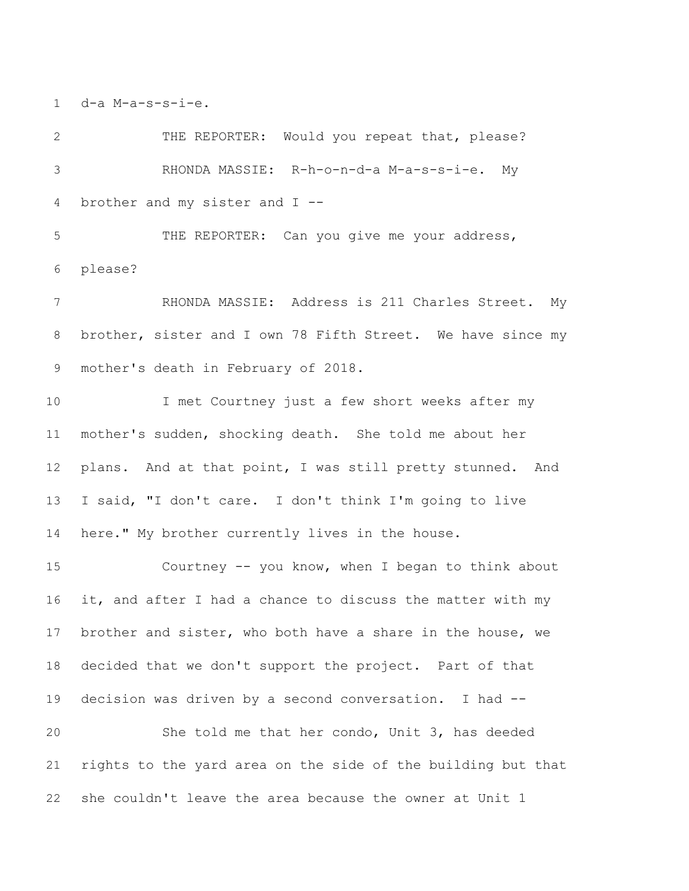d-a M-a-s-s-i-e.

THE REPORTER: Would you repeat that, please?

RHONDA MASSIE: R-h-o-n-d-a M-a-s-s-i-e. My brother and my sister and I --

THE REPORTER: Can you give me your address, please?

RHONDA MASSIE: Address is 211 Charles Street. My brother, sister and I own 78 Fifth Street. We have since my mother's death in February of 2018.

I met Courtney just a few short weeks after my mother's sudden, shocking death. She told me about her plans. And at that point, I was still pretty stunned. And I said, "I don't care. I don't think I'm going to live here." My brother currently lives in the house.

Courtney -- you know, when I began to think about it, and after I had a chance to discuss the matter with my brother and sister, who both have a share in the house, we decided that we don't support the project. Part of that decision was driven by a second conversation. I had --

She told me that her condo, Unit 3, has deeded rights to the yard area on the side of the building but that she couldn't leave the area because the owner at Unit 1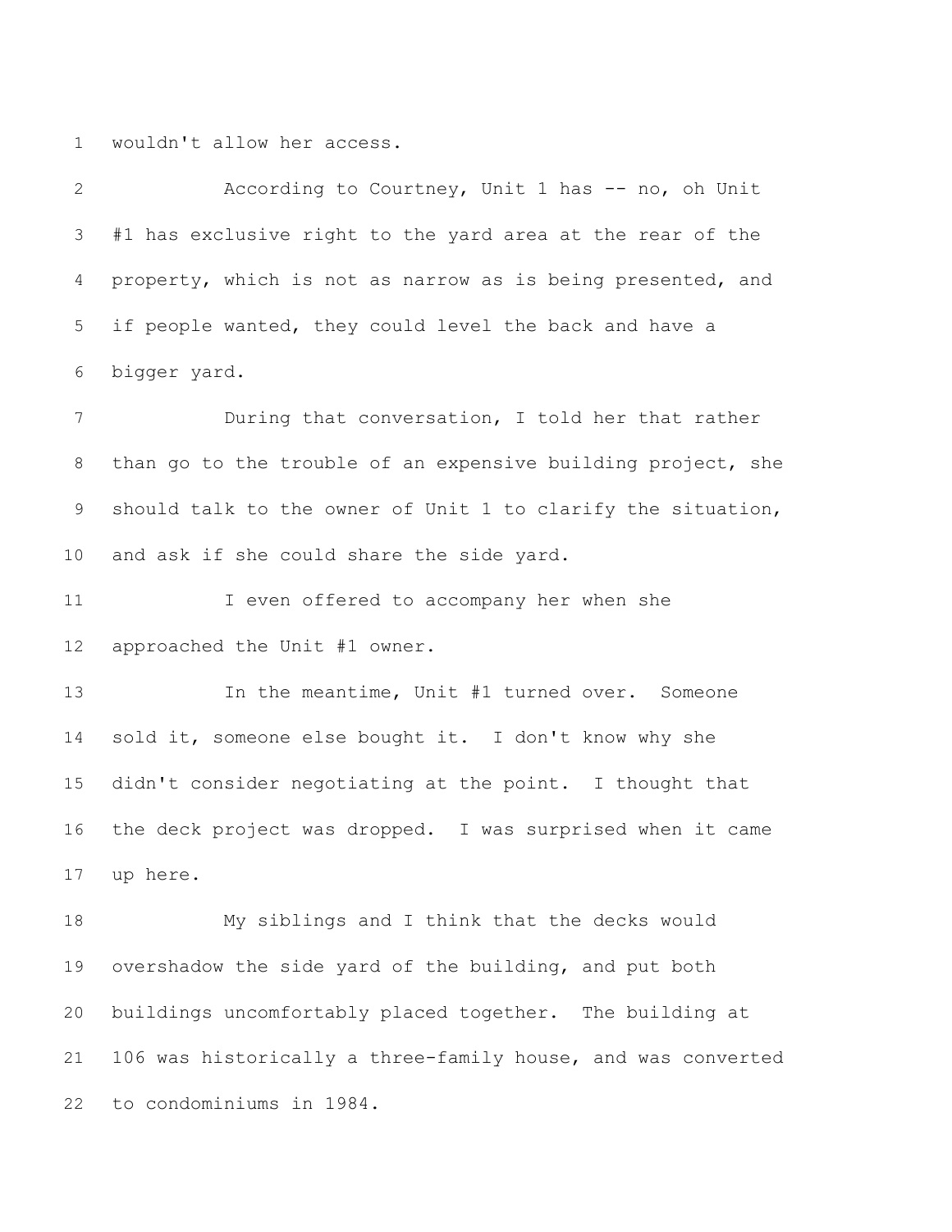wouldn't allow her access.

According to Courtney, Unit 1 has -- no, oh Unit #1 has exclusive right to the yard area at the rear of the property, which is not as narrow as is being presented, and if people wanted, they could level the back and have a bigger yard.

During that conversation, I told her that rather than go to the trouble of an expensive building project, she should talk to the owner of Unit 1 to clarify the situation, and ask if she could share the side yard.

I even offered to accompany her when she approached the Unit #1 owner.

In the meantime, Unit #1 turned over. Someone sold it, someone else bought it. I don't know why she didn't consider negotiating at the point. I thought that the deck project was dropped. I was surprised when it came up here.

My siblings and I think that the decks would overshadow the side yard of the building, and put both buildings uncomfortably placed together. The building at 106 was historically a three-family house, and was converted to condominiums in 1984.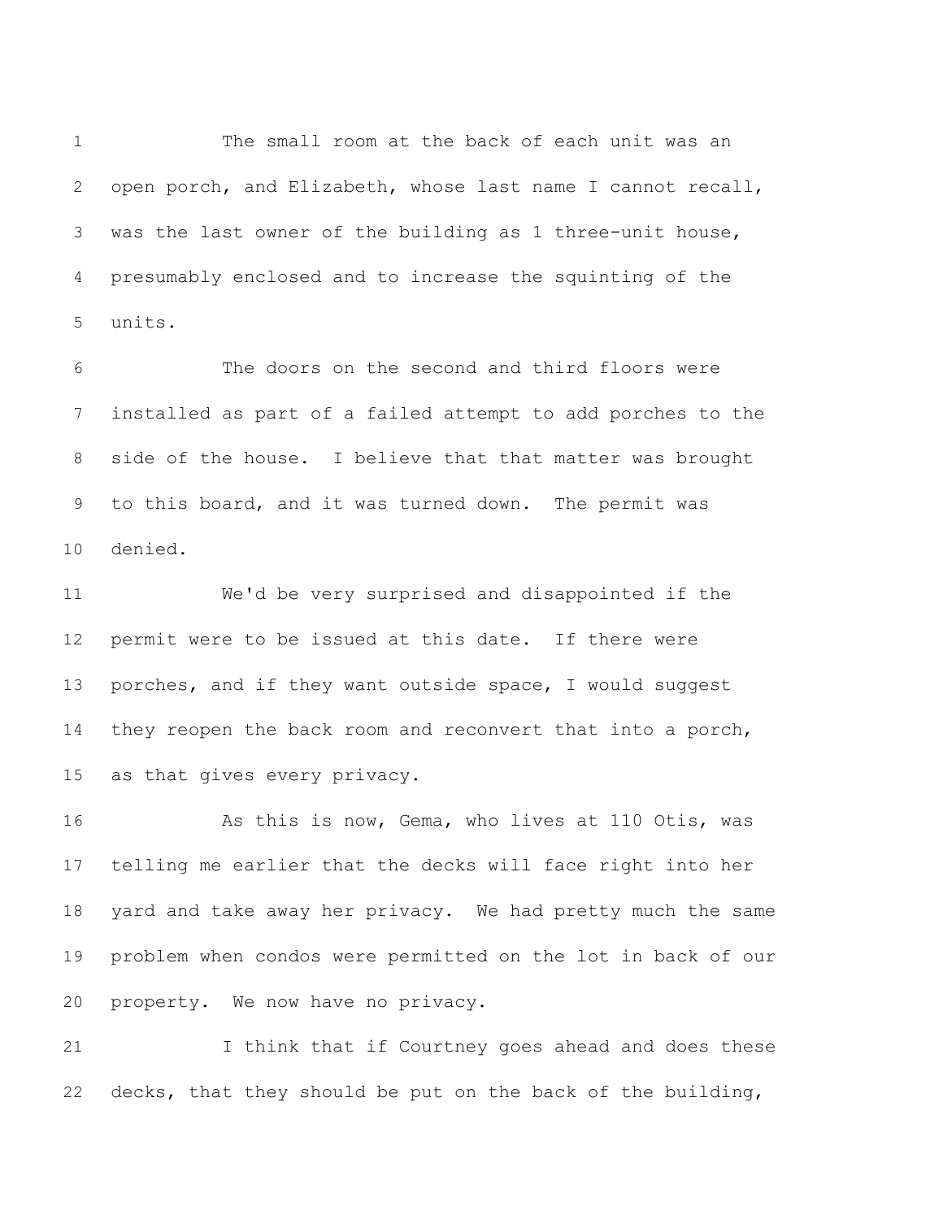The small room at the back of each unit was an open porch, and Elizabeth, whose last name I cannot recall, was the last owner of the building as 1 three-unit house, presumably enclosed and to increase the squinting of the units.

The doors on the second and third floors were installed as part of a failed attempt to add porches to the side of the house. I believe that that matter was brought to this board, and it was turned down. The permit was denied.

We'd be very surprised and disappointed if the permit were to be issued at this date. If there were porches, and if they want outside space, I would suggest they reopen the back room and reconvert that into a porch, as that gives every privacy.

As this is now, Gema, who lives at 110 Otis, was telling me earlier that the decks will face right into her yard and take away her privacy. We had pretty much the same problem when condos were permitted on the lot in back of our property. We now have no privacy.

I think that if Courtney goes ahead and does these decks, that they should be put on the back of the building,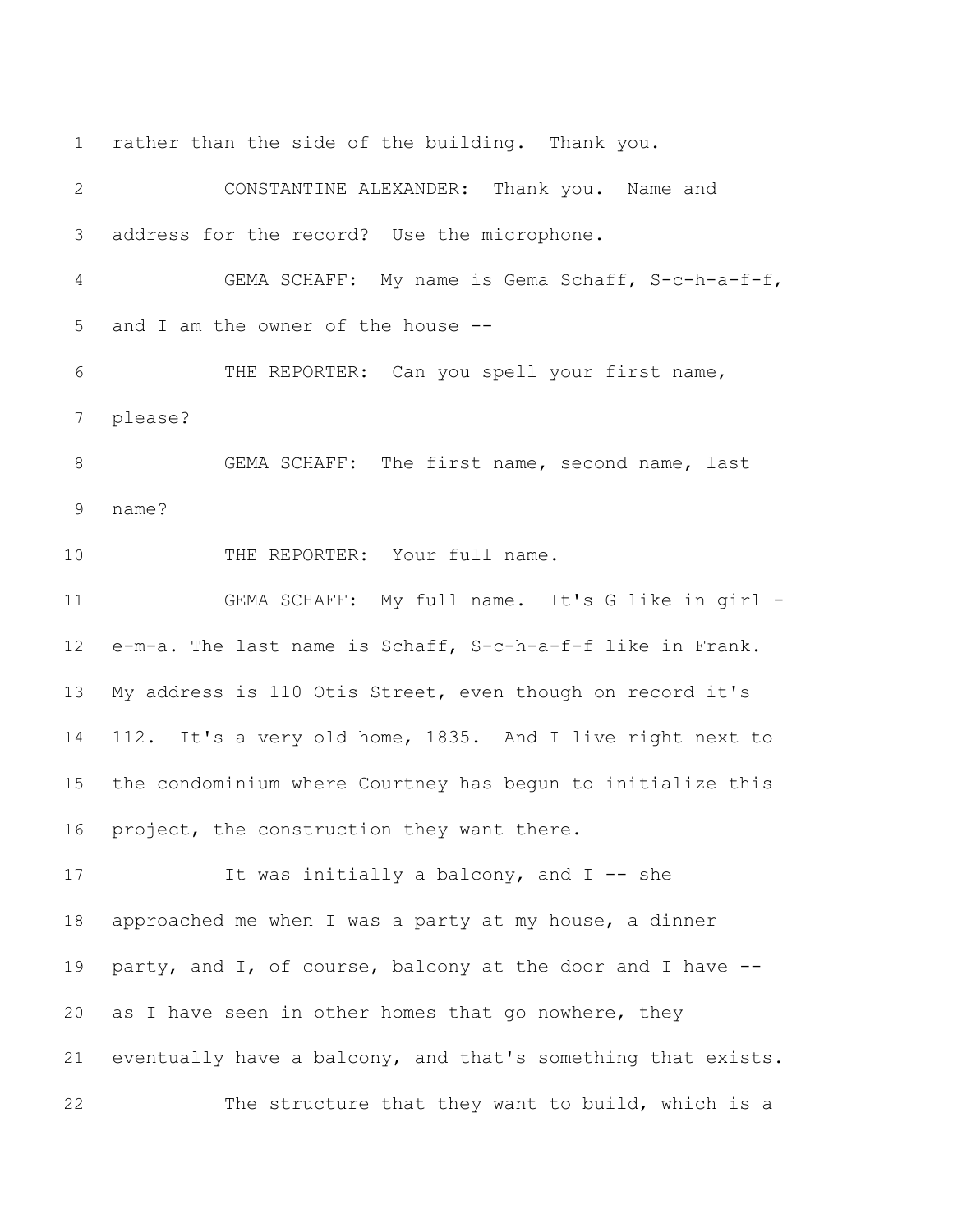rather than the side of the building. Thank you.

CONSTANTINE ALEXANDER: Thank you. Name and address for the record? Use the microphone.

GEMA SCHAFF: My name is Gema Schaff, S-c-h-a-f-f, and I am the owner of the house --

THE REPORTER: Can you spell your first name, please?

GEMA SCHAFF: The first name, second name, last name?

THE REPORTER: Your full name.

GEMA SCHAFF: My full name. It's G like in girl - e-m-a. The last name is Schaff, S-c-h-a-f-f like in Frank. My address is 110 Otis Street, even though on record it's 112. It's a very old home, 1835. And I live right next to the condominium where Courtney has begun to initialize this project, the construction they want there.

It was initially a balcony, and I -- she approached me when I was a party at my house, a dinner party, and I, of course, balcony at the door and I have -- as I have seen in other homes that go nowhere, they eventually have a balcony, and that's something that exists.

The structure that they want to build, which is a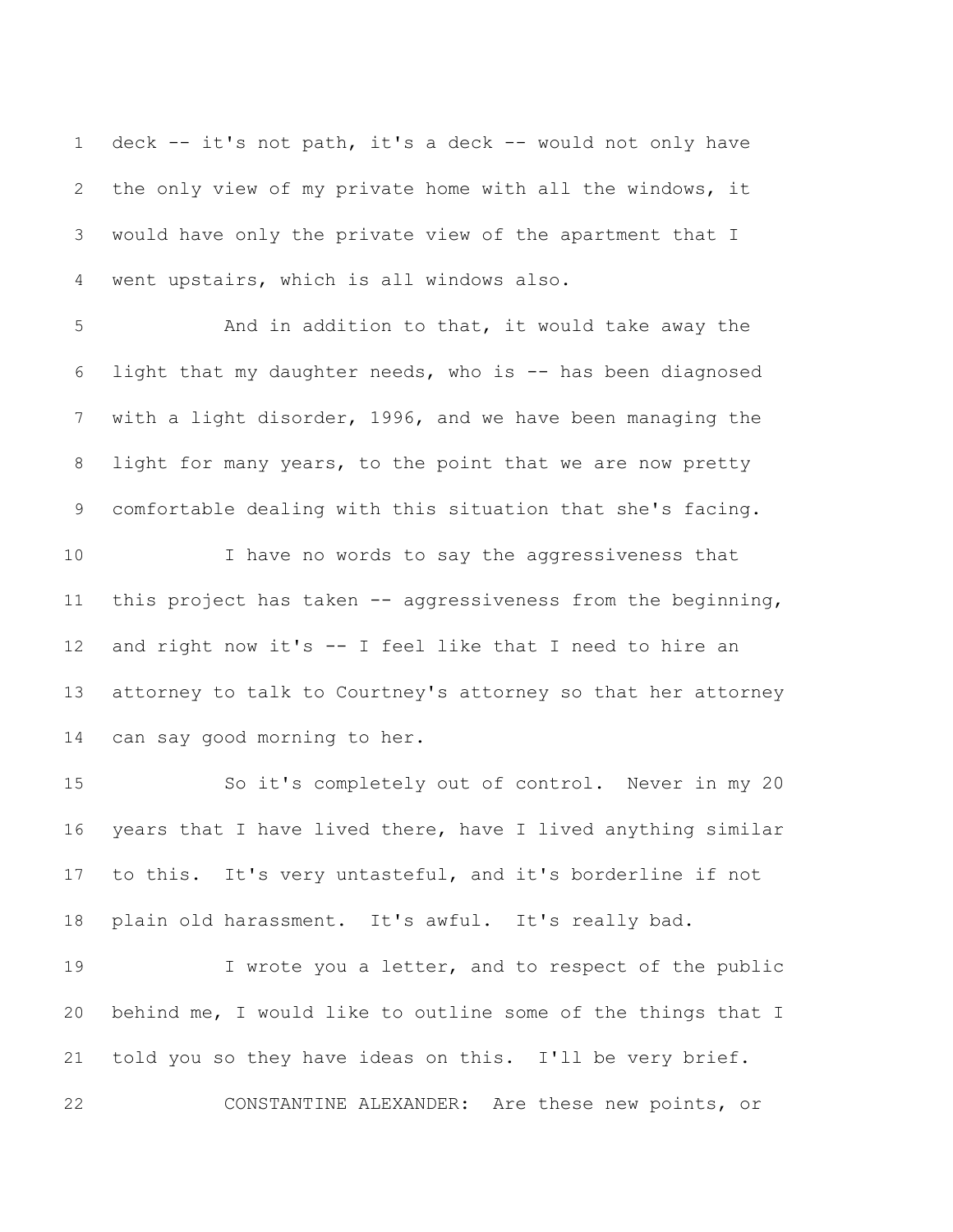deck -- it's not path, it's a deck -- would not only have the only view of my private home with all the windows, it would have only the private view of the apartment that I went upstairs, which is all windows also.

And in addition to that, it would take away the light that my daughter needs, who is -- has been diagnosed with a light disorder, 1996, and we have been managing the light for many years, to the point that we are now pretty comfortable dealing with this situation that she's facing.

I have no words to say the aggressiveness that this project has taken -- aggressiveness from the beginning, and right now it's -- I feel like that I need to hire an attorney to talk to Courtney's attorney so that her attorney can say good morning to her.

So it's completely out of control. Never in my 20 years that I have lived there, have I lived anything similar to this. It's very untasteful, and it's borderline if not plain old harassment. It's awful. It's really bad.

I wrote you a letter, and to respect of the public behind me, I would like to outline some of the things that I told you so they have ideas on this. I'll be very brief.

CONSTANTINE ALEXANDER: Are these new points, or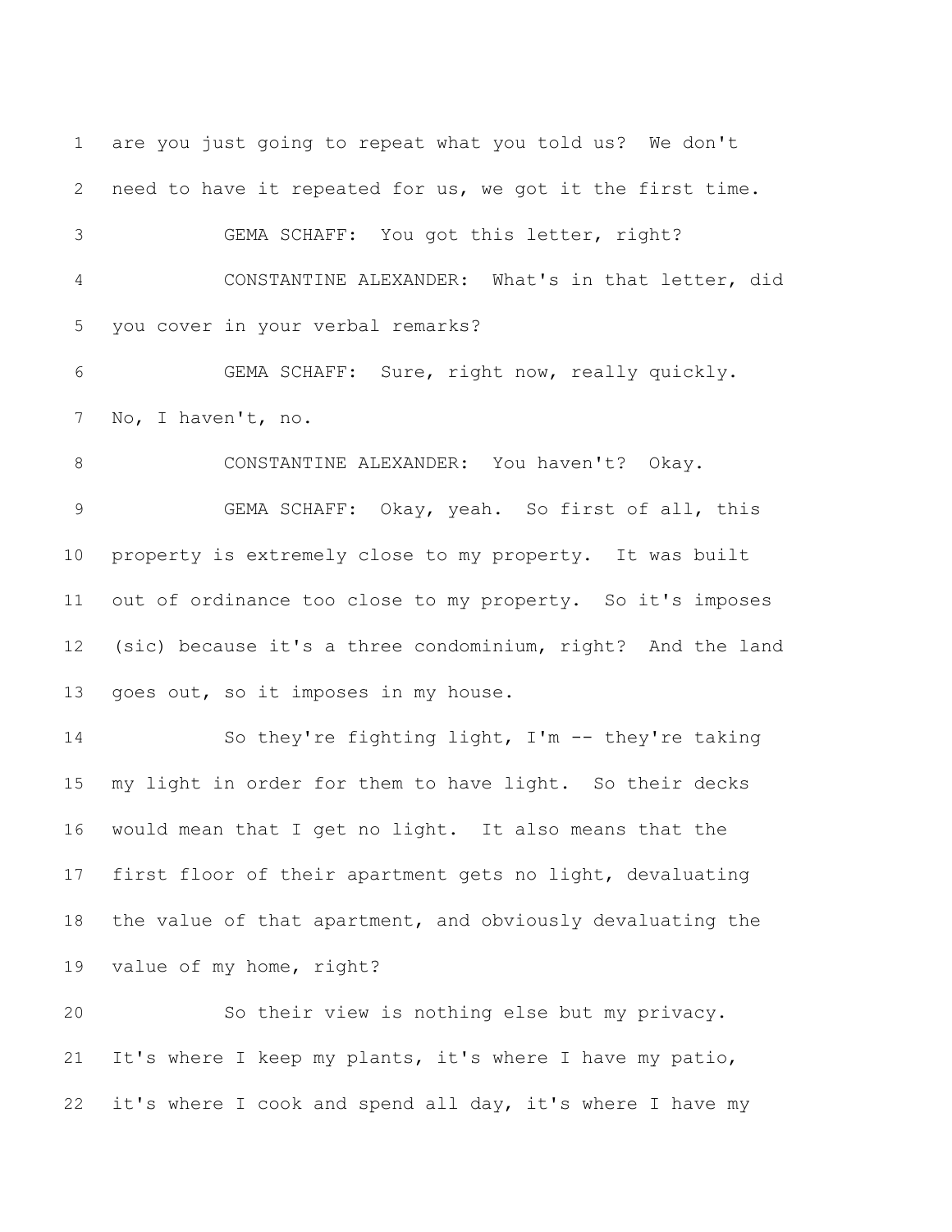are you just going to repeat what you told us? We don't need to have it repeated for us, we got it the first time.

GEMA SCHAFF: You got this letter, right?

CONSTANTINE ALEXANDER: What's in that letter, did you cover in your verbal remarks?

GEMA SCHAFF: Sure, right now, really quickly. No, I haven't, no.

CONSTANTINE ALEXANDER: You haven't? Okay.

GEMA SCHAFF: Okay, yeah. So first of all, this property is extremely close to my property. It was built out of ordinance too close to my property. So it's imposes (sic) because it's a three condominium, right? And the land goes out, so it imposes in my house.

So they're fighting light, I'm -- they're taking my light in order for them to have light. So their decks would mean that I get no light. It also means that the first floor of their apartment gets no light, devaluating the value of that apartment, and obviously devaluating the value of my home, right?

So their view is nothing else but my privacy. It's where I keep my plants, it's where I have my patio, it's where I cook and spend all day, it's where I have my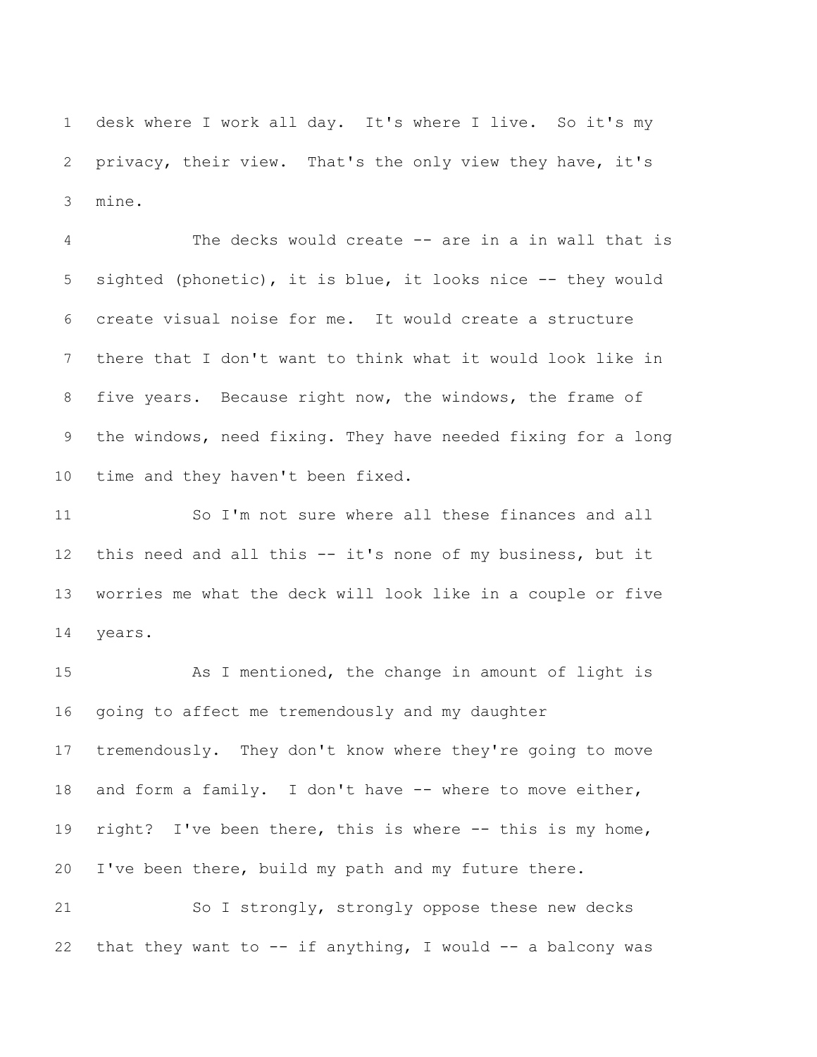desk where I work all day. It's where I live. So it's my privacy, their view. That's the only view they have, it's mine.

The decks would create -- are in a in wall that is sighted (phonetic), it is blue, it looks nice -- they would create visual noise for me. It would create a structure there that I don't want to think what it would look like in five years. Because right now, the windows, the frame of the windows, need fixing. They have needed fixing for a long time and they haven't been fixed.

So I'm not sure where all these finances and all this need and all this -- it's none of my business, but it worries me what the deck will look like in a couple or five years.

As I mentioned, the change in amount of light is going to affect me tremendously and my daughter tremendously. They don't know where they're going to move and form a family. I don't have -- where to move either, right? I've been there, this is where -- this is my home, I've been there, build my path and my future there.

So I strongly, strongly oppose these new decks that they want to -- if anything, I would -- a balcony was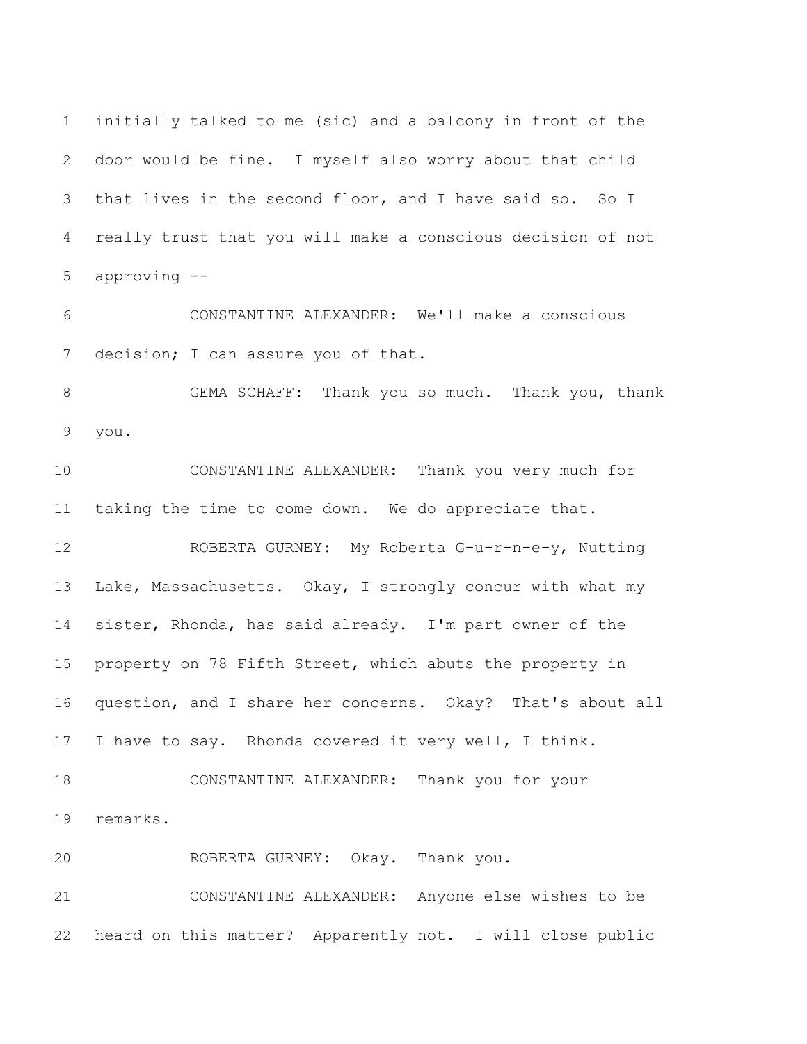initially talked to me (sic) and a balcony in front of the door would be fine. I myself also worry about that child that lives in the second floor, and I have said so. So I really trust that you will make a conscious decision of not approving --

CONSTANTINE ALEXANDER: We'll make a conscious decision; I can assure you of that.

GEMA SCHAFF: Thank you so much. Thank you, thank you.

CONSTANTINE ALEXANDER: Thank you very much for taking the time to come down. We do appreciate that.

ROBERTA GURNEY: My Roberta G-u-r-n-e-y, Nutting Lake, Massachusetts. Okay, I strongly concur with what my sister, Rhonda, has said already. I'm part owner of the property on 78 Fifth Street, which abuts the property in question, and I share her concerns. Okay? That's about all I have to say. Rhonda covered it very well, I think.

CONSTANTINE ALEXANDER: Thank you for your remarks.

ROBERTA GURNEY: Okay. Thank you.

CONSTANTINE ALEXANDER: Anyone else wishes to be heard on this matter? Apparently not. I will close public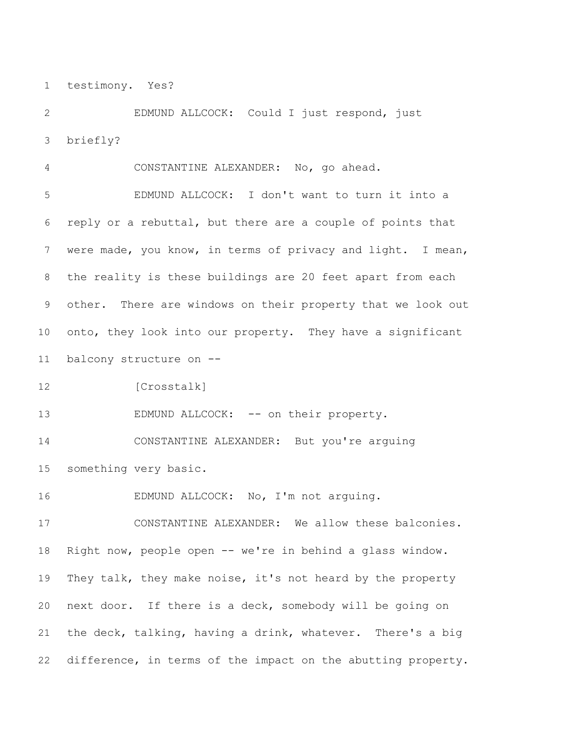testimony. Yes?

EDMUND ALLCOCK: Could I just respond, just briefly?

CONSTANTINE ALEXANDER: No, go ahead.

EDMUND ALLCOCK: I don't want to turn it into a reply or a rebuttal, but there are a couple of points that were made, you know, in terms of privacy and light. I mean, the reality is these buildings are 20 feet apart from each other. There are windows on their property that we look out onto, they look into our property. They have a significant balcony structure on --

[Crosstalk]

EDMUND ALLCOCK: -- on their property.

CONSTANTINE ALEXANDER: But you're arguing something very basic.

EDMUND ALLCOCK: No, I'm not arguing.

CONSTANTINE ALEXANDER: We allow these balconies. Right now, people open -- we're in behind a glass window. They talk, they make noise, it's not heard by the property next door. If there is a deck, somebody will be going on the deck, talking, having a drink, whatever. There's a big difference, in terms of the impact on the abutting property.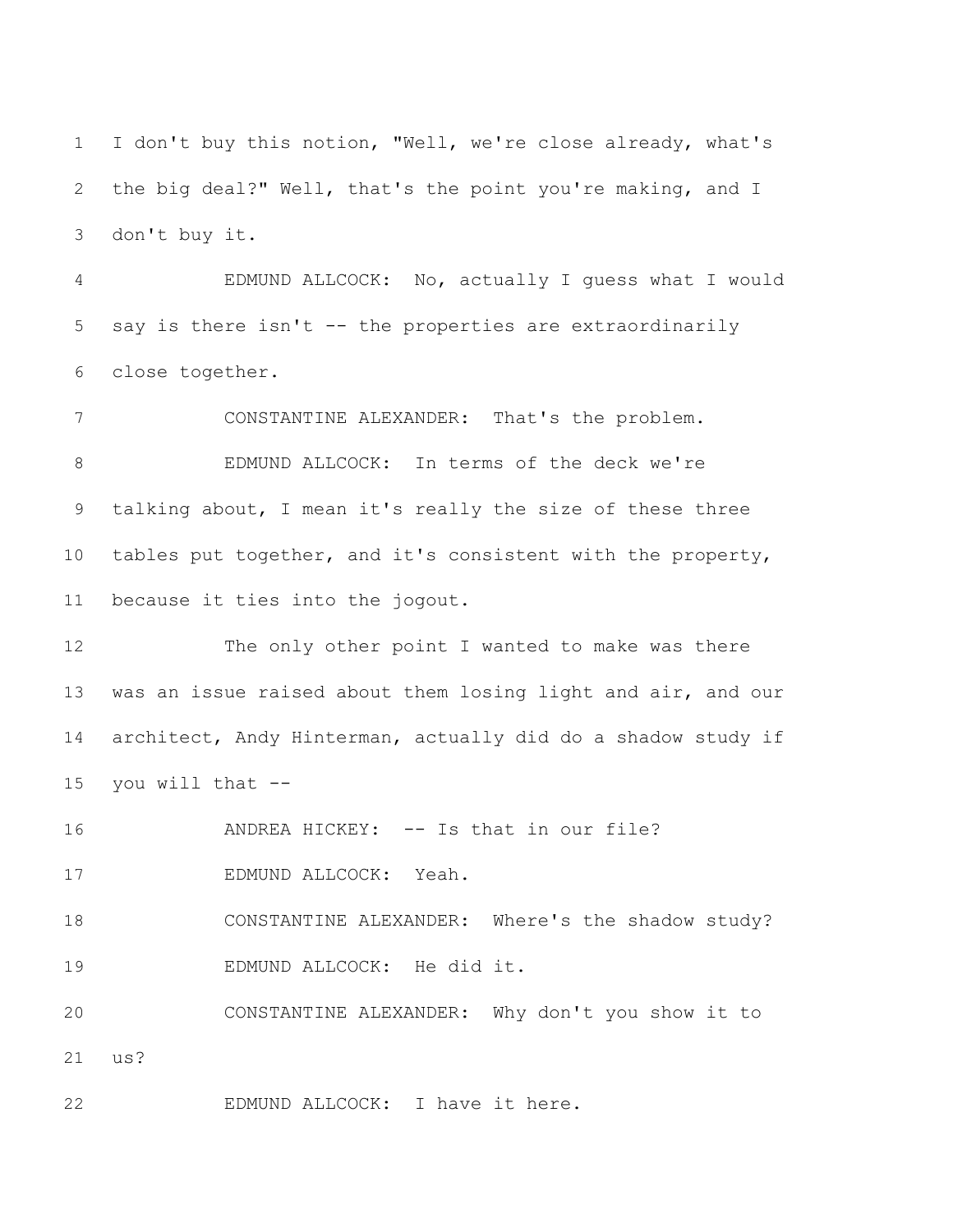I don't buy this notion, "Well, we're close already, what's the big deal?" Well, that's the point you're making, and I don't buy it.

EDMUND ALLCOCK: No, actually I guess what I would say is there isn't -- the properties are extraordinarily close together.

CONSTANTINE ALEXANDER: That's the problem.

EDMUND ALLCOCK: In terms of the deck we're talking about, I mean it's really the size of these three tables put together, and it's consistent with the property, because it ties into the jogout.

The only other point I wanted to make was there was an issue raised about them losing light and air, and our architect, Andy Hinterman, actually did do a shadow study if you will that --

ANDREA HICKEY: -- Is that in our file?

EDMUND ALLCOCK: Yeah.

CONSTANTINE ALEXANDER: Where's the shadow study?

EDMUND ALLCOCK: He did it.

CONSTANTINE ALEXANDER: Why don't you show it to us?

EDMUND ALLCOCK: I have it here.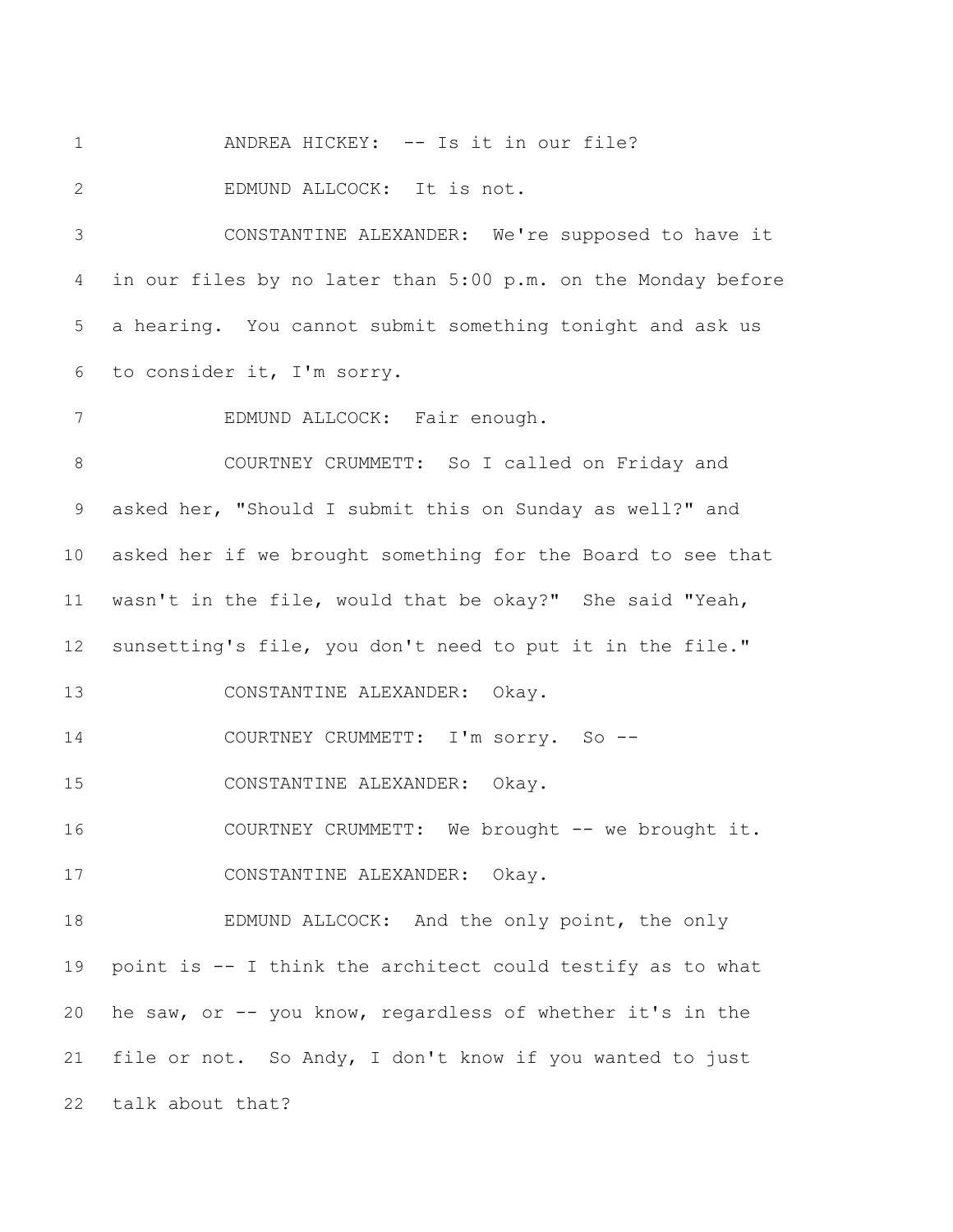ANDREA HICKEY: -- Is it in our file?

EDMUND ALLCOCK: It is not.

CONSTANTINE ALEXANDER: We're supposed to have it in our files by no later than 5:00 p.m. on the Monday before a hearing. You cannot submit something tonight and ask us to consider it, I'm sorry.

EDMUND ALLCOCK: Fair enough.

COURTNEY CRUMMETT: So I called on Friday and asked her, "Should I submit this on Sunday as well?" and asked her if we brought something for the Board to see that wasn't in the file, would that be okay?" She said "Yeah, sunsetting's file, you don't need to put it in the file."

CONSTANTINE ALEXANDER: Okay.

COURTNEY CRUMMETT: I'm sorry. So --

CONSTANTINE ALEXANDER: Okay.

COURTNEY CRUMMETT: We brought -- we brought it.

CONSTANTINE ALEXANDER: Okay.

EDMUND ALLCOCK: And the only point, the only point is -- I think the architect could testify as to what he saw, or -- you know, regardless of whether it's in the file or not. So Andy, I don't know if you wanted to just talk about that?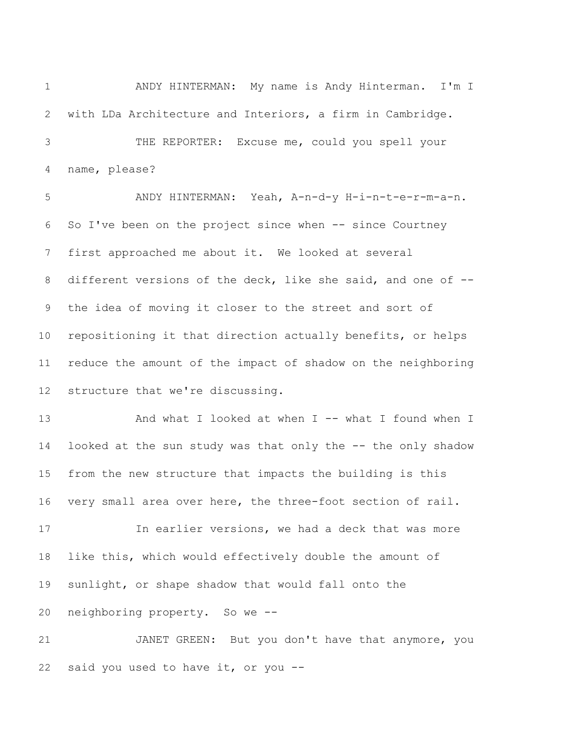ANDY HINTERMAN: My name is Andy Hinterman. I'm I with LDa Architecture and Interiors, a firm in Cambridge.

THE REPORTER: Excuse me, could you spell your name, please?

ANDY HINTERMAN: Yeah, A-n-d-y H-i-n-t-e-r-m-a-n. So I've been on the project since when -- since Courtney first approached me about it. We looked at several different versions of the deck, like she said, and one of -- the idea of moving it closer to the street and sort of repositioning it that direction actually benefits, or helps reduce the amount of the impact of shadow on the neighboring structure that we're discussing.

And what I looked at when I -- what I found when I looked at the sun study was that only the -- the only shadow from the new structure that impacts the building is this very small area over here, the three-foot section of rail.

In earlier versions, we had a deck that was more like this, which would effectively double the amount of sunlight, or shape shadow that would fall onto the neighboring property. So we --

JANET GREEN: But you don't have that anymore, you said you used to have it, or you --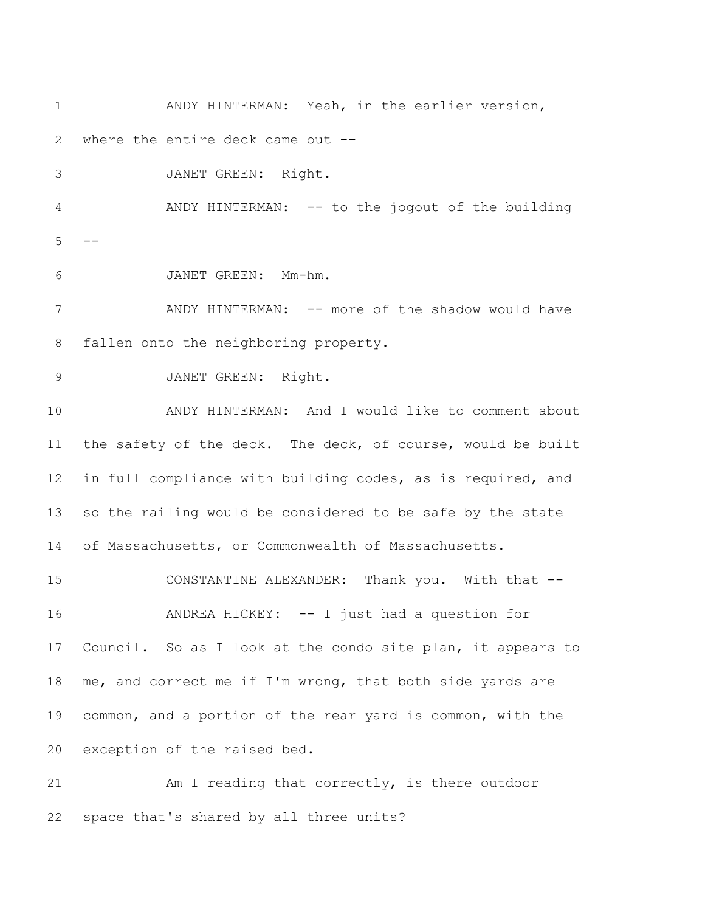ANDY HINTERMAN: Yeah, in the earlier version, where the entire deck came out --

JANET GREEN: Right.

ANDY HINTERMAN: -- to the jogout of the building --

JANET GREEN: Mm-hm.

ANDY HINTERMAN: -- more of the shadow would have fallen onto the neighboring property.

JANET GREEN: Right.

ANDY HINTERMAN: And I would like to comment about the safety of the deck. The deck, of course, would be built in full compliance with building codes, as is required, and so the railing would be considered to be safe by the state of Massachusetts, or Commonwealth of Massachusetts.

CONSTANTINE ALEXANDER: Thank you. With that --

ANDREA HICKEY: -- I just had a question for Council. So as I look at the condo site plan, it appears to me, and correct me if I'm wrong, that both side yards are common, and a portion of the rear yard is common, with the exception of the raised bed.

Am I reading that correctly, is there outdoor space that's shared by all three units?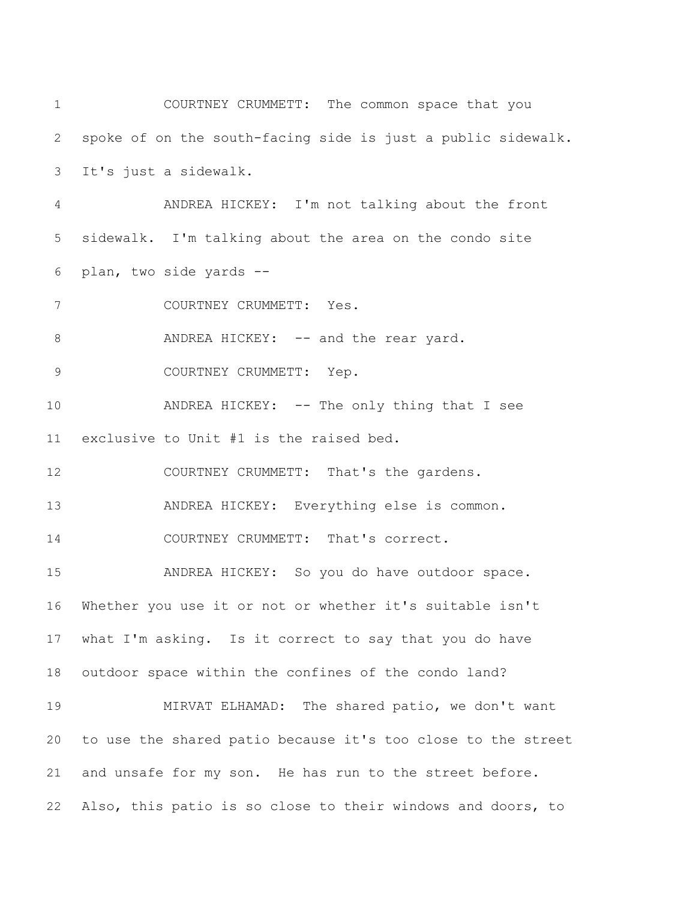COURTNEY CRUMMETT: The common space that you spoke of on the south-facing side is just a public sidewalk. It's just a sidewalk.

ANDREA HICKEY: I'm not talking about the front sidewalk. I'm talking about the area on the condo site plan, two side yards --

COURTNEY CRUMMETT: Yes.

ANDREA HICKEY: -- and the rear yard.

COURTNEY CRUMMETT: Yep.

ANDREA HICKEY: -- The only thing that I see exclusive to Unit #1 is the raised bed.

COURTNEY CRUMMETT: That's the gardens.

ANDREA HICKEY: Everything else is common.

COURTNEY CRUMMETT: That's correct.

ANDREA HICKEY: So you do have outdoor space. Whether you use it or not or whether it's suitable isn't what I'm asking. Is it correct to say that you do have outdoor space within the confines of the condo land?

MIRVAT ELHAMAD: The shared patio, we don't want to use the shared patio because it's too close to the street and unsafe for my son. He has run to the street before. Also, this patio is so close to their windows and doors, to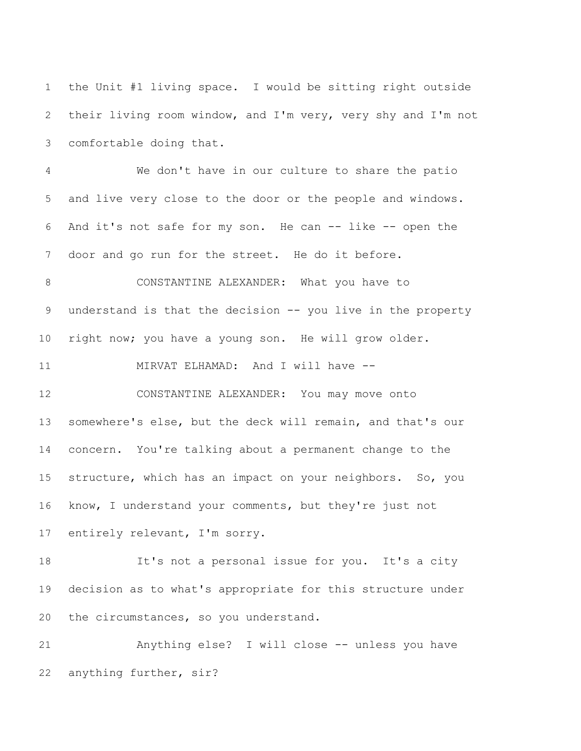the Unit #1 living space. I would be sitting right outside their living room window, and I'm very, very shy and I'm not comfortable doing that.

We don't have in our culture to share the patio and live very close to the door or the people and windows. And it's not safe for my son. He can -- like -- open the door and go run for the street. He do it before.

CONSTANTINE ALEXANDER: What you have to understand is that the decision -- you live in the property right now; you have a young son. He will grow older.

MIRVAT ELHAMAD: And I will have --

CONSTANTINE ALEXANDER: You may move onto somewhere's else, but the deck will remain, and that's our concern. You're talking about a permanent change to the structure, which has an impact on your neighbors. So, you know, I understand your comments, but they're just not entirely relevant, I'm sorry.

It's not a personal issue for you. It's a city decision as to what's appropriate for this structure under the circumstances, so you understand.

Anything else? I will close -- unless you have anything further, sir?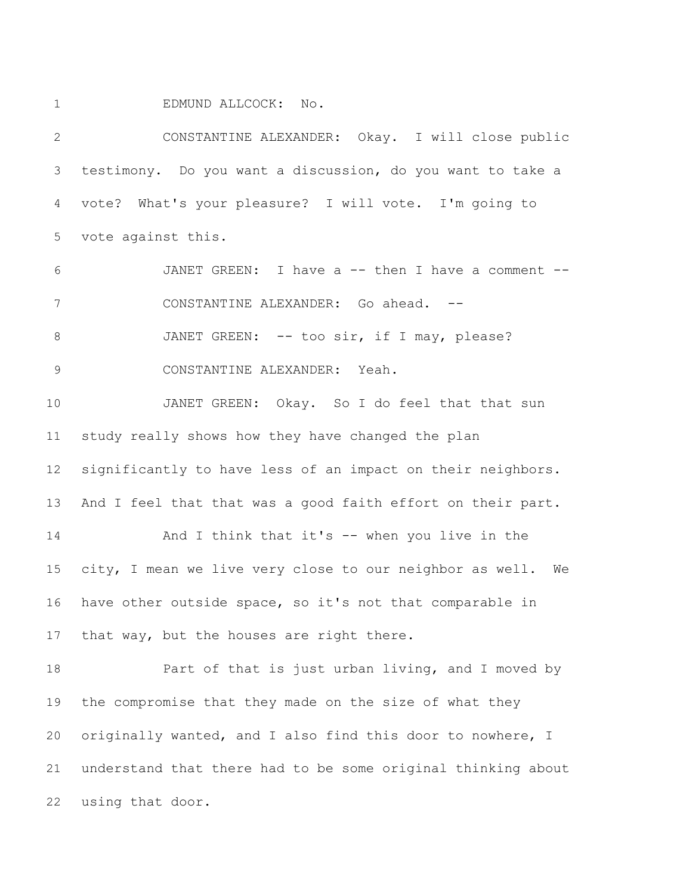1 EDMUND ALLCOCK: No.

2 CONSTANTINE ALEXANDER: Okay. I will close public
3 testimony. Do you want a discussion, do you want to take a
4 vote? What's your pleasure? I will vote. I'm going to
5 vote against this.

6 JANET GREEN: I have a -- then I have a comment --

7 CONSTANTINE ALEXANDER: Go ahead. --

8 JANET GREEN: -- too sir, if I may, please?

9 CONSTANTINE ALEXANDER: Yeah.

10 JANET GREEN: Okay. So I do feel that that sun
11 study really shows how they have changed the plan
12 significantly to have less of an impact on their neighbors.
13 And I feel that that was a good faith effort on their part.

14 And I think that it's -- when you live in the
15 city, I mean we live very close to our neighbor as well. We
16 have other outside space, so it's not that comparable in
17 that way, but the houses are right there.

18 Part of that is just urban living, and I moved by
19 the compromise that they made on the size of what they
20 originally wanted, and I also find this door to nowhere, I
21 understand that there had to be some original thinking about
22 using that door.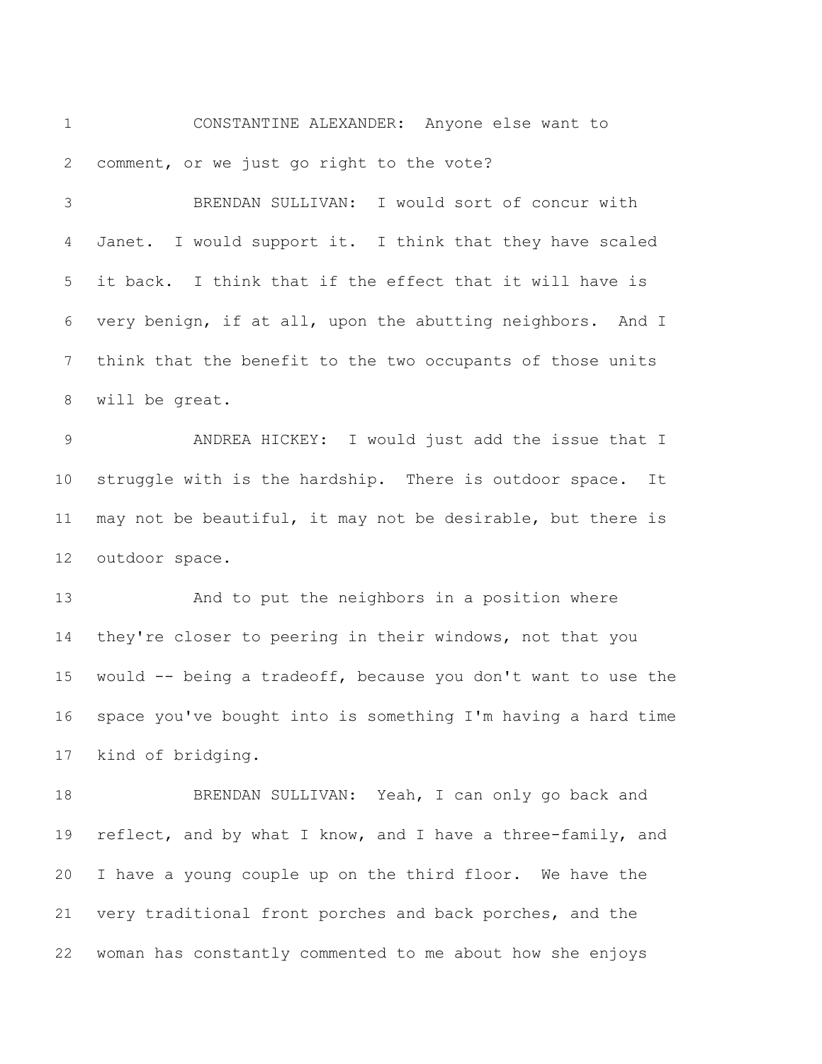CONSTANTINE ALEXANDER: Anyone else want to comment, or we just go right to the vote?

BRENDAN SULLIVAN: I would sort of concur with Janet. I would support it. I think that they have scaled it back. I think that if the effect that it will have is very benign, if at all, upon the abutting neighbors. And I think that the benefit to the two occupants of those units will be great.

ANDREA HICKEY: I would just add the issue that I struggle with is the hardship. There is outdoor space. It may not be beautiful, it may not be desirable, but there is outdoor space.

And to put the neighbors in a position where they're closer to peering in their windows, not that you would -- being a tradeoff, because you don't want to use the space you've bought into is something I'm having a hard time kind of bridging.

BRENDAN SULLIVAN: Yeah, I can only go back and reflect, and by what I know, and I have a three-family, and I have a young couple up on the third floor. We have the very traditional front porches and back porches, and the woman has constantly commented to me about how she enjoys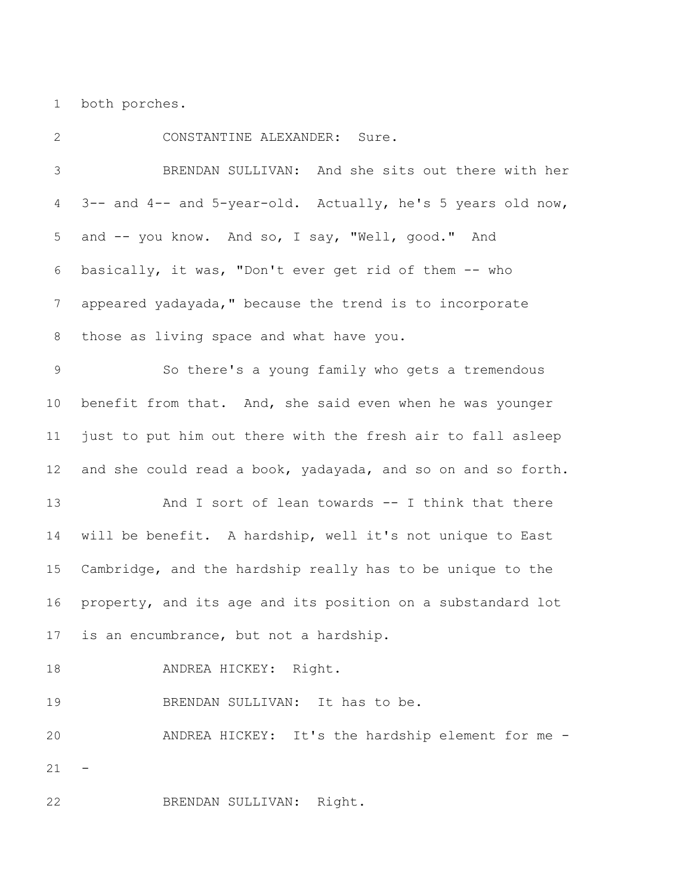both porches.

CONSTANTINE ALEXANDER: Sure.

BRENDAN SULLIVAN: And she sits out there with her 3-- and 4-- and 5-year-old. Actually, he's 5 years old now, and -- you know. And so, I say, "Well, good." And basically, it was, "Don't ever get rid of them -- who appeared yadayada," because the trend is to incorporate those as living space and what have you.

So there's a young family who gets a tremendous benefit from that. And, she said even when he was younger just to put him out there with the fresh air to fall asleep and she could read a book, yadayada, and so on and so forth.

And I sort of lean towards -- I think that there will be benefit. A hardship, well it's not unique to East Cambridge, and the hardship really has to be unique to the property, and its age and its position on a substandard lot is an encumbrance, but not a hardship.

ANDREA HICKEY: Right.

BRENDAN SULLIVAN: It has to be.

ANDREA HICKEY: It's the hardship element for me --

BRENDAN SULLIVAN: Right.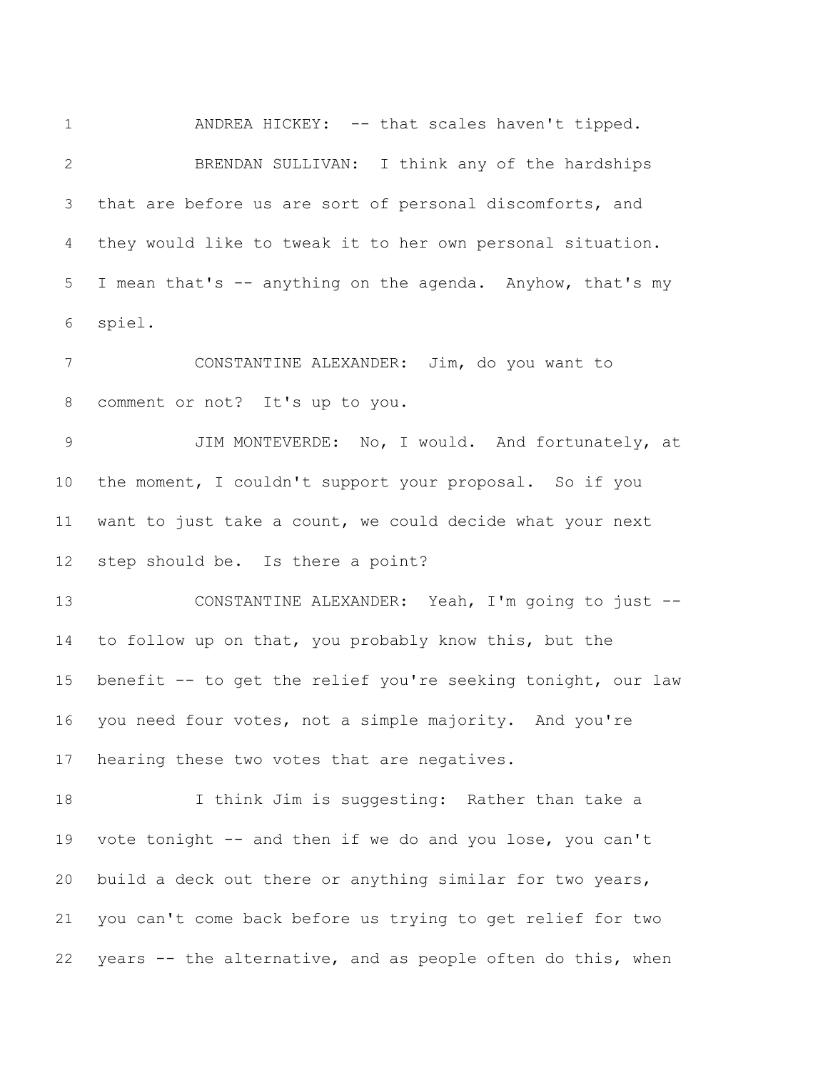ANDREA HICKEY: -- that scales haven't tipped.

BRENDAN SULLIVAN: I think any of the hardships that are before us are sort of personal discomforts, and they would like to tweak it to her own personal situation. I mean that's -- anything on the agenda. Anyhow, that's my spiel.

CONSTANTINE ALEXANDER: Jim, do you want to comment or not? It's up to you.

JIM MONTEVERDE: No, I would. And fortunately, at the moment, I couldn't support your proposal. So if you want to just take a count, we could decide what your next step should be. Is there a point?

CONSTANTINE ALEXANDER: Yeah, I'm going to just -- to follow up on that, you probably know this, but the benefit -- to get the relief you're seeking tonight, our law you need four votes, not a simple majority. And you're hearing these two votes that are negatives.

I think Jim is suggesting: Rather than take a vote tonight -- and then if we do and you lose, you can't build a deck out there or anything similar for two years, you can't come back before us trying to get relief for two years -- the alternative, and as people often do this, when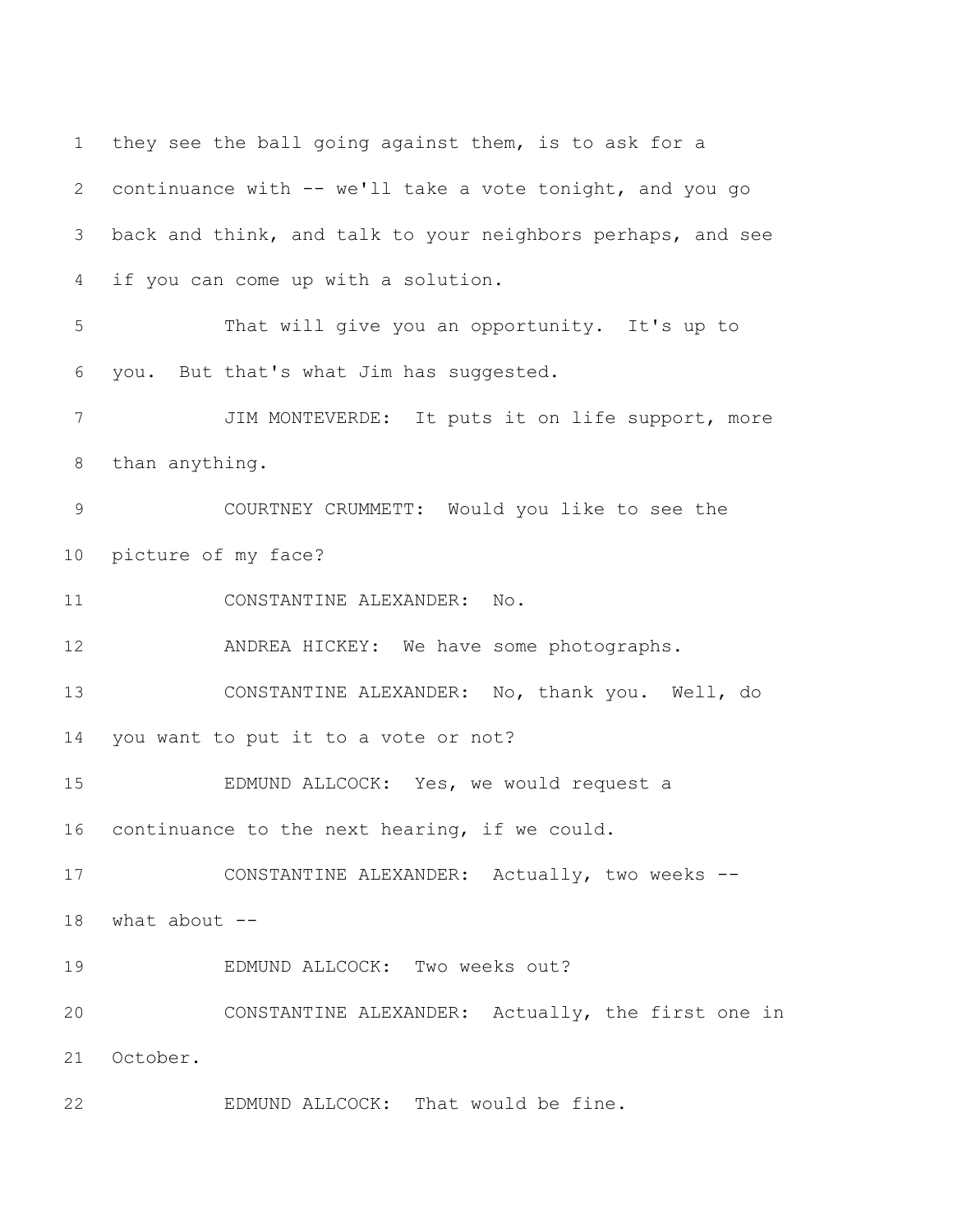they see the ball going against them, is to ask for a continuance with -- we'll take a vote tonight, and you go back and think, and talk to your neighbors perhaps, and see if you can come up with a solution.

That will give you an opportunity. It's up to you. But that's what Jim has suggested.

JIM MONTEVERDE: It puts it on life support, more than anything.

COURTNEY CRUMMETT: Would you like to see the picture of my face?

CONSTANTINE ALEXANDER: No.

ANDREA HICKEY: We have some photographs.

CONSTANTINE ALEXANDER: No, thank you. Well, do you want to put it to a vote or not?

EDMUND ALLCOCK: Yes, we would request a continuance to the next hearing, if we could.

CONSTANTINE ALEXANDER: Actually, two weeks -- what about --

EDMUND ALLCOCK: Two weeks out?

CONSTANTINE ALEXANDER: Actually, the first one in October.

EDMUND ALLCOCK: That would be fine.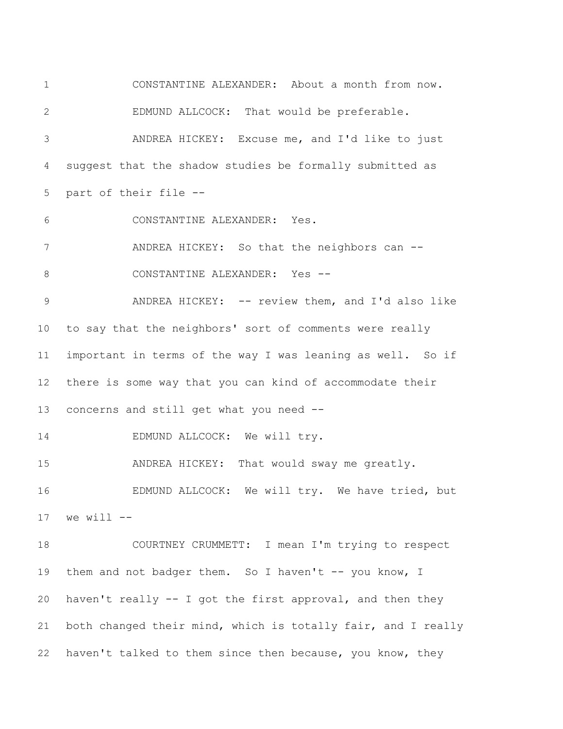CONSTANTINE ALEXANDER: About a month from now.

EDMUND ALLCOCK: That would be preferable.

ANDREA HICKEY: Excuse me, and I'd like to just suggest that the shadow studies be formally submitted as part of their file --

CONSTANTINE ALEXANDER: Yes.

ANDREA HICKEY: So that the neighbors can --

CONSTANTINE ALEXANDER: Yes --

ANDREA HICKEY: -- review them, and I'd also like to say that the neighbors' sort of comments were really important in terms of the way I was leaning as well. So if there is some way that you can kind of accommodate their concerns and still get what you need --

EDMUND ALLCOCK: We will try.

ANDREA HICKEY: That would sway me greatly.

EDMUND ALLCOCK: We will try. We have tried, but we will --

COURTNEY CRUMMETT: I mean I'm trying to respect them and not badger them. So I haven't -- you know, I haven't really -- I got the first approval, and then they both changed their mind, which is totally fair, and I really haven't talked to them since then because, you know, they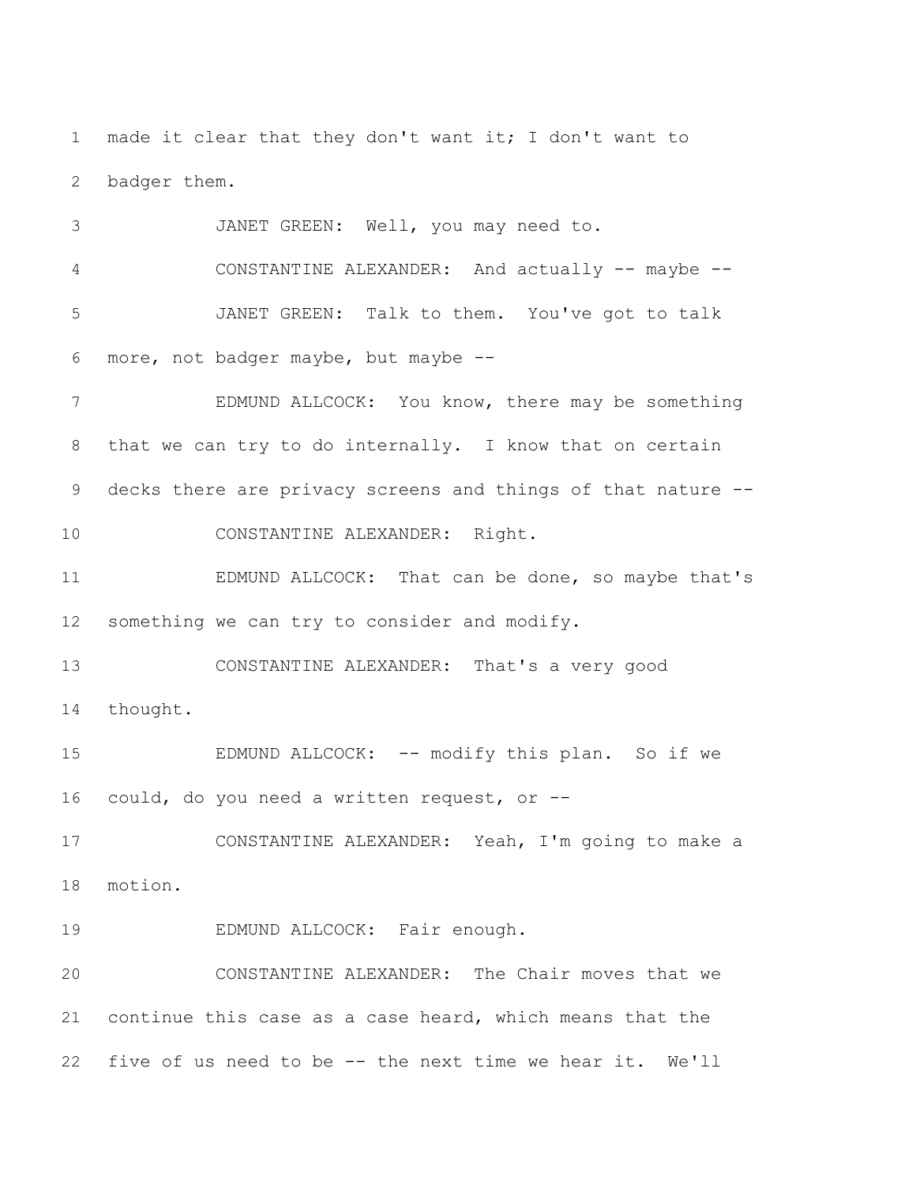made it clear that they don't want it; I don't want to badger them.

JANET GREEN: Well, you may need to.

CONSTANTINE ALEXANDER: And actually -- maybe --

JANET GREEN: Talk to them. You've got to talk more, not badger maybe, but maybe --

EDMUND ALLCOCK: You know, there may be something that we can try to do internally. I know that on certain decks there are privacy screens and things of that nature --

CONSTANTINE ALEXANDER: Right.

EDMUND ALLCOCK: That can be done, so maybe that's something we can try to consider and modify.

CONSTANTINE ALEXANDER: That's a very good thought.

EDMUND ALLCOCK: -- modify this plan. So if we could, do you need a written request, or --

CONSTANTINE ALEXANDER: Yeah, I'm going to make a motion.

EDMUND ALLCOCK: Fair enough.

CONSTANTINE ALEXANDER: The Chair moves that we continue this case as a case heard, which means that the five of us need to be -- the next time we hear it. We'll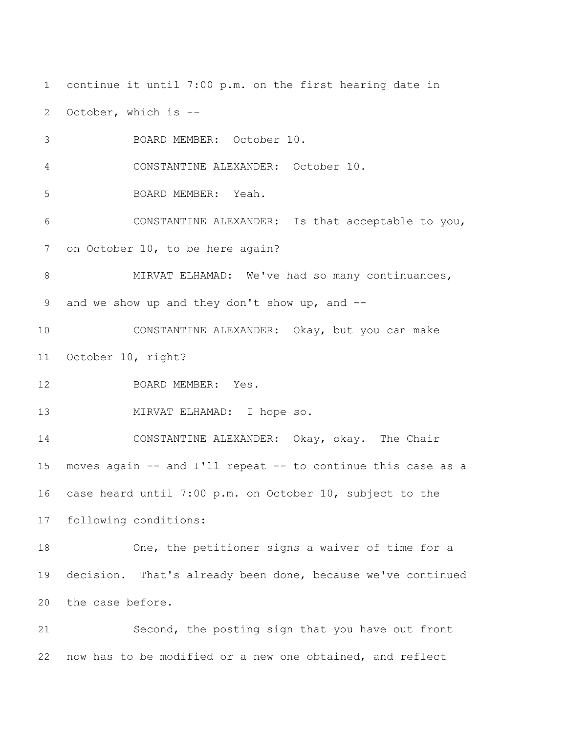continue it until 7:00 p.m. on the first hearing date in October, which is --

BOARD MEMBER: October 10.

CONSTANTINE ALEXANDER: October 10.

BOARD MEMBER: Yeah.

CONSTANTINE ALEXANDER: Is that acceptable to you, on October 10, to be here again?

MIRVAT ELHAMAD: We've had so many continuances, and we show up and they don't show up, and --

CONSTANTINE ALEXANDER: Okay, but you can make October 10, right?

BOARD MEMBER: Yes.

MIRVAT ELHAMAD: I hope so.

CONSTANTINE ALEXANDER: Okay, okay. The Chair moves again -- and I'll repeat -- to continue this case as a case heard until 7:00 p.m. on October 10, subject to the following conditions:

One, the petitioner signs a waiver of time for a decision. That's already been done, because we've continued the case before.

Second, the posting sign that you have out front now has to be modified or a new one obtained, and reflect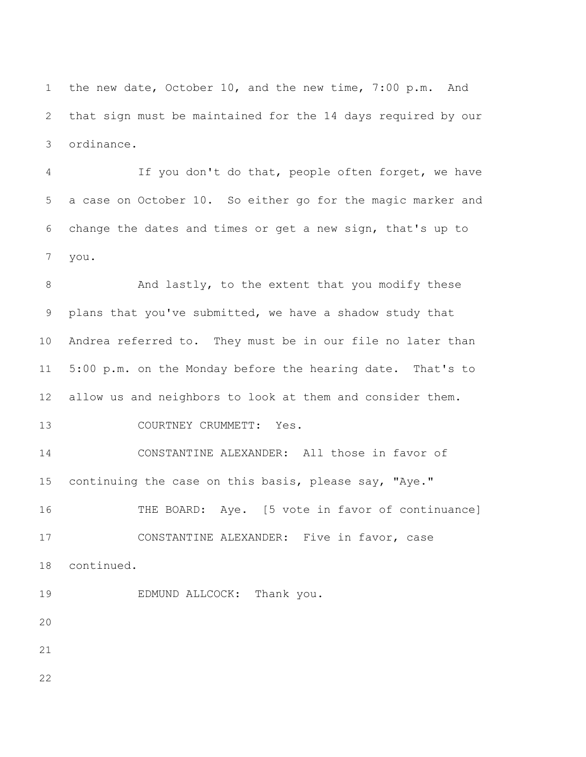the new date, October 10, and the new time, 7:00 p.m. And that sign must be maintained for the 14 days required by our ordinance.

If you don't do that, people often forget, we have a case on October 10. So either go for the magic marker and change the dates and times or get a new sign, that's up to you.

And lastly, to the extent that you modify these plans that you've submitted, we have a shadow study that Andrea referred to. They must be in our file no later than 5:00 p.m. on the Monday before the hearing date. That's to allow us and neighbors to look at them and consider them.

COURTNEY CRUMMETT: Yes.

CONSTANTINE ALEXANDER: All those in favor of continuing the case on this basis, please say, "Aye."

THE BOARD: Aye. [5 vote in favor of continuance]

CONSTANTINE ALEXANDER: Five in favor, case continued.

EDMUND ALLCOCK: Thank you.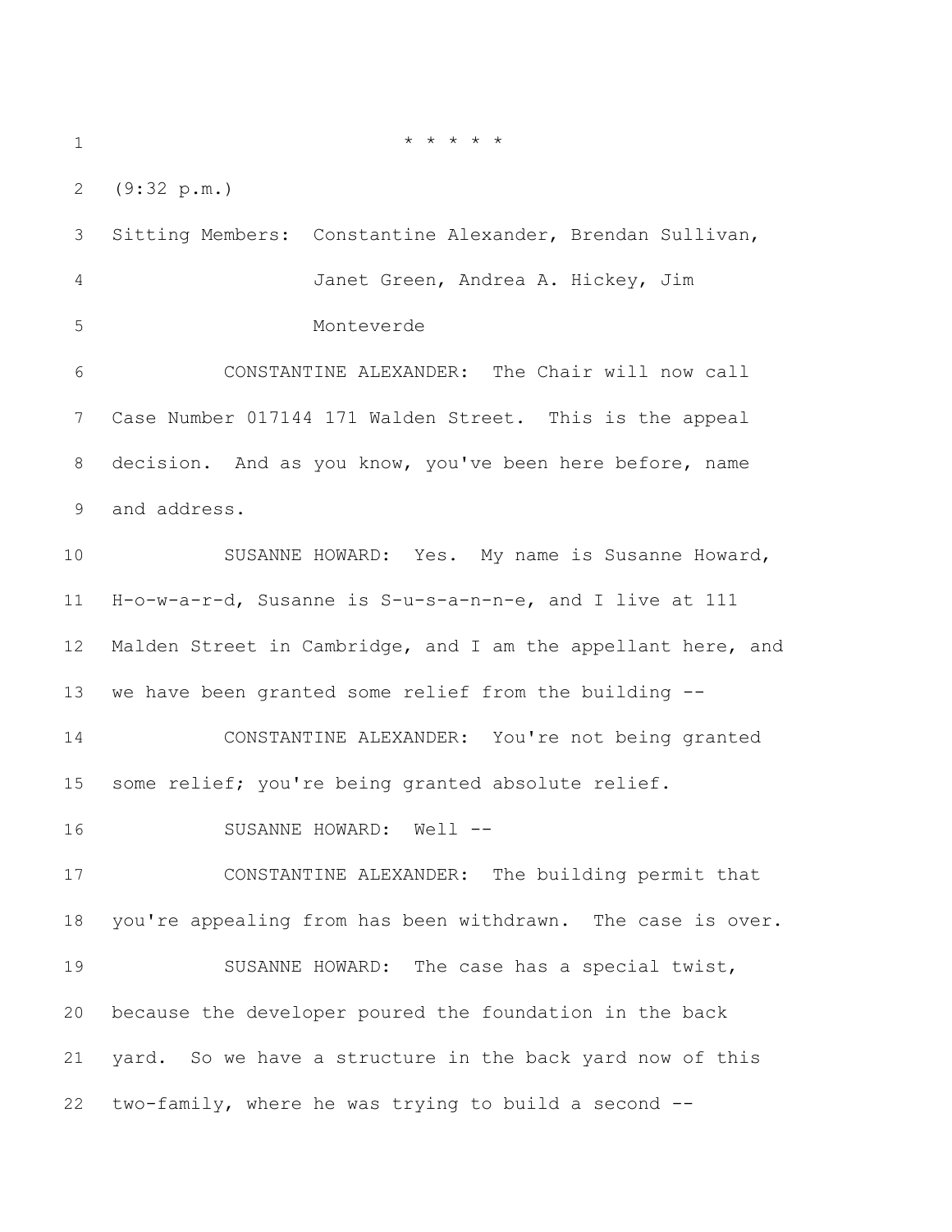\* \* \* \* \*

(9:32 p.m.)

Sitting Members: Constantine Alexander, Brendan Sullivan, Janet Green, Andrea A. Hickey, Jim Monteverde

CONSTANTINE ALEXANDER: The Chair will now call Case Number 017144 171 Walden Street. This is the appeal decision. And as you know, you've been here before, name and address.

SUSANNE HOWARD: Yes. My name is Susanne Howard, H-o-w-a-r-d, Susanne is S-u-s-a-n-n-e, and I live at 111 Malden Street in Cambridge, and I am the appellant here, and we have been granted some relief from the building --

CONSTANTINE ALEXANDER: You're not being granted some relief; you're being granted absolute relief.

SUSANNE HOWARD: Well --

CONSTANTINE ALEXANDER: The building permit that you're appealing from has been withdrawn. The case is over.

SUSANNE HOWARD: The case has a special twist, because the developer poured the foundation in the back yard. So we have a structure in the back yard now of this two-family, where he was trying to build a second --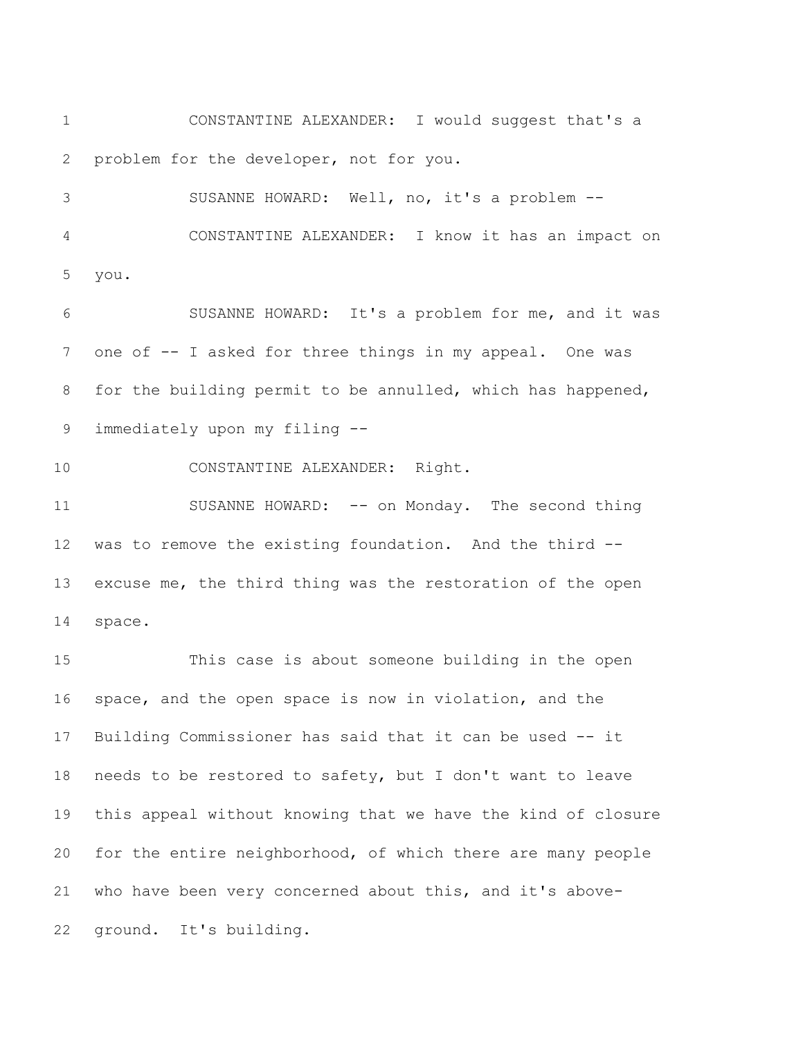CONSTANTINE ALEXANDER: I would suggest that's a problem for the developer, not for you.

SUSANNE HOWARD: Well, no, it's a problem --

CONSTANTINE ALEXANDER: I know it has an impact on you.

SUSANNE HOWARD: It's a problem for me, and it was one of -- I asked for three things in my appeal. One was for the building permit to be annulled, which has happened, immediately upon my filing --

CONSTANTINE ALEXANDER: Right.

SUSANNE HOWARD: -- on Monday. The second thing was to remove the existing foundation. And the third -- excuse me, the third thing was the restoration of the open space.

This case is about someone building in the open space, and the open space is now in violation, and the Building Commissioner has said that it can be used -- it needs to be restored to safety, but I don't want to leave this appeal without knowing that we have the kind of closure for the entire neighborhood, of which there are many people who have been very concerned about this, and it's above-ground. It's building.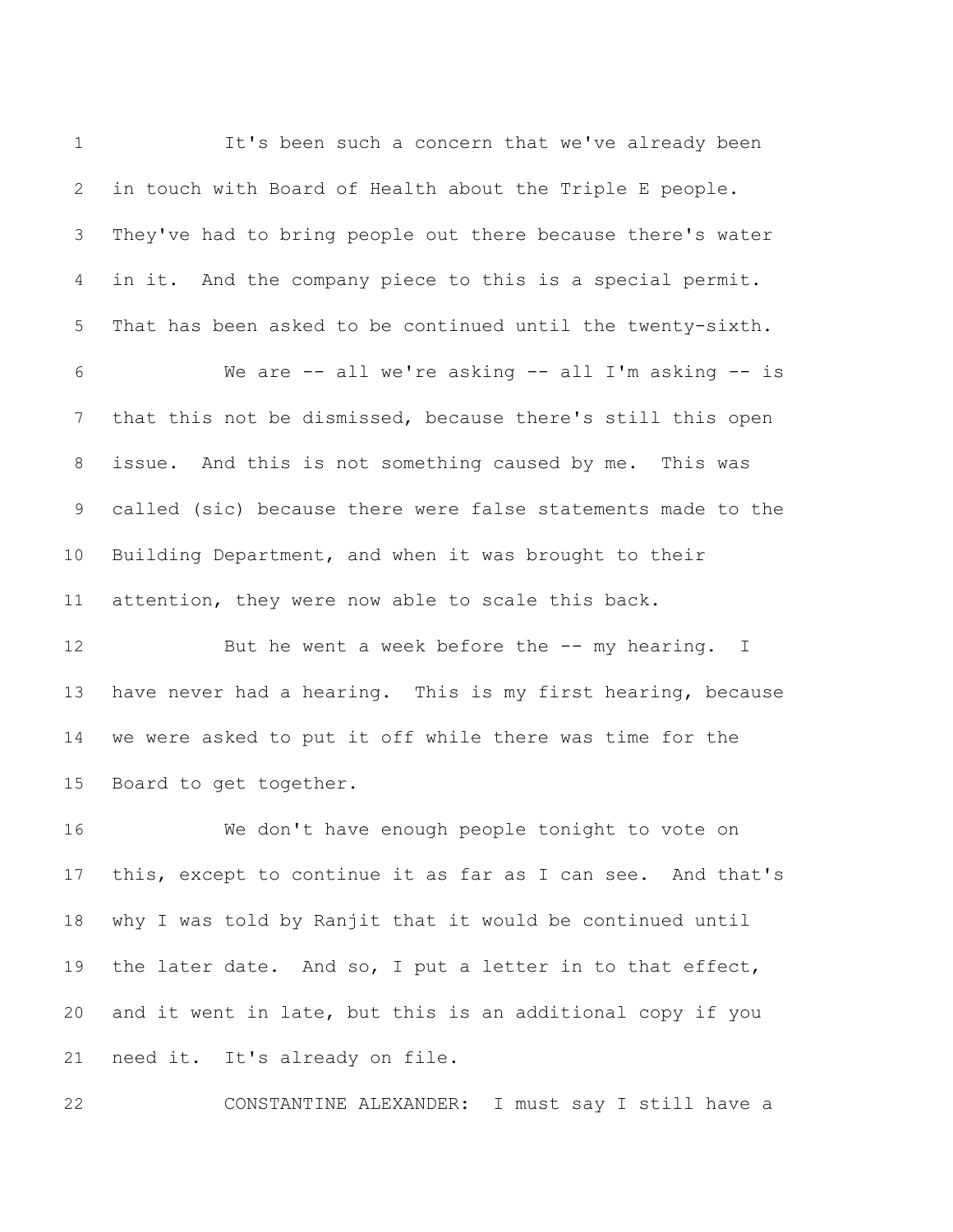It's been such a concern that we've already been in touch with Board of Health about the Triple E people. They've had to bring people out there because there's water in it. And the company piece to this is a special permit. That has been asked to be continued until the twenty-sixth.

We are -- all we're asking -- all I'm asking -- is that this not be dismissed, because there's still this open issue. And this is not something caused by me. This was called (sic) because there were false statements made to the Building Department, and when it was brought to their attention, they were now able to scale this back.

But he went a week before the -- my hearing. I have never had a hearing. This is my first hearing, because we were asked to put it off while there was time for the Board to get together.

We don't have enough people tonight to vote on this, except to continue it as far as I can see. And that's why I was told by Ranjit that it would be continued until the later date. And so, I put a letter in to that effect, and it went in late, but this is an additional copy if you need it. It's already on file.

CONSTANTINE ALEXANDER: I must say I still have a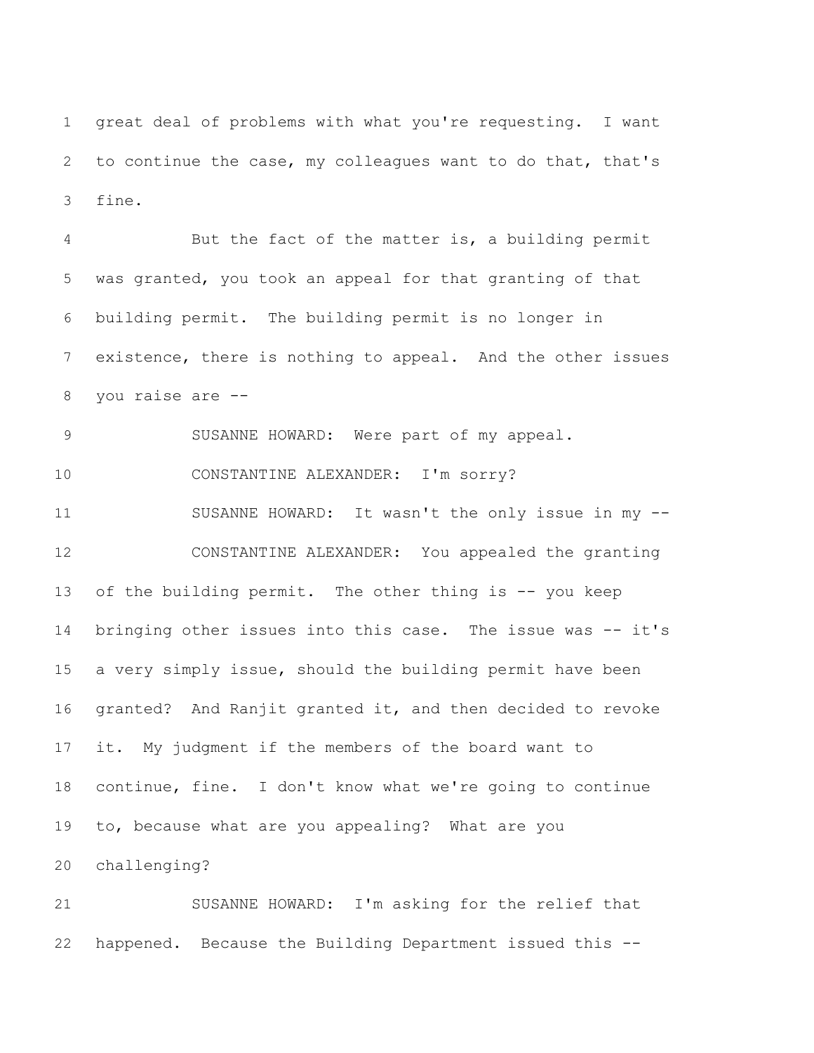great deal of problems with what you're requesting. I want to continue the case, my colleagues want to do that, that's fine.

But the fact of the matter is, a building permit was granted, you took an appeal for that granting of that building permit. The building permit is no longer in existence, there is nothing to appeal. And the other issues you raise are --

SUSANNE HOWARD: Were part of my appeal.

CONSTANTINE ALEXANDER: I'm sorry?

SUSANNE HOWARD: It wasn't the only issue in my --

CONSTANTINE ALEXANDER: You appealed the granting of the building permit. The other thing is -- you keep bringing other issues into this case. The issue was -- it's a very simply issue, should the building permit have been granted? And Ranjit granted it, and then decided to revoke it. My judgment if the members of the board want to continue, fine. I don't know what we're going to continue to, because what are you appealing? What are you challenging?

SUSANNE HOWARD: I'm asking for the relief that happened. Because the Building Department issued this --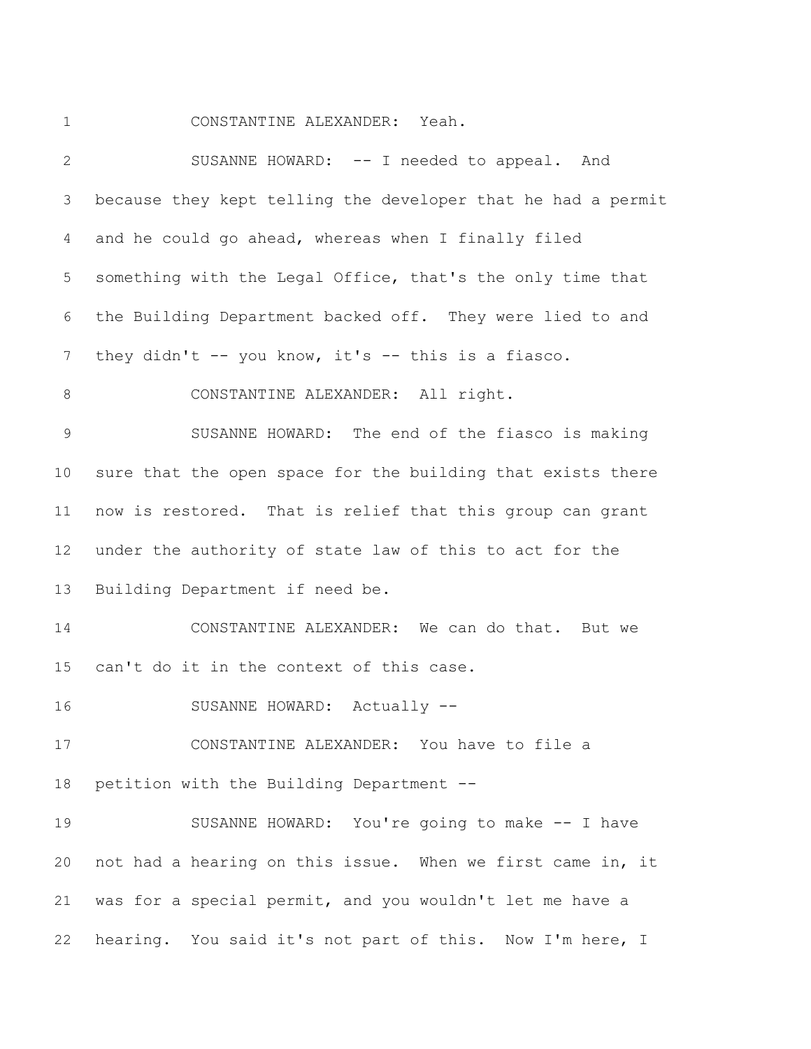CONSTANTINE ALEXANDER: Yeah.

SUSANNE HOWARD: -- I needed to appeal. And because they kept telling the developer that he had a permit and he could go ahead, whereas when I finally filed something with the Legal Office, that's the only time that the Building Department backed off. They were lied to and they didn't -- you know, it's -- this is a fiasco.

CONSTANTINE ALEXANDER: All right.

SUSANNE HOWARD: The end of the fiasco is making sure that the open space for the building that exists there now is restored. That is relief that this group can grant under the authority of state law of this to act for the Building Department if need be.

CONSTANTINE ALEXANDER: We can do that. But we can't do it in the context of this case.

SUSANNE HOWARD: Actually --

CONSTANTINE ALEXANDER: You have to file a petition with the Building Department --

SUSANNE HOWARD: You're going to make -- I have not had a hearing on this issue. When we first came in, it was for a special permit, and you wouldn't let me have a hearing. You said it's not part of this. Now I'm here, I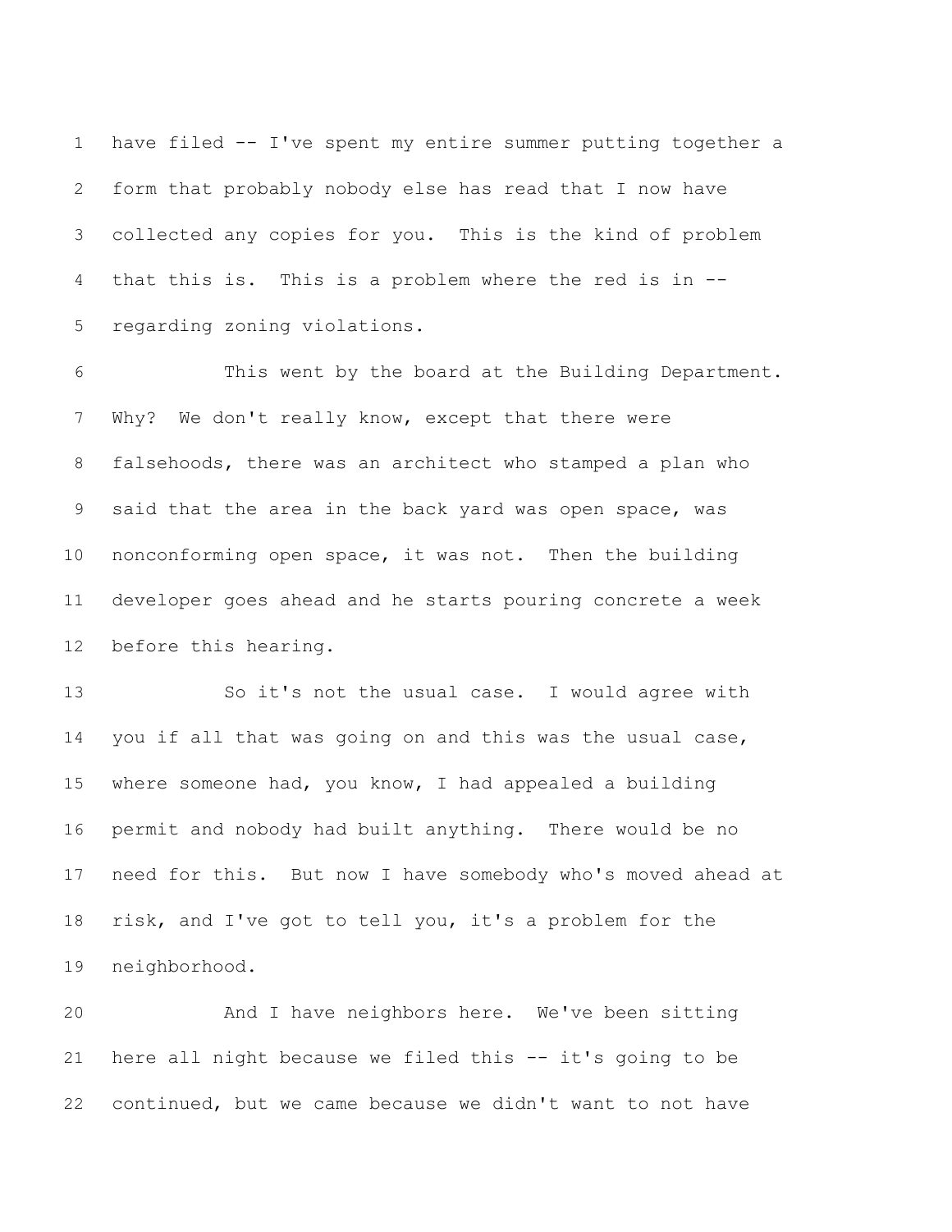have filed -- I've spent my entire summer putting together a form that probably nobody else has read that I now have collected any copies for you. This is the kind of problem that this is. This is a problem where the red is in -- regarding zoning violations.

This went by the board at the Building Department. Why? We don't really know, except that there were falsehoods, there was an architect who stamped a plan who said that the area in the back yard was open space, was nonconforming open space, it was not. Then the building developer goes ahead and he starts pouring concrete a week before this hearing.

So it's not the usual case. I would agree with you if all that was going on and this was the usual case, where someone had, you know, I had appealed a building permit and nobody had built anything. There would be no need for this. But now I have somebody who's moved ahead at risk, and I've got to tell you, it's a problem for the neighborhood.

And I have neighbors here. We've been sitting here all night because we filed this -- it's going to be continued, but we came because we didn't want to not have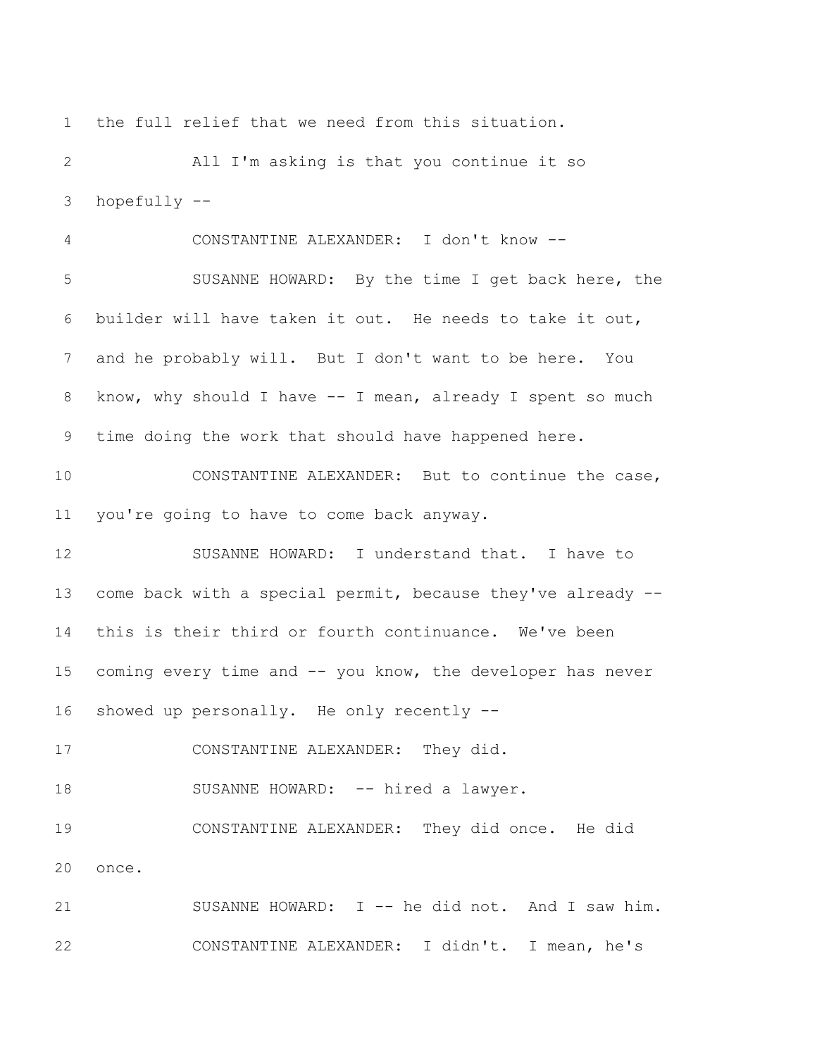1 the full relief that we need from this situation.

2 All I'm asking is that you continue it so

3 hopefully --

4 CONSTANTINE ALEXANDER: I don't know --

5 SUSANNE HOWARD: By the time I get back here, the

6 builder will have taken it out. He needs to take it out,

7 and he probably will. But I don't want to be here. You

8 know, why should I have -- I mean, already I spent so much

9 time doing the work that should have happened here.

10 CONSTANTINE ALEXANDER: But to continue the case,

11 you're going to have to come back anyway.

12 SUSANNE HOWARD: I understand that. I have to

13 come back with a special permit, because they've already --

14 this is their third or fourth continuance. We've been

15 coming every time and -- you know, the developer has never

16 showed up personally. He only recently --

17 CONSTANTINE ALEXANDER: They did.

18 SUSANNE HOWARD: -- hired a lawyer.

19 CONSTANTINE ALEXANDER: They did once. He did

20 once.

21 SUSANNE HOWARD: I -- he did not. And I saw him.

22 CONSTANTINE ALEXANDER: I didn't. I mean, he's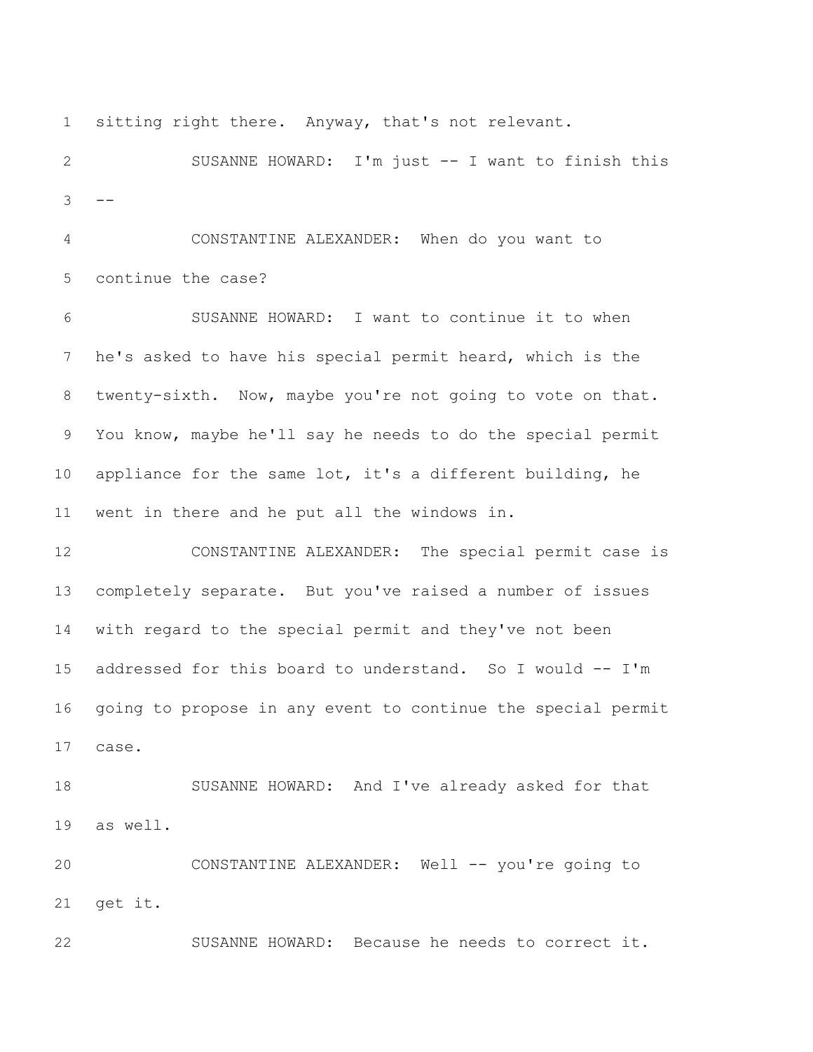sitting right there. Anyway, that's not relevant.

SUSANNE HOWARD: I'm just -- I want to finish this --

CONSTANTINE ALEXANDER: When do you want to continue the case?

SUSANNE HOWARD: I want to continue it to when he's asked to have his special permit heard, which is the twenty-sixth. Now, maybe you're not going to vote on that. You know, maybe he'll say he needs to do the special permit appliance for the same lot, it's a different building, he went in there and he put all the windows in.

CONSTANTINE ALEXANDER: The special permit case is completely separate. But you've raised a number of issues with regard to the special permit and they've not been addressed for this board to understand. So I would -- I'm going to propose in any event to continue the special permit case.

SUSANNE HOWARD: And I've already asked for that as well.

CONSTANTINE ALEXANDER: Well -- you're going to get it.

SUSANNE HOWARD: Because he needs to correct it.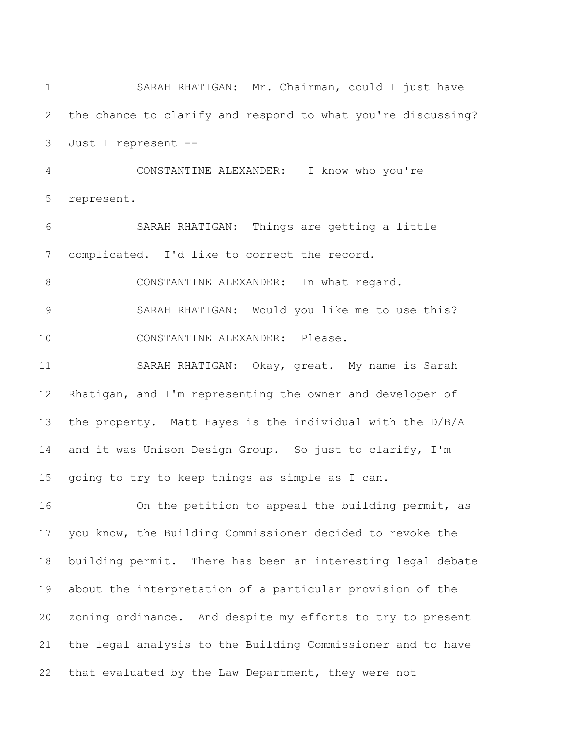SARAH RHATIGAN: Mr. Chairman, could I just have the chance to clarify and respond to what you're discussing? Just I represent --

CONSTANTINE ALEXANDER: I know who you're represent.

SARAH RHATIGAN: Things are getting a little complicated. I'd like to correct the record.

CONSTANTINE ALEXANDER: In what regard.

SARAH RHATIGAN: Would you like me to use this?

CONSTANTINE ALEXANDER: Please.

SARAH RHATIGAN: Okay, great. My name is Sarah Rhatigan, and I'm representing the owner and developer of the property. Matt Hayes is the individual with the D/B/A and it was Unison Design Group. So just to clarify, I'm going to try to keep things as simple as I can.

On the petition to appeal the building permit, as you know, the Building Commissioner decided to revoke the building permit. There has been an interesting legal debate about the interpretation of a particular provision of the zoning ordinance. And despite my efforts to try to present the legal analysis to the Building Commissioner and to have that evaluated by the Law Department, they were not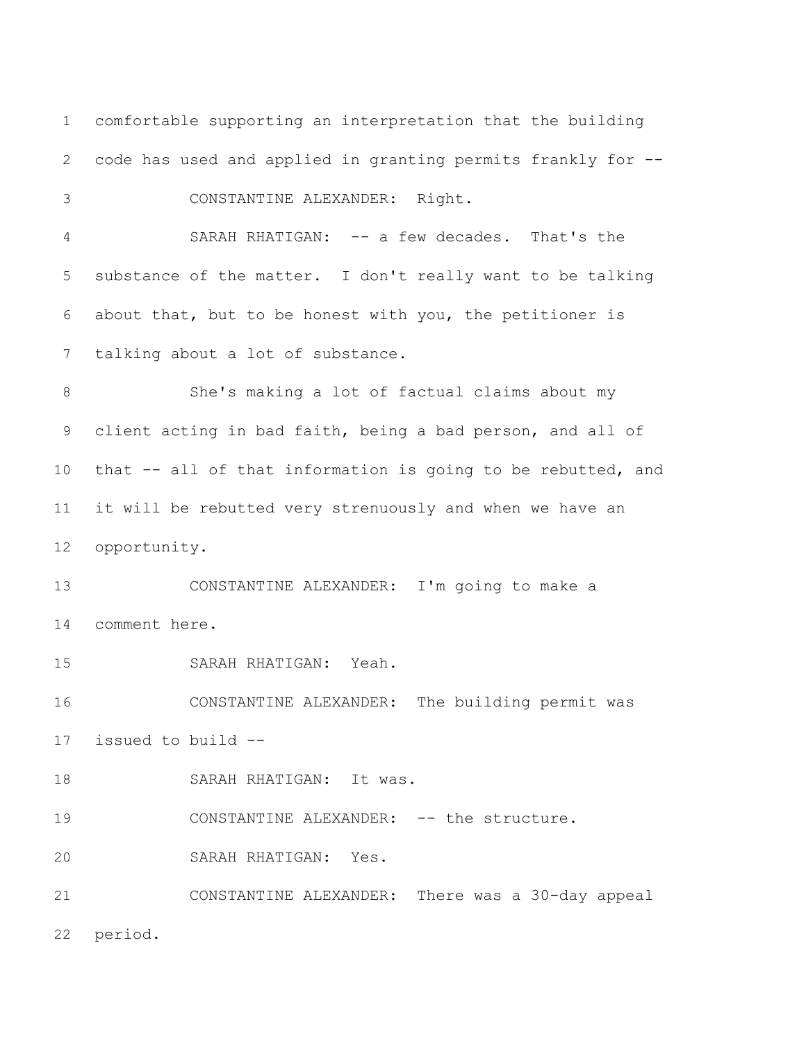comfortable supporting an interpretation that the building code has used and applied in granting permits frankly for --

CONSTANTINE ALEXANDER: Right.

SARAH RHATIGAN: -- a few decades. That's the substance of the matter. I don't really want to be talking about that, but to be honest with you, the petitioner is talking about a lot of substance.

She's making a lot of factual claims about my client acting in bad faith, being a bad person, and all of that -- all of that information is going to be rebutted, and it will be rebutted very strenuously and when we have an opportunity.

CONSTANTINE ALEXANDER: I'm going to make a comment here.

SARAH RHATIGAN: Yeah.

CONSTANTINE ALEXANDER: The building permit was issued to build --

SARAH RHATIGAN: It was.

CONSTANTINE ALEXANDER: -- the structure.

SARAH RHATIGAN: Yes.

CONSTANTINE ALEXANDER: There was a 30-day appeal period.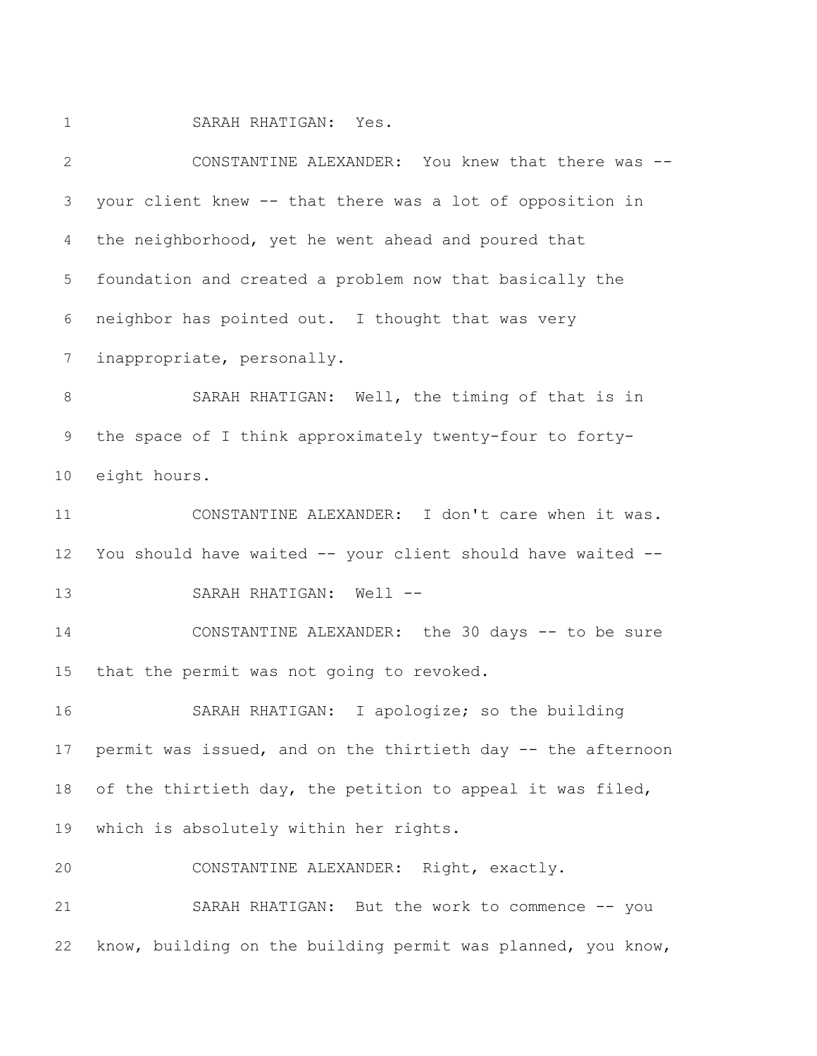1 SARAH RHATIGAN: Yes.

2 CONSTANTINE ALEXANDER: You knew that there was --

3 your client knew -- that there was a lot of opposition in

4 the neighborhood, yet he went ahead and poured that

5 foundation and created a problem now that basically the

6 neighbor has pointed out. I thought that was very

7 inappropriate, personally.

8 SARAH RHATIGAN: Well, the timing of that is in

9 the space of I think approximately twenty-four to forty-

10 eight hours.

11 CONSTANTINE ALEXANDER: I don't care when it was.

12 You should have waited -- your client should have waited --

13 SARAH RHATIGAN: Well --

14 CONSTANTINE ALEXANDER: the 30 days -- to be sure

15 that the permit was not going to revoked.

16 SARAH RHATIGAN: I apologize; so the building

17 permit was issued, and on the thirtieth day -- the afternoon

18 of the thirtieth day, the petition to appeal it was filed,

19 which is absolutely within her rights.

20 CONSTANTINE ALEXANDER: Right, exactly.

21 SARAH RHATIGAN: But the work to commence -- you

22 know, building on the building permit was planned, you know,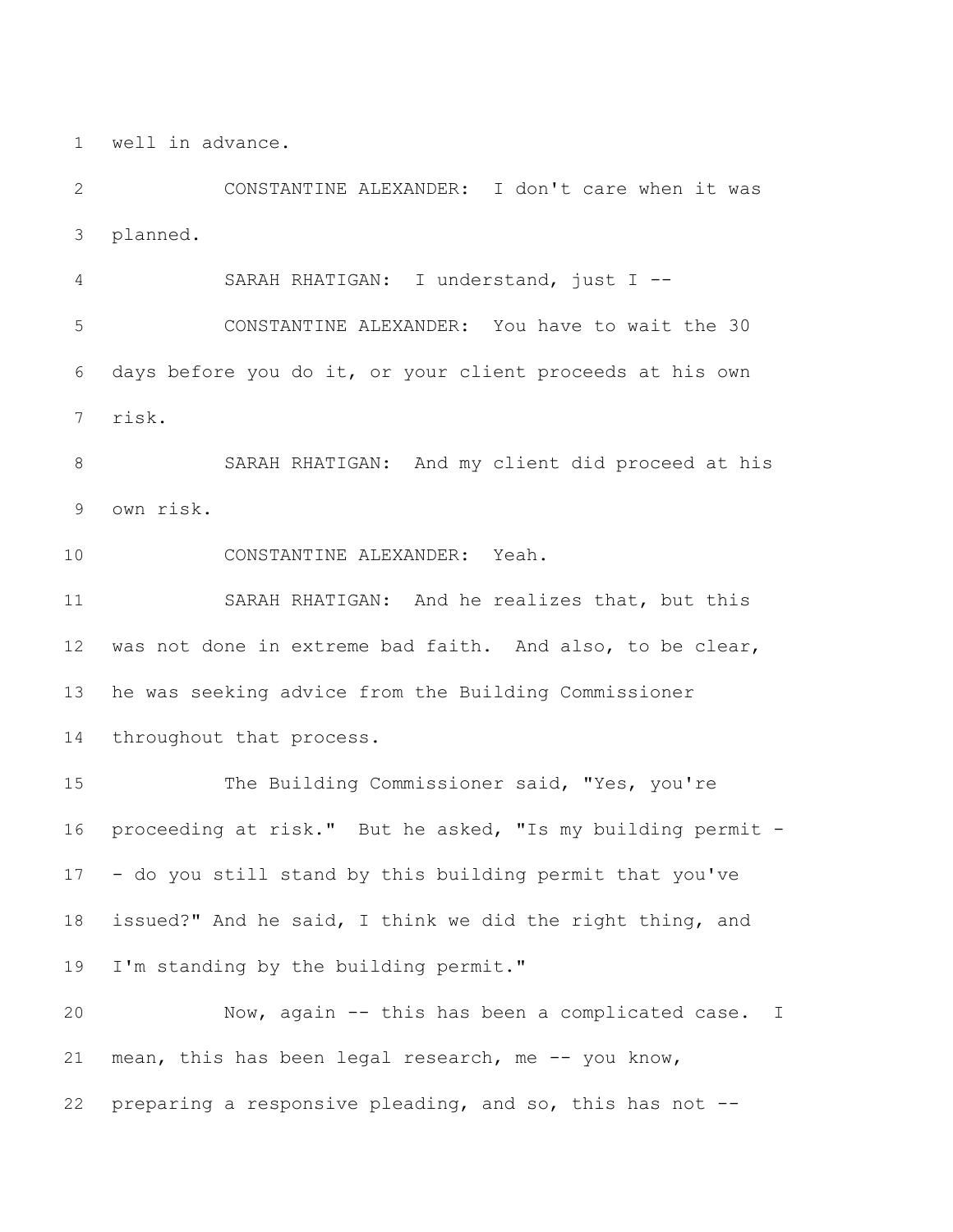well in advance.

CONSTANTINE ALEXANDER: I don't care when it was planned.

SARAH RHATIGAN: I understand, just I --

CONSTANTINE ALEXANDER: You have to wait the 30 days before you do it, or your client proceeds at his own risk.

SARAH RHATIGAN: And my client did proceed at his own risk.

CONSTANTINE ALEXANDER: Yeah.

SARAH RHATIGAN: And he realizes that, but this was not done in extreme bad faith. And also, to be clear, he was seeking advice from the Building Commissioner throughout that process.

The Building Commissioner said, "Yes, you're proceeding at risk." But he asked, "Is my building permit -- do you still stand by this building permit that you've issued?" And he said, I think we did the right thing, and I'm standing by the building permit."

Now, again -- this has been a complicated case. I mean, this has been legal research, me -- you know, preparing a responsive pleading, and so, this has not --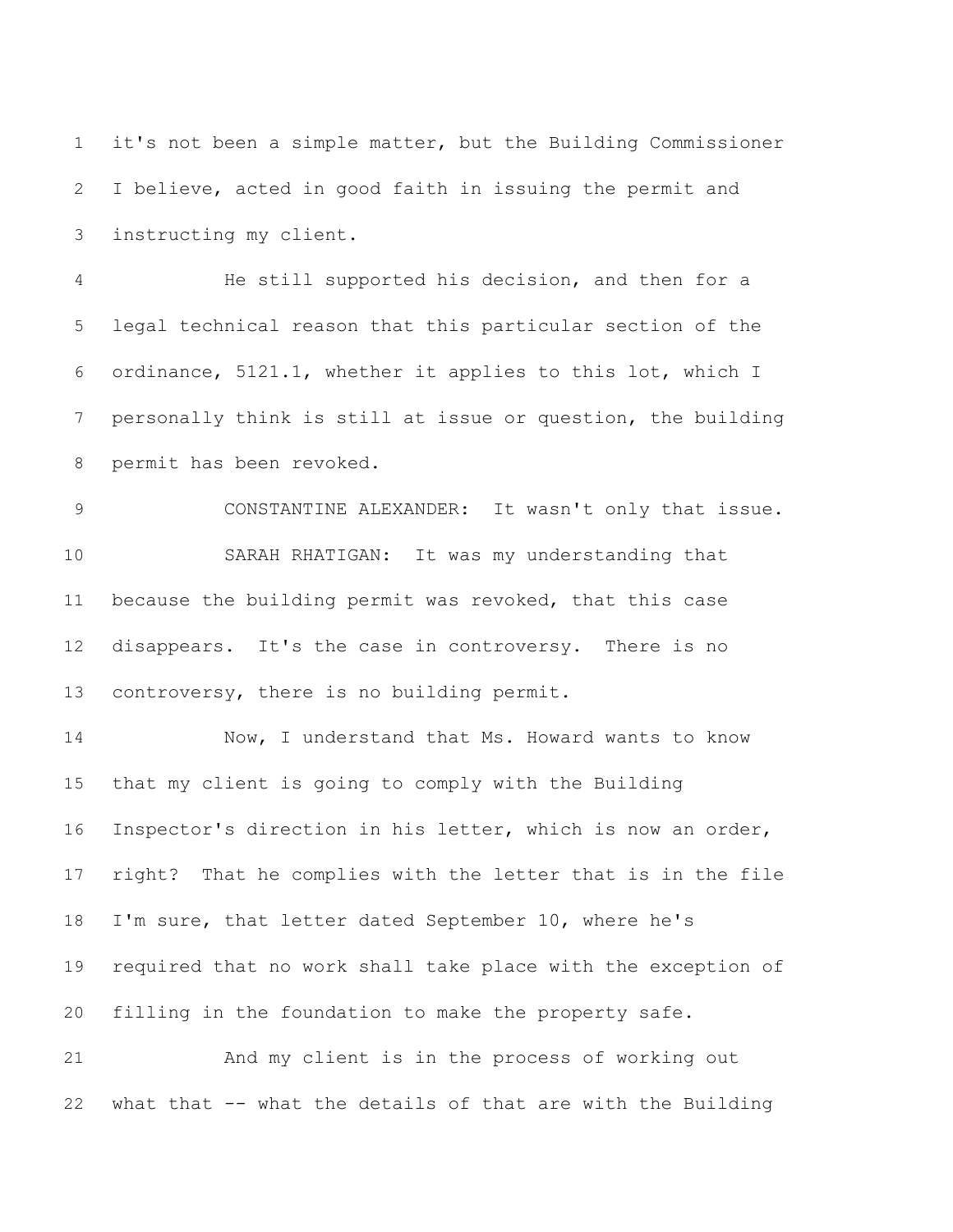it's not been a simple matter, but the Building Commissioner I believe, acted in good faith in issuing the permit and instructing my client.

He still supported his decision, and then for a legal technical reason that this particular section of the ordinance, 5121.1, whether it applies to this lot, which I personally think is still at issue or question, the building permit has been revoked.

CONSTANTINE ALEXANDER: It wasn't only that issue.

SARAH RHATIGAN: It was my understanding that because the building permit was revoked, that this case disappears. It's the case in controversy. There is no controversy, there is no building permit.

Now, I understand that Ms. Howard wants to know that my client is going to comply with the Building Inspector's direction in his letter, which is now an order, right? That he complies with the letter that is in the file I'm sure, that letter dated September 10, where he's required that no work shall take place with the exception of filling in the foundation to make the property safe.

And my client is in the process of working out what that -- what the details of that are with the Building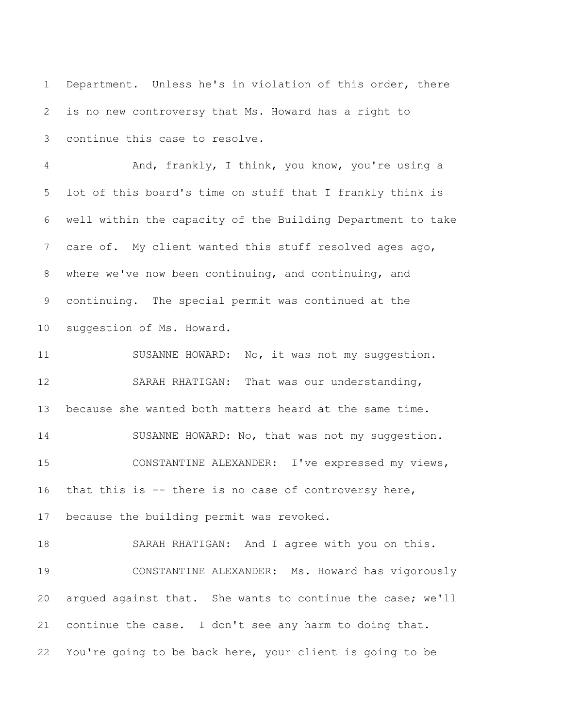Department. Unless he's in violation of this order, there is no new controversy that Ms. Howard has a right to continue this case to resolve.

And, frankly, I think, you know, you're using a lot of this board's time on stuff that I frankly think is well within the capacity of the Building Department to take care of. My client wanted this stuff resolved ages ago, where we've now been continuing, and continuing, and continuing. The special permit was continued at the suggestion of Ms. Howard.

SUSANNE HOWARD: No, it was not my suggestion.

SARAH RHATIGAN: That was our understanding, because she wanted both matters heard at the same time.

SUSANNE HOWARD: No, that was not my suggestion.

CONSTANTINE ALEXANDER: I've expressed my views, that this is -- there is no case of controversy here, because the building permit was revoked.

SARAH RHATIGAN: And I agree with you on this.

CONSTANTINE ALEXANDER: Ms. Howard has vigorously argued against that. She wants to continue the case; we'll continue the case. I don't see any harm to doing that. You're going to be back here, your client is going to be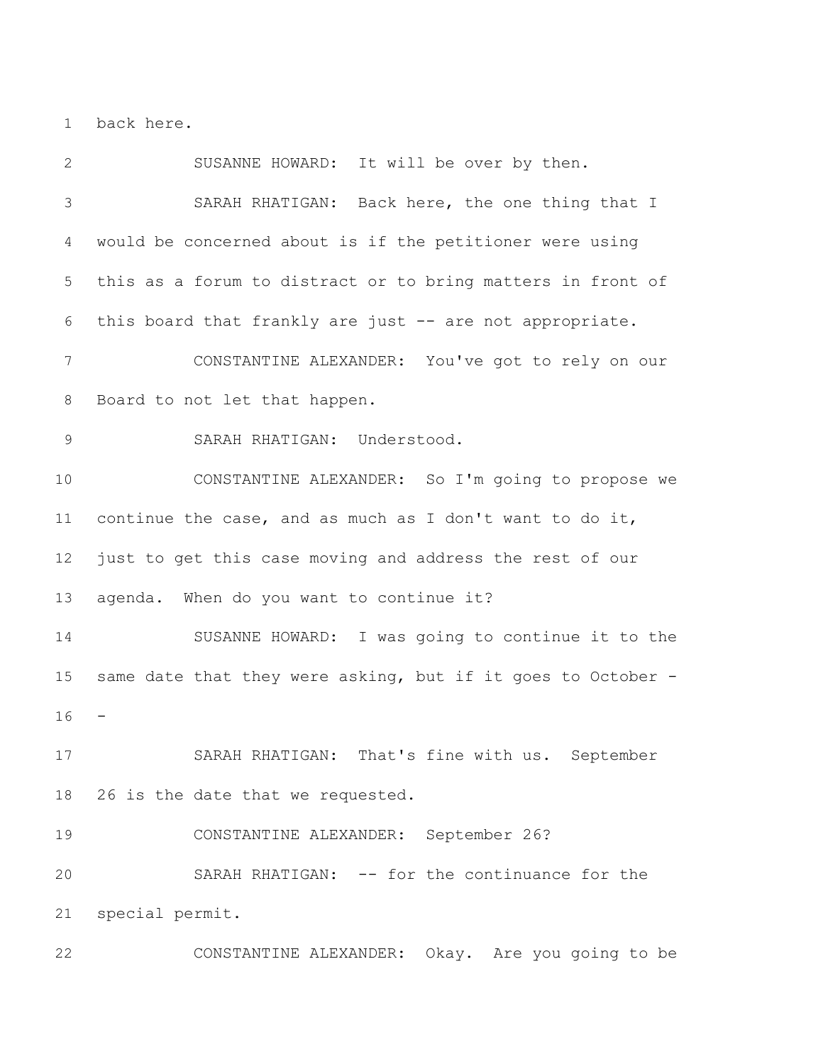back here.

SUSANNE HOWARD: It will be over by then.

SARAH RHATIGAN: Back here, the one thing that I would be concerned about is if the petitioner were using this as a forum to distract or to bring matters in front of this board that frankly are just -- are not appropriate.

CONSTANTINE ALEXANDER: You've got to rely on our Board to not let that happen.

SARAH RHATIGAN: Understood.

CONSTANTINE ALEXANDER: So I'm going to propose we continue the case, and as much as I don't want to do it, just to get this case moving and address the rest of our agenda. When do you want to continue it?

SUSANNE HOWARD: I was going to continue it to the same date that they were asking, but if it goes to October --

SARAH RHATIGAN: That's fine with us. September 26 is the date that we requested.

CONSTANTINE ALEXANDER: September 26?

SARAH RHATIGAN: -- for the continuance for the special permit.

CONSTANTINE ALEXANDER: Okay. Are you going to be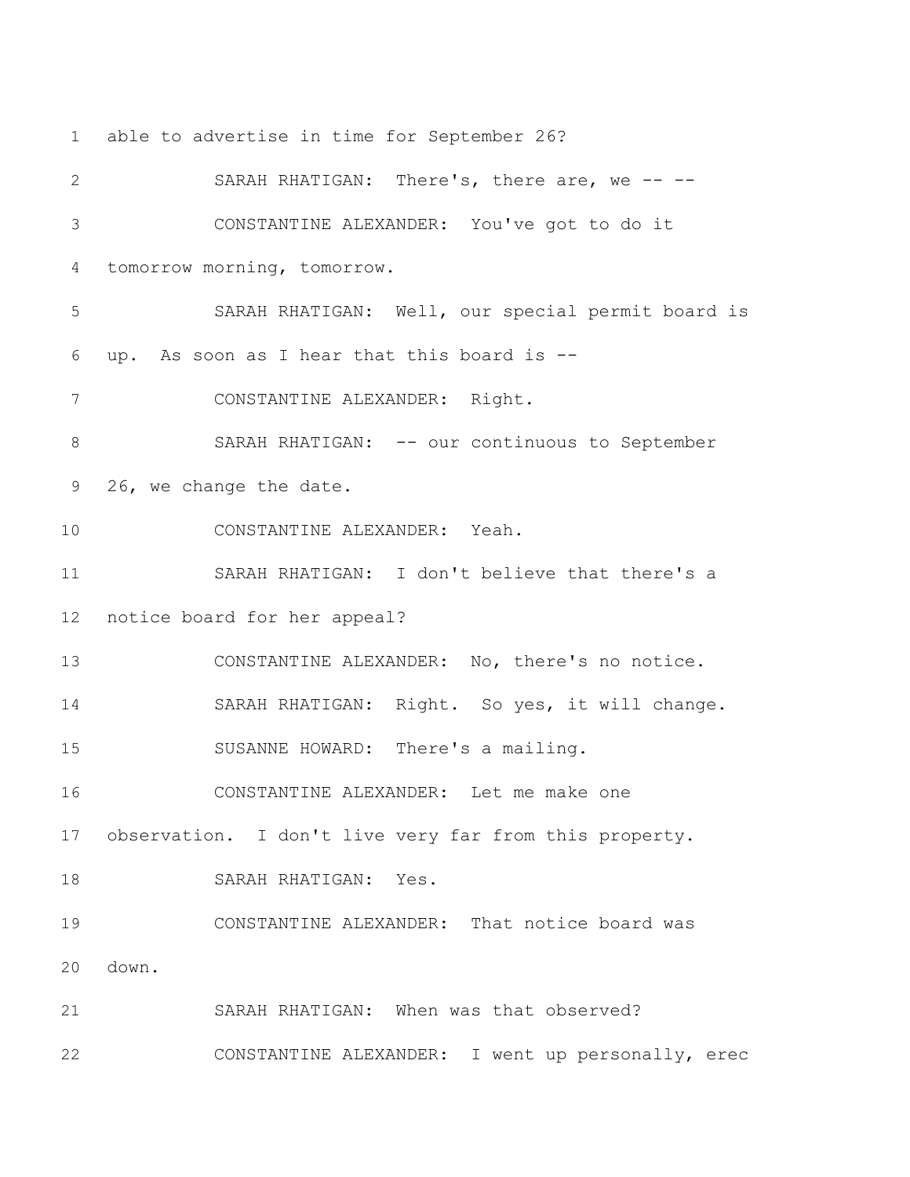1 able to advertise in time for September 26?

2 SARAH RHATIGAN: There's, there are, we -- --

3 CONSTANTINE ALEXANDER: You've got to do it

4 tomorrow morning, tomorrow.

5 SARAH RHATIGAN: Well, our special permit board is

6 up. As soon as I hear that this board is --

7 CONSTANTINE ALEXANDER: Right.

8 SARAH RHATIGAN: -- our continuous to September

9 26, we change the date.

10 CONSTANTINE ALEXANDER: Yeah.

11 SARAH RHATIGAN: I don't believe that there's a

12 notice board for her appeal?

13 CONSTANTINE ALEXANDER: No, there's no notice.

14 SARAH RHATIGAN: Right. So yes, it will change.

15 SUSANNE HOWARD: There's a mailing.

16 CONSTANTINE ALEXANDER: Let me make one

17 observation. I don't live very far from this property.

18 SARAH RHATIGAN: Yes.

19 CONSTANTINE ALEXANDER: That notice board was

20 down.

21 SARAH RHATIGAN: When was that observed?

22 CONSTANTINE ALEXANDER: I went up personally, erec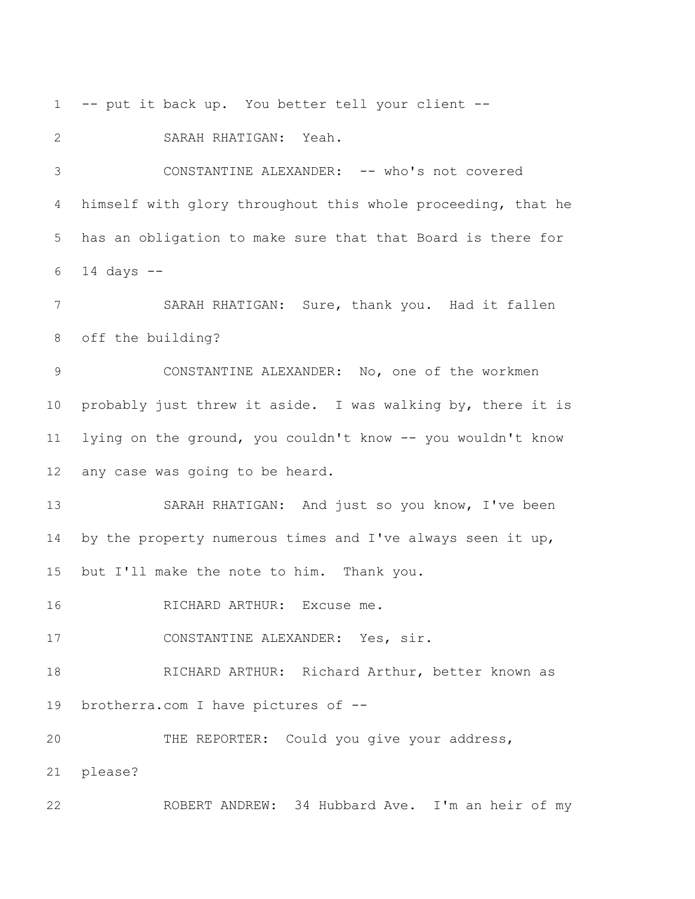1 -- put it back up. You better tell your client --

2 SARAH RHATIGAN: Yeah.

3 CONSTANTINE ALEXANDER: -- who's not covered

4 himself with glory throughout this whole proceeding, that he

5 has an obligation to make sure that that Board is there for

6 14 days --

7 SARAH RHATIGAN: Sure, thank you. Had it fallen

8 off the building?

9 CONSTANTINE ALEXANDER: No, one of the workmen

10 probably just threw it aside. I was walking by, there it is

11 lying on the ground, you couldn't know -- you wouldn't know

12 any case was going to be heard.

13 SARAH RHATIGAN: And just so you know, I've been

14 by the property numerous times and I've always seen it up,

15 but I'll make the note to him. Thank you.

16 RICHARD ARTHUR: Excuse me.

17 CONSTANTINE ALEXANDER: Yes, sir.

18 RICHARD ARTHUR: Richard Arthur, better known as

19 brotherra.com I have pictures of --

20 THE REPORTER: Could you give your address,

21 please?

22 ROBERT ANDREW: 34 Hubbard Ave. I'm an heir of my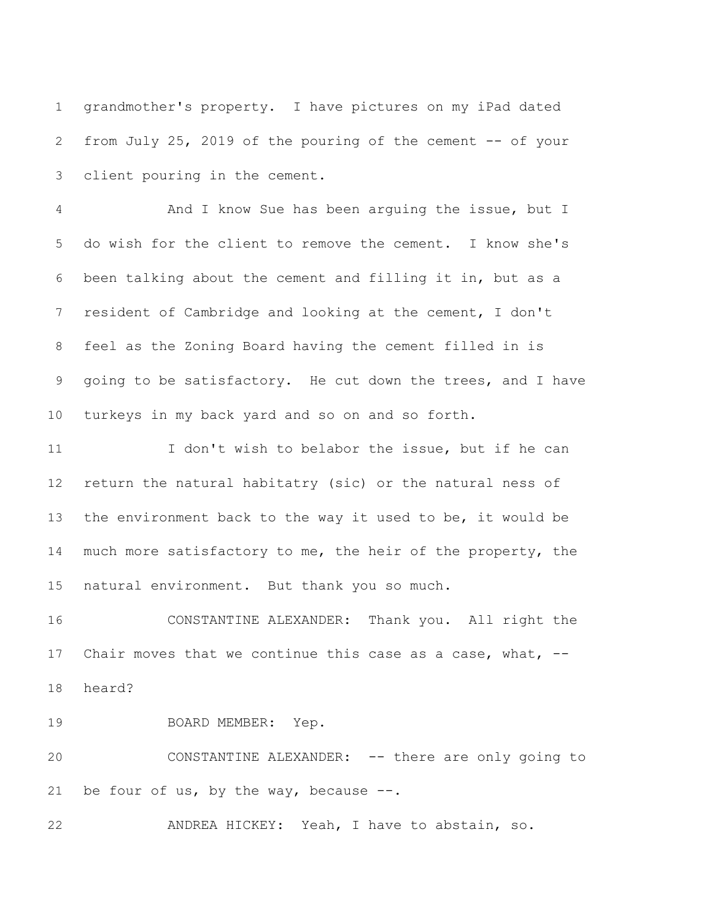grandmother's property. I have pictures on my iPad dated from July 25, 2019 of the pouring of the cement -- of your client pouring in the cement.

And I know Sue has been arguing the issue, but I do wish for the client to remove the cement. I know she's been talking about the cement and filling it in, but as a resident of Cambridge and looking at the cement, I don't feel as the Zoning Board having the cement filled in is going to be satisfactory. He cut down the trees, and I have turkeys in my back yard and so on and so forth.

I don't wish to belabor the issue, but if he can return the natural habitatry (sic) or the natural ness of the environment back to the way it used to be, it would be much more satisfactory to me, the heir of the property, the natural environment. But thank you so much.

CONSTANTINE ALEXANDER: Thank you. All right the Chair moves that we continue this case as a case, what, -- heard?

BOARD MEMBER: Yep.

CONSTANTINE ALEXANDER: -- there are only going to be four of us, by the way, because --.

ANDREA HICKEY: Yeah, I have to abstain, so.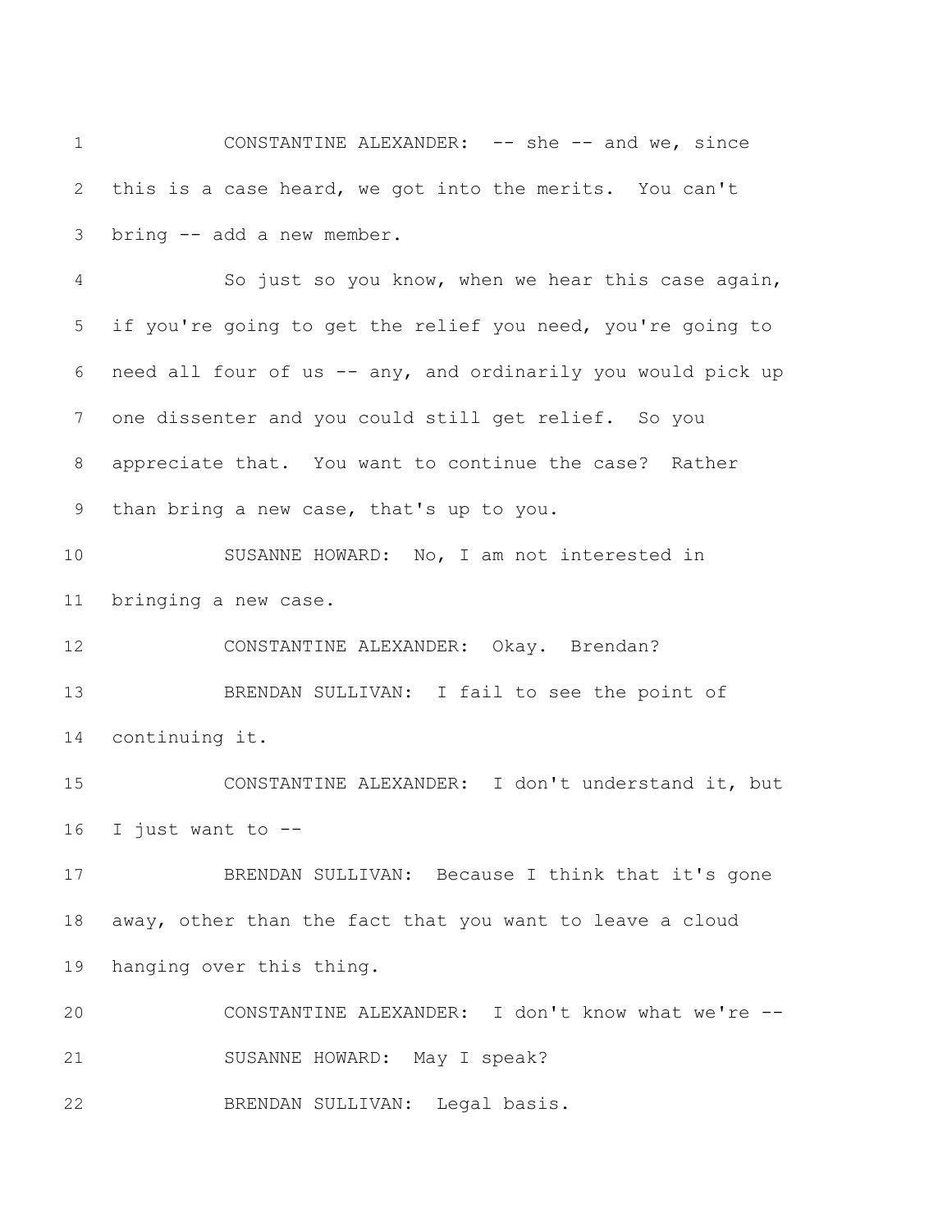CONSTANTINE ALEXANDER: -- she -- and we, since this is a case heard, we got into the merits. You can't bring -- add a new member.

So just so you know, when we hear this case again, if you're going to get the relief you need, you're going to need all four of us -- any, and ordinarily you would pick up one dissenter and you could still get relief. So you appreciate that. You want to continue the case? Rather than bring a new case, that's up to you.

SUSANNE HOWARD: No, I am not interested in bringing a new case.

CONSTANTINE ALEXANDER: Okay. Brendan?

BRENDAN SULLIVAN: I fail to see the point of continuing it.

CONSTANTINE ALEXANDER: I don't understand it, but I just want to --

BRENDAN SULLIVAN: Because I think that it's gone away, other than the fact that you want to leave a cloud hanging over this thing.

CONSTANTINE ALEXANDER: I don't know what we're --

SUSANNE HOWARD: May I speak?

BRENDAN SULLIVAN: Legal basis.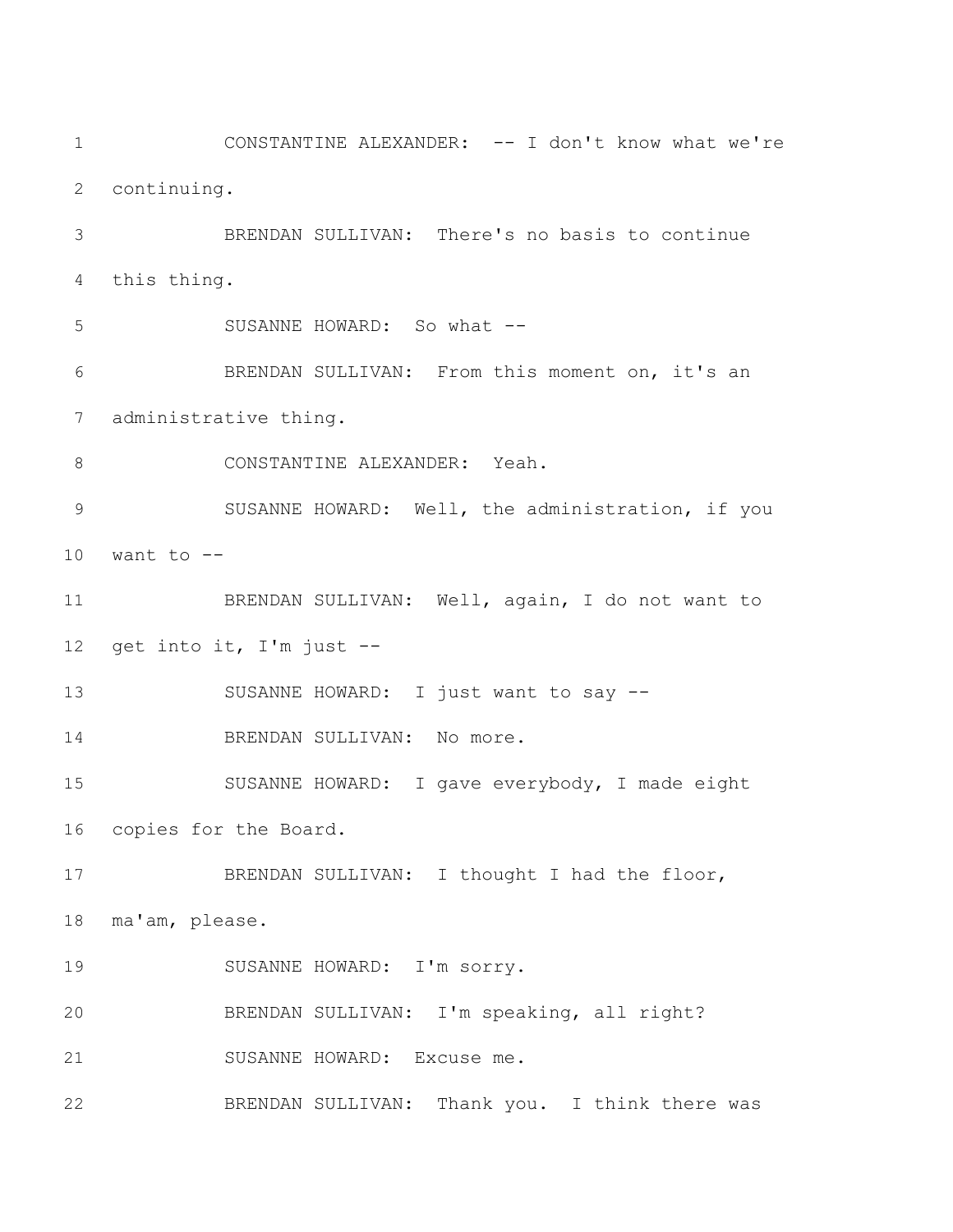CONSTANTINE ALEXANDER: -- I don't know what we're continuing.

BRENDAN SULLIVAN: There's no basis to continue this thing.

SUSANNE HOWARD: So what --

BRENDAN SULLIVAN: From this moment on, it's an administrative thing.

CONSTANTINE ALEXANDER: Yeah.

SUSANNE HOWARD: Well, the administration, if you want to --

BRENDAN SULLIVAN: Well, again, I do not want to get into it, I'm just --

SUSANNE HOWARD: I just want to say --

BRENDAN SULLIVAN: No more.

SUSANNE HOWARD: I gave everybody, I made eight copies for the Board.

BRENDAN SULLIVAN: I thought I had the floor, ma'am, please.

SUSANNE HOWARD: I'm sorry.

BRENDAN SULLIVAN: I'm speaking, all right?

SUSANNE HOWARD: Excuse me.

BRENDAN SULLIVAN: Thank you. I think there was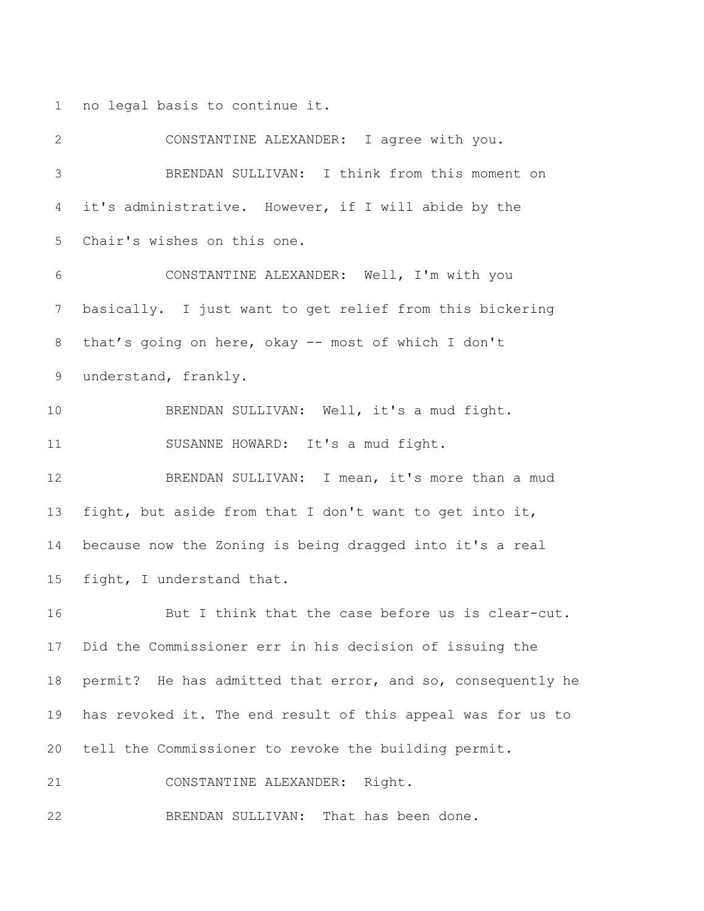no legal basis to continue it.

CONSTANTINE ALEXANDER: I agree with you.

BRENDAN SULLIVAN: I think from this moment on it's administrative. However, if I will abide by the Chair's wishes on this one.

CONSTANTINE ALEXANDER: Well, I'm with you basically. I just want to get relief from this bickering that's going on here, okay -- most of which I don't understand, frankly.

BRENDAN SULLIVAN: Well, it's a mud fight.

SUSANNE HOWARD: It's a mud fight.

BRENDAN SULLIVAN: I mean, it's more than a mud fight, but aside from that I don't want to get into it, because now the Zoning is being dragged into it's a real fight, I understand that.

But I think that the case before us is clear-cut. Did the Commissioner err in his decision of issuing the permit? He has admitted that error, and so, consequently he has revoked it. The end result of this appeal was for us to tell the Commissioner to revoke the building permit.

CONSTANTINE ALEXANDER: Right.

BRENDAN SULLIVAN: That has been done.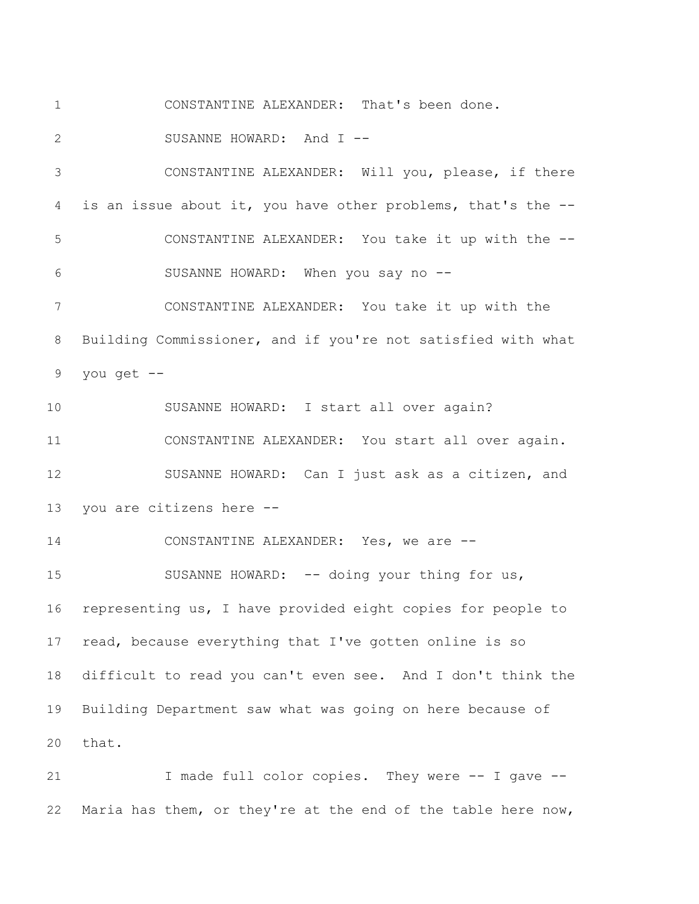CONSTANTINE ALEXANDER: That's been done.

SUSANNE HOWARD: And I --

CONSTANTINE ALEXANDER: Will you, please, if there is an issue about it, you have other problems, that's the --

CONSTANTINE ALEXANDER: You take it up with the --

SUSANNE HOWARD: When you say no --

CONSTANTINE ALEXANDER: You take it up with the Building Commissioner, and if you're not satisfied with what you get --

SUSANNE HOWARD: I start all over again?

CONSTANTINE ALEXANDER: You start all over again.

SUSANNE HOWARD: Can I just ask as a citizen, and you are citizens here --

CONSTANTINE ALEXANDER: Yes, we are --

SUSANNE HOWARD: -- doing your thing for us, representing us, I have provided eight copies for people to read, because everything that I've gotten online is so difficult to read you can't even see. And I don't think the Building Department saw what was going on here because of that.

I made full color copies. They were -- I gave -- Maria has them, or they're at the end of the table here now,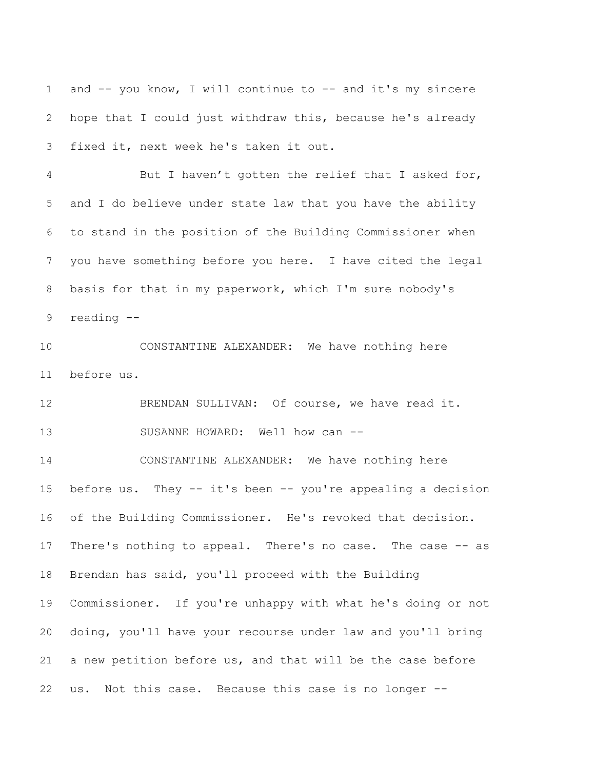and -- you know, I will continue to -- and it's my sincere hope that I could just withdraw this, because he's already fixed it, next week he's taken it out.

But I haven't gotten the relief that I asked for, and I do believe under state law that you have the ability to stand in the position of the Building Commissioner when you have something before you here. I have cited the legal basis for that in my paperwork, which I'm sure nobody's reading --

CONSTANTINE ALEXANDER: We have nothing here before us.

BRENDAN SULLIVAN: Of course, we have read it.

SUSANNE HOWARD: Well how can --

CONSTANTINE ALEXANDER: We have nothing here before us. They -- it's been -- you're appealing a decision of the Building Commissioner. He's revoked that decision. There's nothing to appeal. There's no case. The case -- as Brendan has said, you'll proceed with the Building Commissioner. If you're unhappy with what he's doing or not doing, you'll have your recourse under law and you'll bring a new petition before us, and that will be the case before us. Not this case. Because this case is no longer --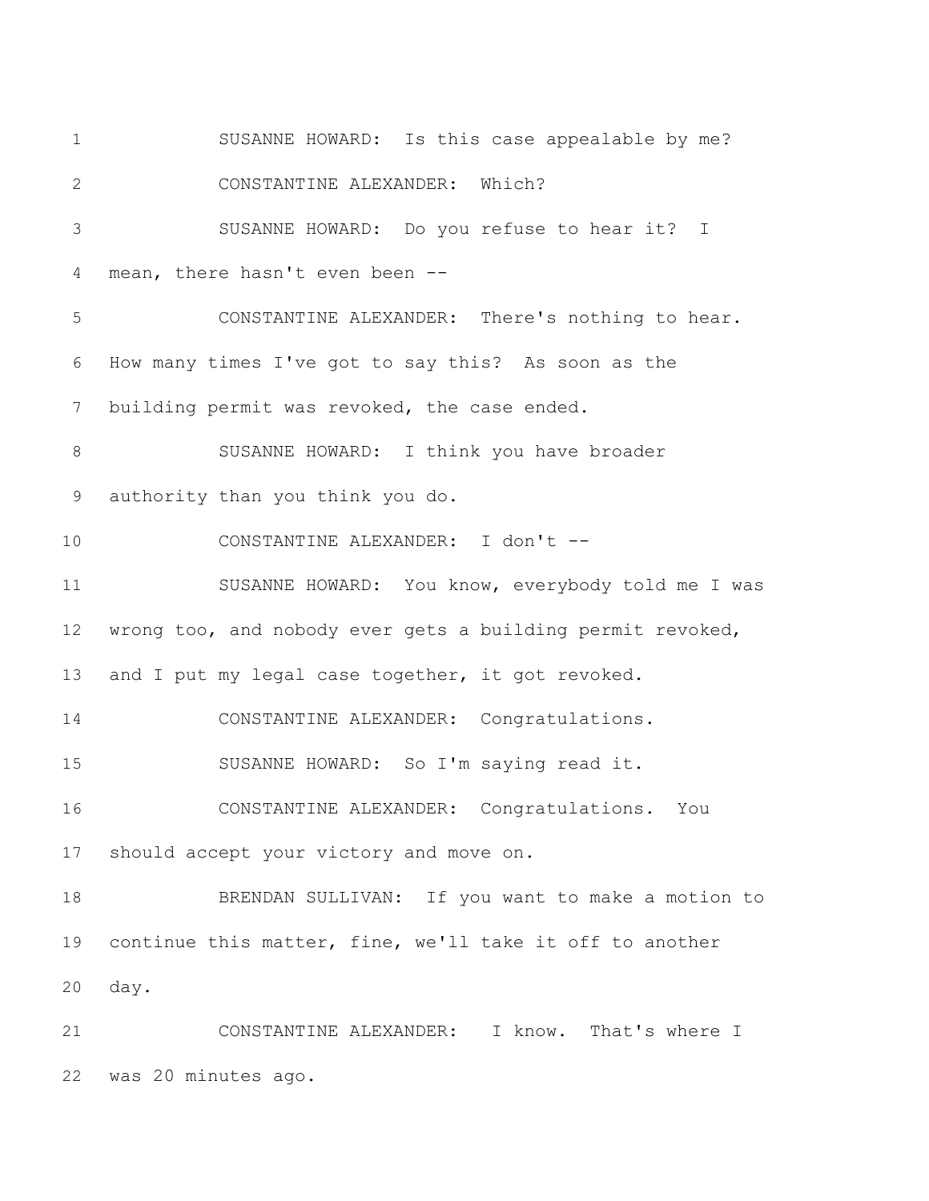SUSANNE HOWARD: Is this case appealable by me?

CONSTANTINE ALEXANDER: Which?

SUSANNE HOWARD: Do you refuse to hear it? I mean, there hasn't even been --

CONSTANTINE ALEXANDER: There's nothing to hear. How many times I've got to say this? As soon as the building permit was revoked, the case ended.

SUSANNE HOWARD: I think you have broader authority than you think you do.

CONSTANTINE ALEXANDER: I don't --

SUSANNE HOWARD: You know, everybody told me I was wrong too, and nobody ever gets a building permit revoked, and I put my legal case together, it got revoked.

CONSTANTINE ALEXANDER: Congratulations.

SUSANNE HOWARD: So I'm saying read it.

CONSTANTINE ALEXANDER: Congratulations. You should accept your victory and move on.

BRENDAN SULLIVAN: If you want to make a motion to continue this matter, fine, we'll take it off to another day.

CONSTANTINE ALEXANDER: I know. That's where I was 20 minutes ago.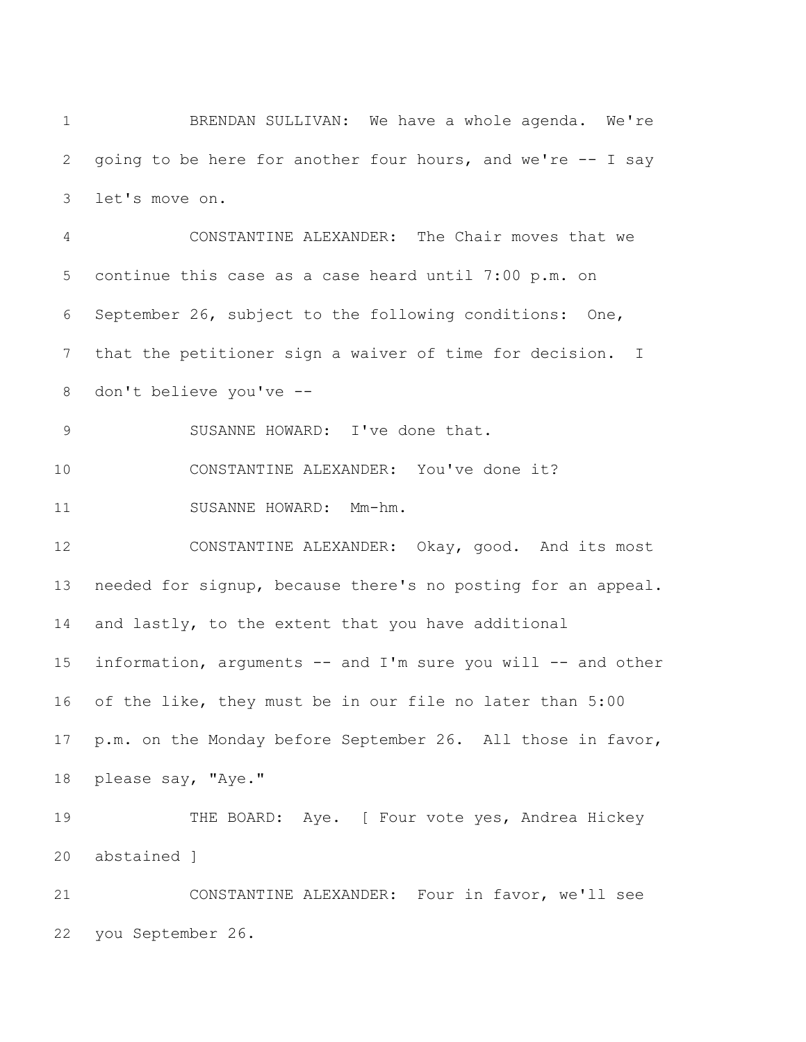1 BRENDAN SULLIVAN: We have a whole agenda. We're
2 going to be here for another four hours, and we're -- I say
3 let's move on.
4 CONSTANTINE ALEXANDER: The Chair moves that we
5 continue this case as a case heard until 7:00 p.m. on
6 September 26, subject to the following conditions: One,
7 that the petitioner sign a waiver of time for decision. I
8 don't believe you've --
9 SUSANNE HOWARD: I've done that.
10 CONSTANTINE ALEXANDER: You've done it?
11 SUSANNE HOWARD: Mm-hm.
12 CONSTANTINE ALEXANDER: Okay, good. And its most
13 needed for signup, because there's no posting for an appeal.
14 and lastly, to the extent that you have additional
15 information, arguments -- and I'm sure you will -- and other
16 of the like, they must be in our file no later than 5:00
17 p.m. on the Monday before September 26. All those in favor,
18 please say, "Aye."
19 THE BOARD: Aye. [ Four vote yes, Andrea Hickey
20 abstained ]
21 CONSTANTINE ALEXANDER: Four in favor, we'll see
22 you September 26.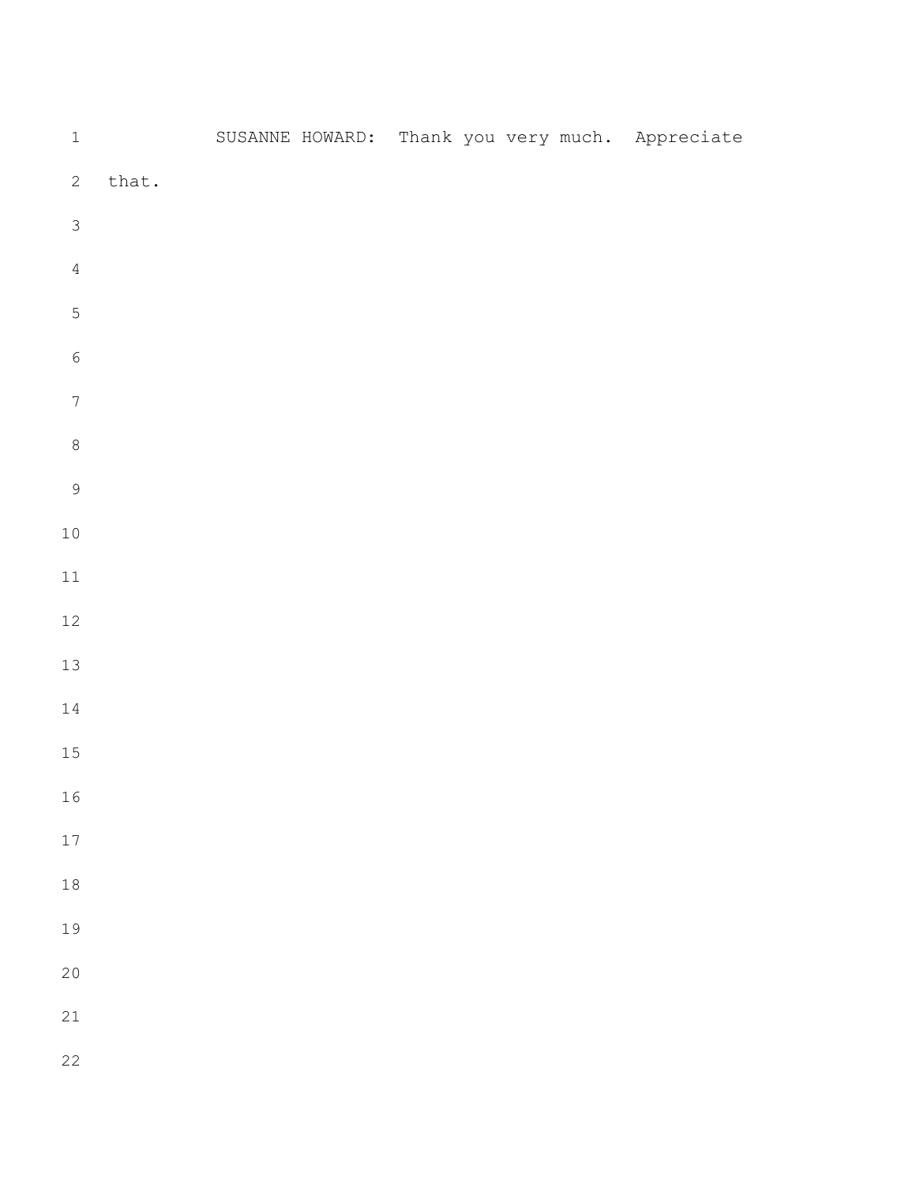SUSANNE HOWARD: Thank you very much. Appreciate that.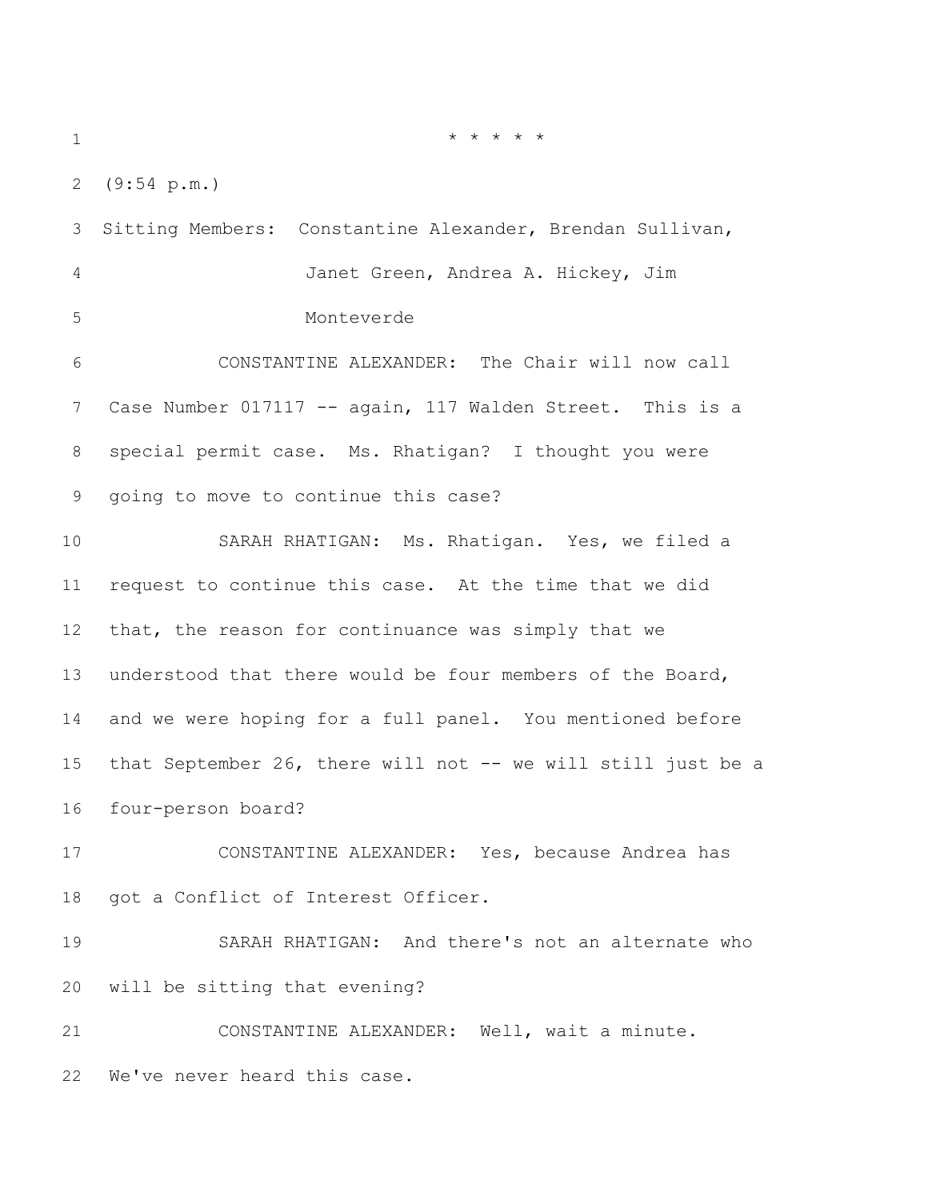\* \* \* \* \*

(9:54 p.m.)

Sitting Members: Constantine Alexander, Brendan Sullivan, Janet Green, Andrea A. Hickey, Jim Monteverde

CONSTANTINE ALEXANDER: The Chair will now call Case Number 017117 -- again, 117 Walden Street. This is a special permit case. Ms. Rhatigan? I thought you were going to move to continue this case?

SARAH RHATIGAN: Ms. Rhatigan. Yes, we filed a request to continue this case. At the time that we did that, the reason for continuance was simply that we understood that there would be four members of the Board, and we were hoping for a full panel. You mentioned before that September 26, there will not -- we will still just be a four-person board?

CONSTANTINE ALEXANDER: Yes, because Andrea has got a Conflict of Interest Officer.

SARAH RHATIGAN: And there's not an alternate who will be sitting that evening?

CONSTANTINE ALEXANDER: Well, wait a minute. We've never heard this case.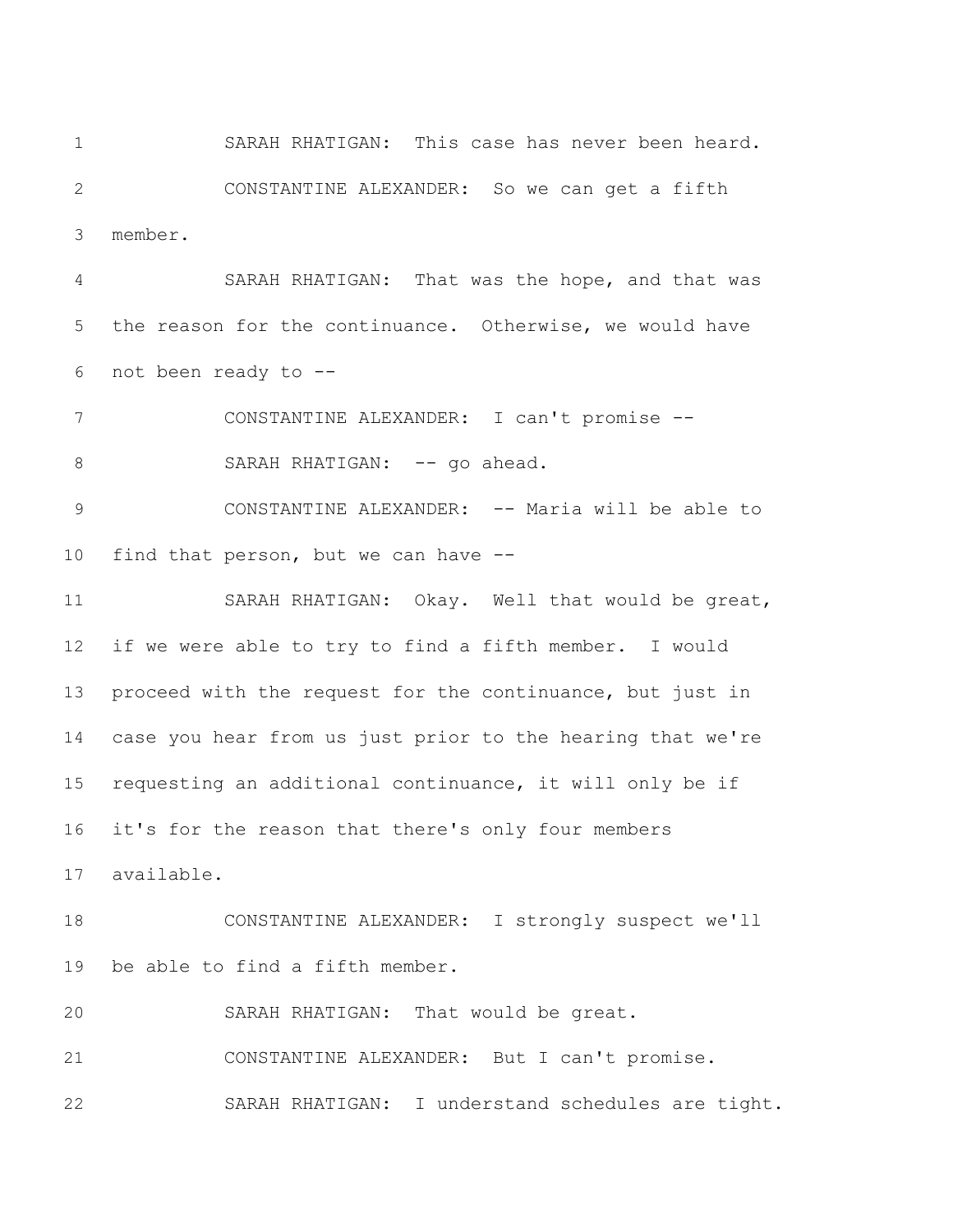SARAH RHATIGAN: This case has never been heard.

CONSTANTINE ALEXANDER: So we can get a fifth member.

SARAH RHATIGAN: That was the hope, and that was the reason for the continuance. Otherwise, we would have not been ready to --

CONSTANTINE ALEXANDER: I can't promise --

SARAH RHATIGAN: -- go ahead.

CONSTANTINE ALEXANDER: -- Maria will be able to find that person, but we can have --

SARAH RHATIGAN: Okay. Well that would be great, if we were able to try to find a fifth member. I would proceed with the request for the continuance, but just in case you hear from us just prior to the hearing that we're requesting an additional continuance, it will only be if it's for the reason that there's only four members available.

CONSTANTINE ALEXANDER: I strongly suspect we'll be able to find a fifth member.

SARAH RHATIGAN: That would be great.

CONSTANTINE ALEXANDER: But I can't promise.

SARAH RHATIGAN: I understand schedules are tight.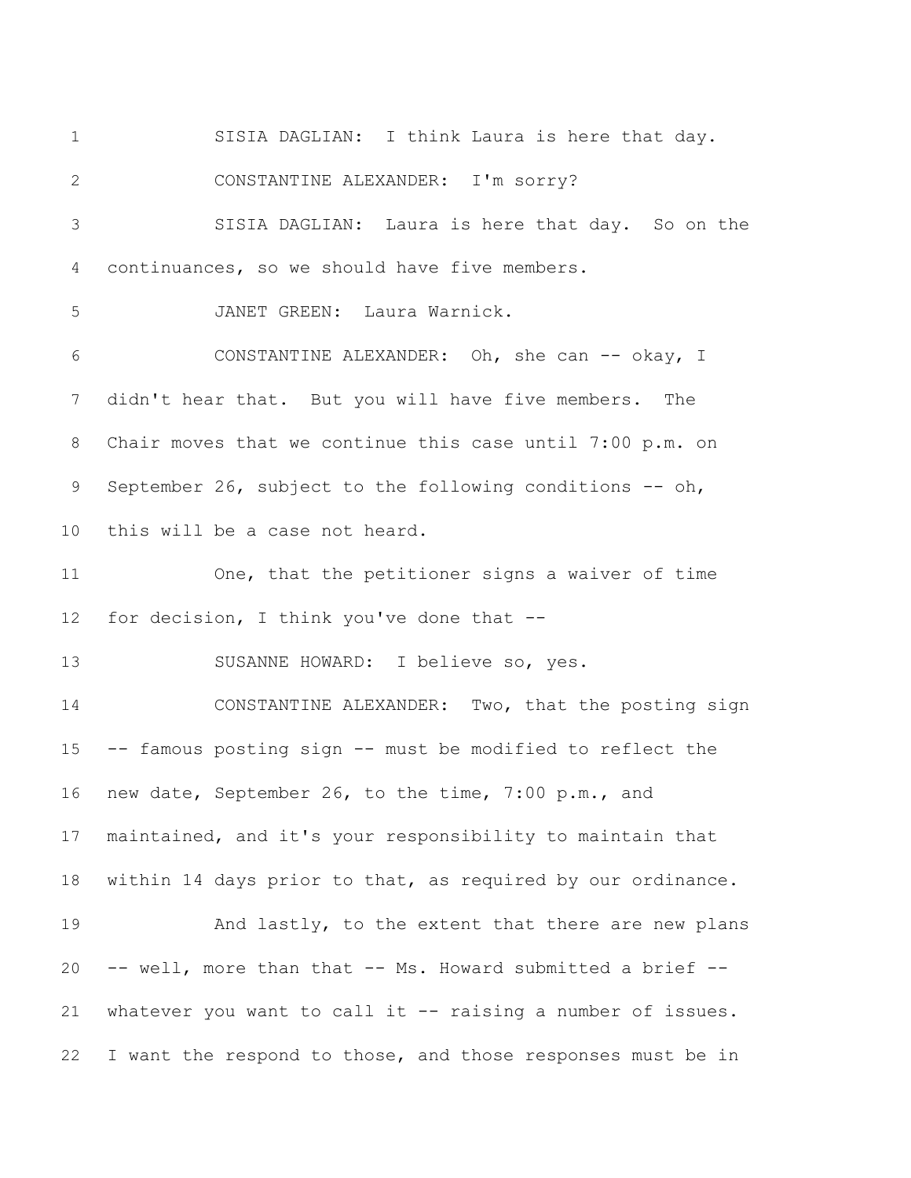SISIA DAGLIAN: I think Laura is here that day.

CONSTANTINE ALEXANDER: I'm sorry?

SISIA DAGLIAN: Laura is here that day. So on the continuances, so we should have five members.

JANET GREEN: Laura Warnick.

CONSTANTINE ALEXANDER: Oh, she can -- okay, I didn't hear that. But you will have five members. The Chair moves that we continue this case until 7:00 p.m. on September 26, subject to the following conditions -- oh, this will be a case not heard.

One, that the petitioner signs a waiver of time for decision, I think you've done that --

SUSANNE HOWARD: I believe so, yes.

CONSTANTINE ALEXANDER: Two, that the posting sign -- famous posting sign -- must be modified to reflect the new date, September 26, to the time, 7:00 p.m., and maintained, and it's your responsibility to maintain that within 14 days prior to that, as required by our ordinance.

And lastly, to the extent that there are new plans -- well, more than that -- Ms. Howard submitted a brief -- whatever you want to call it -- raising a number of issues. I want the respond to those, and those responses must be in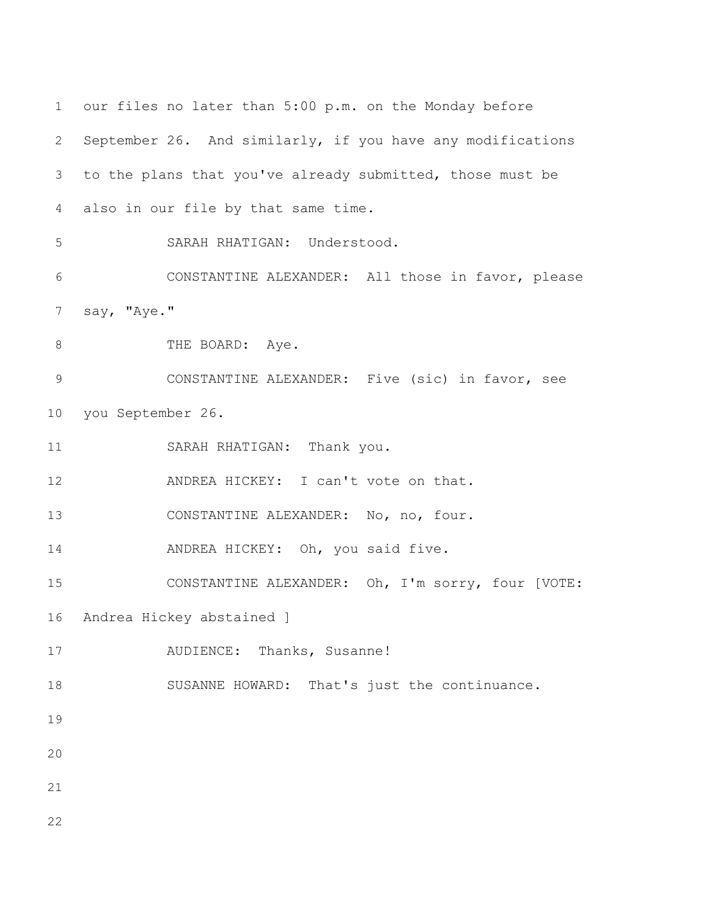our files no later than 5:00 p.m. on the Monday before September 26. And similarly, if you have any modifications to the plans that you've already submitted, those must be also in our file by that same time.

SARAH RHATIGAN: Understood.

CONSTANTINE ALEXANDER: All those in favor, please say, "Aye."

THE BOARD: Aye.

CONSTANTINE ALEXANDER: Five (sic) in favor, see you September 26.

SARAH RHATIGAN: Thank you.

ANDREA HICKEY: I can't vote on that.

CONSTANTINE ALEXANDER: No, no, four.

ANDREA HICKEY: Oh, you said five.

CONSTANTINE ALEXANDER: Oh, I'm sorry, four [VOTE: Andrea Hickey abstained ]

AUDIENCE: Thanks, Susanne!

SUSANNE HOWARD: That's just the continuance.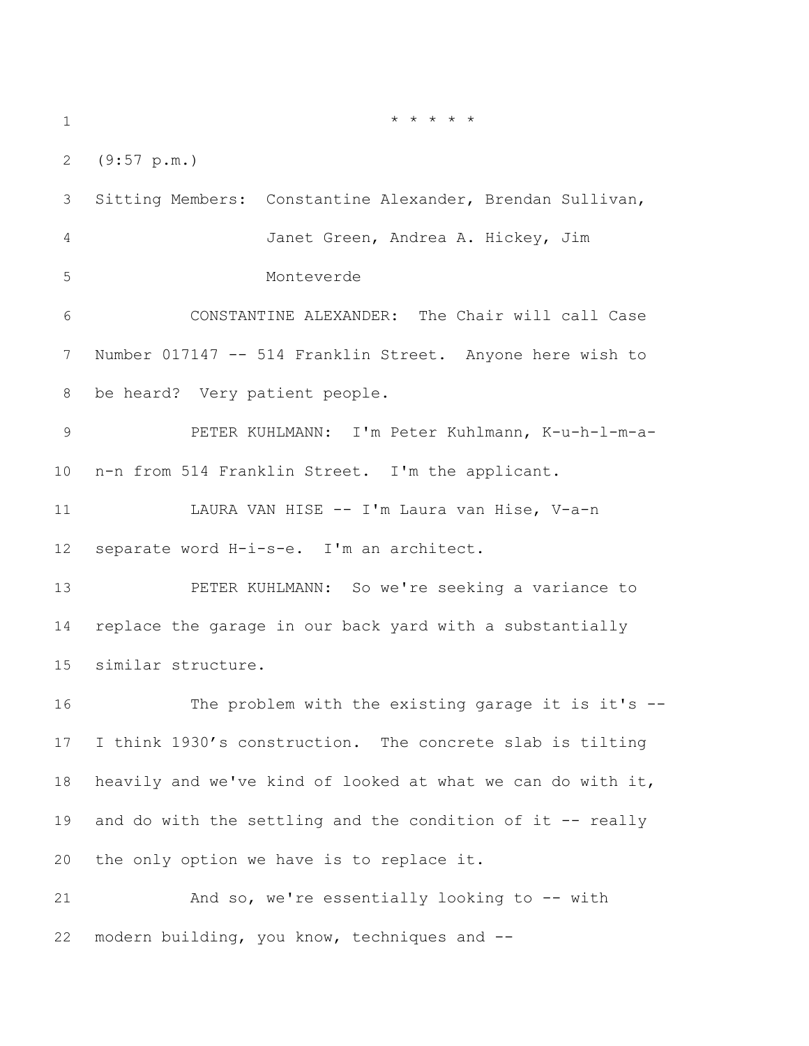\* \* \* \* \*

(9:57 p.m.)

Sitting Members: Constantine Alexander, Brendan Sullivan, Janet Green, Andrea A. Hickey, Jim Monteverde

CONSTANTINE ALEXANDER: The Chair will call Case Number 017147 -- 514 Franklin Street. Anyone here wish to be heard? Very patient people.

PETER KUHLMANN: I'm Peter Kuhlmann, K-u-h-l-m-a-n-n from 514 Franklin Street. I'm the applicant.

LAURA VAN HISE -- I'm Laura van Hise, V-a-n separate word H-i-s-e. I'm an architect.

PETER KUHLMANN: So we're seeking a variance to replace the garage in our back yard with a substantially similar structure.

The problem with the existing garage it is it's -- I think 1930's construction. The concrete slab is tilting heavily and we've kind of looked at what we can do with it, and do with the settling and the condition of it -- really the only option we have is to replace it.

And so, we're essentially looking to -- with modern building, you know, techniques and --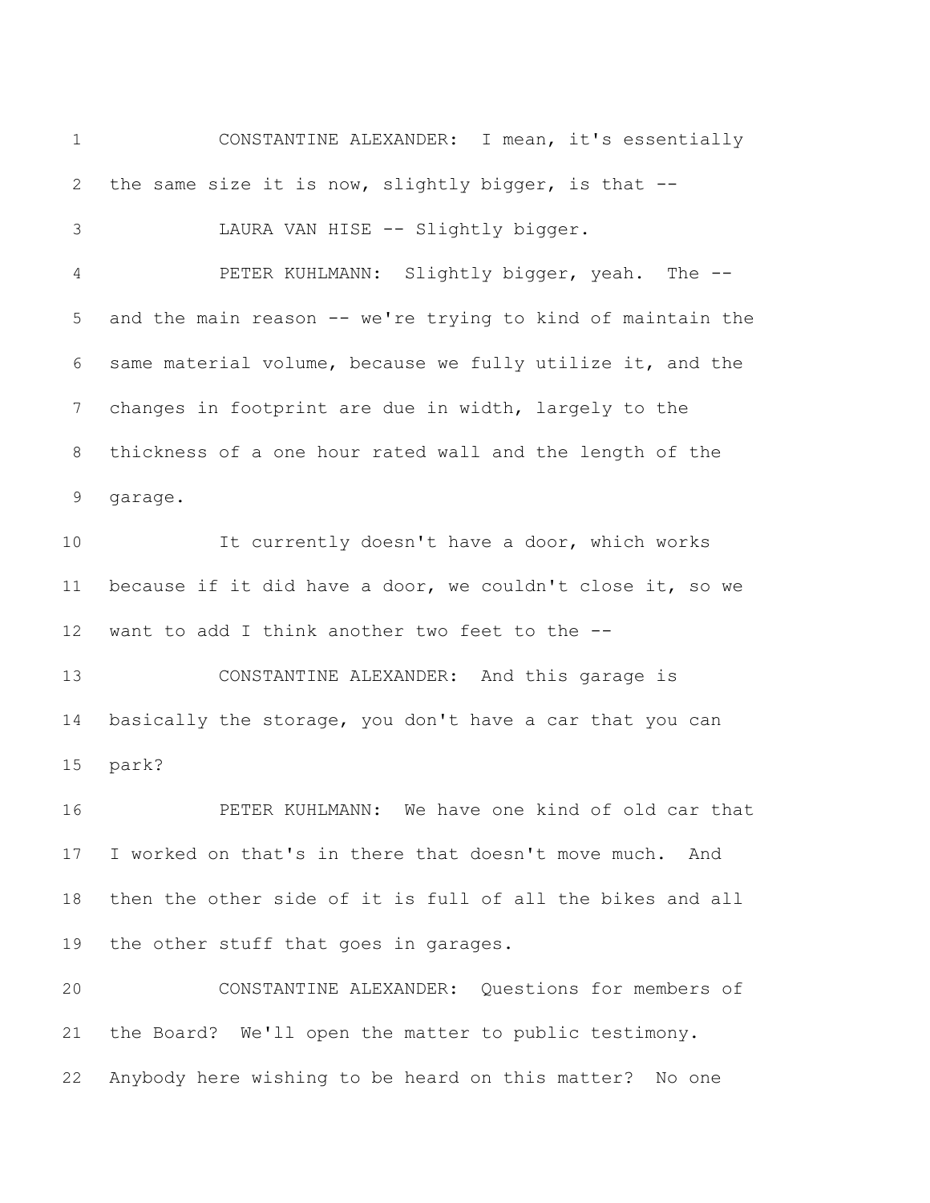CONSTANTINE ALEXANDER: I mean, it's essentially the same size it is now, slightly bigger, is that --

LAURA VAN HISE -- Slightly bigger.

PETER KUHLMANN: Slightly bigger, yeah. The -- and the main reason -- we're trying to kind of maintain the same material volume, because we fully utilize it, and the changes in footprint are due in width, largely to the thickness of a one hour rated wall and the length of the garage.

It currently doesn't have a door, which works because if it did have a door, we couldn't close it, so we want to add I think another two feet to the --

CONSTANTINE ALEXANDER: And this garage is basically the storage, you don't have a car that you can park?

PETER KUHLMANN: We have one kind of old car that I worked on that's in there that doesn't move much. And then the other side of it is full of all the bikes and all the other stuff that goes in garages.

CONSTANTINE ALEXANDER: Questions for members of the Board? We'll open the matter to public testimony. Anybody here wishing to be heard on this matter? No one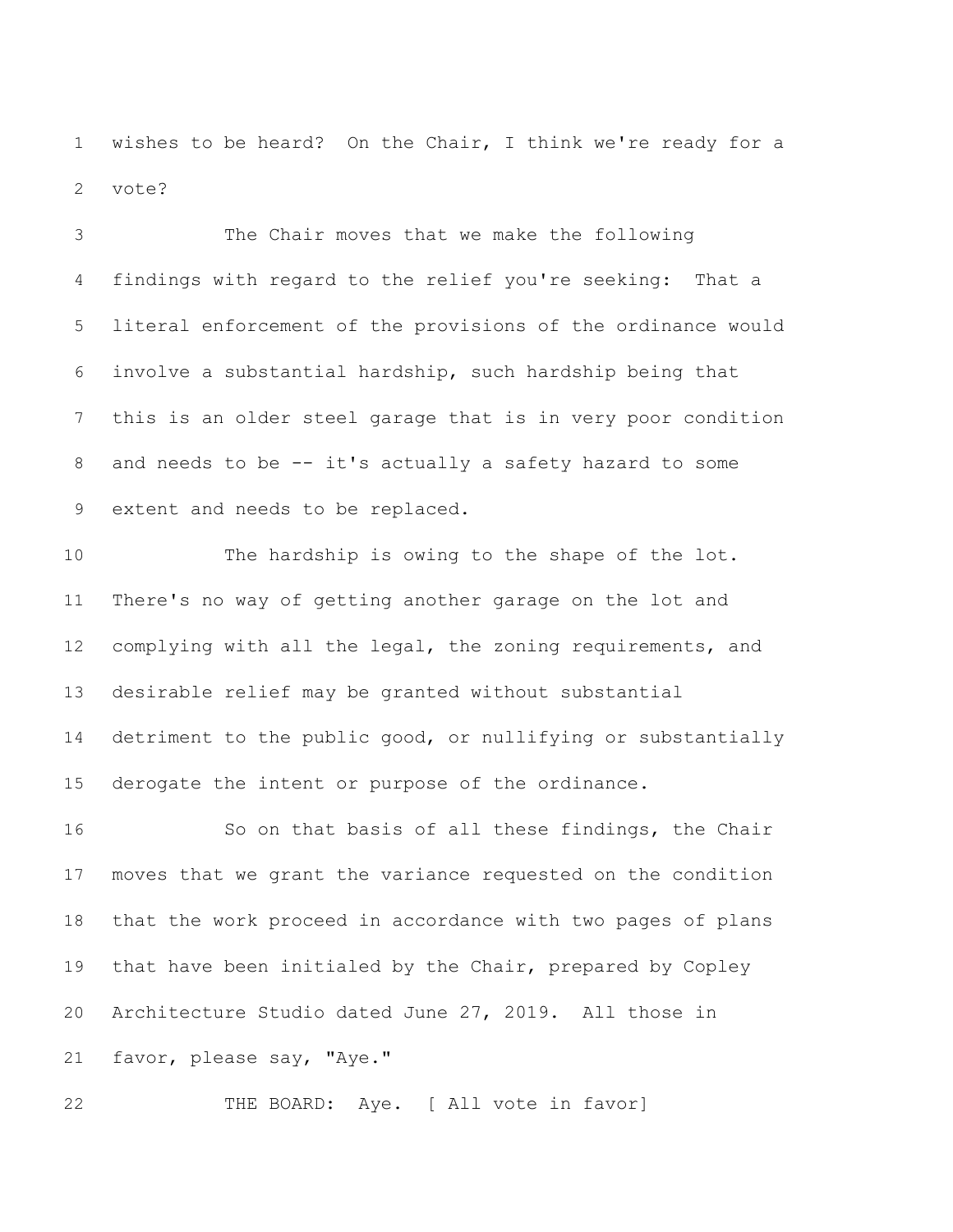wishes to be heard? On the Chair, I think we're ready for a vote?

The Chair moves that we make the following findings with regard to the relief you're seeking: That a literal enforcement of the provisions of the ordinance would involve a substantial hardship, such hardship being that this is an older steel garage that is in very poor condition and needs to be -- it's actually a safety hazard to some extent and needs to be replaced.

The hardship is owing to the shape of the lot. There's no way of getting another garage on the lot and complying with all the legal, the zoning requirements, and desirable relief may be granted without substantial detriment to the public good, or nullifying or substantially derogate the intent or purpose of the ordinance.

So on that basis of all these findings, the Chair moves that we grant the variance requested on the condition that the work proceed in accordance with two pages of plans that have been initialed by the Chair, prepared by Copley Architecture Studio dated June 27, 2019. All those in favor, please say, "Aye."

THE BOARD: Aye. [ All vote in favor]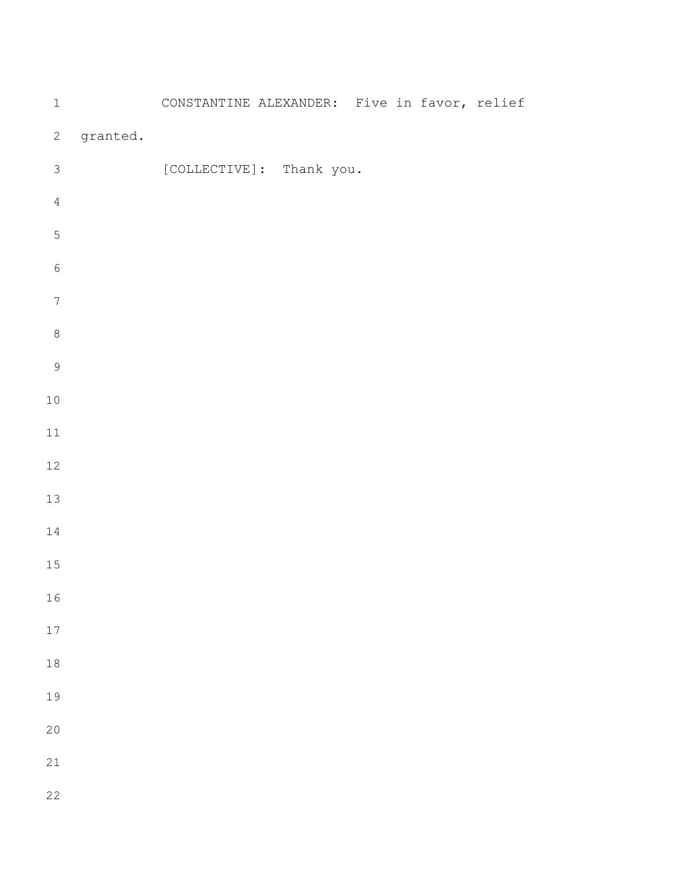CONSTANTINE ALEXANDER: Five in favor, relief granted.

[COLLECTIVE]: Thank you.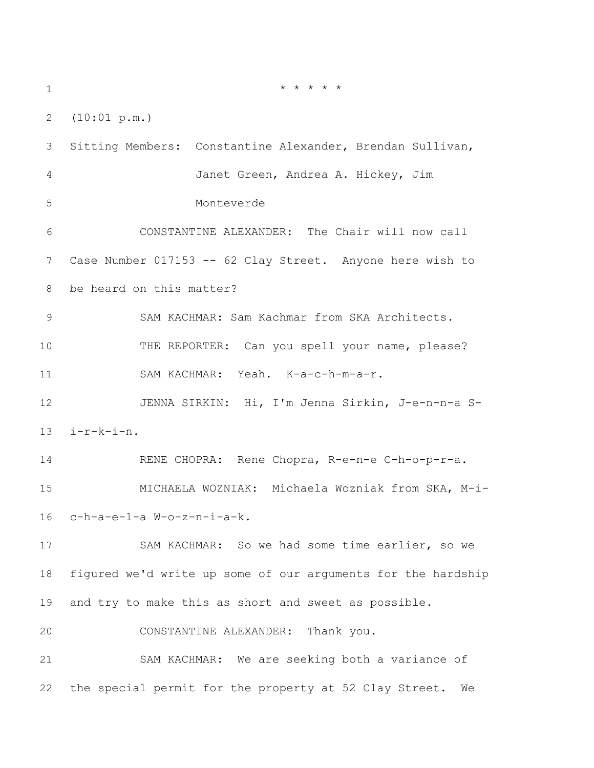\* \* \* \* \*

(10:01 p.m.)

Sitting Members: Constantine Alexander, Brendan Sullivan, Janet Green, Andrea A. Hickey, Jim Monteverde

CONSTANTINE ALEXANDER: The Chair will now call Case Number 017153 -- 62 Clay Street. Anyone here wish to be heard on this matter?

SAM KACHMAR: Sam Kachmar from SKA Architects.

THE REPORTER: Can you spell your name, please?

SAM KACHMAR: Yeah. K-a-c-h-m-a-r.

JENNA SIRKIN: Hi, I'm Jenna Sirkin, J-e-n-n-a S-i-r-k-i-n.

RENE CHOPRA: Rene Chopra, R-e-n-e C-h-o-p-r-a.

MICHAELA WOZNIAK: Michaela Wozniak from SKA, M-i-c-h-a-e-l-a W-o-z-n-i-a-k.

SAM KACHMAR: So we had some time earlier, so we figured we'd write up some of our arguments for the hardship and try to make this as short and sweet as possible.

CONSTANTINE ALEXANDER: Thank you.

SAM KACHMAR: We are seeking both a variance of the special permit for the property at 52 Clay Street. We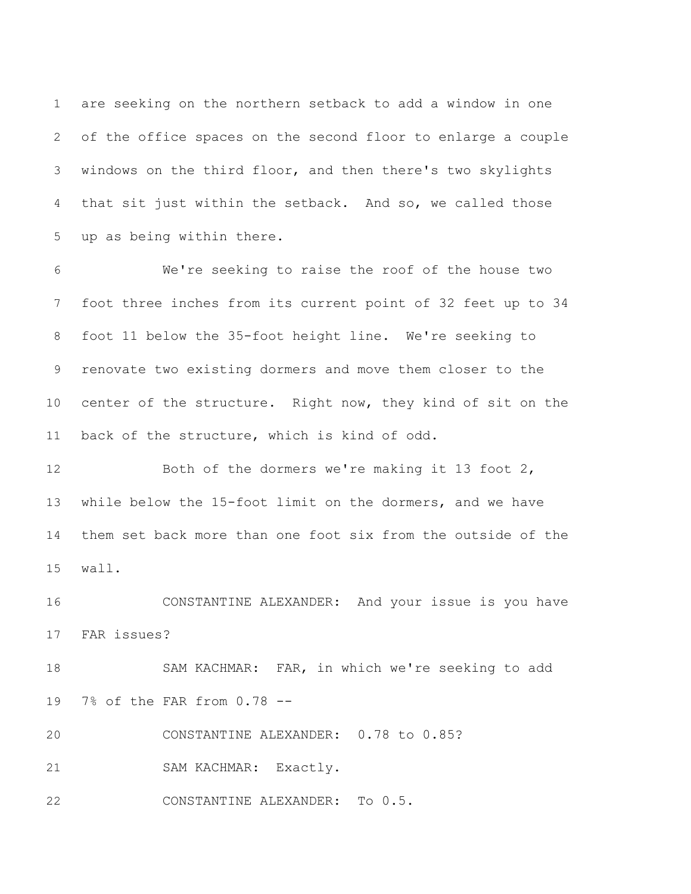are seeking on the northern setback to add a window in one of the office spaces on the second floor to enlarge a couple windows on the third floor, and then there's two skylights that sit just within the setback. And so, we called those up as being within there.

We're seeking to raise the roof of the house two foot three inches from its current point of 32 feet up to 34 foot 11 below the 35-foot height line. We're seeking to renovate two existing dormers and move them closer to the center of the structure. Right now, they kind of sit on the back of the structure, which is kind of odd.

Both of the dormers we're making it 13 foot 2, while below the 15-foot limit on the dormers, and we have them set back more than one foot six from the outside of the wall.

CONSTANTINE ALEXANDER: And your issue is you have FAR issues?

SAM KACHMAR: FAR, in which we're seeking to add 7% of the FAR from 0.78 --

CONSTANTINE ALEXANDER: 0.78 to 0.85?

SAM KACHMAR: Exactly.

CONSTANTINE ALEXANDER: To 0.5.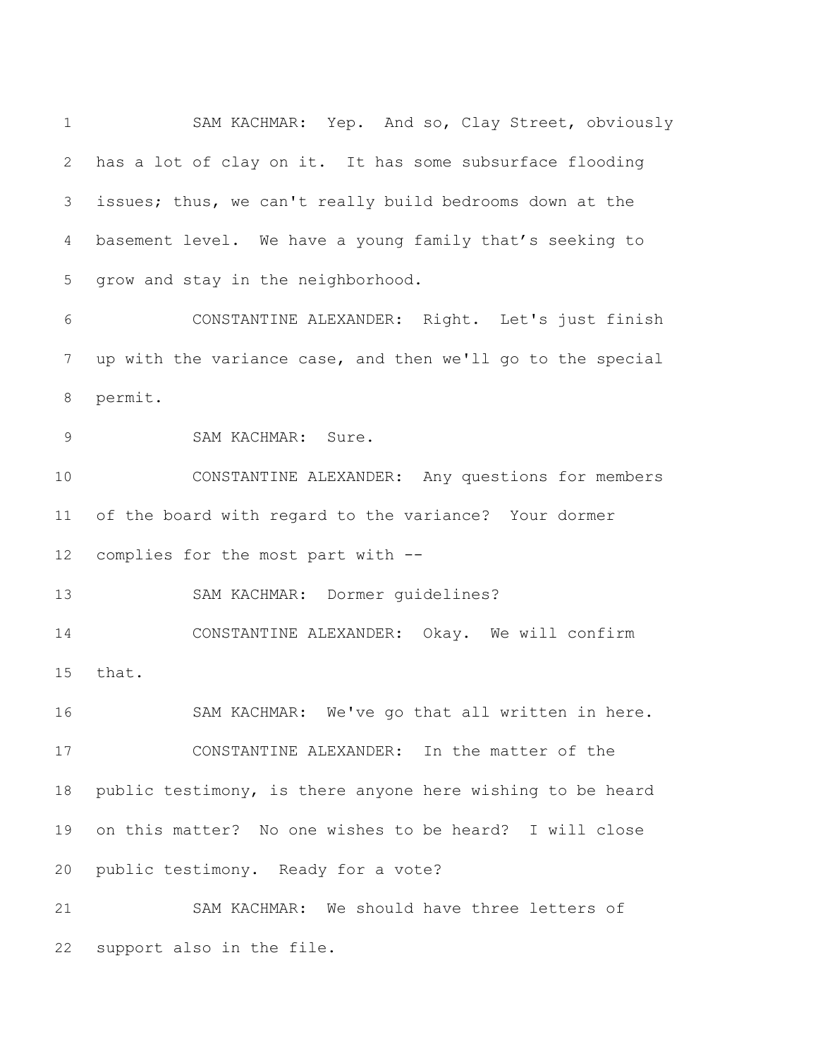SAM KACHMAR: Yep. And so, Clay Street, obviously has a lot of clay on it. It has some subsurface flooding issues; thus, we can't really build bedrooms down at the basement level. We have a young family that's seeking to grow and stay in the neighborhood.

CONSTANTINE ALEXANDER: Right. Let's just finish up with the variance case, and then we'll go to the special permit.

SAM KACHMAR: Sure.

CONSTANTINE ALEXANDER: Any questions for members of the board with regard to the variance? Your dormer complies for the most part with --

SAM KACHMAR: Dormer guidelines?

CONSTANTINE ALEXANDER: Okay. We will confirm that.

SAM KACHMAR: We've go that all written in here.

CONSTANTINE ALEXANDER: In the matter of the public testimony, is there anyone here wishing to be heard on this matter? No one wishes to be heard? I will close public testimony. Ready for a vote?

SAM KACHMAR: We should have three letters of support also in the file.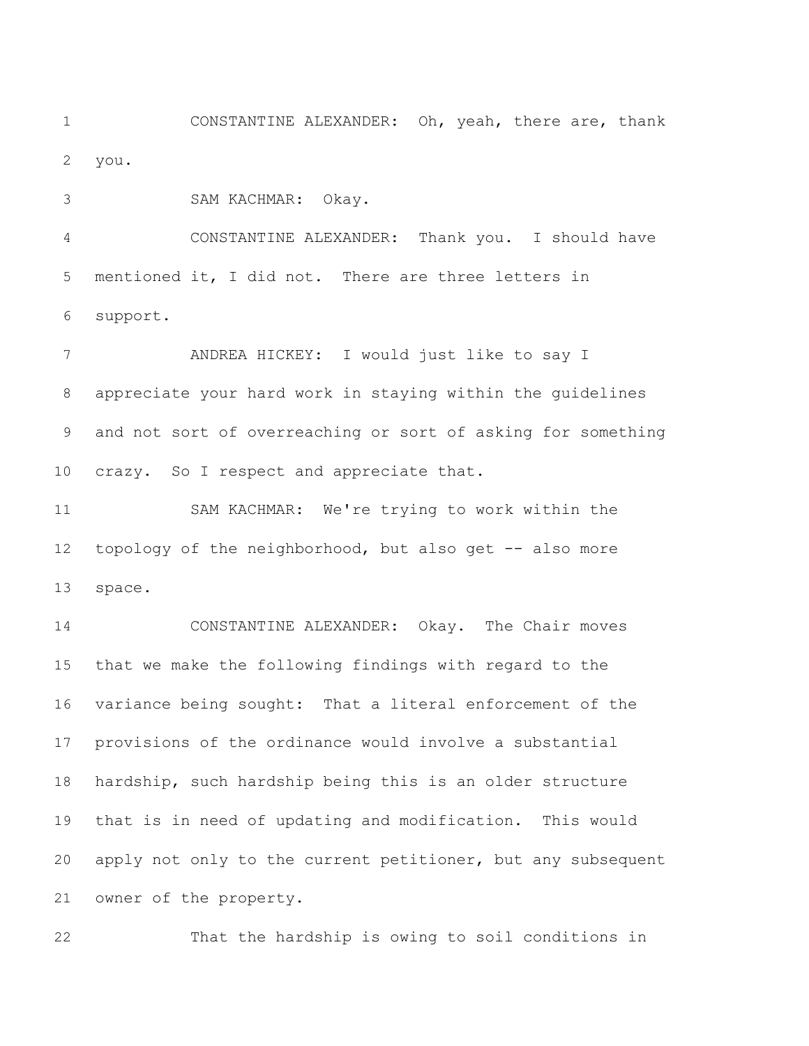CONSTANTINE ALEXANDER: Oh, yeah, there are, thank you.

SAM KACHMAR: Okay.

CONSTANTINE ALEXANDER: Thank you. I should have mentioned it, I did not. There are three letters in support.

ANDREA HICKEY: I would just like to say I appreciate your hard work in staying within the guidelines and not sort of overreaching or sort of asking for something crazy. So I respect and appreciate that.

SAM KACHMAR: We're trying to work within the topology of the neighborhood, but also get -- also more space.

CONSTANTINE ALEXANDER: Okay. The Chair moves that we make the following findings with regard to the variance being sought: That a literal enforcement of the provisions of the ordinance would involve a substantial hardship, such hardship being this is an older structure that is in need of updating and modification. This would apply not only to the current petitioner, but any subsequent owner of the property.

That the hardship is owing to soil conditions in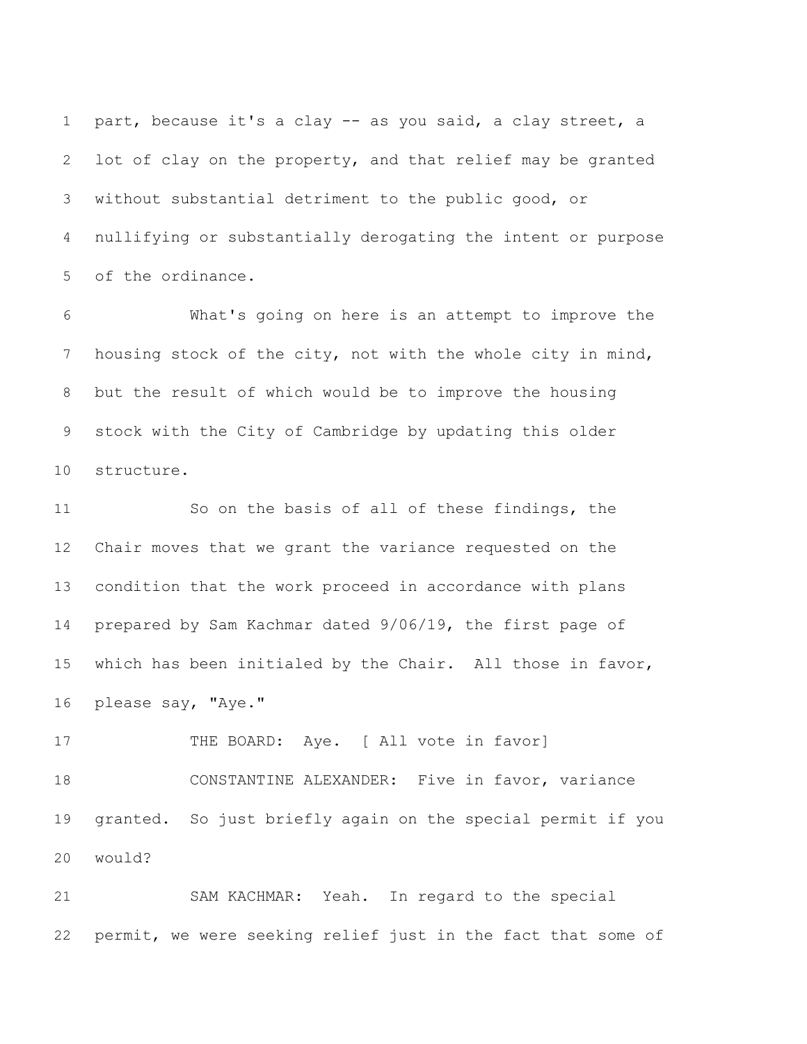part, because it's a clay -- as you said, a clay street, a lot of clay on the property, and that relief may be granted without substantial detriment to the public good, or nullifying or substantially derogating the intent or purpose of the ordinance.

What's going on here is an attempt to improve the housing stock of the city, not with the whole city in mind, but the result of which would be to improve the housing stock with the City of Cambridge by updating this older structure.

So on the basis of all of these findings, the Chair moves that we grant the variance requested on the condition that the work proceed in accordance with plans prepared by Sam Kachmar dated 9/06/19, the first page of which has been initialed by the Chair. All those in favor, please say, "Aye."

THE BOARD: Aye. [ All vote in favor]

CONSTANTINE ALEXANDER: Five in favor, variance granted. So just briefly again on the special permit if you would?

SAM KACHMAR: Yeah. In regard to the special permit, we were seeking relief just in the fact that some of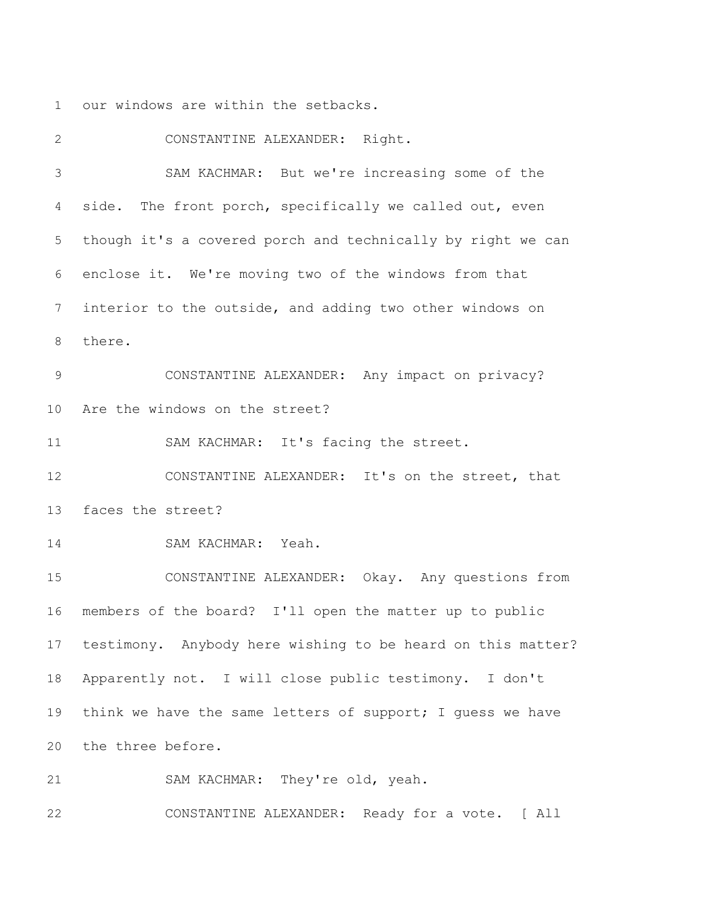our windows are within the setbacks.

CONSTANTINE ALEXANDER: Right.

SAM KACHMAR: But we're increasing some of the side. The front porch, specifically we called out, even though it's a covered porch and technically by right we can enclose it. We're moving two of the windows from that interior to the outside, and adding two other windows on there.

CONSTANTINE ALEXANDER: Any impact on privacy? Are the windows on the street?

SAM KACHMAR: It's facing the street.

CONSTANTINE ALEXANDER: It's on the street, that faces the street?

SAM KACHMAR: Yeah.

CONSTANTINE ALEXANDER: Okay. Any questions from members of the board? I'll open the matter up to public testimony. Anybody here wishing to be heard on this matter? Apparently not. I will close public testimony. I don't think we have the same letters of support; I guess we have the three before.

SAM KACHMAR: They're old, yeah.

CONSTANTINE ALEXANDER: Ready for a vote. [ All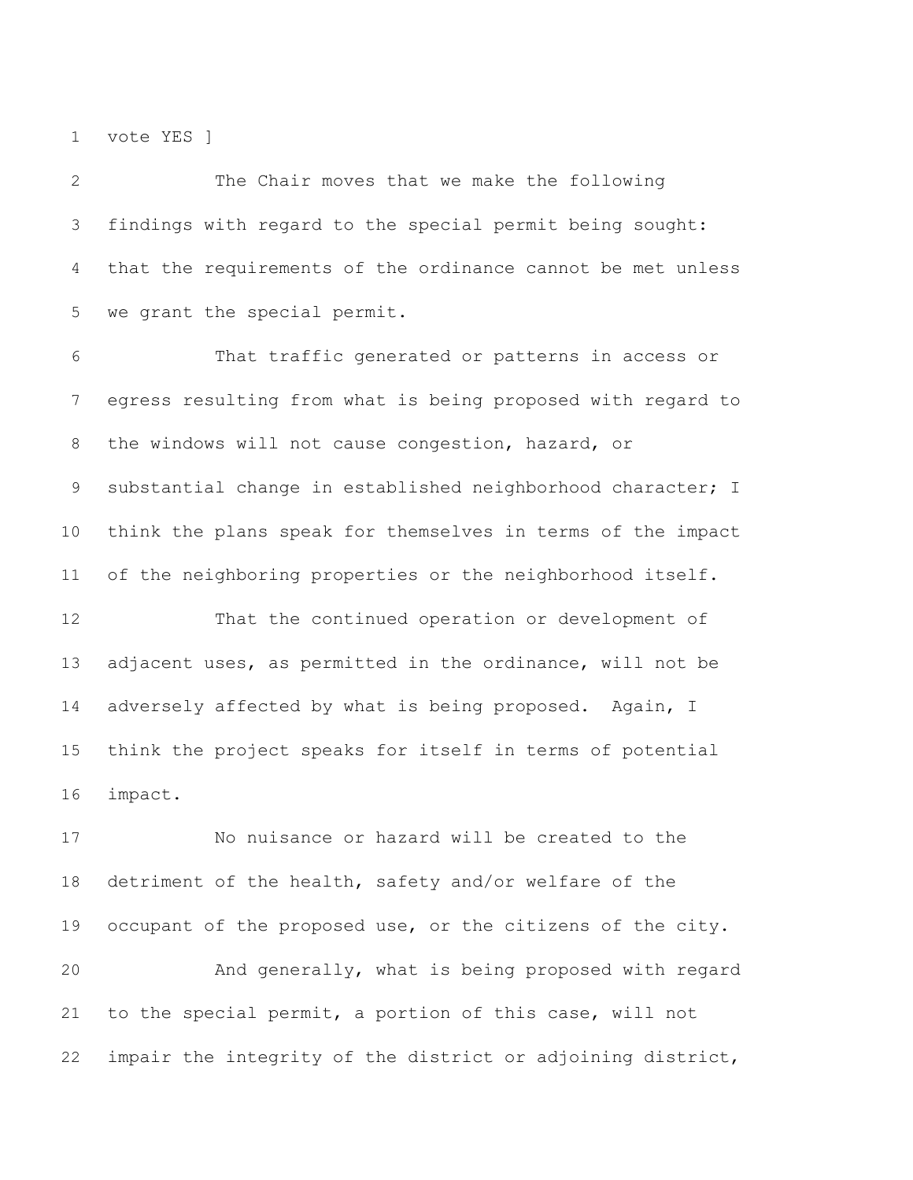vote YES ]

The Chair moves that we make the following findings with regard to the special permit being sought: that the requirements of the ordinance cannot be met unless we grant the special permit.

That traffic generated or patterns in access or egress resulting from what is being proposed with regard to the windows will not cause congestion, hazard, or substantial change in established neighborhood character; I think the plans speak for themselves in terms of the impact of the neighboring properties or the neighborhood itself.

That the continued operation or development of adjacent uses, as permitted in the ordinance, will not be adversely affected by what is being proposed. Again, I think the project speaks for itself in terms of potential impact.

No nuisance or hazard will be created to the detriment of the health, safety and/or welfare of the occupant of the proposed use, or the citizens of the city.

And generally, what is being proposed with regard to the special permit, a portion of this case, will not impair the integrity of the district or adjoining district,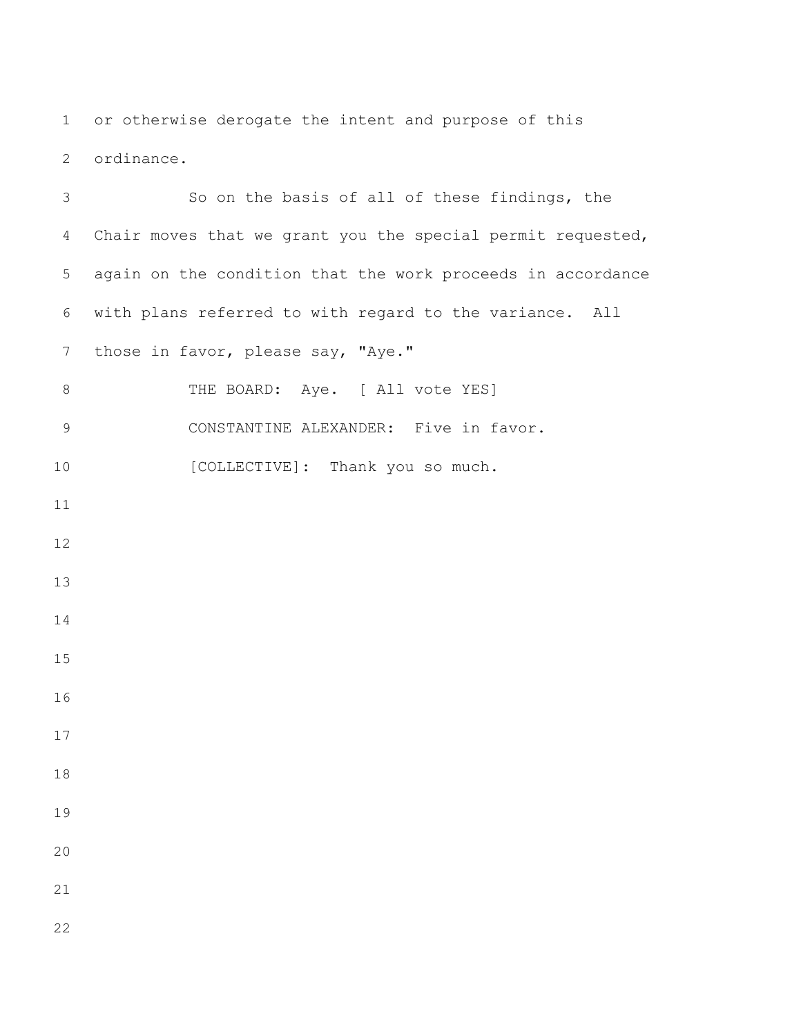or otherwise derogate the intent and purpose of this ordinance.

So on the basis of all of these findings, the Chair moves that we grant you the special permit requested, again on the condition that the work proceeds in accordance with plans referred to with regard to the variance. All those in favor, please say, "Aye."

THE BOARD: Aye. [ All vote YES]

CONSTANTINE ALEXANDER: Five in favor.

[COLLECTIVE]: Thank you so much.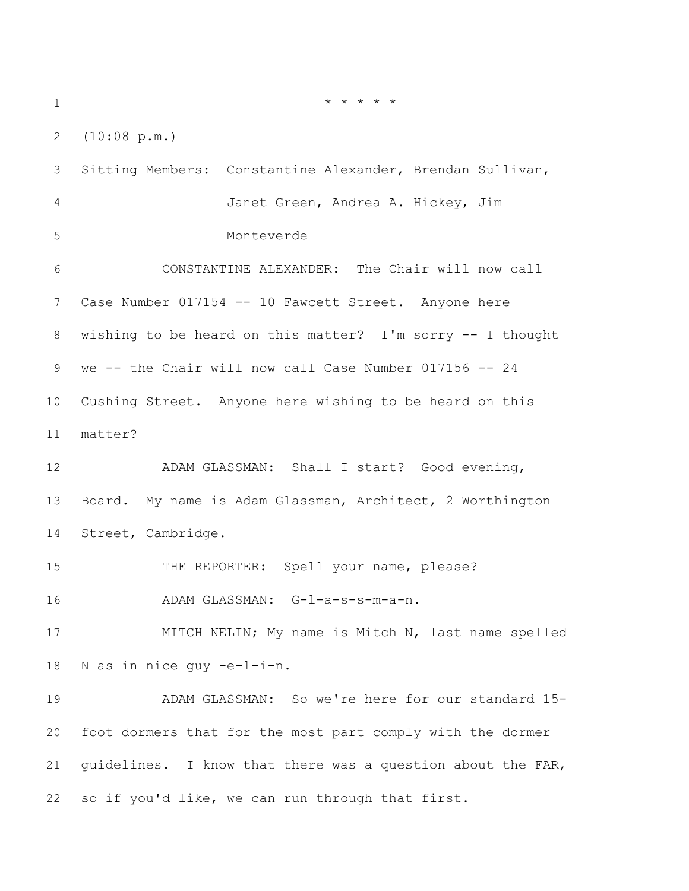\* \* \* \* \*

(10:08 p.m.)

Sitting Members: Constantine Alexander, Brendan Sullivan, Janet Green, Andrea A. Hickey, Jim Monteverde

CONSTANTINE ALEXANDER: The Chair will now call Case Number 017154 -- 10 Fawcett Street. Anyone here wishing to be heard on this matter? I'm sorry -- I thought we -- the Chair will now call Case Number 017156 -- 24 Cushing Street. Anyone here wishing to be heard on this matter?

ADAM GLASSMAN: Shall I start? Good evening, Board. My name is Adam Glassman, Architect, 2 Worthington Street, Cambridge.

THE REPORTER: Spell your name, please?

ADAM GLASSMAN: G-l-a-s-s-m-a-n.

MITCH NELIN; My name is Mitch N, last name spelled N as in nice guy -e-l-i-n.

ADAM GLASSMAN: So we're here for our standard 15-foot dormers that for the most part comply with the dormer guidelines. I know that there was a question about the FAR, so if you'd like, we can run through that first.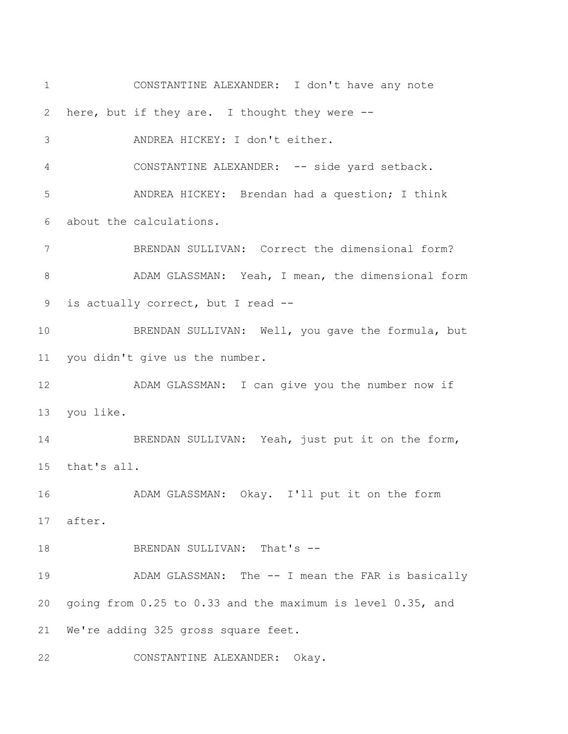CONSTANTINE ALEXANDER: I don't have any note here, but if they are. I thought they were --

ANDREA HICKEY: I don't either.

CONSTANTINE ALEXANDER: -- side yard setback.

ANDREA HICKEY: Brendan had a question; I think about the calculations.

BRENDAN SULLIVAN: Correct the dimensional form?

ADAM GLASSMAN: Yeah, I mean, the dimensional form is actually correct, but I read --

BRENDAN SULLIVAN: Well, you gave the formula, but you didn't give us the number.

ADAM GLASSMAN: I can give you the number now if you like.

BRENDAN SULLIVAN: Yeah, just put it on the form, that's all.

ADAM GLASSMAN: Okay. I'll put it on the form after.

BRENDAN SULLIVAN: That's --

ADAM GLASSMAN: The -- I mean the FAR is basically going from 0.25 to 0.33 and the maximum is level 0.35, and We're adding 325 gross square feet.

CONSTANTINE ALEXANDER: Okay.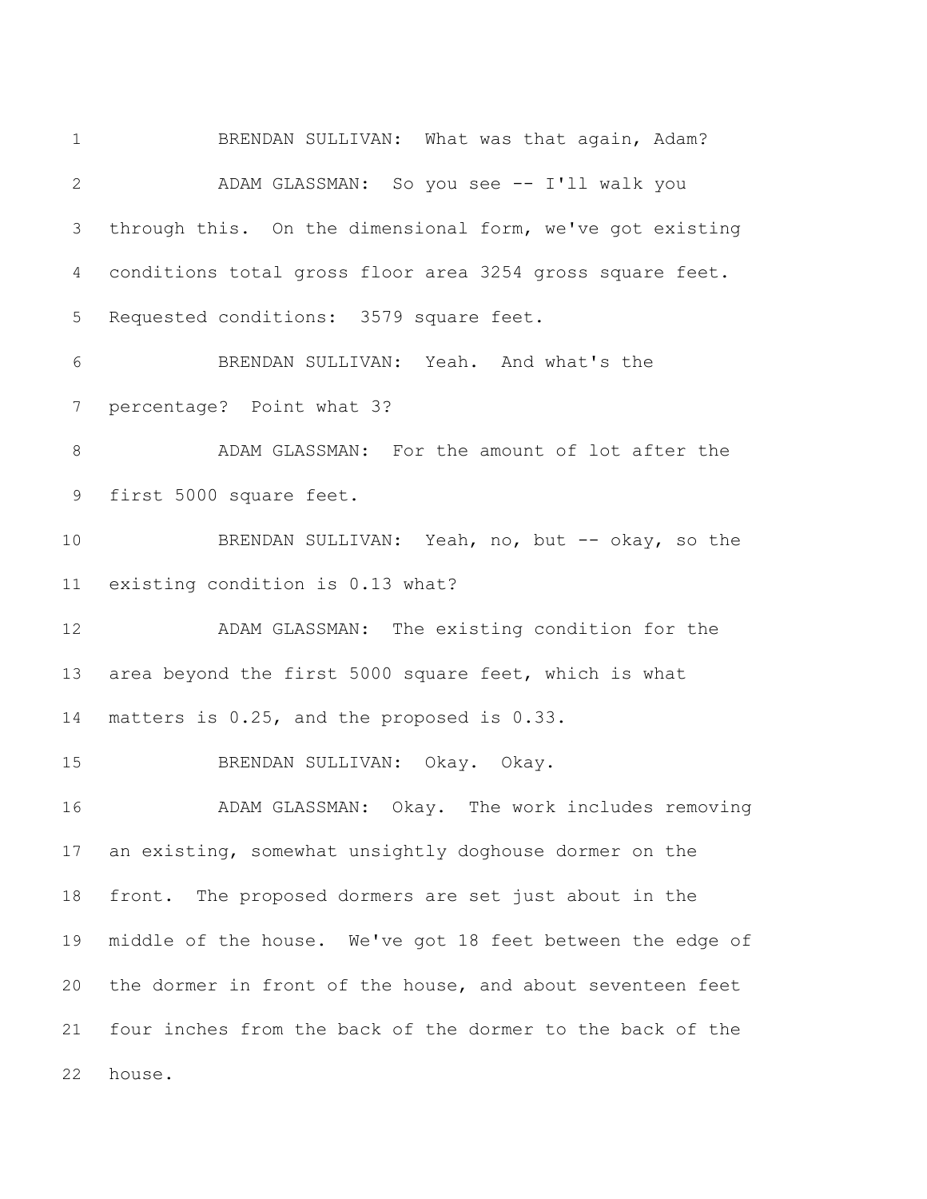BRENDAN SULLIVAN: What was that again, Adam?

ADAM GLASSMAN: So you see -- I'll walk you through this. On the dimensional form, we've got existing conditions total gross floor area 3254 gross square feet. Requested conditions: 3579 square feet.

BRENDAN SULLIVAN: Yeah. And what's the percentage? Point what 3?

ADAM GLASSMAN: For the amount of lot after the first 5000 square feet.

BRENDAN SULLIVAN: Yeah, no, but -- okay, so the existing condition is 0.13 what?

ADAM GLASSMAN: The existing condition for the area beyond the first 5000 square feet, which is what matters is 0.25, and the proposed is 0.33.

BRENDAN SULLIVAN: Okay. Okay.

ADAM GLASSMAN: Okay. The work includes removing an existing, somewhat unsightly doghouse dormer on the front. The proposed dormers are set just about in the middle of the house. We've got 18 feet between the edge of the dormer in front of the house, and about seventeen feet four inches from the back of the dormer to the back of the house.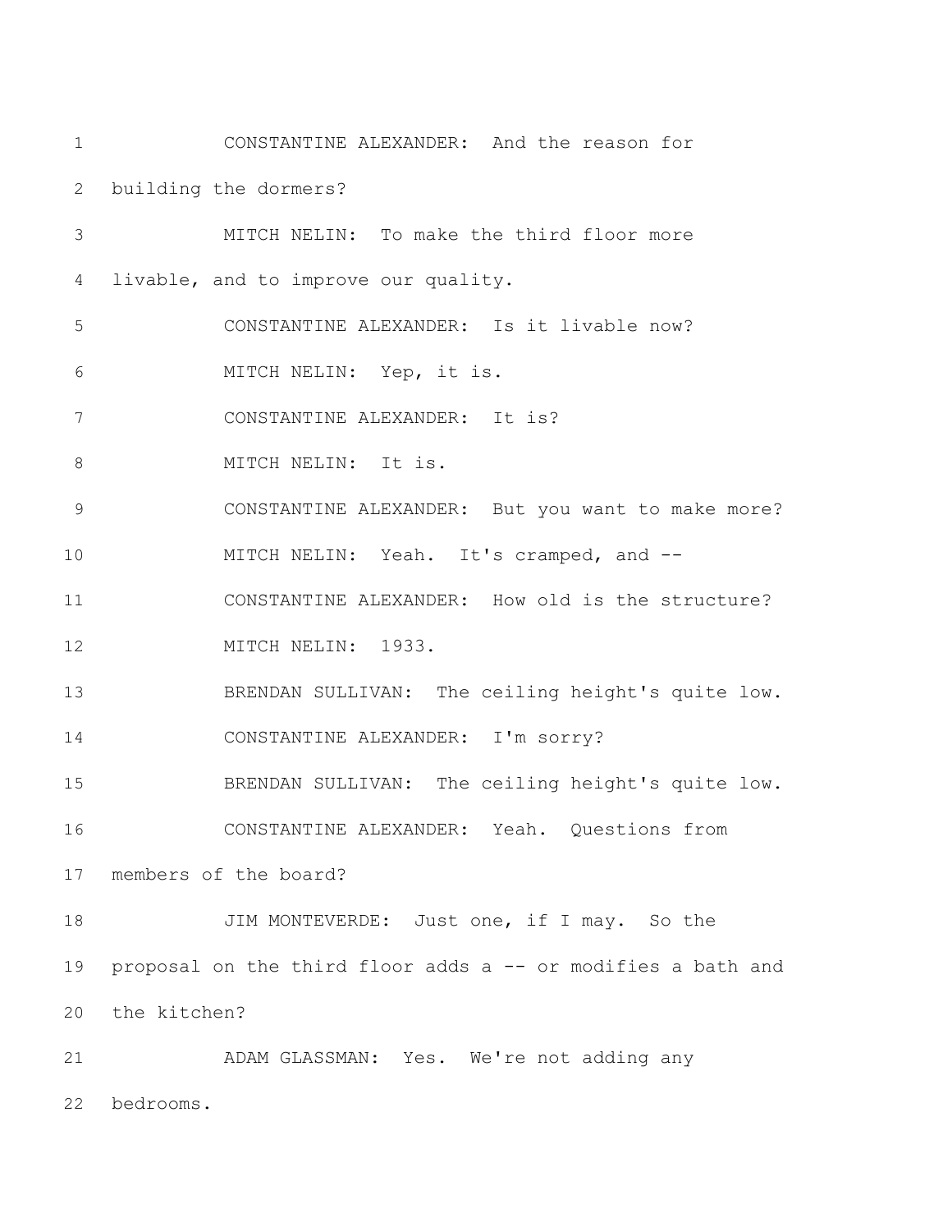CONSTANTINE ALEXANDER: And the reason for building the dormers?

MITCH NELIN: To make the third floor more livable, and to improve our quality.

CONSTANTINE ALEXANDER: Is it livable now?

MITCH NELIN: Yep, it is.

CONSTANTINE ALEXANDER: It is?

MITCH NELIN: It is.

CONSTANTINE ALEXANDER: But you want to make more?

MITCH NELIN: Yeah. It's cramped, and --

CONSTANTINE ALEXANDER: How old is the structure?

MITCH NELIN: 1933.

BRENDAN SULLIVAN: The ceiling height's quite low.

CONSTANTINE ALEXANDER: I'm sorry?

BRENDAN SULLIVAN: The ceiling height's quite low.

CONSTANTINE ALEXANDER: Yeah. Questions from members of the board?

JIM MONTEVERDE: Just one, if I may. So the proposal on the third floor adds a -- or modifies a bath and the kitchen?

ADAM GLASSMAN: Yes. We're not adding any bedrooms.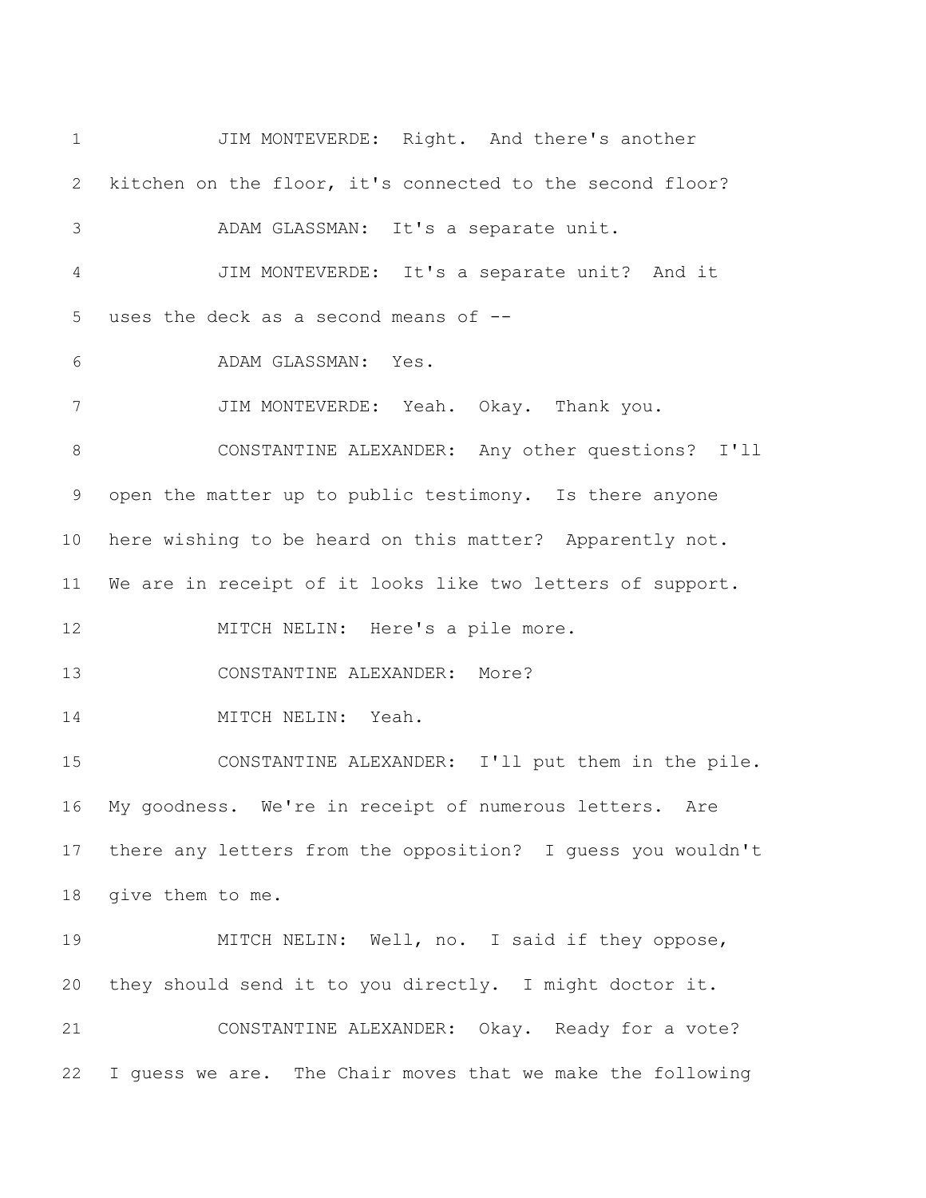JIM MONTEVERDE: Right. And there's another kitchen on the floor, it's connected to the second floor?

ADAM GLASSMAN: It's a separate unit.

JIM MONTEVERDE: It's a separate unit? And it uses the deck as a second means of --

ADAM GLASSMAN: Yes.

JIM MONTEVERDE: Yeah. Okay. Thank you.

CONSTANTINE ALEXANDER: Any other questions? I'll open the matter up to public testimony. Is there anyone here wishing to be heard on this matter? Apparently not. We are in receipt of it looks like two letters of support.

MITCH NELIN: Here's a pile more.

CONSTANTINE ALEXANDER: More?

MITCH NELIN: Yeah.

CONSTANTINE ALEXANDER: I'll put them in the pile. My goodness. We're in receipt of numerous letters. Are there any letters from the opposition? I guess you wouldn't give them to me.

MITCH NELIN: Well, no. I said if they oppose, they should send it to you directly. I might doctor it.

CONSTANTINE ALEXANDER: Okay. Ready for a vote? I guess we are. The Chair moves that we make the following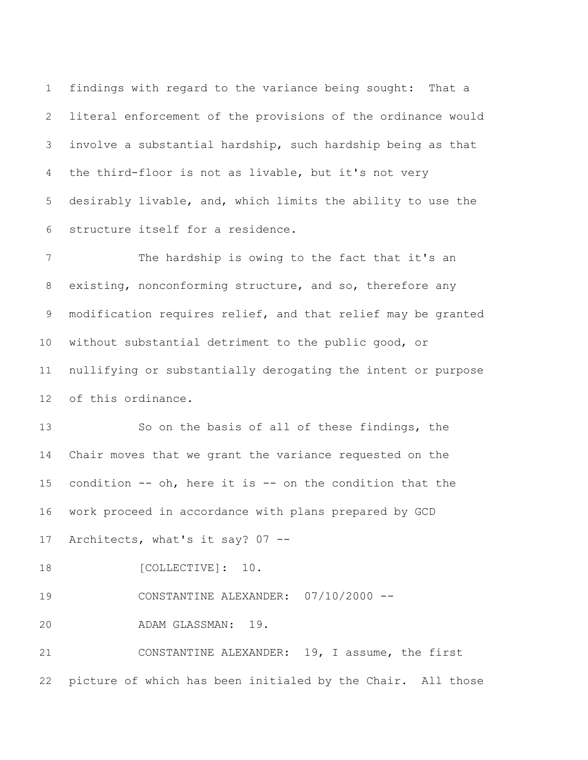findings with regard to the variance being sought: That a literal enforcement of the provisions of the ordinance would involve a substantial hardship, such hardship being as that the third-floor is not as livable, but it's not very desirably livable, and, which limits the ability to use the structure itself for a residence.

The hardship is owing to the fact that it's an existing, nonconforming structure, and so, therefore any modification requires relief, and that relief may be granted without substantial detriment to the public good, or nullifying or substantially derogating the intent or purpose of this ordinance.

So on the basis of all of these findings, the Chair moves that we grant the variance requested on the condition -- oh, here it is -- on the condition that the work proceed in accordance with plans prepared by GCD Architects, what's it say? 07 --

[COLLECTIVE]: 10.

CONSTANTINE ALEXANDER: 07/10/2000 --

ADAM GLASSMAN: 19.

CONSTANTINE ALEXANDER: 19, I assume, the first picture of which has been initialed by the Chair. All those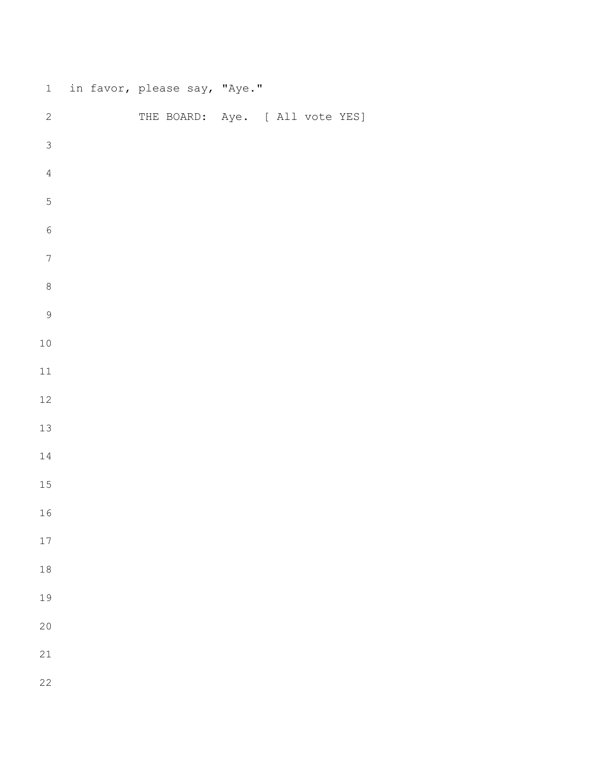in favor, please say, "Aye."

THE BOARD: Aye. [ All vote YES]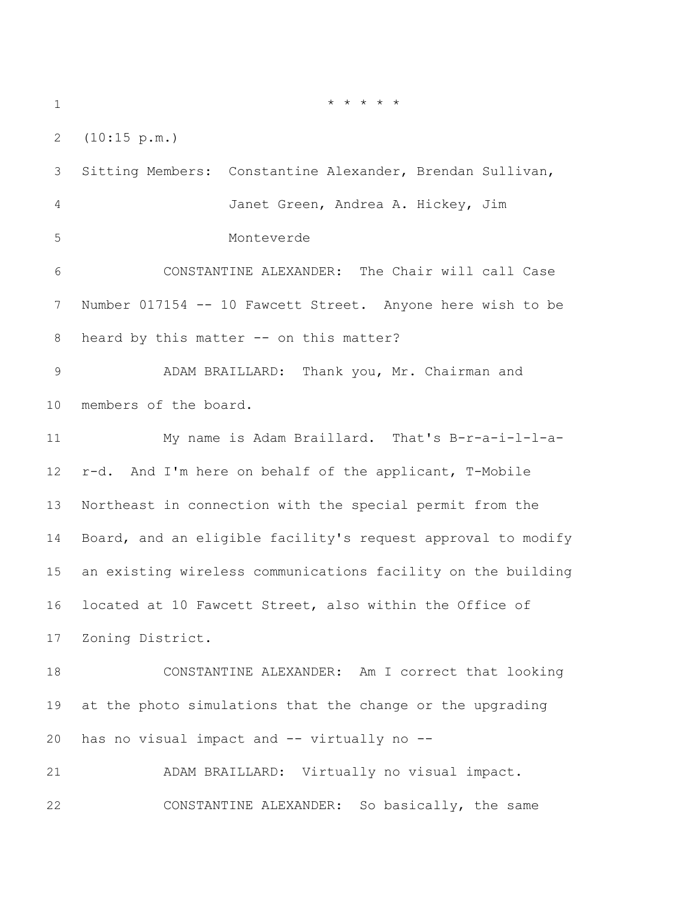\* \* \* \* \*

(10:15 p.m.)

Sitting Members: Constantine Alexander, Brendan Sullivan, Janet Green, Andrea A. Hickey, Jim Monteverde

CONSTANTINE ALEXANDER: The Chair will call Case Number 017154 -- 10 Fawcett Street. Anyone here wish to be heard by this matter -- on this matter?

ADAM BRAILLARD: Thank you, Mr. Chairman and members of the board.

My name is Adam Braillard. That's B-r-a-i-l-l-a-r-d. And I'm here on behalf of the applicant, T-Mobile Northeast in connection with the special permit from the Board, and an eligible facility's request approval to modify an existing wireless communications facility on the building located at 10 Fawcett Street, also within the Office of Zoning District.

CONSTANTINE ALEXANDER: Am I correct that looking at the photo simulations that the change or the upgrading has no visual impact and -- virtually no --

ADAM BRAILLARD: Virtually no visual impact.

CONSTANTINE ALEXANDER: So basically, the same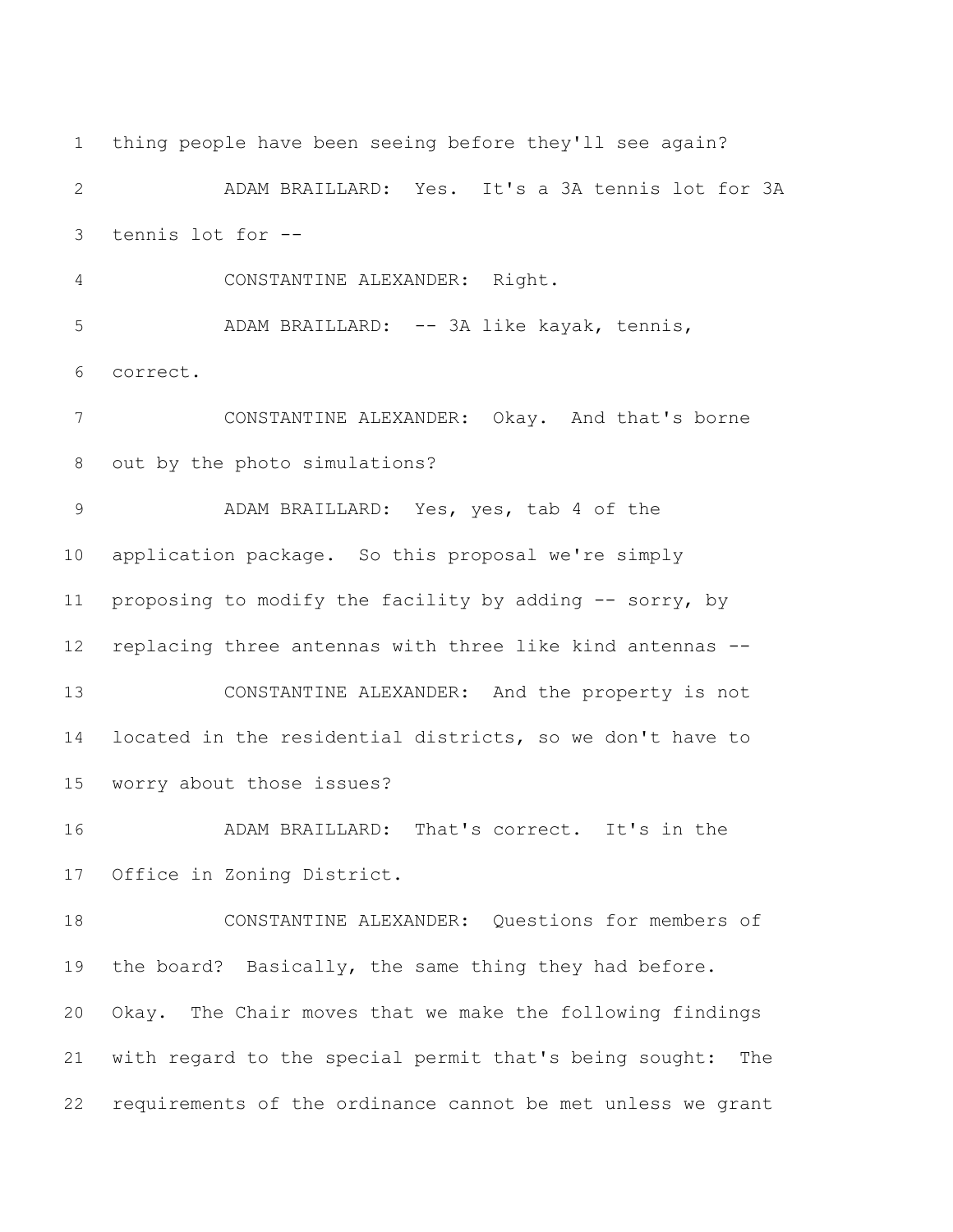1 thing people have been seeing before they'll see again?

2 ADAM BRAILLARD: Yes. It's a 3A tennis lot for 3A

3 tennis lot for --

4 CONSTANTINE ALEXANDER: Right.

5 ADAM BRAILLARD: -- 3A like kayak, tennis,

6 correct.

7 CONSTANTINE ALEXANDER: Okay. And that's borne

8 out by the photo simulations?

9 ADAM BRAILLARD: Yes, yes, tab 4 of the

10 application package. So this proposal we're simply

11 proposing to modify the facility by adding -- sorry, by

12 replacing three antennas with three like kind antennas --

13 CONSTANTINE ALEXANDER: And the property is not

14 located in the residential districts, so we don't have to

15 worry about those issues?

16 ADAM BRAILLARD: That's correct. It's in the

17 Office in Zoning District.

18 CONSTANTINE ALEXANDER: Questions for members of

19 the board? Basically, the same thing they had before.

20 Okay. The Chair moves that we make the following findings

21 with regard to the special permit that's being sought: The

22 requirements of the ordinance cannot be met unless we grant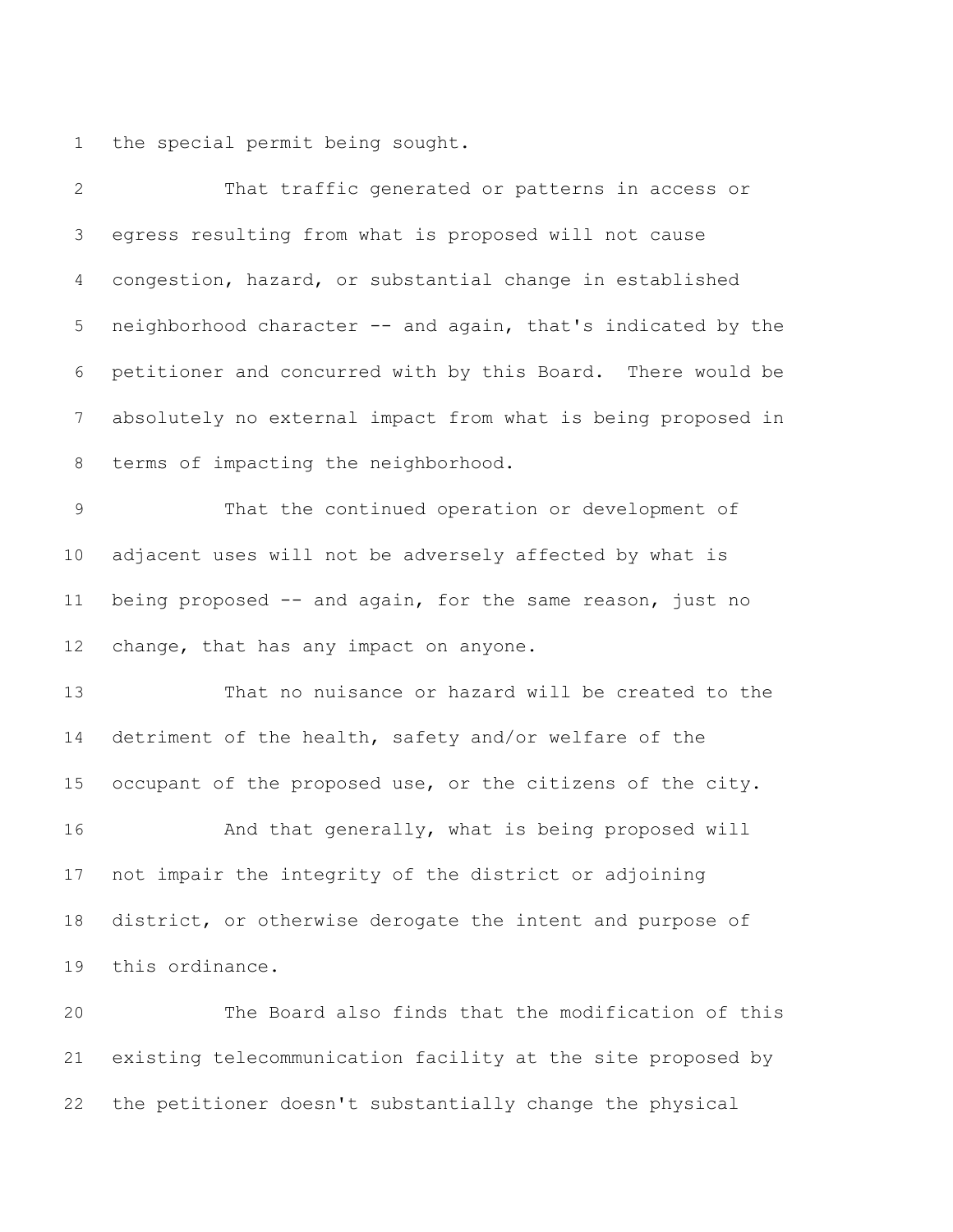the special permit being sought.

That traffic generated or patterns in access or egress resulting from what is proposed will not cause congestion, hazard, or substantial change in established neighborhood character -- and again, that's indicated by the petitioner and concurred with by this Board. There would be absolutely no external impact from what is being proposed in terms of impacting the neighborhood.

That the continued operation or development of adjacent uses will not be adversely affected by what is being proposed -- and again, for the same reason, just no change, that has any impact on anyone.

That no nuisance or hazard will be created to the detriment of the health, safety and/or welfare of the occupant of the proposed use, or the citizens of the city.

And that generally, what is being proposed will not impair the integrity of the district or adjoining district, or otherwise derogate the intent and purpose of this ordinance.

The Board also finds that the modification of this existing telecommunication facility at the site proposed by the petitioner doesn't substantially change the physical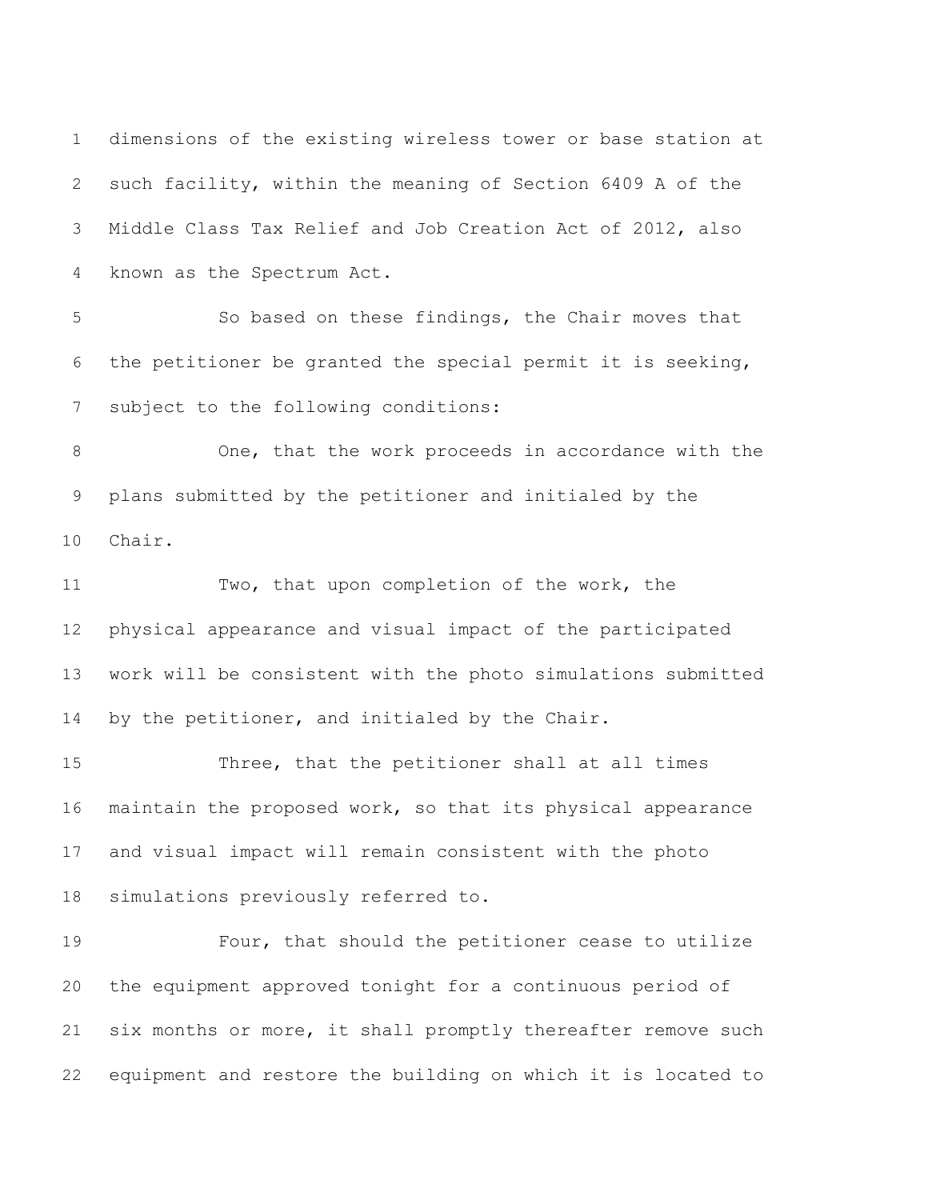dimensions of the existing wireless tower or base station at such facility, within the meaning of Section 6409 A of the Middle Class Tax Relief and Job Creation Act of 2012, also known as the Spectrum Act.

So based on these findings, the Chair moves that the petitioner be granted the special permit it is seeking, subject to the following conditions:

One, that the work proceeds in accordance with the plans submitted by the petitioner and initialed by the Chair.

Two, that upon completion of the work, the physical appearance and visual impact of the participated work will be consistent with the photo simulations submitted by the petitioner, and initialed by the Chair.

Three, that the petitioner shall at all times maintain the proposed work, so that its physical appearance and visual impact will remain consistent with the photo simulations previously referred to.

Four, that should the petitioner cease to utilize the equipment approved tonight for a continuous period of six months or more, it shall promptly thereafter remove such equipment and restore the building on which it is located to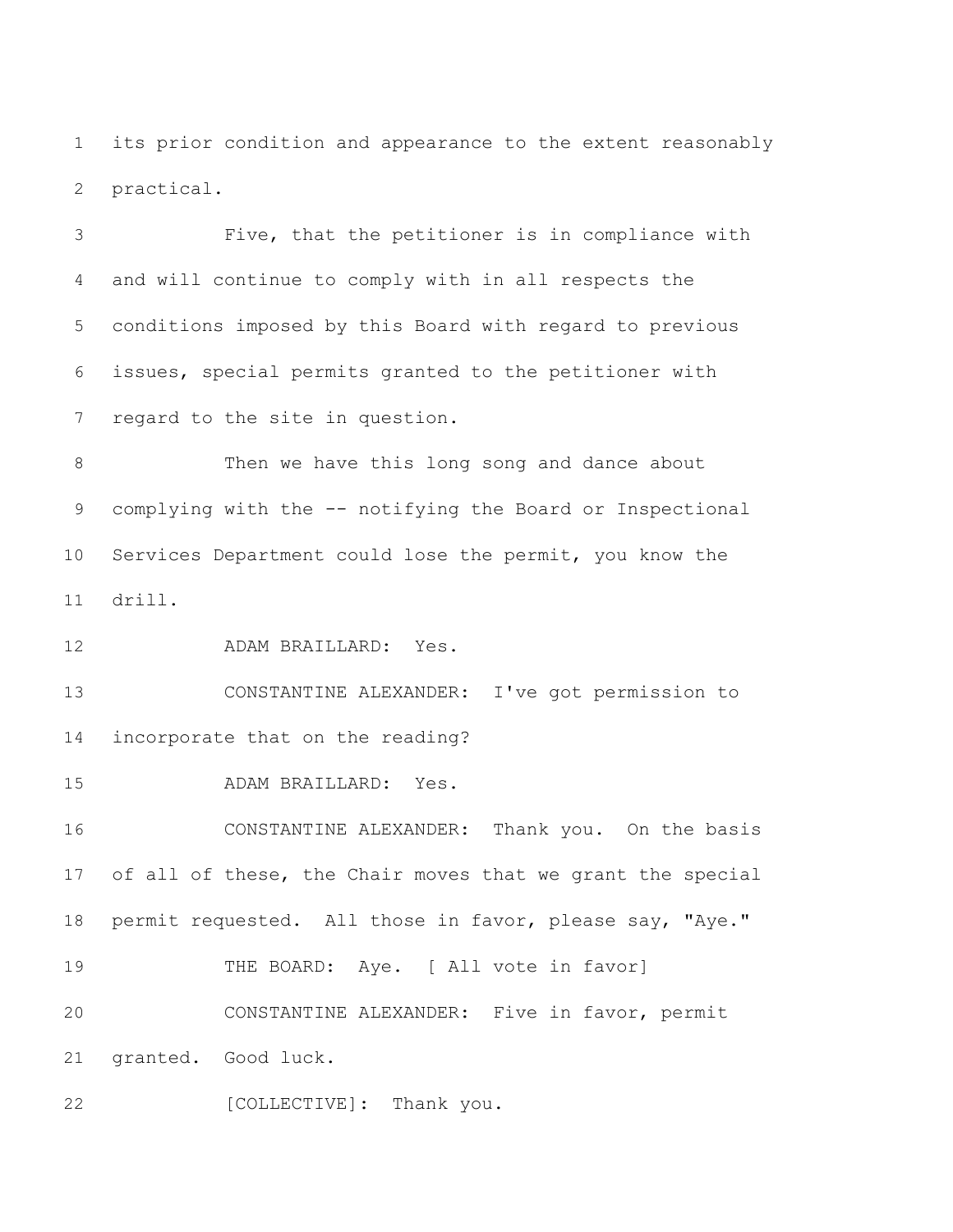its prior condition and appearance to the extent reasonably practical.

Five, that the petitioner is in compliance with and will continue to comply with in all respects the conditions imposed by this Board with regard to previous issues, special permits granted to the petitioner with regard to the site in question.

Then we have this long song and dance about complying with the -- notifying the Board or Inspectional Services Department could lose the permit, you know the drill.

ADAM BRAILLARD: Yes.

CONSTANTINE ALEXANDER: I've got permission to incorporate that on the reading?

ADAM BRAILLARD: Yes.

CONSTANTINE ALEXANDER: Thank you. On the basis of all of these, the Chair moves that we grant the special permit requested. All those in favor, please say, "Aye."

THE BOARD: Aye. [ All vote in favor]

CONSTANTINE ALEXANDER: Five in favor, permit granted. Good luck.

[COLLECTIVE]: Thank you.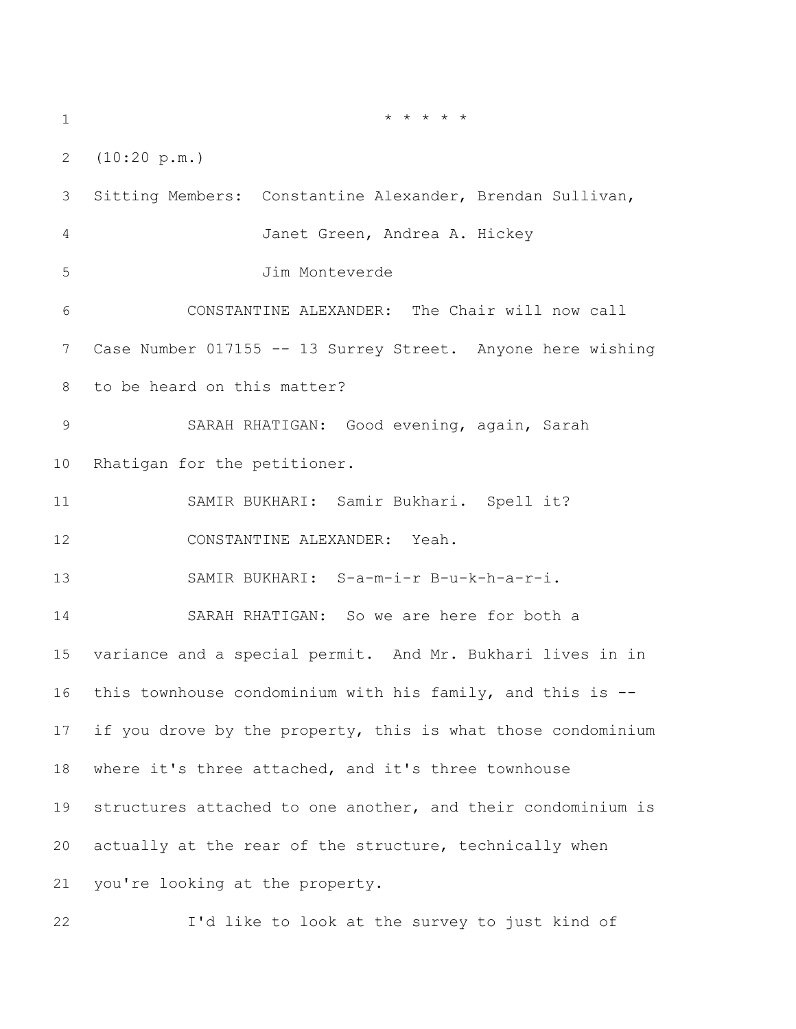\* \* \* \* \*

(10:20 p.m.)

Sitting Members: Constantine Alexander, Brendan Sullivan, Janet Green, Andrea A. Hickey Jim Monteverde

CONSTANTINE ALEXANDER: The Chair will now call Case Number 017155 -- 13 Surrey Street. Anyone here wishing to be heard on this matter?

SARAH RHATIGAN: Good evening, again, Sarah Rhatigan for the petitioner.

SAMIR BUKHARI: Samir Bukhari. Spell it?

CONSTANTINE ALEXANDER: Yeah.

SAMIR BUKHARI: S-a-m-i-r B-u-k-h-a-r-i.

SARAH RHATIGAN: So we are here for both a variance and a special permit. And Mr. Bukhari lives in in this townhouse condominium with his family, and this is -- if you drove by the property, this is what those condominium where it's three attached, and it's three townhouse structures attached to one another, and their condominium is actually at the rear of the structure, technically when you're looking at the property.

I'd like to look at the survey to just kind of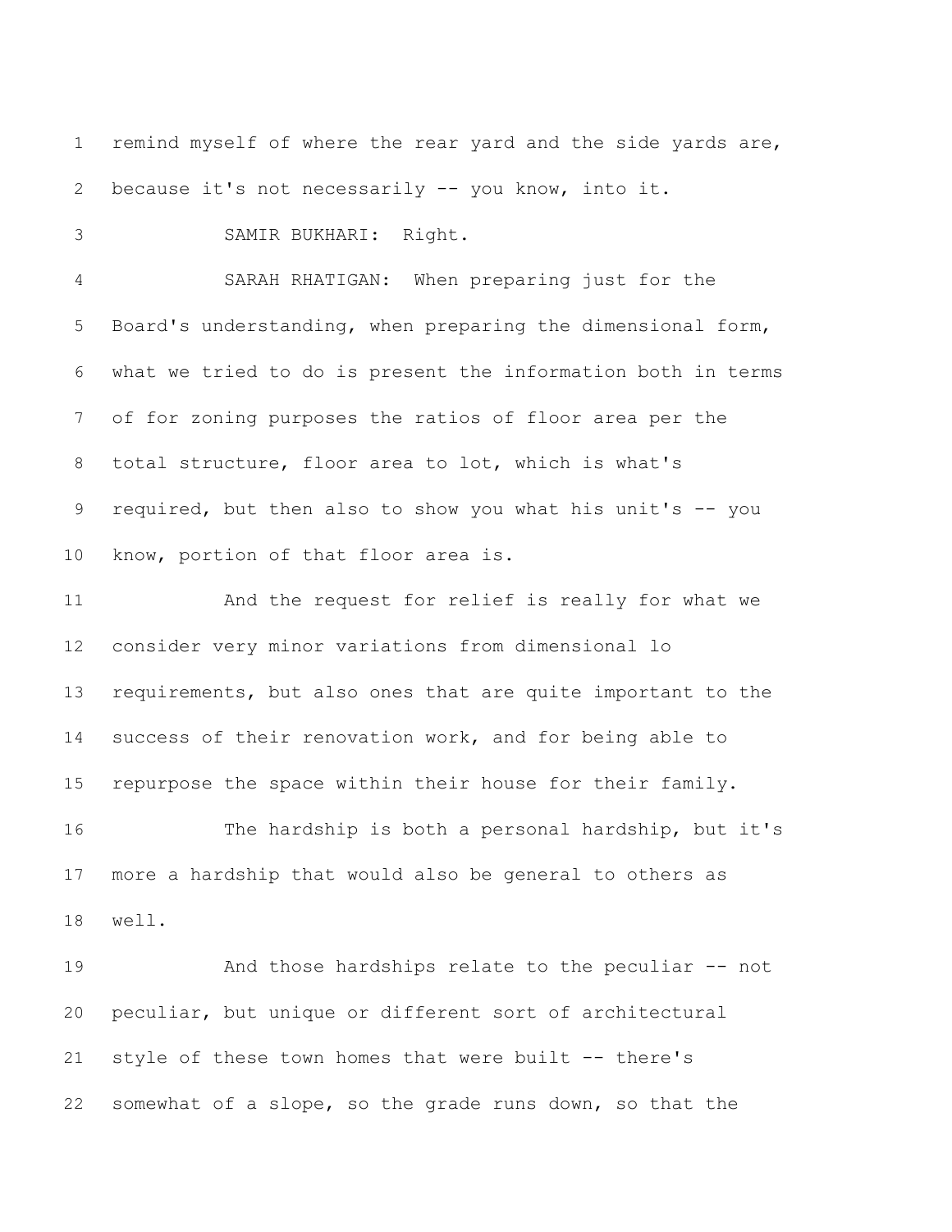remind myself of where the rear yard and the side yards are, because it's not necessarily -- you know, into it.

SAMIR BUKHARI: Right.

SARAH RHATIGAN: When preparing just for the Board's understanding, when preparing the dimensional form, what we tried to do is present the information both in terms of for zoning purposes the ratios of floor area per the total structure, floor area to lot, which is what's required, but then also to show you what his unit's -- you know, portion of that floor area is.

And the request for relief is really for what we consider very minor variations from dimensional lo requirements, but also ones that are quite important to the success of their renovation work, and for being able to repurpose the space within their house for their family.

The hardship is both a personal hardship, but it's more a hardship that would also be general to others as well.

And those hardships relate to the peculiar -- not peculiar, but unique or different sort of architectural style of these town homes that were built -- there's somewhat of a slope, so the grade runs down, so that the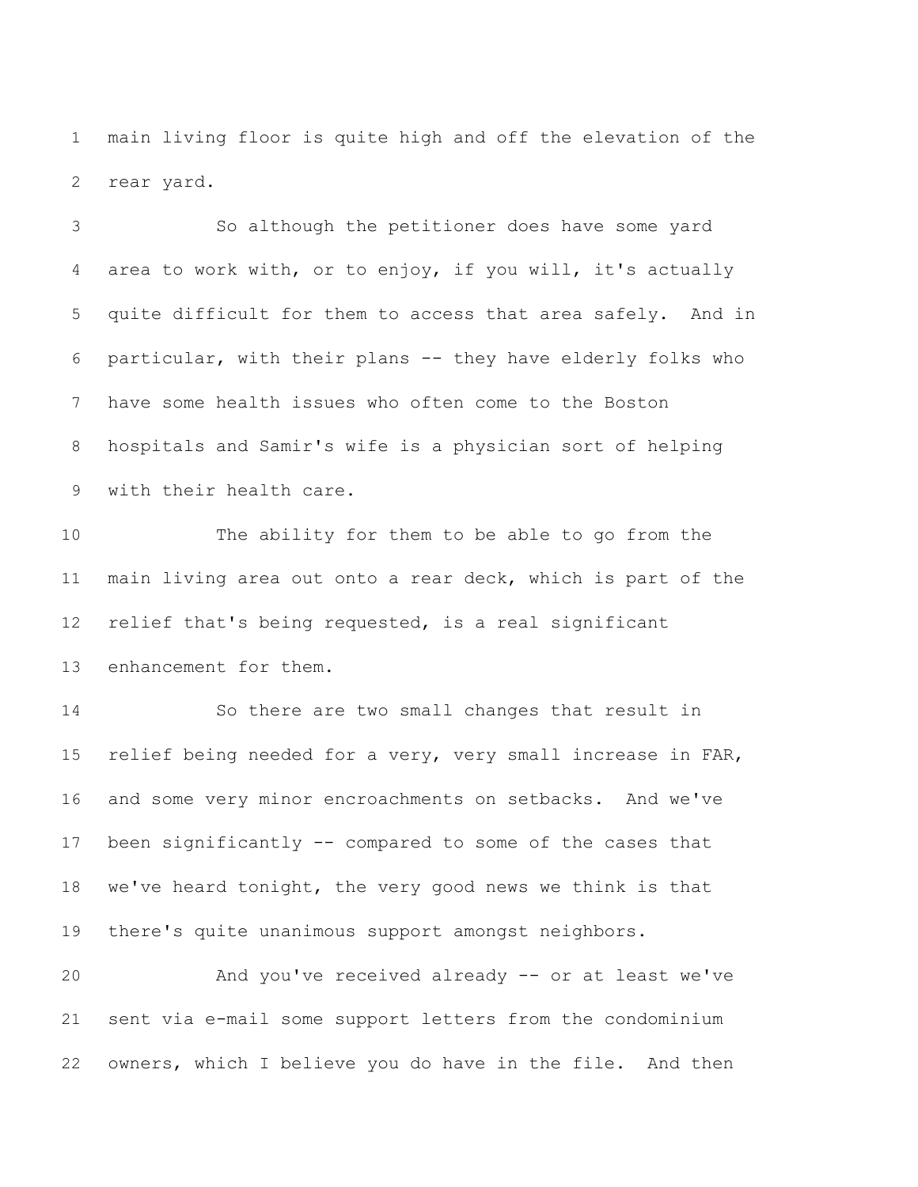main living floor is quite high and off the elevation of the rear yard.

So although the petitioner does have some yard area to work with, or to enjoy, if you will, it's actually quite difficult for them to access that area safely. And in particular, with their plans -- they have elderly folks who have some health issues who often come to the Boston hospitals and Samir's wife is a physician sort of helping with their health care.

The ability for them to be able to go from the main living area out onto a rear deck, which is part of the relief that's being requested, is a real significant enhancement for them.

So there are two small changes that result in relief being needed for a very, very small increase in FAR, and some very minor encroachments on setbacks. And we've been significantly -- compared to some of the cases that we've heard tonight, the very good news we think is that there's quite unanimous support amongst neighbors.

And you've received already -- or at least we've sent via e-mail some support letters from the condominium owners, which I believe you do have in the file. And then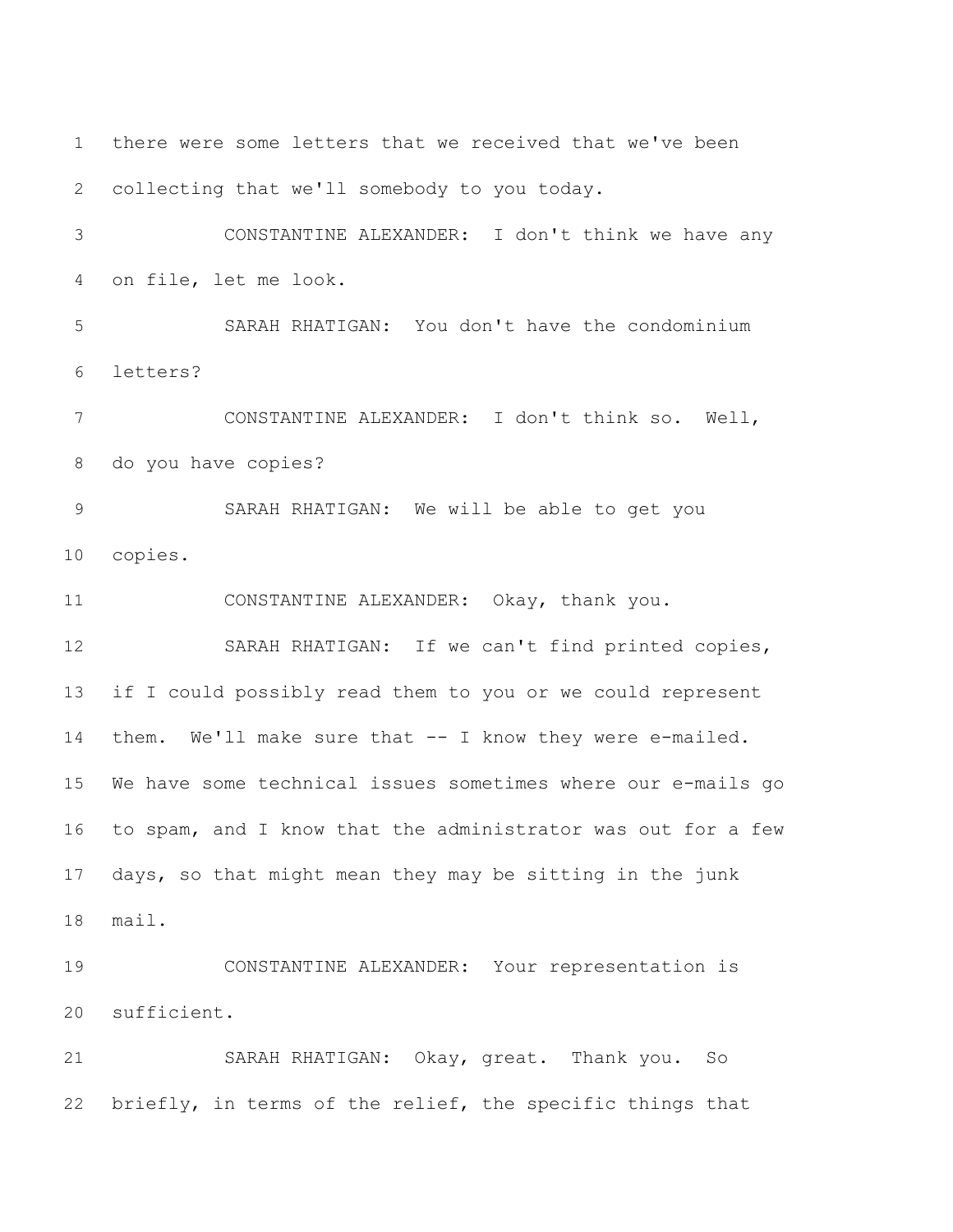there were some letters that we received that we've been collecting that we'll somebody to you today.

CONSTANTINE ALEXANDER: I don't think we have any on file, let me look.

SARAH RHATIGAN: You don't have the condominium letters?

CONSTANTINE ALEXANDER: I don't think so. Well, do you have copies?

SARAH RHATIGAN: We will be able to get you copies.

CONSTANTINE ALEXANDER: Okay, thank you.

SARAH RHATIGAN: If we can't find printed copies, if I could possibly read them to you or we could represent them. We'll make sure that -- I know they were e-mailed. We have some technical issues sometimes where our e-mails go to spam, and I know that the administrator was out for a few days, so that might mean they may be sitting in the junk mail.

CONSTANTINE ALEXANDER: Your representation is sufficient.

SARAH RHATIGAN: Okay, great. Thank you. So briefly, in terms of the relief, the specific things that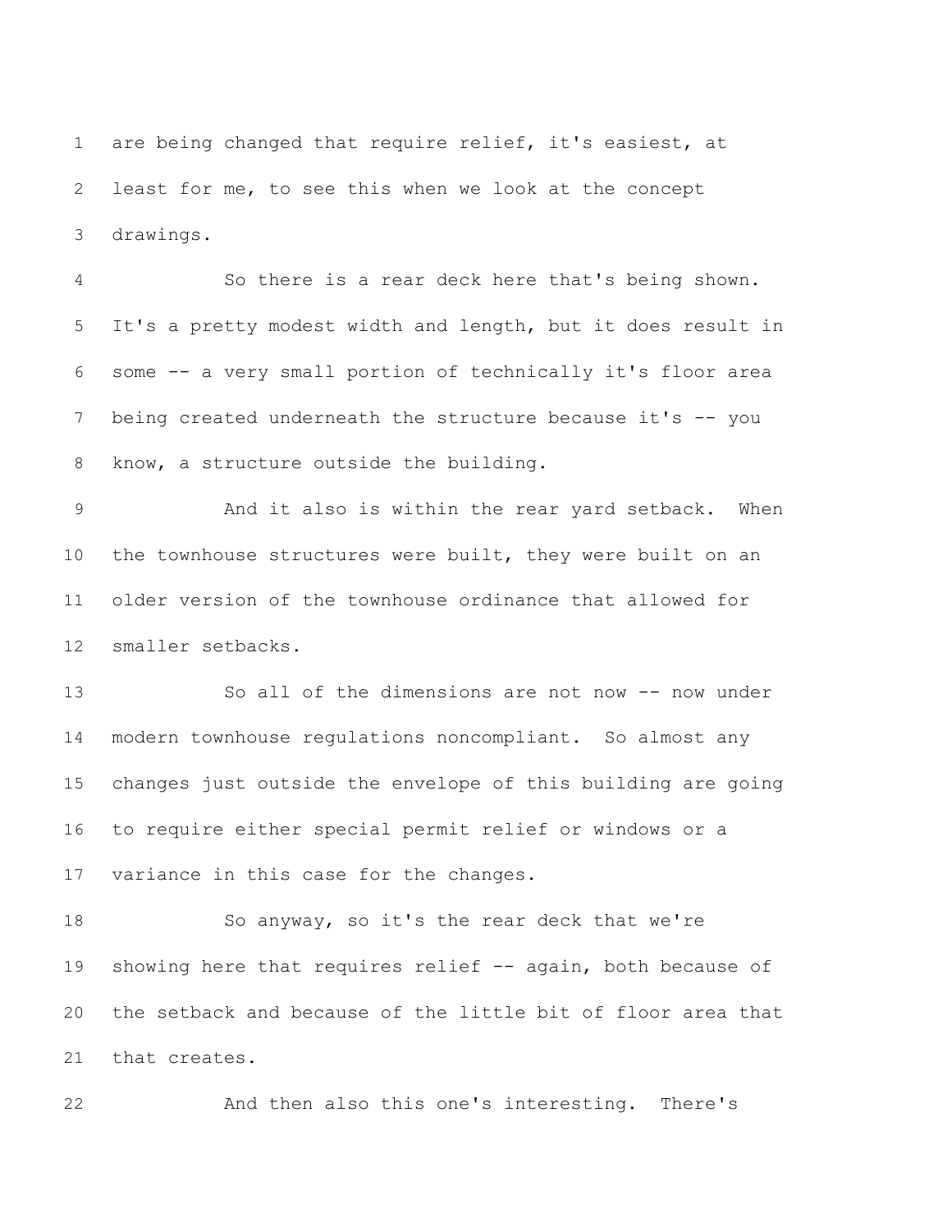are being changed that require relief, it's easiest, at least for me, to see this when we look at the concept drawings.

So there is a rear deck here that's being shown. It's a pretty modest width and length, but it does result in some -- a very small portion of technically it's floor area being created underneath the structure because it's -- you know, a structure outside the building.

And it also is within the rear yard setback. When the townhouse structures were built, they were built on an older version of the townhouse ordinance that allowed for smaller setbacks.

So all of the dimensions are not now -- now under modern townhouse regulations noncompliant. So almost any changes just outside the envelope of this building are going to require either special permit relief or windows or a variance in this case for the changes.

So anyway, so it's the rear deck that we're showing here that requires relief -- again, both because of the setback and because of the little bit of floor area that that creates.

And then also this one's interesting. There's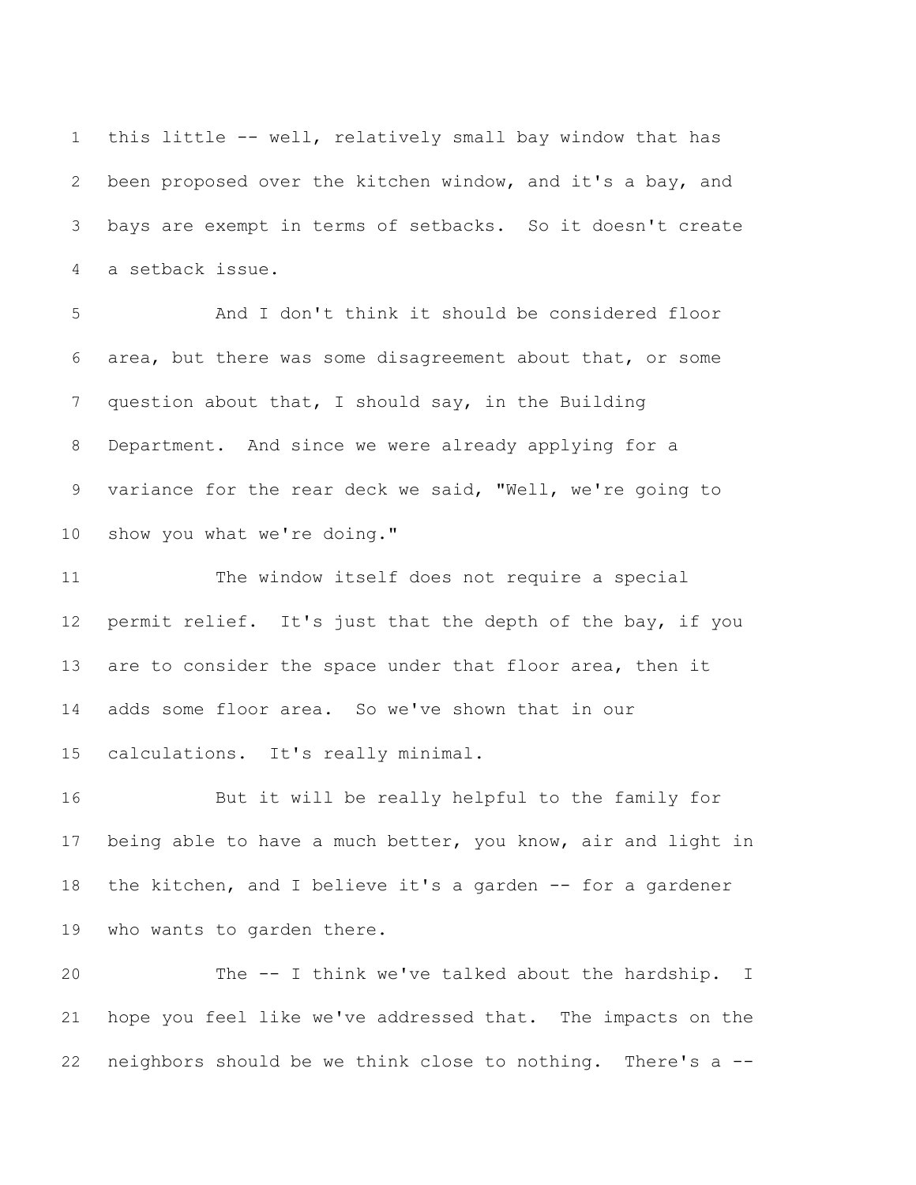this little -- well, relatively small bay window that has been proposed over the kitchen window, and it's a bay, and bays are exempt in terms of setbacks. So it doesn't create a setback issue.

And I don't think it should be considered floor area, but there was some disagreement about that, or some question about that, I should say, in the Building Department. And since we were already applying for a variance for the rear deck we said, "Well, we're going to show you what we're doing."

The window itself does not require a special permit relief. It's just that the depth of the bay, if you are to consider the space under that floor area, then it adds some floor area. So we've shown that in our calculations. It's really minimal.

But it will be really helpful to the family for being able to have a much better, you know, air and light in the kitchen, and I believe it's a garden -- for a gardener who wants to garden there.

The -- I think we've talked about the hardship. I hope you feel like we've addressed that. The impacts on the neighbors should be we think close to nothing. There's a --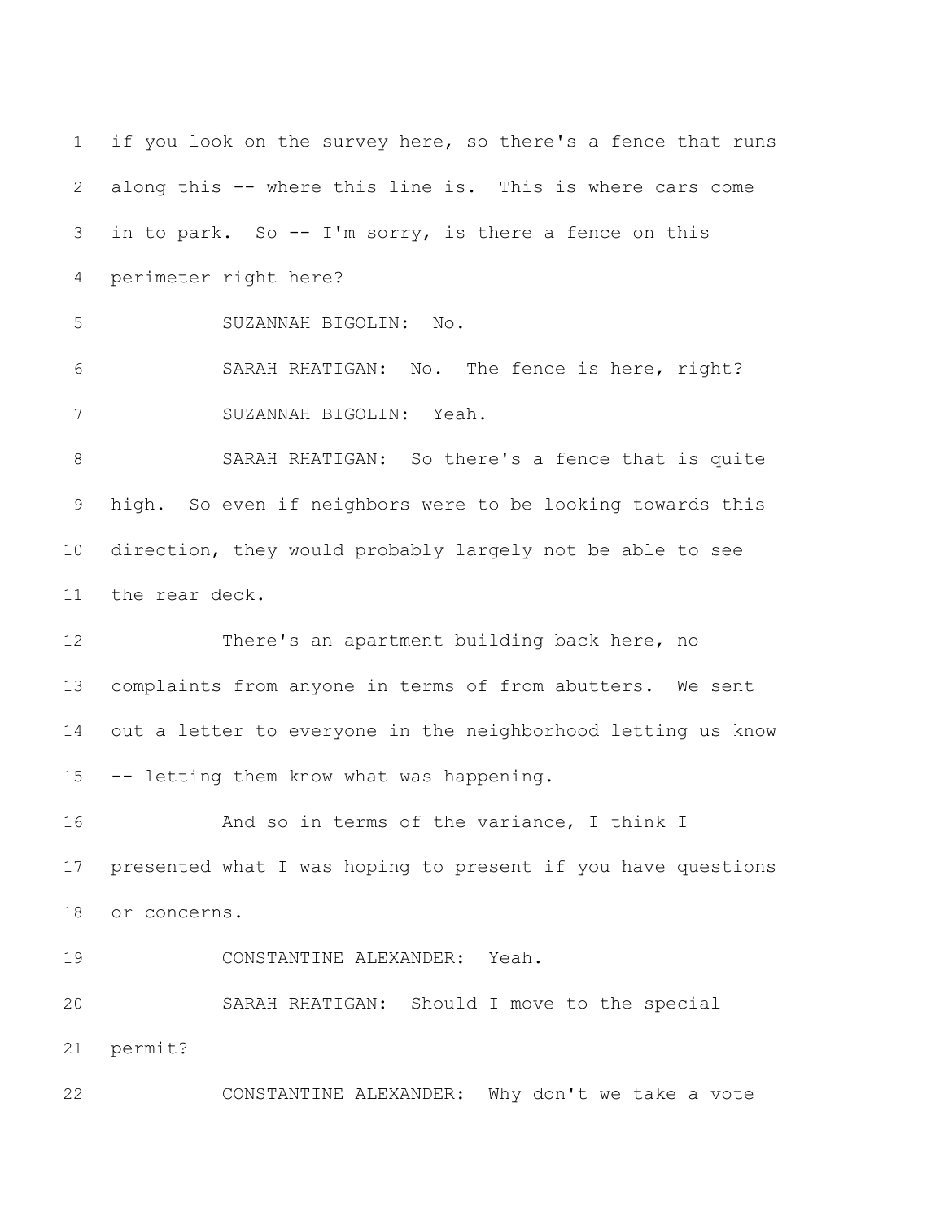if you look on the survey here, so there's a fence that runs along this -- where this line is. This is where cars come in to park. So -- I'm sorry, is there a fence on this perimeter right here?

SUZANNAH BIGOLIN: No.

SARAH RHATIGAN: No. The fence is here, right?

SUZANNAH BIGOLIN: Yeah.

SARAH RHATIGAN: So there's a fence that is quite high. So even if neighbors were to be looking towards this direction, they would probably largely not be able to see the rear deck.

There's an apartment building back here, no complaints from anyone in terms of from abutters. We sent out a letter to everyone in the neighborhood letting us know -- letting them know what was happening.

And so in terms of the variance, I think I presented what I was hoping to present if you have questions or concerns.

CONSTANTINE ALEXANDER: Yeah.

SARAH RHATIGAN: Should I move to the special permit?

CONSTANTINE ALEXANDER: Why don't we take a vote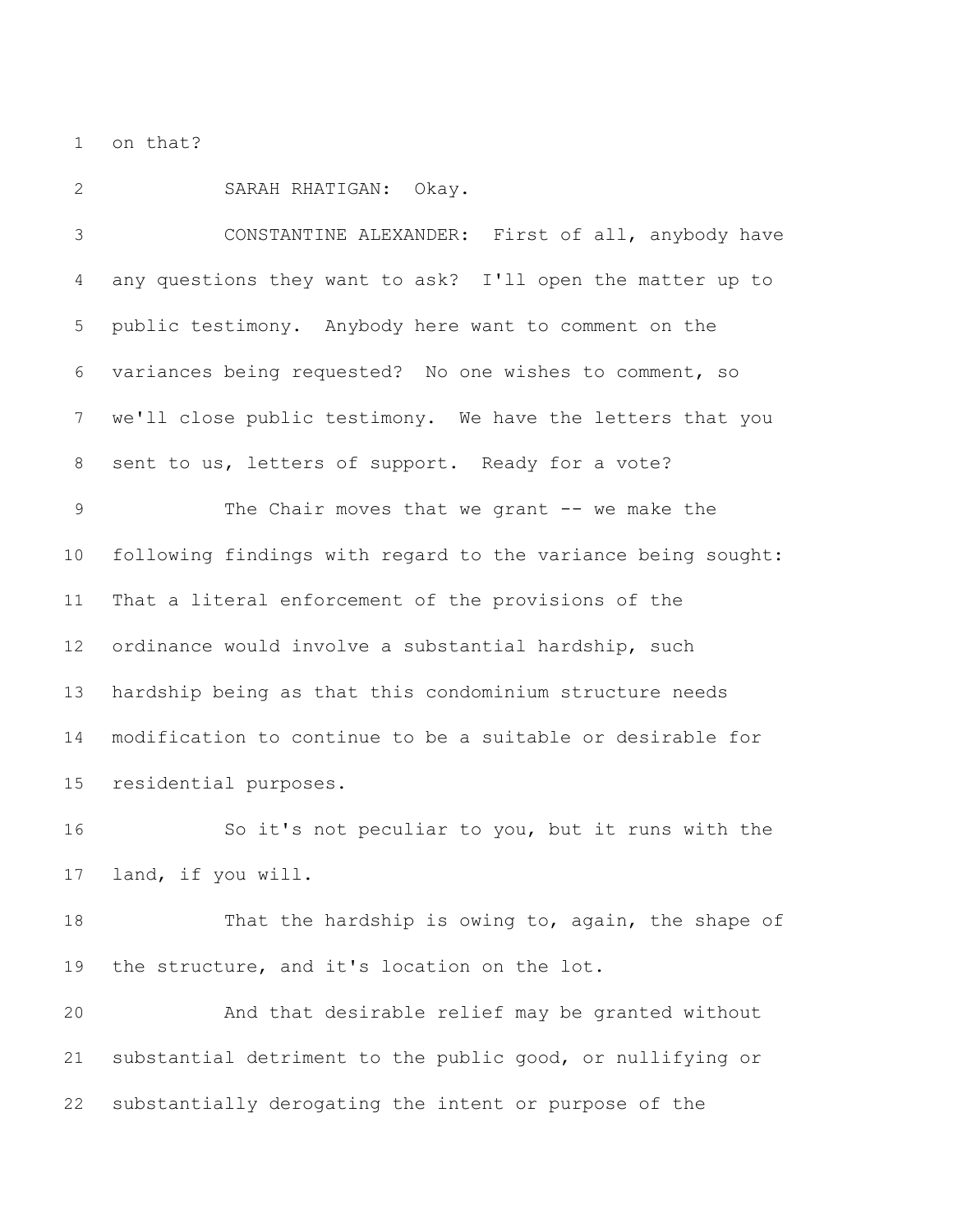on that?

SARAH RHATIGAN: Okay.

CONSTANTINE ALEXANDER: First of all, anybody have any questions they want to ask? I'll open the matter up to public testimony. Anybody here want to comment on the variances being requested? No one wishes to comment, so we'll close public testimony. We have the letters that you sent to us, letters of support. Ready for a vote?

The Chair moves that we grant -- we make the following findings with regard to the variance being sought: That a literal enforcement of the provisions of the ordinance would involve a substantial hardship, such hardship being as that this condominium structure needs modification to continue to be a suitable or desirable for residential purposes.

So it's not peculiar to you, but it runs with the land, if you will.

That the hardship is owing to, again, the shape of the structure, and it's location on the lot.

And that desirable relief may be granted without substantial detriment to the public good, or nullifying or substantially derogating the intent or purpose of the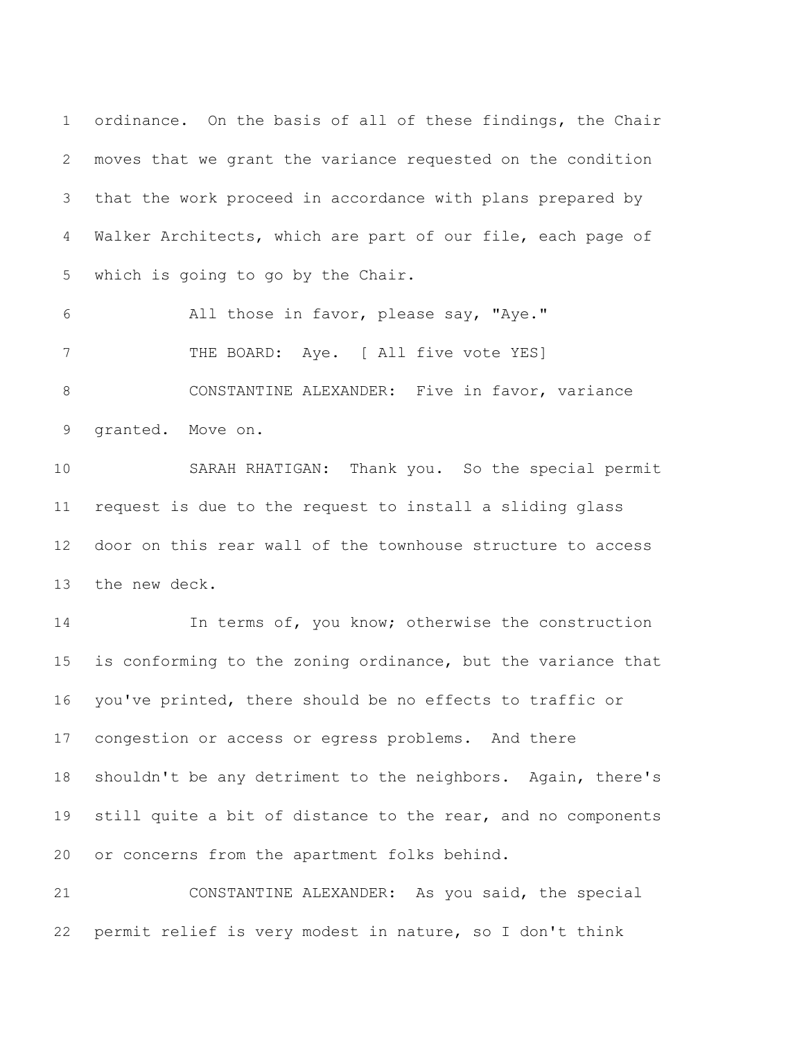ordinance. On the basis of all of these findings, the Chair moves that we grant the variance requested on the condition that the work proceed in accordance with plans prepared by Walker Architects, which are part of our file, each page of which is going to go by the Chair.

All those in favor, please say, "Aye."

THE BOARD: Aye. [ All five vote YES]

CONSTANTINE ALEXANDER: Five in favor, variance granted. Move on.

SARAH RHATIGAN: Thank you. So the special permit request is due to the request to install a sliding glass door on this rear wall of the townhouse structure to access the new deck.

In terms of, you know; otherwise the construction is conforming to the zoning ordinance, but the variance that you've printed, there should be no effects to traffic or congestion or access or egress problems. And there shouldn't be any detriment to the neighbors. Again, there's still quite a bit of distance to the rear, and no components or concerns from the apartment folks behind.

CONSTANTINE ALEXANDER: As you said, the special permit relief is very modest in nature, so I don't think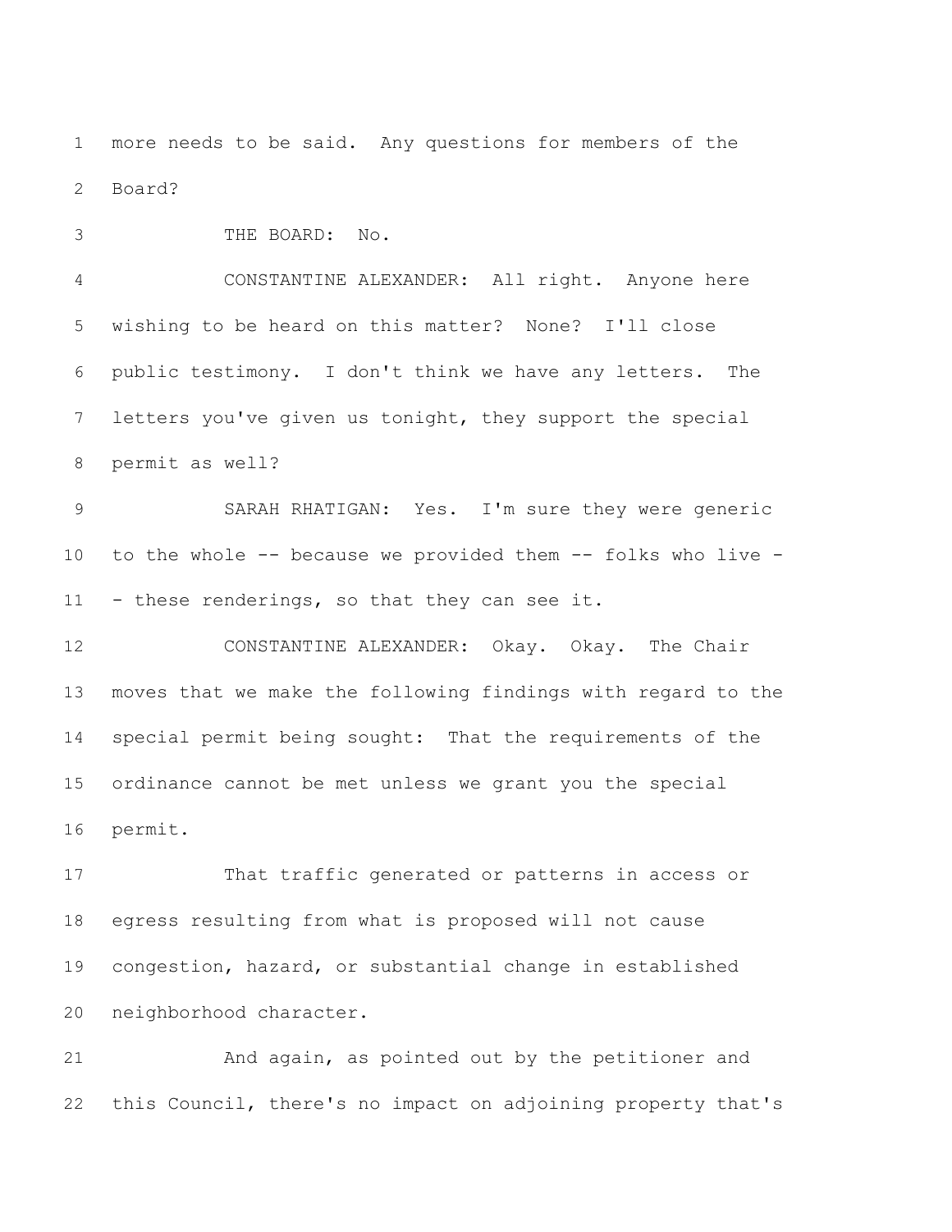more needs to be said. Any questions for members of the Board?

THE BOARD: No.

CONSTANTINE ALEXANDER: All right. Anyone here wishing to be heard on this matter? None? I'll close public testimony. I don't think we have any letters. The letters you've given us tonight, they support the special permit as well?

SARAH RHATIGAN: Yes. I'm sure they were generic to the whole -- because we provided them -- folks who live -- these renderings, so that they can see it.

CONSTANTINE ALEXANDER: Okay. Okay. The Chair moves that we make the following findings with regard to the special permit being sought: That the requirements of the ordinance cannot be met unless we grant you the special permit.

That traffic generated or patterns in access or egress resulting from what is proposed will not cause congestion, hazard, or substantial change in established neighborhood character.

And again, as pointed out by the petitioner and this Council, there's no impact on adjoining property that's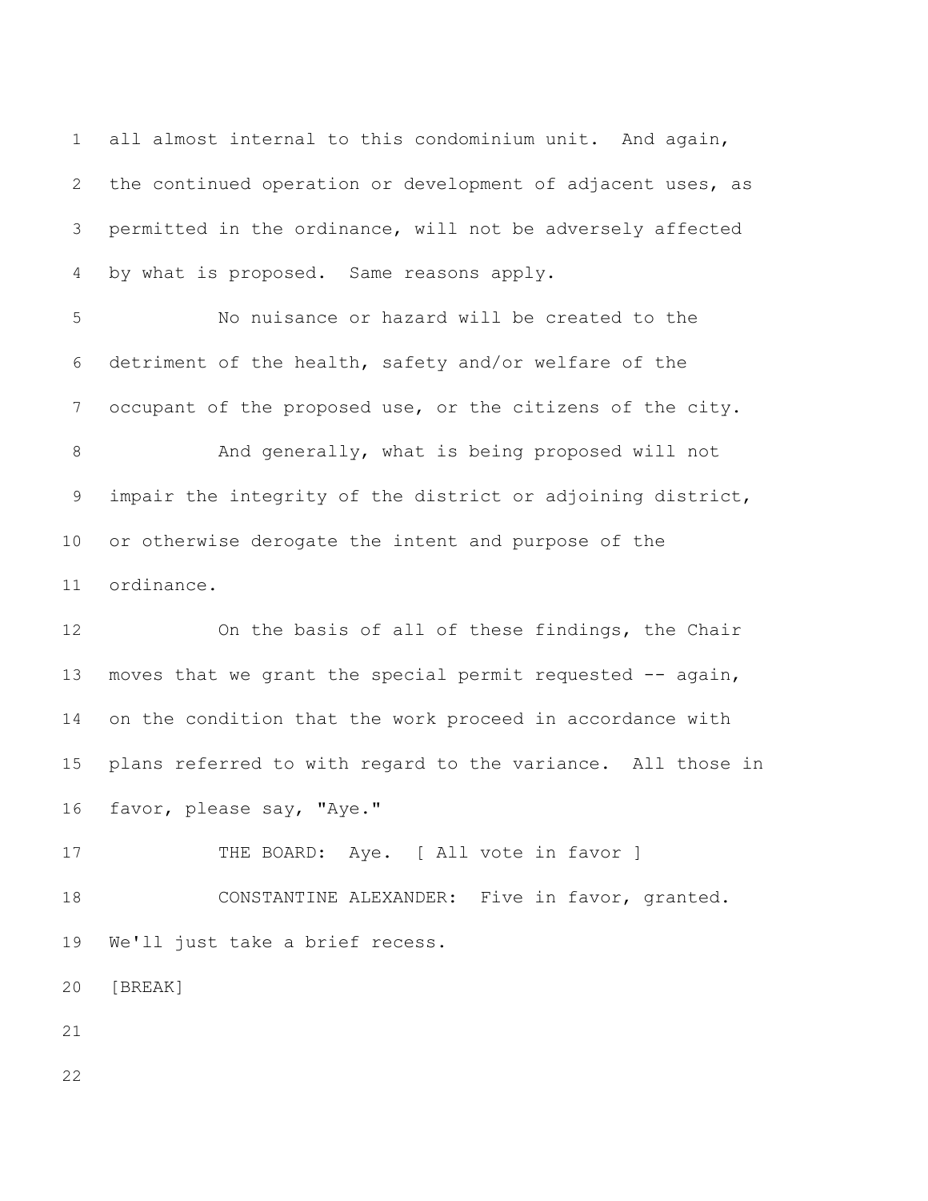all almost internal to this condominium unit. And again, the continued operation or development of adjacent uses, as permitted in the ordinance, will not be adversely affected by what is proposed. Same reasons apply.

No nuisance or hazard will be created to the detriment of the health, safety and/or welfare of the occupant of the proposed use, or the citizens of the city.

And generally, what is being proposed will not impair the integrity of the district or adjoining district, or otherwise derogate the intent and purpose of the ordinance.

On the basis of all of these findings, the Chair moves that we grant the special permit requested -- again, on the condition that the work proceed in accordance with plans referred to with regard to the variance. All those in favor, please say, "Aye."

THE BOARD: Aye. [ All vote in favor ]

CONSTANTINE ALEXANDER: Five in favor, granted. We'll just take a brief recess.

[BREAK]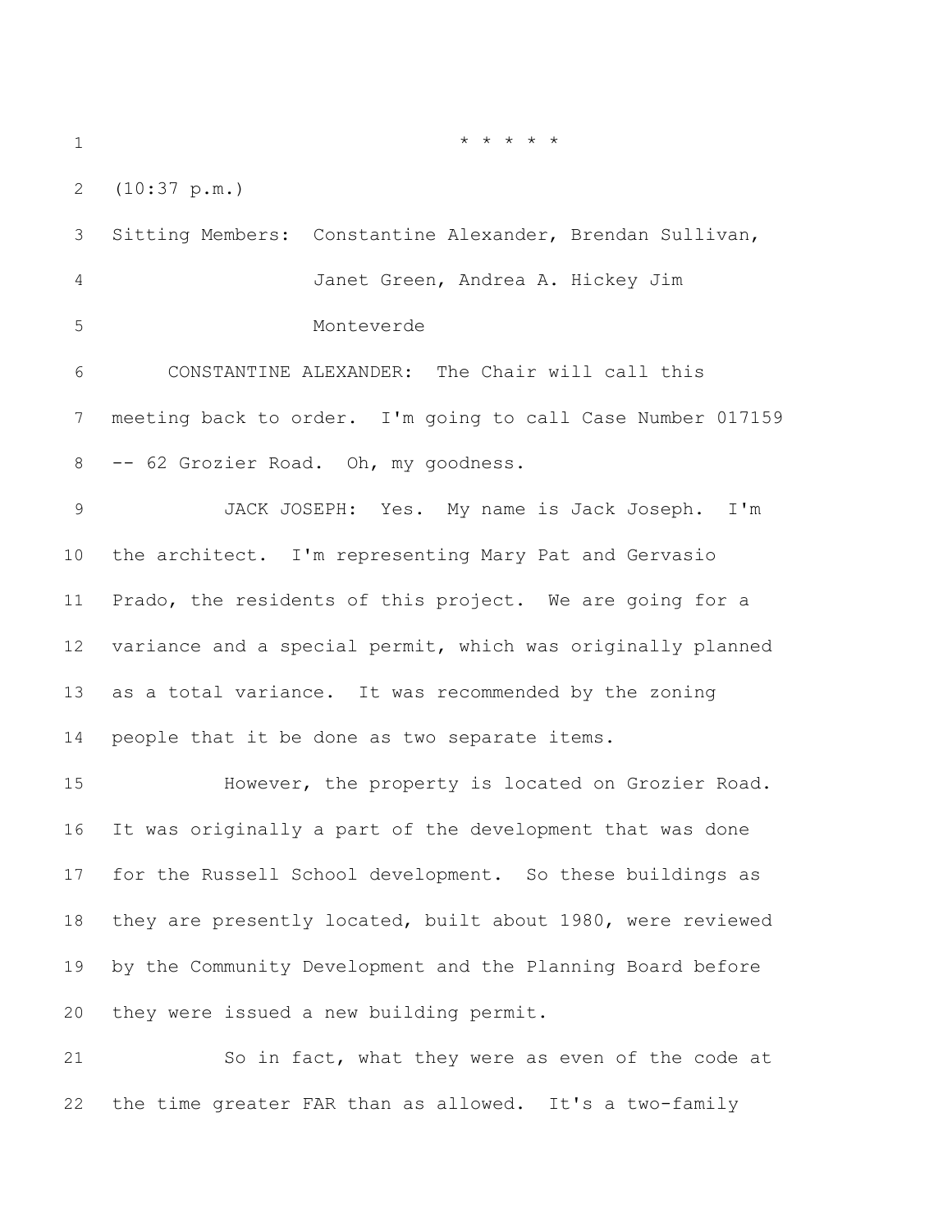\* \* \* \* \*

(10:37 p.m.)

Sitting Members: Constantine Alexander, Brendan Sullivan, Janet Green, Andrea A. Hickey Jim Monteverde

CONSTANTINE ALEXANDER: The Chair will call this meeting back to order. I'm going to call Case Number 017159 -- 62 Grozier Road. Oh, my goodness.

JACK JOSEPH: Yes. My name is Jack Joseph. I'm the architect. I'm representing Mary Pat and Gervasio Prado, the residents of this project. We are going for a variance and a special permit, which was originally planned as a total variance. It was recommended by the zoning people that it be done as two separate items.

However, the property is located on Grozier Road. It was originally a part of the development that was done for the Russell School development. So these buildings as they are presently located, built about 1980, were reviewed by the Community Development and the Planning Board before they were issued a new building permit.

So in fact, what they were as even of the code at the time greater FAR than as allowed. It's a two-family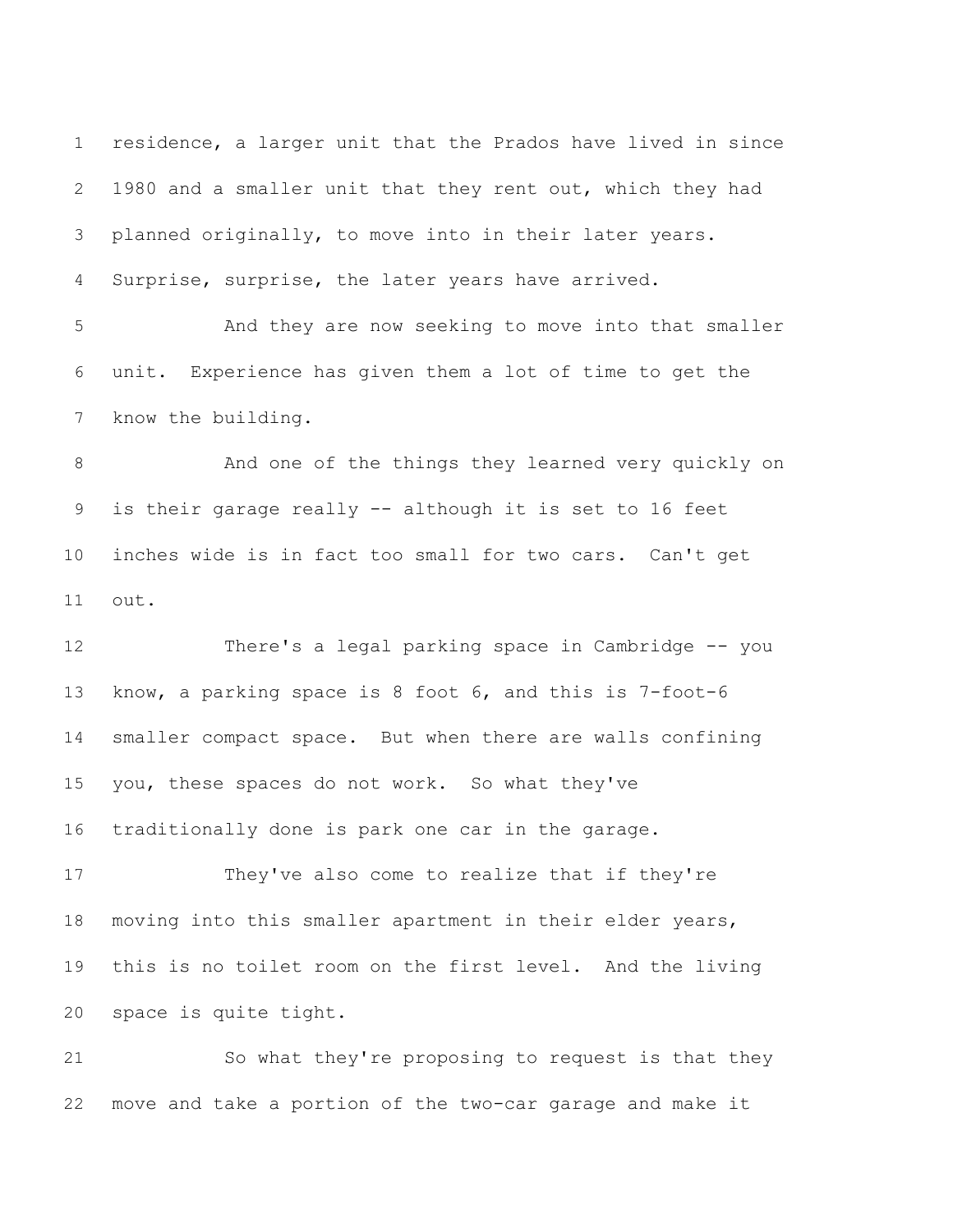residence, a larger unit that the Prados have lived in since 1980 and a smaller unit that they rent out, which they had planned originally, to move into in their later years. Surprise, surprise, the later years have arrived.

And they are now seeking to move into that smaller unit. Experience has given them a lot of time to get the know the building.

And one of the things they learned very quickly on is their garage really -- although it is set to 16 feet inches wide is in fact too small for two cars. Can't get out.

There's a legal parking space in Cambridge -- you know, a parking space is 8 foot 6, and this is 7-foot-6 smaller compact space. But when there are walls confining you, these spaces do not work. So what they've traditionally done is park one car in the garage.

They've also come to realize that if they're moving into this smaller apartment in their elder years, this is no toilet room on the first level. And the living space is quite tight.

So what they're proposing to request is that they move and take a portion of the two-car garage and make it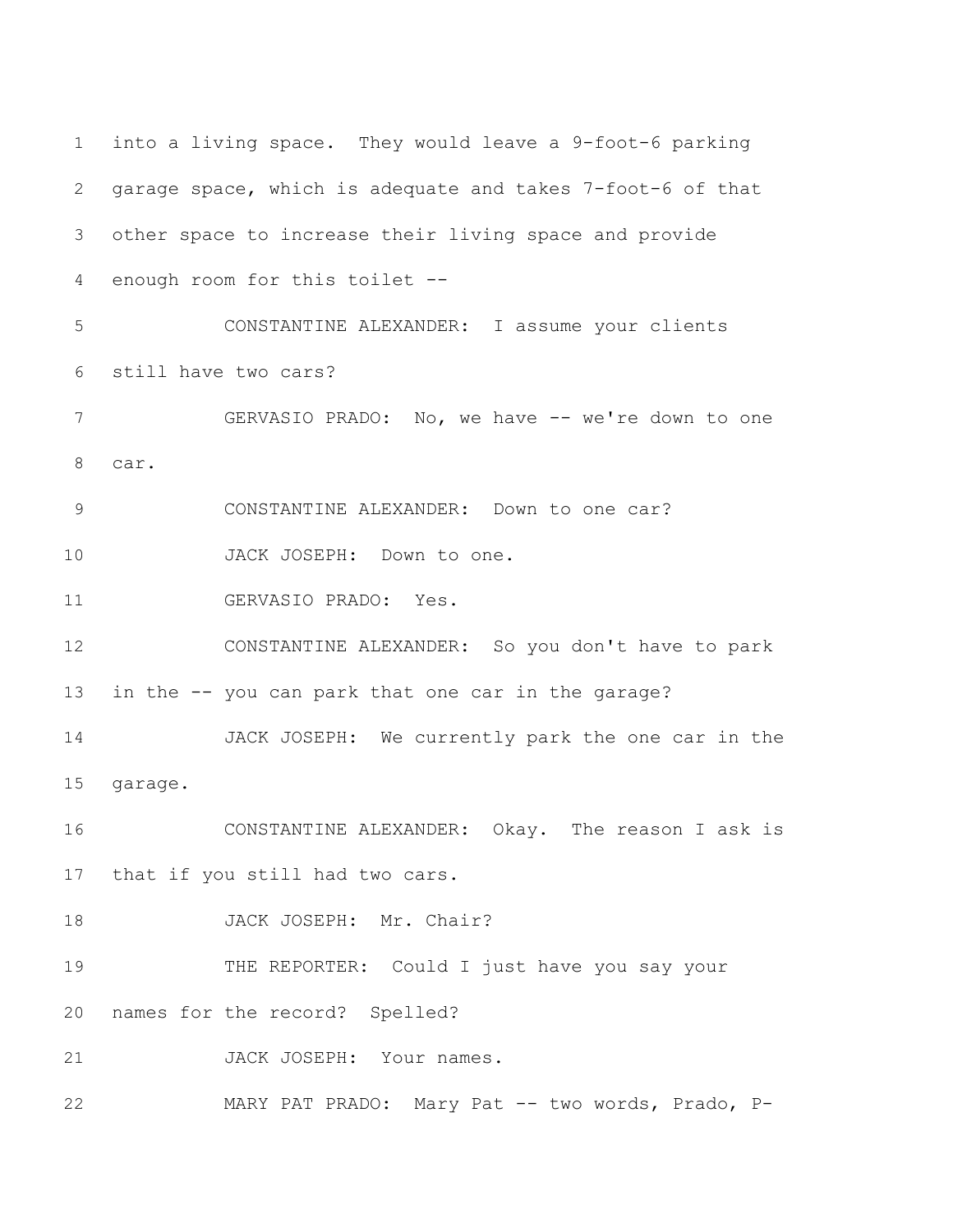into a living space. They would leave a 9-foot-6 parking garage space, which is adequate and takes 7-foot-6 of that other space to increase their living space and provide enough room for this toilet --

CONSTANTINE ALEXANDER: I assume your clients still have two cars?

GERVASIO PRADO: No, we have -- we're down to one car.

CONSTANTINE ALEXANDER: Down to one car?

JACK JOSEPH: Down to one.

GERVASIO PRADO: Yes.

CONSTANTINE ALEXANDER: So you don't have to park in the -- you can park that one car in the garage?

JACK JOSEPH: We currently park the one car in the garage.

CONSTANTINE ALEXANDER: Okay. The reason I ask is that if you still had two cars.

JACK JOSEPH: Mr. Chair?

THE REPORTER: Could I just have you say your names for the record? Spelled?

JACK JOSEPH: Your names.

MARY PAT PRADO: Mary Pat -- two words, Prado, P-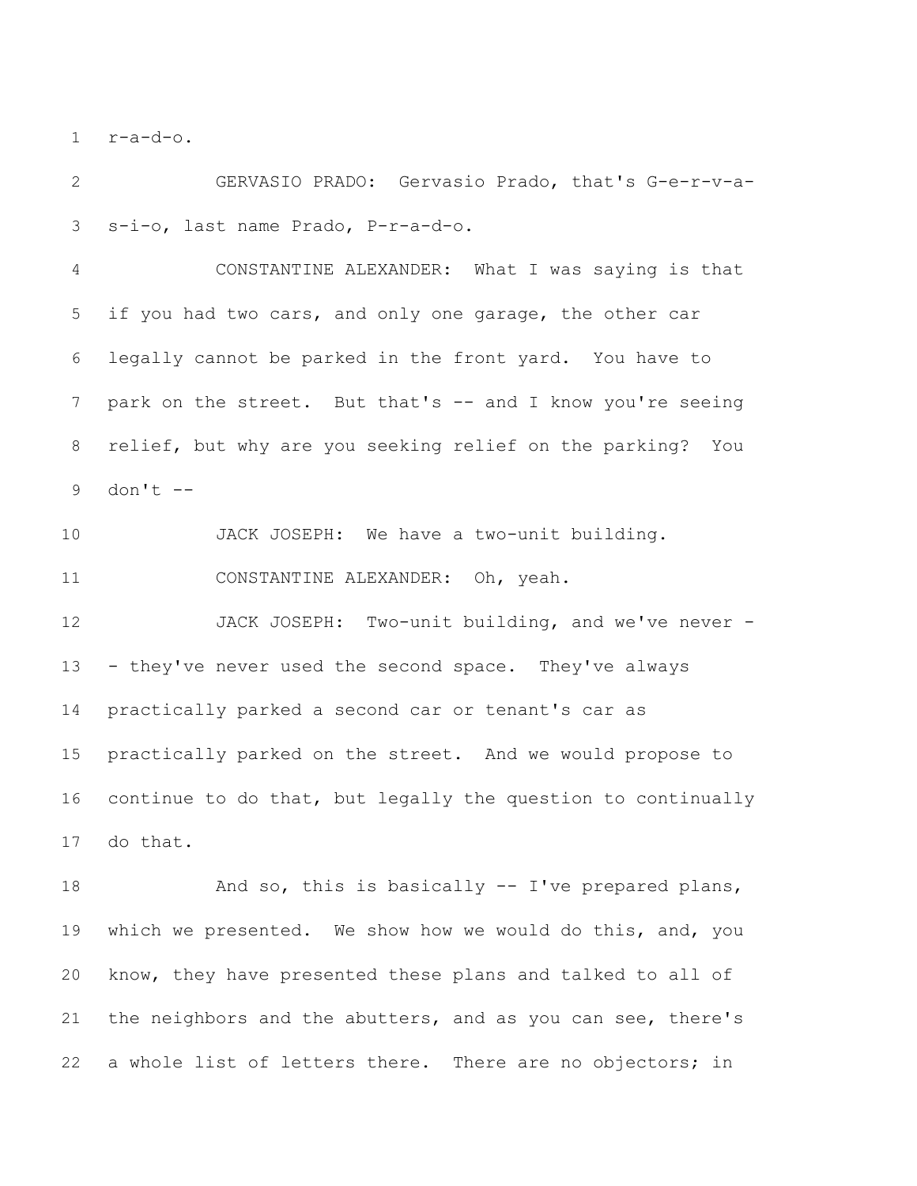1 r-a-d-o.

2 GERVASIO PRADO: Gervasio Prado, that's G-e-r-v-a-

3 s-i-o, last name Prado, P-r-a-d-o.

4 CONSTANTINE ALEXANDER: What I was saying is that

5 if you had two cars, and only one garage, the other car

6 legally cannot be parked in the front yard. You have to

7 park on the street. But that's -- and I know you're seeing

8 relief, but why are you seeking relief on the parking? You

9 don't --

10 JACK JOSEPH: We have a two-unit building.

11 CONSTANTINE ALEXANDER: Oh, yeah.

12 JACK JOSEPH: Two-unit building, and we've never -

13 - they've never used the second space. They've always

14 practically parked a second car or tenant's car as

15 practically parked on the street. And we would propose to

16 continue to do that, but legally the question to continually

17 do that.

18 And so, this is basically -- I've prepared plans,

19 which we presented. We show how we would do this, and, you

20 know, they have presented these plans and talked to all of

21 the neighbors and the abutters, and as you can see, there's

22 a whole list of letters there. There are no objectors; in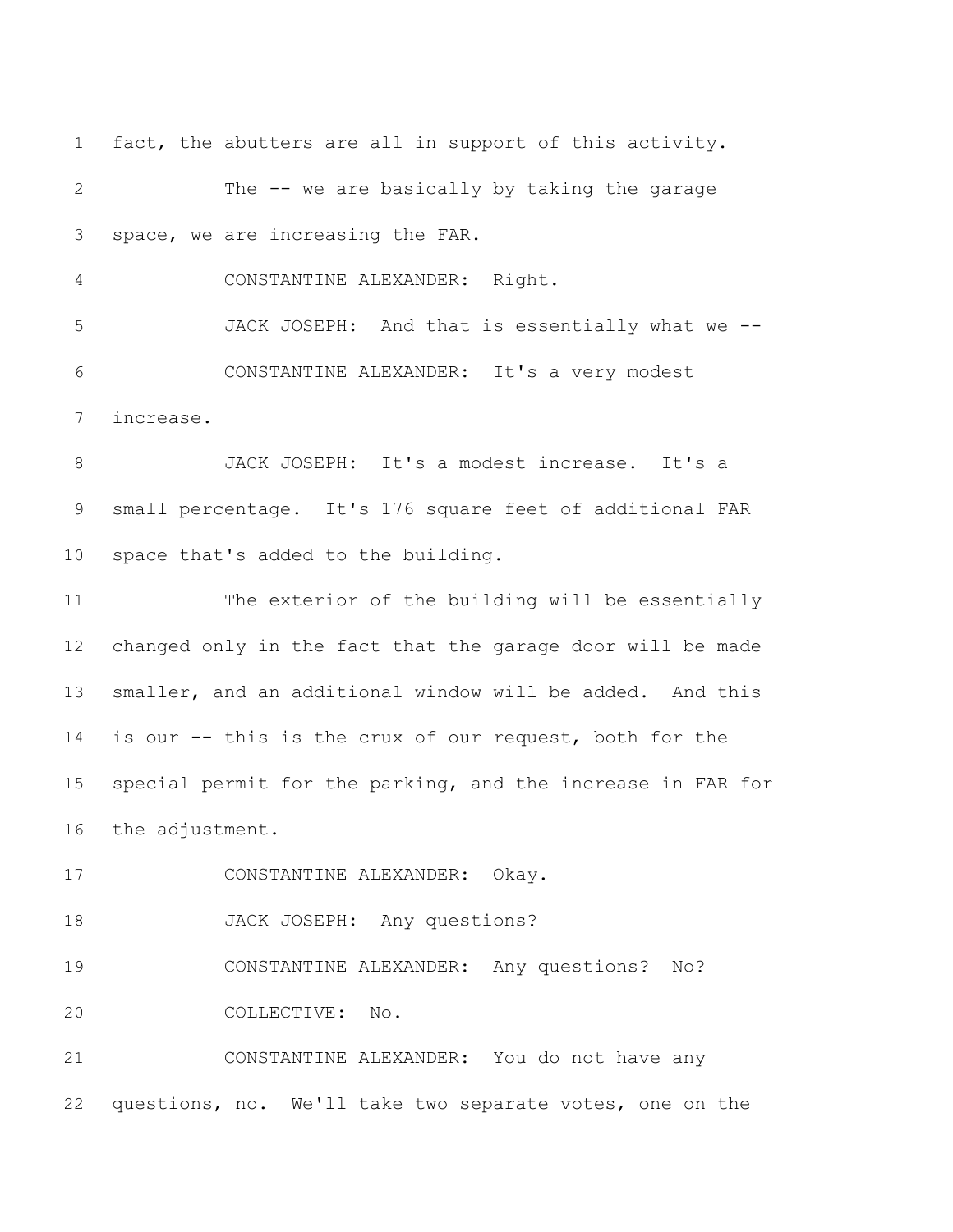fact, the abutters are all in support of this activity.

The -- we are basically by taking the garage space, we are increasing the FAR.

CONSTANTINE ALEXANDER: Right.

JACK JOSEPH: And that is essentially what we --

CONSTANTINE ALEXANDER: It's a very modest increase.

JACK JOSEPH: It's a modest increase. It's a small percentage. It's 176 square feet of additional FAR space that's added to the building.

The exterior of the building will be essentially changed only in the fact that the garage door will be made smaller, and an additional window will be added. And this is our -- this is the crux of our request, both for the special permit for the parking, and the increase in FAR for the adjustment.

CONSTANTINE ALEXANDER: Okay.

JACK JOSEPH: Any questions?

CONSTANTINE ALEXANDER: Any questions? No?

COLLECTIVE: No.

CONSTANTINE ALEXANDER: You do not have any questions, no. We'll take two separate votes, one on the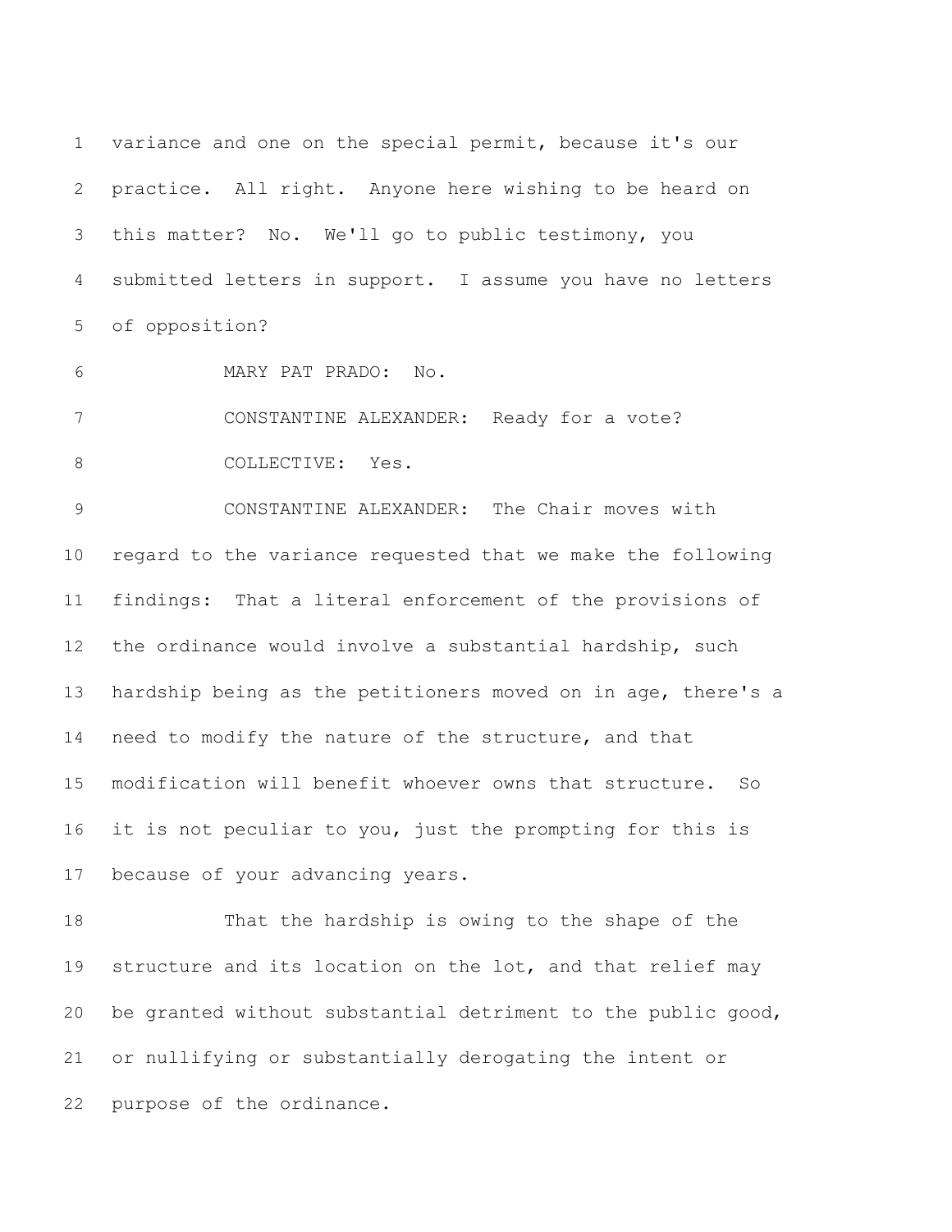variance and one on the special permit, because it's our practice. All right. Anyone here wishing to be heard on this matter? No. We'll go to public testimony, you submitted letters in support. I assume you have no letters of opposition?

MARY PAT PRADO: No.

CONSTANTINE ALEXANDER: Ready for a vote?

COLLECTIVE: Yes.

CONSTANTINE ALEXANDER: The Chair moves with regard to the variance requested that we make the following findings: That a literal enforcement of the provisions of the ordinance would involve a substantial hardship, such hardship being as the petitioners moved on in age, there's a need to modify the nature of the structure, and that modification will benefit whoever owns that structure. So it is not peculiar to you, just the prompting for this is because of your advancing years.

That the hardship is owing to the shape of the structure and its location on the lot, and that relief may be granted without substantial detriment to the public good, or nullifying or substantially derogating the intent or purpose of the ordinance.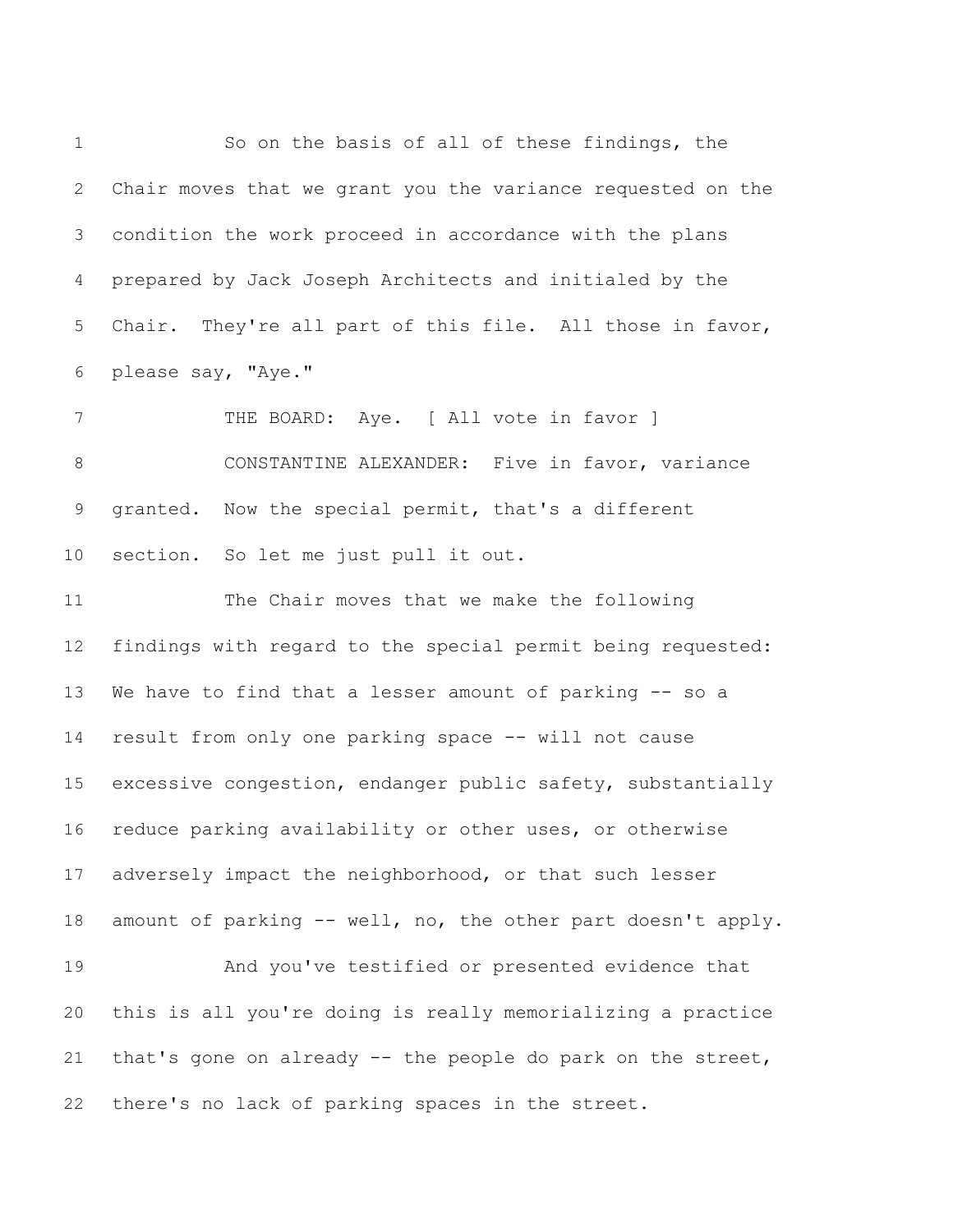So on the basis of all of these findings, the Chair moves that we grant you the variance requested on the condition the work proceed in accordance with the plans prepared by Jack Joseph Architects and initialed by the Chair. They're all part of this file. All those in favor, please say, "Aye."

THE BOARD: Aye. [ All vote in favor ]

CONSTANTINE ALEXANDER: Five in favor, variance granted. Now the special permit, that's a different section. So let me just pull it out.

The Chair moves that we make the following findings with regard to the special permit being requested: We have to find that a lesser amount of parking -- so a result from only one parking space -- will not cause excessive congestion, endanger public safety, substantially reduce parking availability or other uses, or otherwise adversely impact the neighborhood, or that such lesser amount of parking -- well, no, the other part doesn't apply.

And you've testified or presented evidence that this is all you're doing is really memorializing a practice that's gone on already -- the people do park on the street, there's no lack of parking spaces in the street.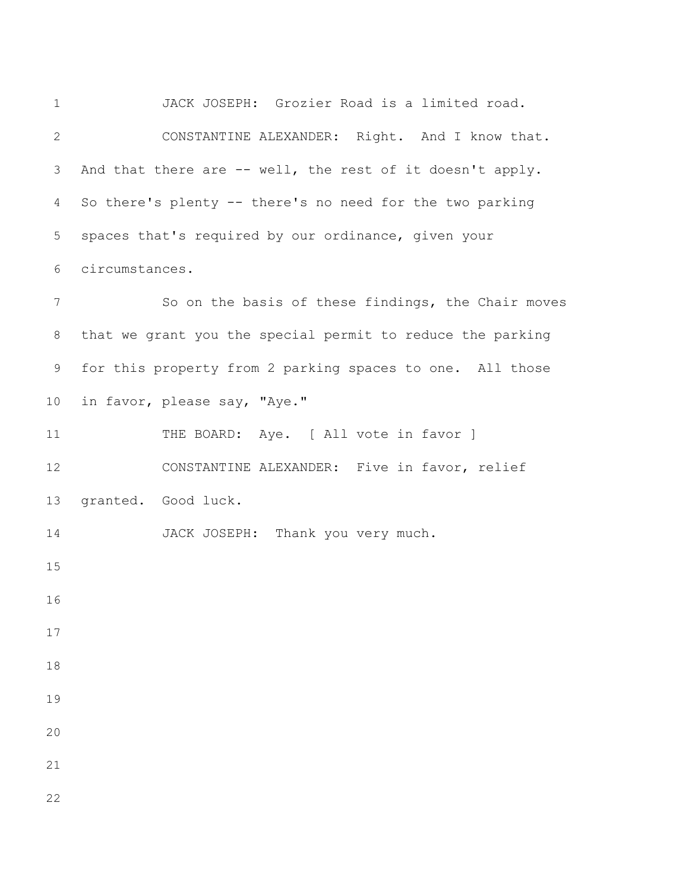JACK JOSEPH: Grozier Road is a limited road.

CONSTANTINE ALEXANDER: Right. And I know that. And that there are -- well, the rest of it doesn't apply. So there's plenty -- there's no need for the two parking spaces that's required by our ordinance, given your circumstances.

So on the basis of these findings, the Chair moves that we grant you the special permit to reduce the parking for this property from 2 parking spaces to one. All those in favor, please say, "Aye."

THE BOARD: Aye. [ All vote in favor ]

CONSTANTINE ALEXANDER: Five in favor, relief granted. Good luck.

JACK JOSEPH: Thank you very much.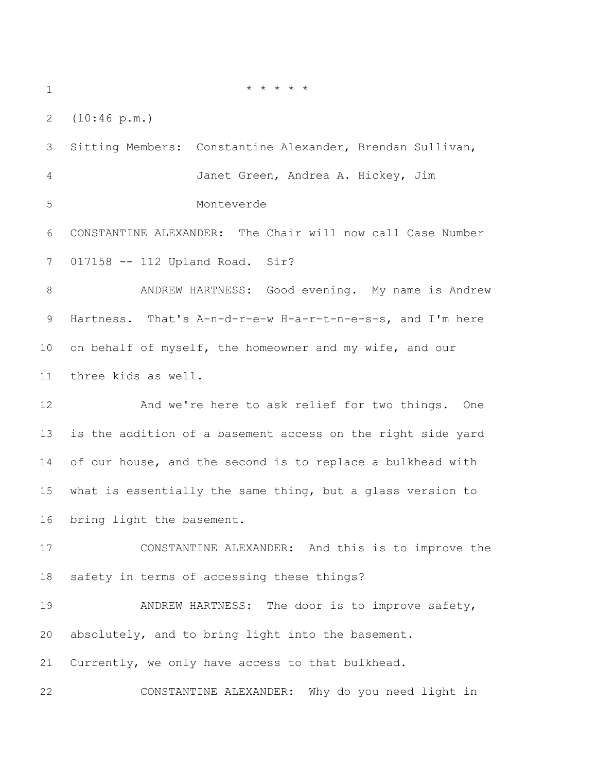\* \* \* \* \*

(10:46 p.m.)

Sitting Members: Constantine Alexander, Brendan Sullivan, Janet Green, Andrea A. Hickey, Jim Monteverde

CONSTANTINE ALEXANDER: The Chair will now call Case Number 017158 -- 112 Upland Road. Sir?

ANDREW HARTNESS: Good evening. My name is Andrew Hartness. That's A-n-d-r-e-w H-a-r-t-n-e-s-s, and I'm here on behalf of myself, the homeowner and my wife, and our three kids as well.

And we're here to ask relief for two things. One is the addition of a basement access on the right side yard of our house, and the second is to replace a bulkhead with what is essentially the same thing, but a glass version to bring light the basement.

CONSTANTINE ALEXANDER: And this is to improve the safety in terms of accessing these things?

ANDREW HARTNESS: The door is to improve safety, absolutely, and to bring light into the basement. Currently, we only have access to that bulkhead.

CONSTANTINE ALEXANDER: Why do you need light in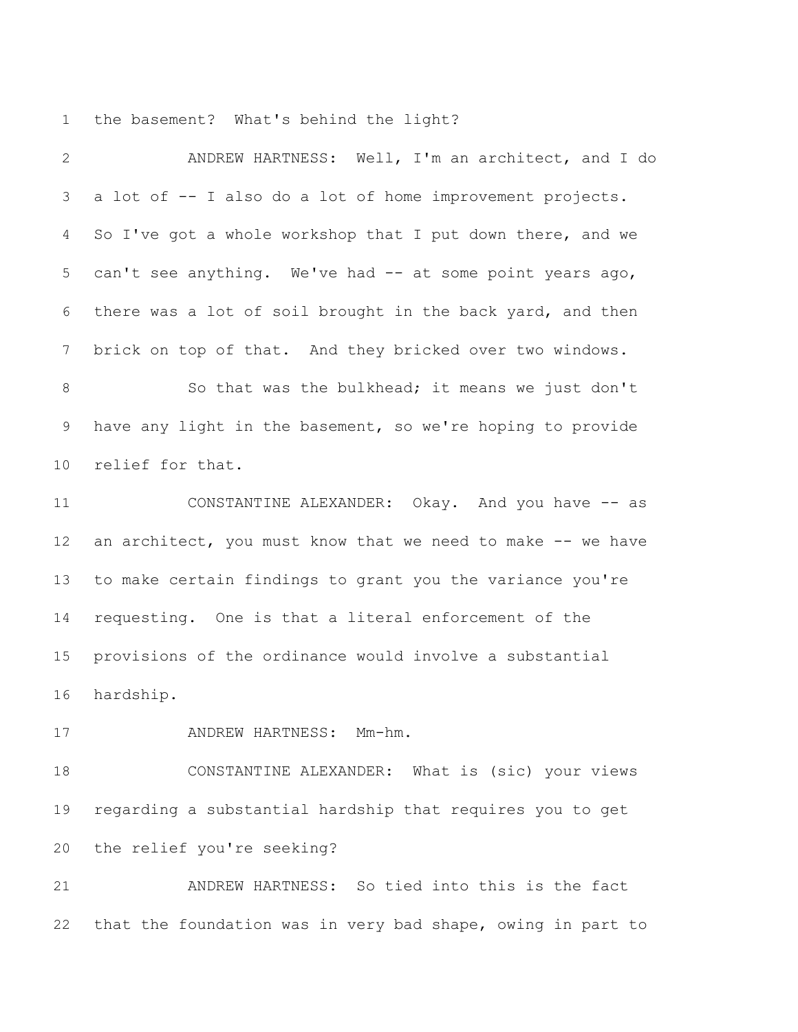the basement? What's behind the light?

ANDREW HARTNESS: Well, I'm an architect, and I do a lot of -- I also do a lot of home improvement projects. So I've got a whole workshop that I put down there, and we can't see anything. We've had -- at some point years ago, there was a lot of soil brought in the back yard, and then brick on top of that. And they bricked over two windows.

So that was the bulkhead; it means we just don't have any light in the basement, so we're hoping to provide relief for that.

CONSTANTINE ALEXANDER: Okay. And you have -- as an architect, you must know that we need to make -- we have to make certain findings to grant you the variance you're requesting. One is that a literal enforcement of the provisions of the ordinance would involve a substantial hardship.

ANDREW HARTNESS: Mm-hm.

CONSTANTINE ALEXANDER: What is (sic) your views regarding a substantial hardship that requires you to get the relief you're seeking?

ANDREW HARTNESS: So tied into this is the fact that the foundation was in very bad shape, owing in part to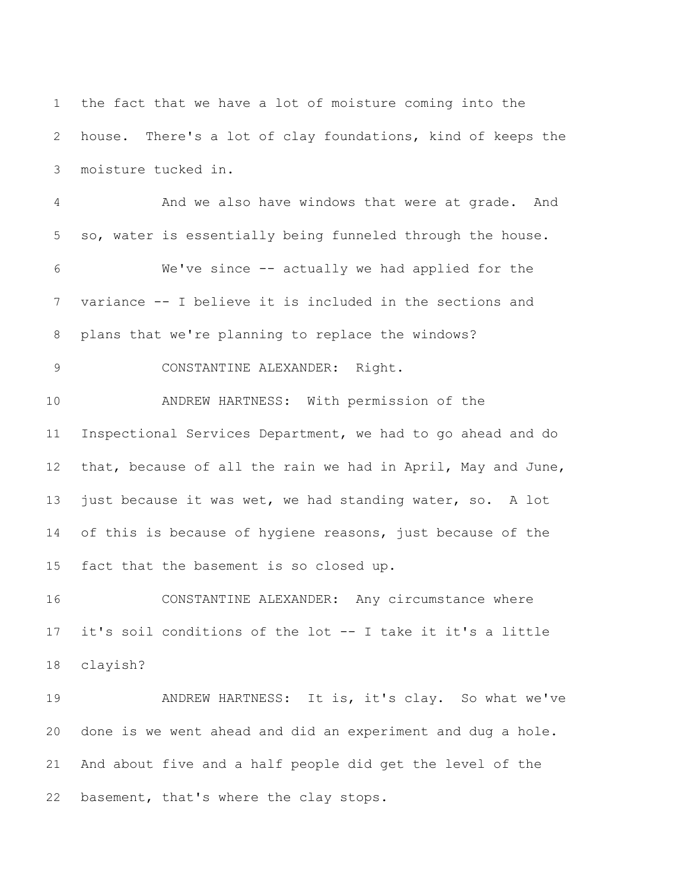the fact that we have a lot of moisture coming into the house. There's a lot of clay foundations, kind of keeps the moisture tucked in.

And we also have windows that were at grade. And so, water is essentially being funneled through the house.

We've since -- actually we had applied for the variance -- I believe it is included in the sections and plans that we're planning to replace the windows?

CONSTANTINE ALEXANDER: Right.

ANDREW HARTNESS: With permission of the Inspectional Services Department, we had to go ahead and do that, because of all the rain we had in April, May and June, just because it was wet, we had standing water, so. A lot of this is because of hygiene reasons, just because of the fact that the basement is so closed up.

CONSTANTINE ALEXANDER: Any circumstance where it's soil conditions of the lot -- I take it it's a little clayish?

ANDREW HARTNESS: It is, it's clay. So what we've done is we went ahead and did an experiment and dug a hole. And about five and a half people did get the level of the basement, that's where the clay stops.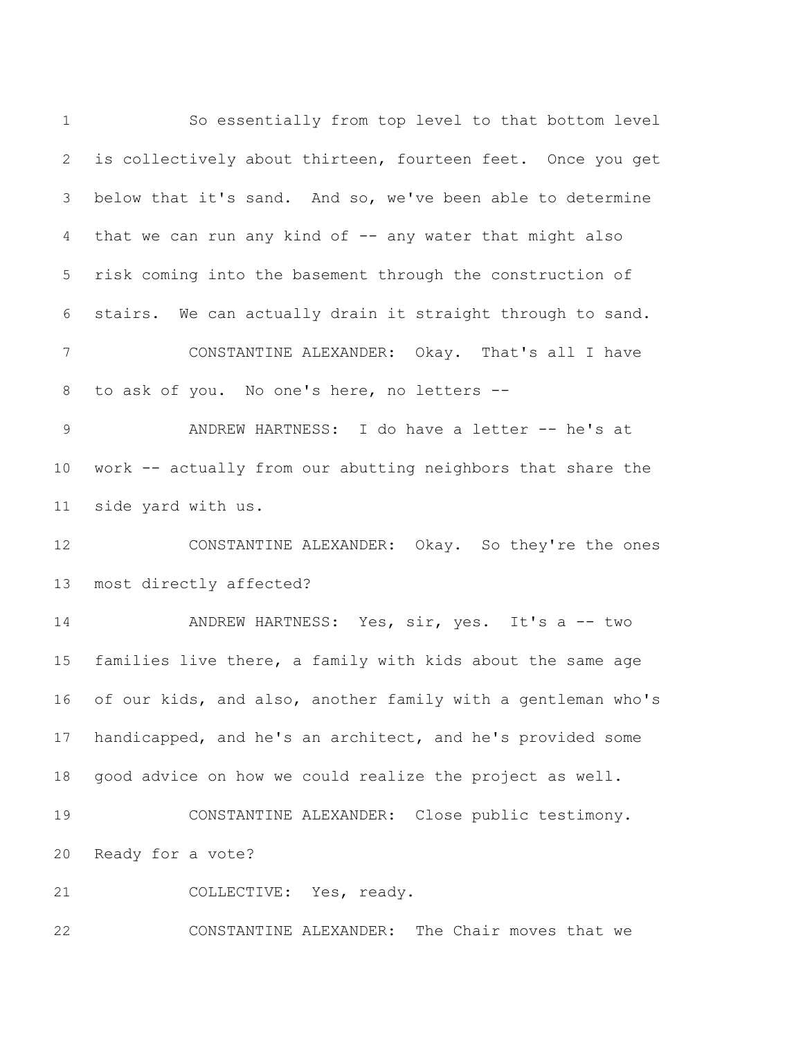So essentially from top level to that bottom level is collectively about thirteen, fourteen feet. Once you get below that it's sand. And so, we've been able to determine that we can run any kind of -- any water that might also risk coming into the basement through the construction of stairs. We can actually drain it straight through to sand.

CONSTANTINE ALEXANDER: Okay. That's all I have to ask of you. No one's here, no letters --

ANDREW HARTNESS: I do have a letter -- he's at work -- actually from our abutting neighbors that share the side yard with us.

CONSTANTINE ALEXANDER: Okay. So they're the ones most directly affected?

ANDREW HARTNESS: Yes, sir, yes. It's a -- two families live there, a family with kids about the same age of our kids, and also, another family with a gentleman who's handicapped, and he's an architect, and he's provided some good advice on how we could realize the project as well.

CONSTANTINE ALEXANDER: Close public testimony. Ready for a vote?

COLLECTIVE: Yes, ready.

CONSTANTINE ALEXANDER: The Chair moves that we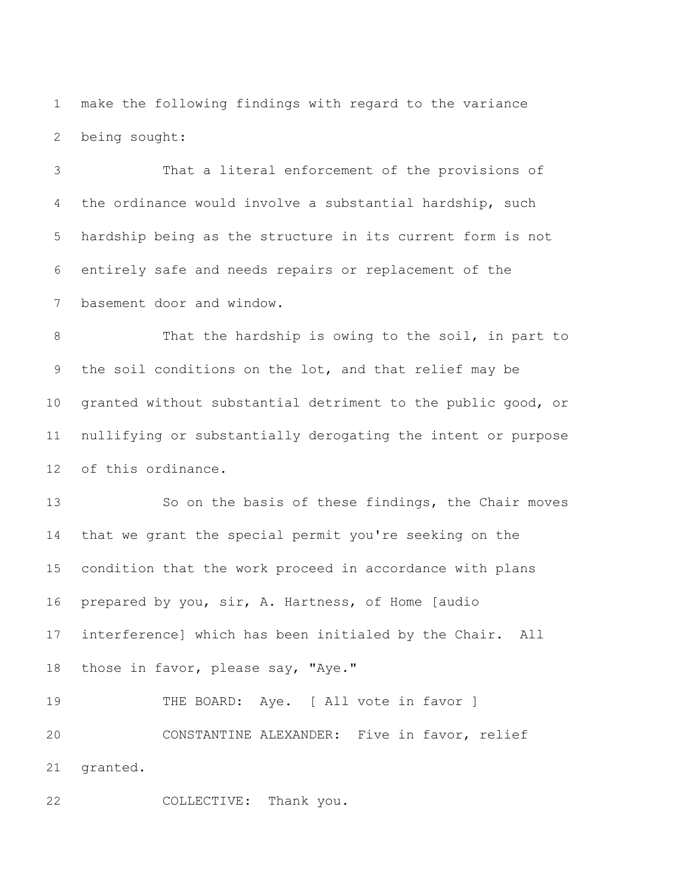make the following findings with regard to the variance being sought:

That a literal enforcement of the provisions of the ordinance would involve a substantial hardship, such hardship being as the structure in its current form is not entirely safe and needs repairs or replacement of the basement door and window.

That the hardship is owing to the soil, in part to the soil conditions on the lot, and that relief may be granted without substantial detriment to the public good, or nullifying or substantially derogating the intent or purpose of this ordinance.

So on the basis of these findings, the Chair moves that we grant the special permit you're seeking on the condition that the work proceed in accordance with plans prepared by you, sir, A. Hartness, of Home [audio interference] which has been initialed by the Chair. All those in favor, please say, "Aye."

THE BOARD: Aye. [ All vote in favor ]

CONSTANTINE ALEXANDER: Five in favor, relief granted.

COLLECTIVE: Thank you.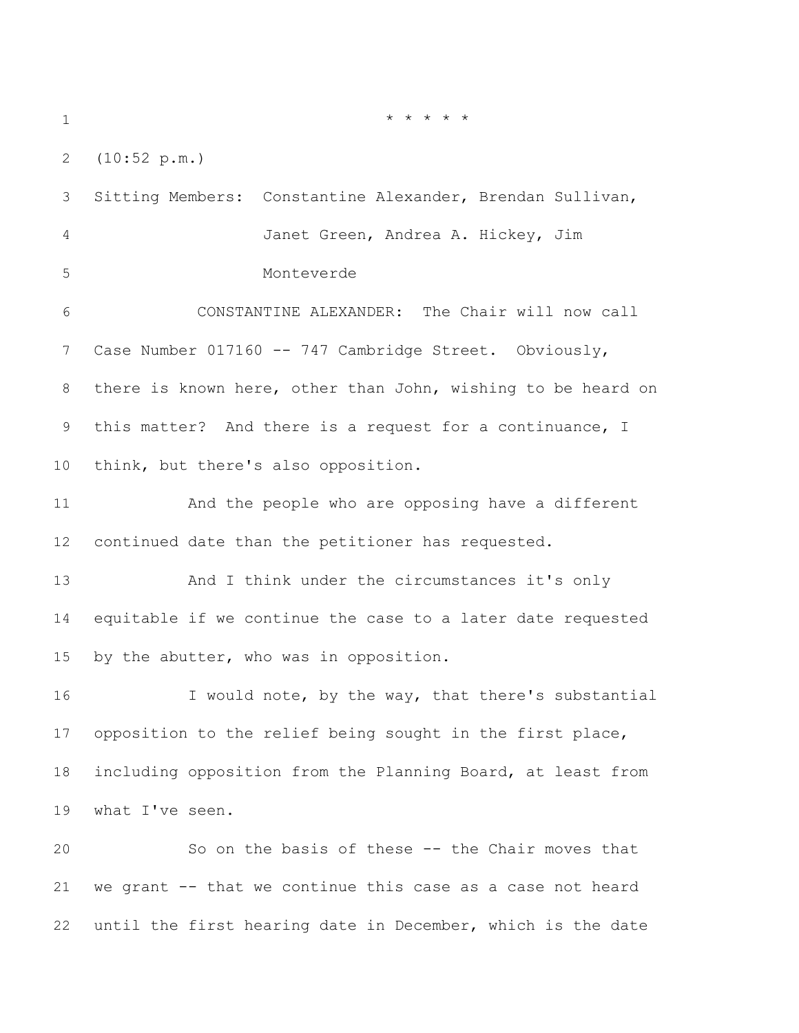\* \* \* \* \*

(10:52 p.m.)

Sitting Members: Constantine Alexander, Brendan Sullivan, Janet Green, Andrea A. Hickey, Jim Monteverde

CONSTANTINE ALEXANDER: The Chair will now call Case Number 017160 -- 747 Cambridge Street. Obviously, there is known here, other than John, wishing to be heard on this matter? And there is a request for a continuance, I think, but there's also opposition.

And the people who are opposing have a different continued date than the petitioner has requested.

And I think under the circumstances it's only equitable if we continue the case to a later date requested by the abutter, who was in opposition.

I would note, by the way, that there's substantial opposition to the relief being sought in the first place, including opposition from the Planning Board, at least from what I've seen.

So on the basis of these -- the Chair moves that we grant -- that we continue this case as a case not heard until the first hearing date in December, which is the date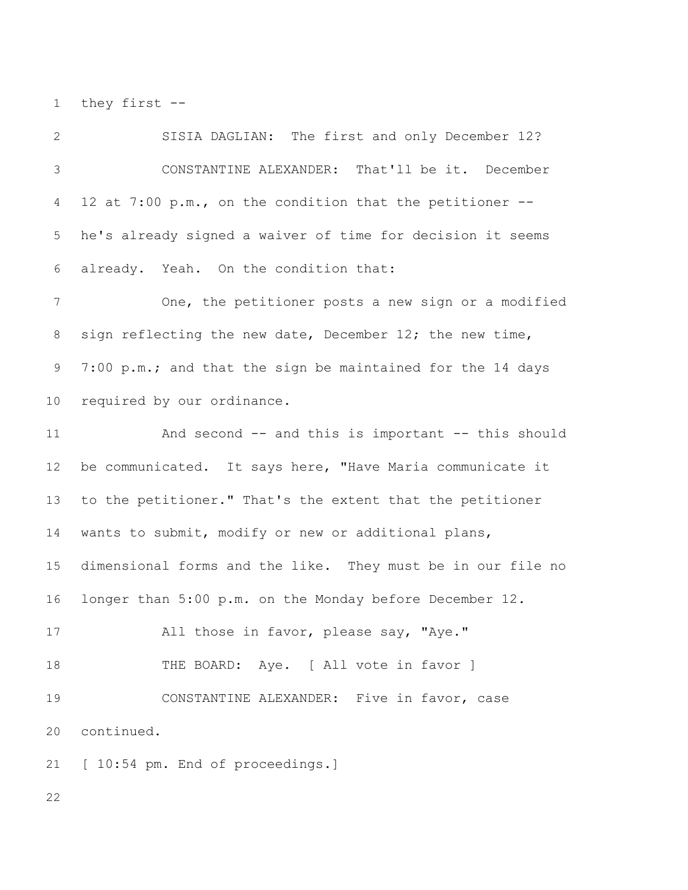they first --

SISIA DAGLIAN: The first and only December 12?

CONSTANTINE ALEXANDER: That'll be it. December 12 at 7:00 p.m., on the condition that the petitioner -- he's already signed a waiver of time for decision it seems already. Yeah. On the condition that:

One, the petitioner posts a new sign or a modified sign reflecting the new date, December 12; the new time, 7:00 p.m.; and that the sign be maintained for the 14 days required by our ordinance.

And second -- and this is important -- this should be communicated. It says here, "Have Maria communicate it to the petitioner." That's the extent that the petitioner wants to submit, modify or new or additional plans, dimensional forms and the like. They must be in our file no longer than 5:00 p.m. on the Monday before December 12.

All those in favor, please say, "Aye."

THE BOARD: Aye. [ All vote in favor ]

CONSTANTINE ALEXANDER: Five in favor, case continued.

[ 10:54 pm. End of proceedings.]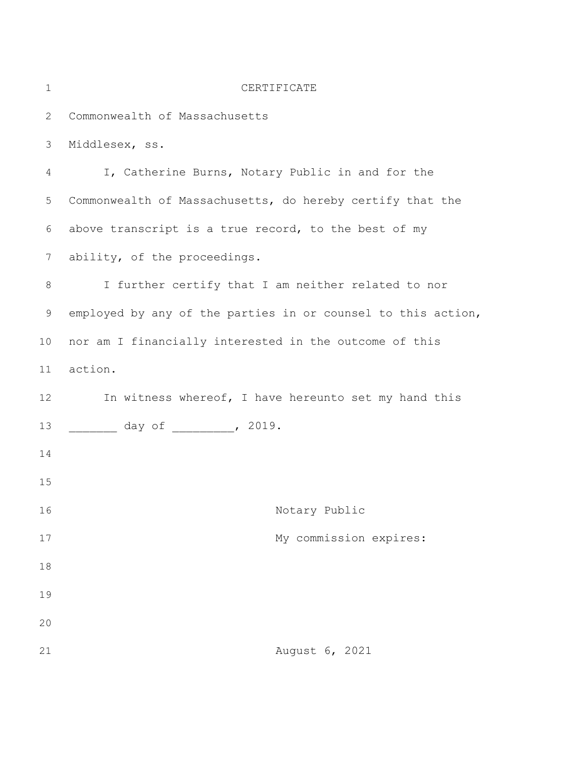# CERTIFICATE

Commonwealth of Massachusetts

Middlesex, ss.

I, Catherine Burns, Notary Public in and for the Commonwealth of Massachusetts, do hereby certify that the above transcript is a true record, to the best of my ability, of the proceedings.

I further certify that I am neither related to nor employed by any of the parties in or counsel to this action, nor am I financially interested in the outcome of this action.

In witness whereof, I have hereunto set my hand this _______ day of _________, 2019.

Notary Public

My commission expires:

August 6, 2021